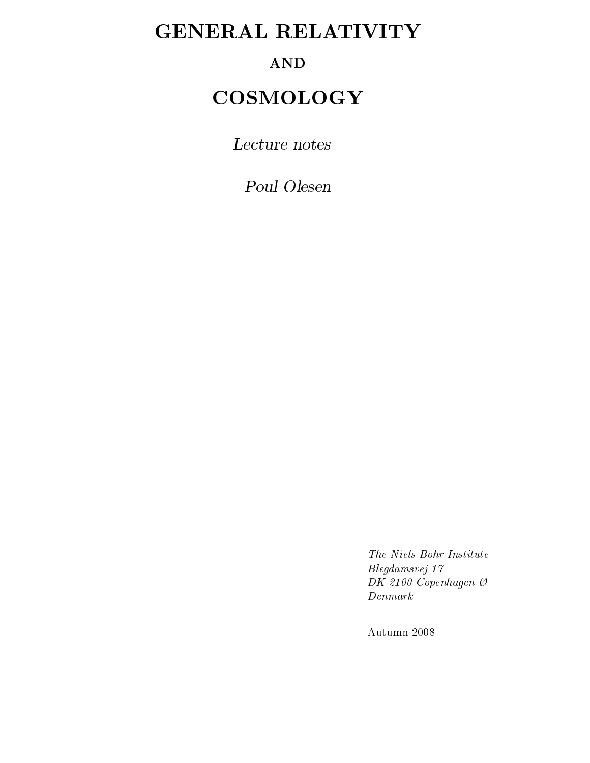# GENERAL RELATIVITY

## AND

# COSMOLOGY

*Lecture notes*

*Poul Olesen*

*The Niels Bohr Institute*
*Blegdamsvej 17*
*DK 2100 Copenhagen Ø*
*Denmark*

Autumn 2008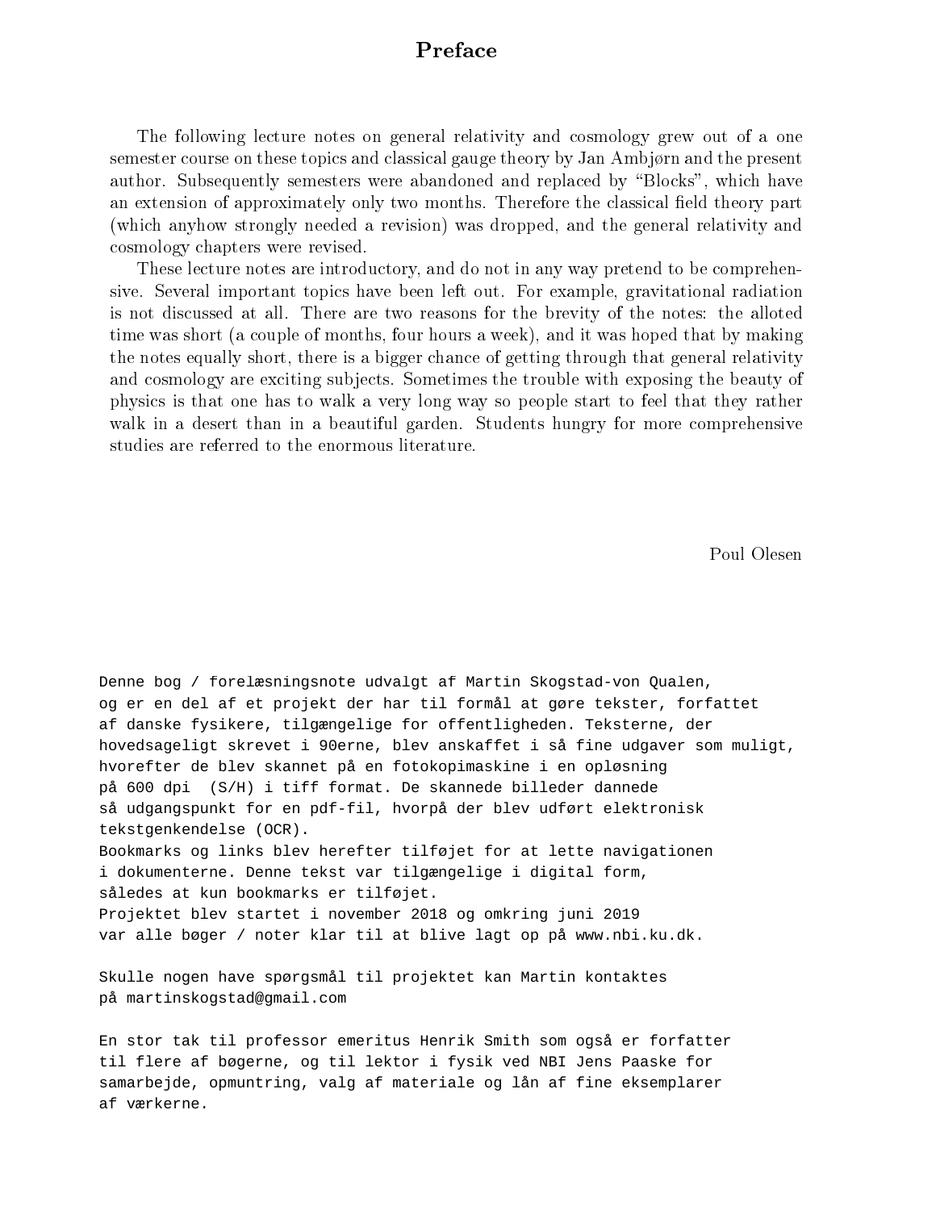# Preface

The following lecture notes on general relativity and cosmology grew out of a one semester course on these topics and classical gauge theory by Jan Ambjørn and the present author. Subsequently semesters were abandoned and replaced by "Blocks", which have an extension of approximately only two months. Therefore the classical field theory part (which anyhow strongly needed a revision) was dropped, and the general relativity and cosmology chapters were revised.

These lecture notes are introductory, and do not in any way pretend to be comprehensive. Several important topics have been left out. For example, gravitational radiation is not discussed at all. There are two reasons for the brevity of the notes: the alloted time was short (a couple of months, four hours a week), and it was hoped that by making the notes equally short, there is a bigger chance of getting through that general relativity and cosmology are exciting subjects. Sometimes the trouble with exposing the beauty of physics is that one has to walk a very long way so people start to feel that they rather walk in a desert than in a beautiful garden. Students hungry for more comprehensive studies are referred to the enormous literature.

Poul Olesen

Denne bog / forelæsningsnote udvalgt af Martin Skogstad-von Qualen, og er en del af et projekt der har til formål at gøre tekster, forfattet af danske fysikere, tilgængelige for offentligheden. Teksterne, der hovedsageligt skrevet i 90erne, blev anskaffet i så fine udgaver som muligt, hvorefter de blev skannet på en fotokopimaskine i en opløsning på 600 dpi (S/H) i tiff format. De skannede billeder dannede så udgangspunkt for en pdf-fil, hvorpå der blev udført elektronisk tekstgenkendelse (OCR).
Bookmarks og links blev herefter tilføjet for at lette navigationen i dokumenterne. Denne tekst var tilgængelige i digital form, således at kun bookmarks er tilføjet.
Projektet blev startet i november 2018 og omkring juni 2019 var alle bøger / noter klar til at blive lagt op på www.nbi.ku.dk.

Skulle nogen have spørgsmål til projektet kan Martin kontaktes på martinskogstad@gmail.com

En stor tak til professor emeritus Henrik Smith som også er forfatter til flere af bøgerne, og til lektor i fysik ved NBI Jens Paaske for samarbejde, opmuntring, valg af materiale og lån af fine eksemplarer af værkerne.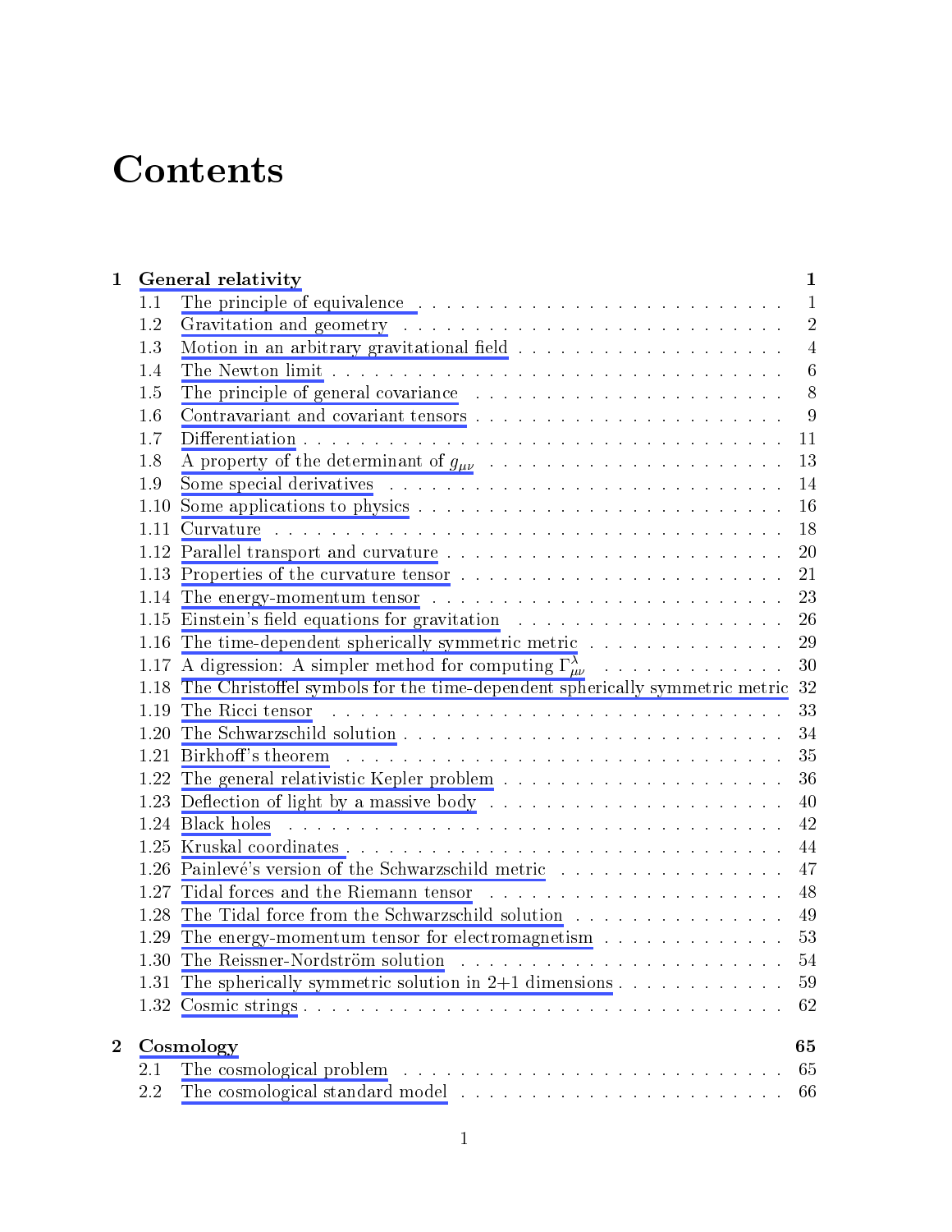# Contents

**1 General relativity** **1**

1.1 The principle of equivalence . . . . . 1
1.2 Gravitation and geometry . . . . . 2
1.3 Motion in an arbitrary gravitational field . . . . . 4
1.4 The Newton limit . . . . . 6
1.5 The principle of general covariance . . . . . 8
1.6 Contravariant and covariant tensors . . . . . 9
1.7 Differentiation . . . . . 11
1.8 A property of the determinant of $g_{\mu\nu}$ . . . . . 13
1.9 Some special derivatives . . . . . 14
1.10 Some applications to physics . . . . . 16
1.11 Curvature . . . . . 18
1.12 Parallel transport and curvature . . . . . 20
1.13 Properties of the curvature tensor . . . . . 21
1.14 The energy-momentum tensor . . . . . 23
1.15 Einstein's field equations for gravitation . . . . . 26
1.16 The time-dependent spherically symmetric metric . . . . . 29
1.17 A digression: A simpler method for computing $\Gamma^{\lambda}_{\mu\nu}$ . . . . . 30
1.18 The Christoffel symbols for the time-dependent spherically symmetric metric 32
1.19 The Ricci tensor . . . . . 33
1.20 The Schwarzschild solution . . . . . 34
1.21 Birkhoff's theorem . . . . . 35
1.22 The general relativistic Kepler problem . . . . . 36
1.23 Deflection of light by a massive body . . . . . 40
1.24 Black holes . . . . . 42
1.25 Kruskal coordinates . . . . . 44
1.26 Painlevé's version of the Schwarzschild metric . . . . . 47
1.27 Tidal forces and the Riemann tensor . . . . . 48
1.28 The Tidal force from the Schwarzschild solution . . . . . 49
1.29 The energy-momentum tensor for electromagnetism . . . . . 53
1.30 The Reissner-Nordström solution . . . . . 54
1.31 The spherically symmetric solution in 2+1 dimensions . . . . . 59
1.32 Cosmic strings . . . . . 62

**2 Cosmology** **65**

2.1 The cosmological problem . . . . . 65
2.2 The cosmological standard model . . . . . 66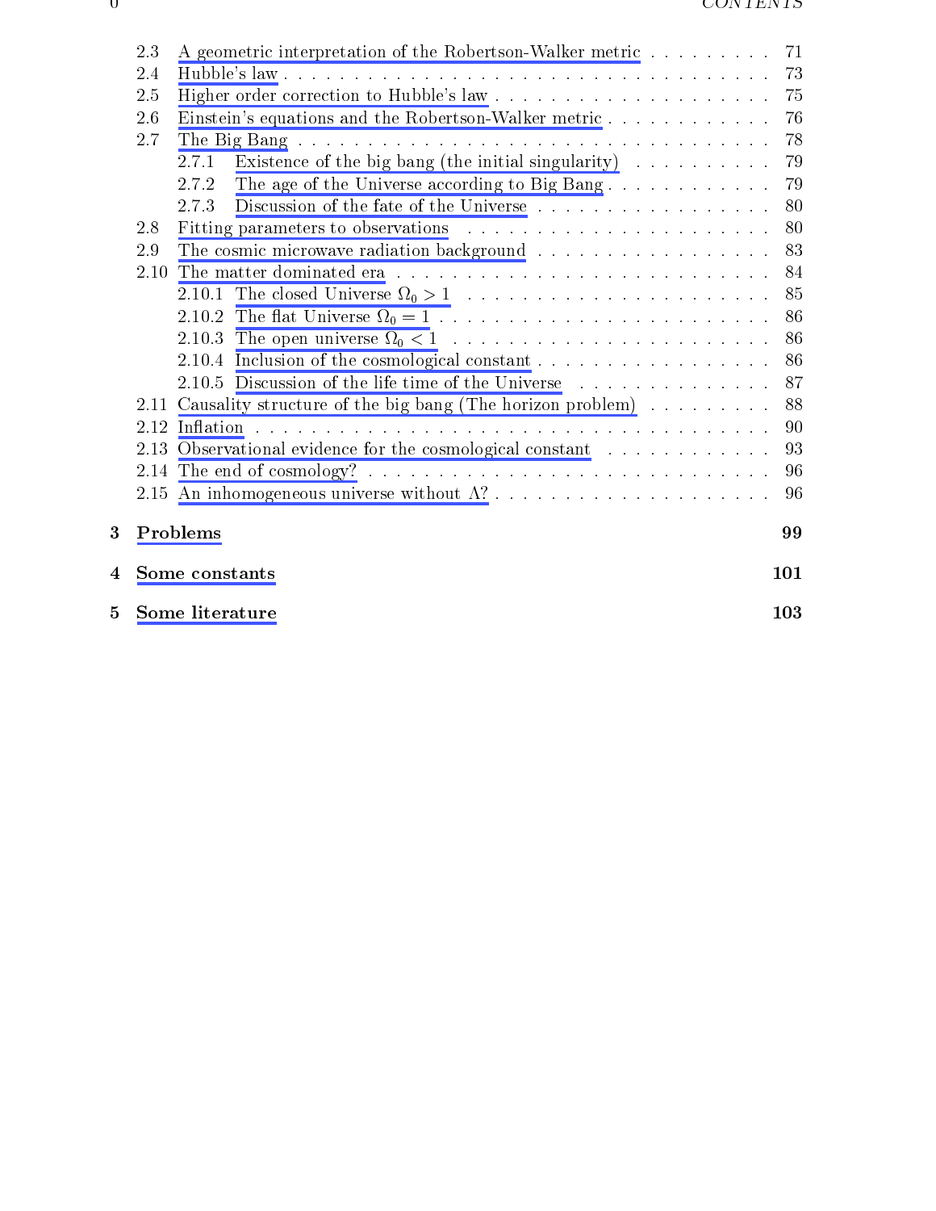- 2.3 A geometric interpretation of the Robertson-Walker metric . . . . . . . . . . 71
- 2.4 Hubble's law . . . . . . . . . . . . . . . . . . . . . . . . . . . . . . . . . . 73
- 2.5 Higher order correction to Hubble's law . . . . . . . . . . . . . . . . . . . 75
- 2.6 Einstein's equations and the Robertson-Walker metric . . . . . . . . . . . . 76
- 2.7 The Big Bang . . . . . . . . . . . . . . . . . . . . . . . . . . . . . . . . . 78
  - 2.7.1 Existence of the big bang (the initial singularity) . . . . . . . . . . 79
  - 2.7.2 The age of the Universe according to Big Bang . . . . . . . . . . . . 79
  - 2.7.3 Discussion of the fate of the Universe . . . . . . . . . . . . . . . . 80
- 2.8 Fitting parameters to observations . . . . . . . . . . . . . . . . . . . . . 80
- 2.9 The cosmic microwave radiation background . . . . . . . . . . . . . . . . . 83
- 2.10 The matter dominated era . . . . . . . . . . . . . . . . . . . . . . . . . . 84
  - 2.10.1 The closed Universe $\Omega_0 > 1$ . . . . . . . . . . . . . . . . . . . . 85
  - 2.10.2 The flat Universe $\Omega_0 = 1$ . . . . . . . . . . . . . . . . . . . . . 86
  - 2.10.3 The open universe $\Omega_0 < 1$ . . . . . . . . . . . . . . . . . . . . . 86
  - 2.10.4 Inclusion of the cosmological constant . . . . . . . . . . . . . . . . 86
  - 2.10.5 Discussion of the life time of the Universe . . . . . . . . . . . . . . 87
- 2.11 Causality structure of the big bang (The horizon problem) . . . . . . . . . . 88
- 2.12 Inflation . . . . . . . . . . . . . . . . . . . . . . . . . . . . . . . . . . . 90
- 2.13 Observational evidence for the cosmological constant . . . . . . . . . . . . 93
- 2.14 The end of cosmology? . . . . . . . . . . . . . . . . . . . . . . . . . . . . 96
- 2.15 An inhomogeneous universe without $\Lambda$? . . . . . . . . . . . . . . . . . . . 96

**3 Problems** **99**

**4 Some constants** **101**

**5 Some literature** **103**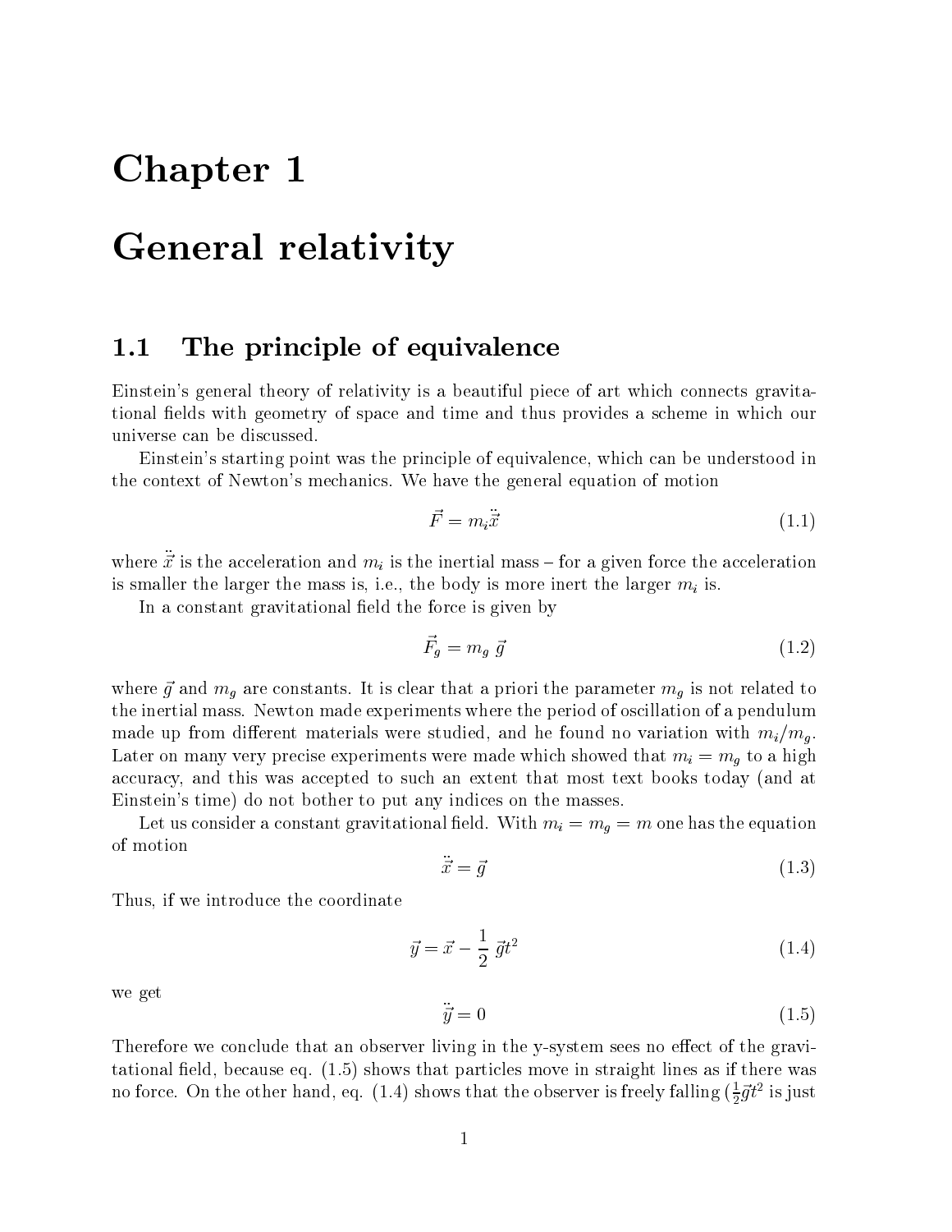# Chapter 1

# General relativity

## 1.1 The principle of equivalence

Einstein's general theory of relativity is a beautiful piece of art which connects gravitational fields with geometry of space and time and thus provides a scheme in which our universe can be discussed.

Einstein's starting point was the principle of equivalence, which can be understood in the context of Newton's mechanics. We have the general equation of motion

$$\vec{F} = m_i \ddot{\vec{x}} \tag{1.1}$$

where $\ddot{\vec{x}}$ is the acceleration and $m_i$ is the inertial mass – for a given force the acceleration is smaller the larger the mass is, i.e., the body is more inert the larger $m_i$ is.

In a constant gravitational field the force is given by

$$\vec{F_g} = m_g \; \vec{g} \tag{1.2}$$

where $\vec{g}$ and $m_g$ are constants. It is clear that a priori the parameter $m_g$ is not related to the inertial mass. Newton made experiments where the period of oscillation of a pendulum made up from different materials were studied, and he found no variation with $m_i/m_g$. Later on many very precise experiments were made which showed that $m_i = m_g$ to a high accuracy, and this was accepted to such an extent that most text books today (and at Einstein's time) do not bother to put any indices on the masses.

Let us consider a constant gravitational field. With $m_i = m_g = m$ one has the equation of motion

$$\ddot{\vec{x}} = \vec{g} \tag{1.3}$$

Thus, if we introduce the coordinate

$$\vec{y} = \vec{x} - \frac{1}{2} \; \vec{g} t^2 \tag{1.4}$$

we get

$$\ddot{\vec{y}} = 0 \tag{1.5}$$

Therefore we conclude that an observer living in the y-system sees no effect of the gravitational field, because eq. (1.5) shows that particles move in straight lines as if there was no force. On the other hand, eq. (1.4) shows that the observer is freely falling ($\frac{1}{2}\vec{g}t^2$ is just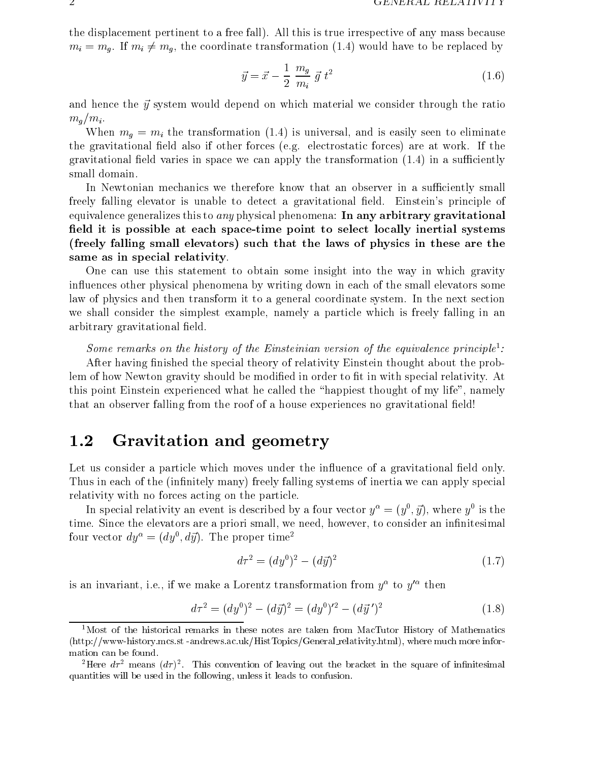the displacement pertinent to a free fall). All this is true irrespective of any mass because $m_i = m_g$. If $m_i \neq m_g$, the coordinate transformation (1.4) would have to be replaced by

$$\vec{y} = \vec{x} - \frac{1}{2}\,\frac{m_g}{m_i}\,\vec{g}\,t^2 \tag{1.6}$$

and hence the $\vec{y}$ system would depend on which material we consider through the ratio $m_g/m_i$.

When $m_g = m_i$ the transformation (1.4) is universal, and is easily seen to eliminate the gravitational field also if other forces (e.g. electrostatic forces) are at work. If the gravitational field varies in space we can apply the transformation (1.4) in a sufficiently small domain.

In Newtonian mechanics we therefore know that an observer in a sufficiently small freely falling elevator is unable to detect a gravitational field. Einstein's principle of equivalence generalizes this to *any* physical phenomena: **In any arbitrary gravitational field it is possible at each space-time point to select locally inertial systems (freely falling small elevators) such that the laws of physics in these are the same as in special relativity**.

One can use this statement to obtain some insight into the way in which gravity influences other physical phenomena by writing down in each of the small elevators some law of physics and then transform it to a general coordinate system. In the next section we shall consider the simplest example, namely a particle which is freely falling in an arbitrary gravitational field.

*Some remarks on the history of the Einsteinian version of the equivalence principle*[1]*:*

After having finished the special theory of relativity Einstein thought about the problem of how Newton gravity should be modified in order to fit in with special relativity. At this point Einstein experienced what he called the "happiest thought of my life", namely that an observer falling from the roof of a house experiences no gravitational field!

## 1.2 Gravitation and geometry

Let us consider a particle which moves under the influence of a gravitational field only. Thus in each of the (infinitely many) freely falling systems of inertia we can apply special relativity with no forces acting on the particle.

In special relativity an event is described by a four vector $y^\alpha = (y^0, \vec{y})$, where $y^0$ is the time. Since the elevators are a priori small, we need, however, to consider an infinitesimal four vector $dy^\alpha = (dy^0, d\vec{y})$. The proper time[2]

$$d\tau^2 = (dy^0)^2 - (d\vec{y})^2 \tag{1.7}$$

is an invariant, i.e., if we make a Lorentz transformation from $y^\alpha$ to $y'^\alpha$ then

$$d\tau^2 = (dy^0)^2 - (d\vec{y})^2 = (dy^0)'^2 - (d\vec{y}\,')^2 \tag{1.8}$$

[1] Most of the historical remarks in these notes are taken from MacTutor History of Mathematics (http://www-history.mcs.st-andrews.ac.uk/HistTopics/General_relativity.html), where much more information can be found.

[2] Here $d\tau^2$ means $(d\tau)^2$. This convention of leaving out the bracket in the square of infinitesimal quantities will be used in the following, unless it leads to confusion.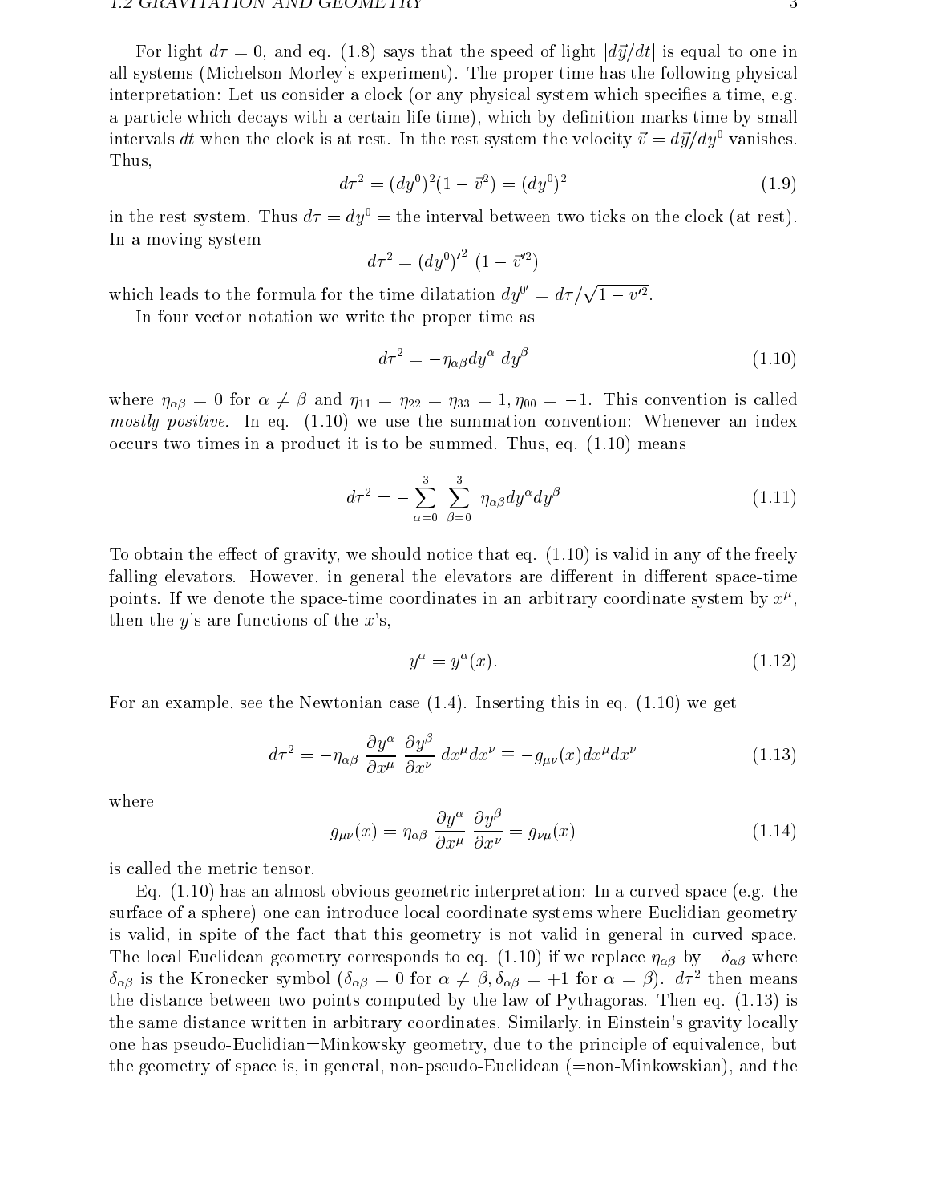For light $d\tau = 0$, and eq. (1.8) says that the speed of light $|d\vec{y}/dt|$ is equal to one in all systems (Michelson-Morley's experiment). The proper time has the following physical interpretation: Let us consider a clock (or any physical system which specifies a time, e.g. a particle which decays with a certain life time), which by definition marks time by small intervals $dt$ when the clock is at rest. In the rest system the velocity $\vec{v} = d\vec{y}/dy^0$ vanishes. Thus,

$$d\tau^2 = (dy^0)^2(1 - \vec{v}^2) = (dy^0)^2 \tag{1.9}$$

in the rest system. Thus $d\tau = dy^0 =$ the interval between two ticks on the clock (at rest). In a moving system

$$d\tau^2 = {(dy^0)'}^2 \; (1 - \vec{v}'^2)$$

which leads to the formula for the time dilatation $dy^{0'} = d\tau/\sqrt{1 - v'^2}$.

In four vector notation we write the proper time as

$$d\tau^2 = -\eta_{\alpha\beta} dy^\alpha \; dy^\beta \tag{1.10}$$

where $\eta_{\alpha\beta} = 0$ for $\alpha \neq \beta$ and $\eta_{11} = \eta_{22} = \eta_{33} = 1, \eta_{00} = -1$. This convention is called *mostly positive*. In eq. (1.10) we use the summation convention: Whenever an index occurs two times in a product it is to be summed. Thus, eq. (1.10) means

$$d\tau^2 = -\sum_{\alpha=0}^{3} \sum_{\beta=0}^{3} \eta_{\alpha\beta} dy^\alpha dy^\beta \tag{1.11}$$

To obtain the effect of gravity, we should notice that eq. (1.10) is valid in any of the freely falling elevators. However, in general the elevators are different in different space-time points. If we denote the space-time coordinates in an arbitrary coordinate system by $x^\mu$, then the $y$'s are functions of the $x$'s,

$$y^\alpha = y^\alpha(x). \tag{1.12}$$

For an example, see the Newtonian case (1.4). Inserting this in eq. (1.10) we get

$$d\tau^2 = -\eta_{\alpha\beta} \frac{\partial y^\alpha}{\partial x^\mu} \frac{\partial y^\beta}{\partial x^\nu} \, dx^\mu dx^\nu \equiv -g_{\mu\nu}(x) dx^\mu dx^\nu \tag{1.13}$$

where

$$g_{\mu\nu}(x) = \eta_{\alpha\beta} \frac{\partial y^\alpha}{\partial x^\mu} \frac{\partial y^\beta}{\partial x^\nu} = g_{\nu\mu}(x) \tag{1.14}$$

is called the metric tensor.

Eq. (1.10) has an almost obvious geometric interpretation: In a curved space (e.g. the surface of a sphere) one can introduce local coordinate systems where Euclidian geometry is valid, in spite of the fact that this geometry is not valid in general in curved space. The local Euclidean geometry corresponds to eq. (1.10) if we replace $\eta_{\alpha\beta}$ by $-\delta_{\alpha\beta}$ where $\delta_{\alpha\beta}$ is the Kronecker symbol ($\delta_{\alpha\beta} = 0$ for $\alpha \neq \beta, \delta_{\alpha\beta} = +1$ for $\alpha = \beta$). $d\tau^2$ then means the distance between two points computed by the law of Pythagoras. Then eq. (1.13) is the same distance written in arbitrary coordinates. Similarly, in Einstein's gravity locally one has pseudo-Euclidian=Minkowsky geometry, due to the principle of equivalence, but the geometry of space is, in general, non-pseudo-Euclidean (=non-Minkowskian), and the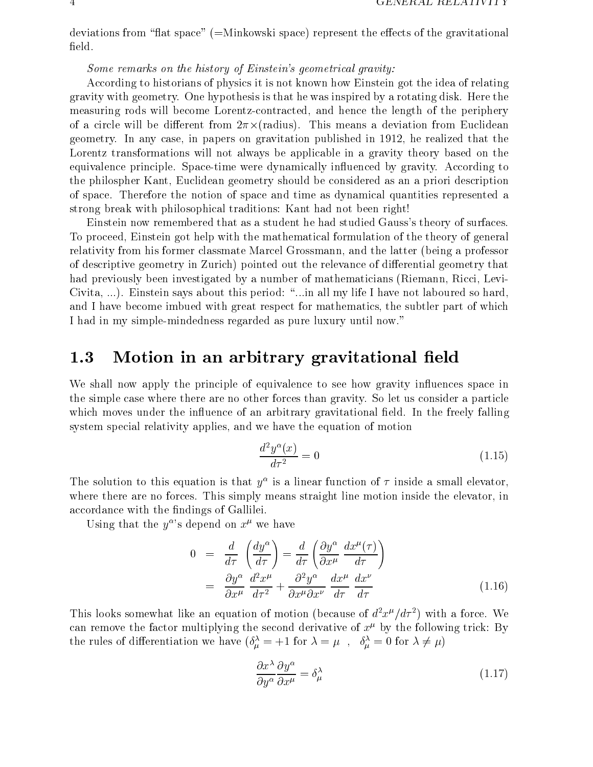deviations from "flat space" (=Minkowski space) represent the effects of the gravitational field.

*Some remarks on the history of Einstein's geometrical gravity:*

According to historians of physics it is not known how Einstein got the idea of relating gravity with geometry. One hypothesis is that he was inspired by a rotating disk. Here the measuring rods will become Lorentz-contracted, and hence the length of the periphery of a circle will be different from $2\pi\times$(radius). This means a deviation from Euclidean geometry. In any case, in papers on gravitation published in 1912, he realized that the Lorentz transformations will not always be applicable in a gravity theory based on the equivalence principle. Space-time were dynamically influenced by gravity. According to the philospher Kant, Euclidean geometry should be considered as an a priori description of space. Therefore the notion of space and time as dynamical quantities represented a strong break with philosophical traditions: Kant had not been right!

Einstein now remembered that as a student he had studied Gauss's theory of surfaces. To proceed, Einstein got help with the mathematical formulation of the theory of general relativity from his former classmate Marcel Grossmann, and the latter (being a professor of descriptive geometry in Zurich) pointed out the relevance of differential geometry that had previously been investigated by a number of mathematicians (Riemann, Ricci, Levi-Civita, ...). Einstein says about this period: "...in all my life I have not laboured so hard, and I have become imbued with great respect for mathematics, the subtler part of which I had in my simple-mindedness regarded as pure luxury until now."

## 1.3 Motion in an arbitrary gravitational field

We shall now apply the principle of equivalence to see how gravity influences space in the simple case where there are no other forces than gravity. So let us consider a particle which moves under the influence of an arbitrary gravitational field. In the freely falling system special relativity applies, and we have the equation of motion

$$\frac{d^2y^\alpha(x)}{d\tau^2} = 0 \tag{1.15}$$

The solution to this equation is that $y^\alpha$ is a linear function of $\tau$ inside a small elevator, where there are no forces. This simply means straight line motion inside the elevator, in accordance with the findings of Gallilei.

Using that the $y^\alpha$'s depend on $x^\mu$ we have

$$\begin{aligned} 0 &= \frac{d}{d\tau}\left(\frac{dy^\alpha}{d\tau}\right) = \frac{d}{d\tau}\left(\frac{\partial y^\alpha}{\partial x^\mu}\frac{dx^\mu(\tau)}{d\tau}\right) \\ &= \frac{\partial y^\alpha}{\partial x^\mu}\frac{d^2x^\mu}{d\tau^2} + \frac{\partial^2 y^\alpha}{\partial x^\mu \partial x^\nu}\frac{dx^\mu}{d\tau}\frac{dx^\nu}{d\tau} \end{aligned} \tag{1.16}$$

This looks somewhat like an equation of motion (because of $d^2x^\mu/d\tau^2$) with a force. We can remove the factor multiplying the second derivative of $x^\mu$ by the following trick: By the rules of differentiation we have ($\delta^\lambda_\mu = +1$ for $\lambda = \mu$ , $\delta^\lambda_\mu = 0$ for $\lambda \neq \mu$)

$$\frac{\partial x^\lambda}{\partial y^\alpha}\frac{\partial y^\alpha}{\partial x^\mu} = \delta^\lambda_\mu \tag{1.17}$$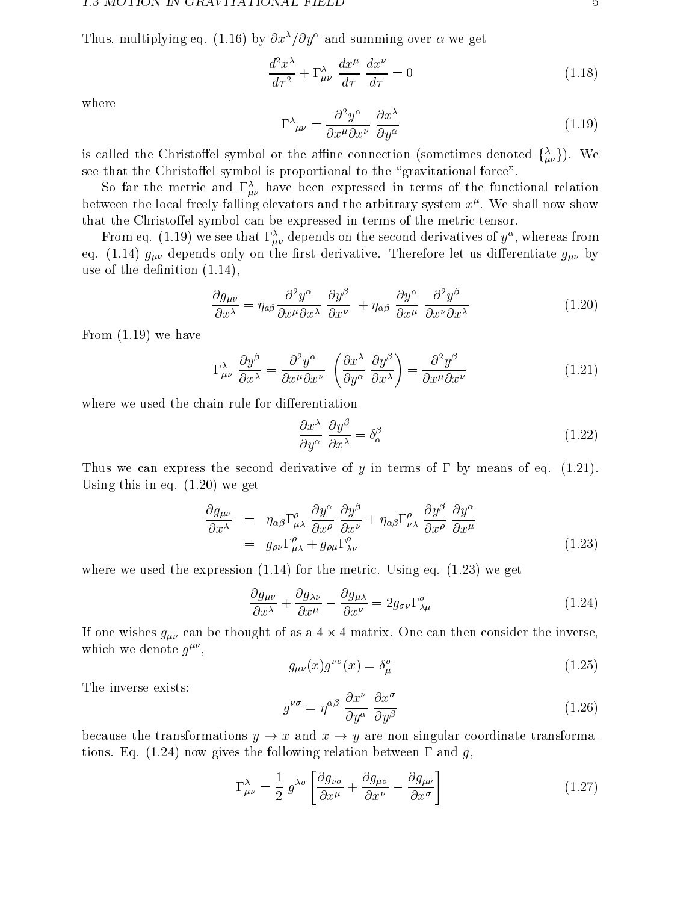Thus, multiplying eq. (1.16) by $\partial x^\lambda/\partial y^\alpha$ and summing over $\alpha$ we get

$$\frac{d^2x^\lambda}{d\tau^2} + \Gamma^\lambda_{\mu\nu}\,\frac{dx^\mu}{d\tau}\,\frac{dx^\nu}{d\tau} = 0 \tag{1.18}$$

where

$$\Gamma^\lambda{}_{\mu\nu} = \frac{\partial^2 y^\alpha}{\partial x^\mu \partial x^\nu}\,\frac{\partial x^\lambda}{\partial y^\alpha} \tag{1.19}$$

is called the Christoffel symbol or the affine connection (sometimes denoted $\{^{\,\lambda}_{\mu\nu}\}$). We see that the Christoffel symbol is proportional to the "gravitational force".

So far the metric and $\Gamma^\lambda_{\mu\nu}$ have been expressed in terms of the functional relation between the local freely falling elevators and the arbitrary system $x^\mu$. We shall now show that the Christoffel symbol can be expressed in terms of the metric tensor.

From eq. (1.19) we see that $\Gamma^\lambda_{\mu\nu}$ depends on the second derivatives of $y^\alpha$, whereas from eq. (1.14) $g_{\mu\nu}$ depends only on the first derivative. Therefore let us differentiate $g_{\mu\nu}$ by use of the definition (1.14),

$$\frac{\partial g_{\mu\nu}}{\partial x^\lambda} = \eta_{\alpha\beta}\frac{\partial^2 y^\alpha}{\partial x^\mu \partial x^\lambda}\,\frac{\partial y^\beta}{\partial x^\nu} + \eta_{\alpha\beta}\,\frac{\partial y^\alpha}{\partial x^\mu}\,\frac{\partial^2 y^\beta}{\partial x^\nu \partial x^\lambda} \tag{1.20}$$

From (1.19) we have

$$\Gamma^\lambda_{\mu\nu}\,\frac{\partial y^\beta}{\partial x^\lambda} = \frac{\partial^2 y^\alpha}{\partial x^\mu \partial x^\nu}\,\left(\frac{\partial x^\lambda}{\partial y^\alpha}\,\frac{\partial y^\beta}{\partial x^\lambda}\right) = \frac{\partial^2 y^\beta}{\partial x^\mu \partial x^\nu} \tag{1.21}$$

where we used the chain rule for differentiation

$$\frac{\partial x^\lambda}{\partial y^\alpha}\,\frac{\partial y^\beta}{\partial x^\lambda} = \delta^\beta_\alpha \tag{1.22}$$

Thus we can express the second derivative of $y$ in terms of $\Gamma$ by means of eq. (1.21). Using this in eq. (1.20) we get

$$\begin{aligned}\frac{\partial g_{\mu\nu}}{\partial x^\lambda} &= \eta_{\alpha\beta}\Gamma^\rho_{\mu\lambda}\,\frac{\partial y^\alpha}{\partial x^\rho}\,\frac{\partial y^\beta}{\partial x^\nu} + \eta_{\alpha\beta}\Gamma^\rho_{\nu\lambda}\,\frac{\partial y^\beta}{\partial x^\rho}\,\frac{\partial y^\alpha}{\partial x^\mu} \\ &= g_{\rho\nu}\Gamma^\rho_{\mu\lambda} + g_{\rho\mu}\Gamma^\rho_{\lambda\nu}\end{aligned} \tag{1.23}$$

where we used the expression (1.14) for the metric. Using eq. (1.23) we get

$$\frac{\partial g_{\mu\nu}}{\partial x^\lambda} + \frac{\partial g_{\lambda\nu}}{\partial x^\mu} - \frac{\partial g_{\mu\lambda}}{\partial x^\nu} = 2 g_{\sigma\nu}\Gamma^\sigma_{\lambda\mu} \tag{1.24}$$

If one wishes $g_{\mu\nu}$ can be thought of as a $4 \times 4$ matrix. One can then consider the inverse, which we denote $g^{\mu\nu}$,

$$g_{\mu\nu}(x)g^{\nu\sigma}(x) = \delta^\sigma_\mu \tag{1.25}$$

The inverse exists:

$$g^{\nu\sigma} = \eta^{\alpha\beta}\,\frac{\partial x^\nu}{\partial y^\alpha}\,\frac{\partial x^\sigma}{\partial y^\beta} \tag{1.26}$$

because the transformations $y \to x$ and $x \to y$ are non-singular coordinate transformations. Eq. (1.24) now gives the following relation between $\Gamma$ and $g$,

$$\Gamma^\lambda_{\mu\nu} = \frac{1}{2}\,g^{\lambda\sigma}\left[\frac{\partial g_{\nu\sigma}}{\partial x^\mu} + \frac{\partial g_{\mu\sigma}}{\partial x^\nu} - \frac{\partial g_{\mu\nu}}{\partial x^\sigma}\right] \tag{1.27}$$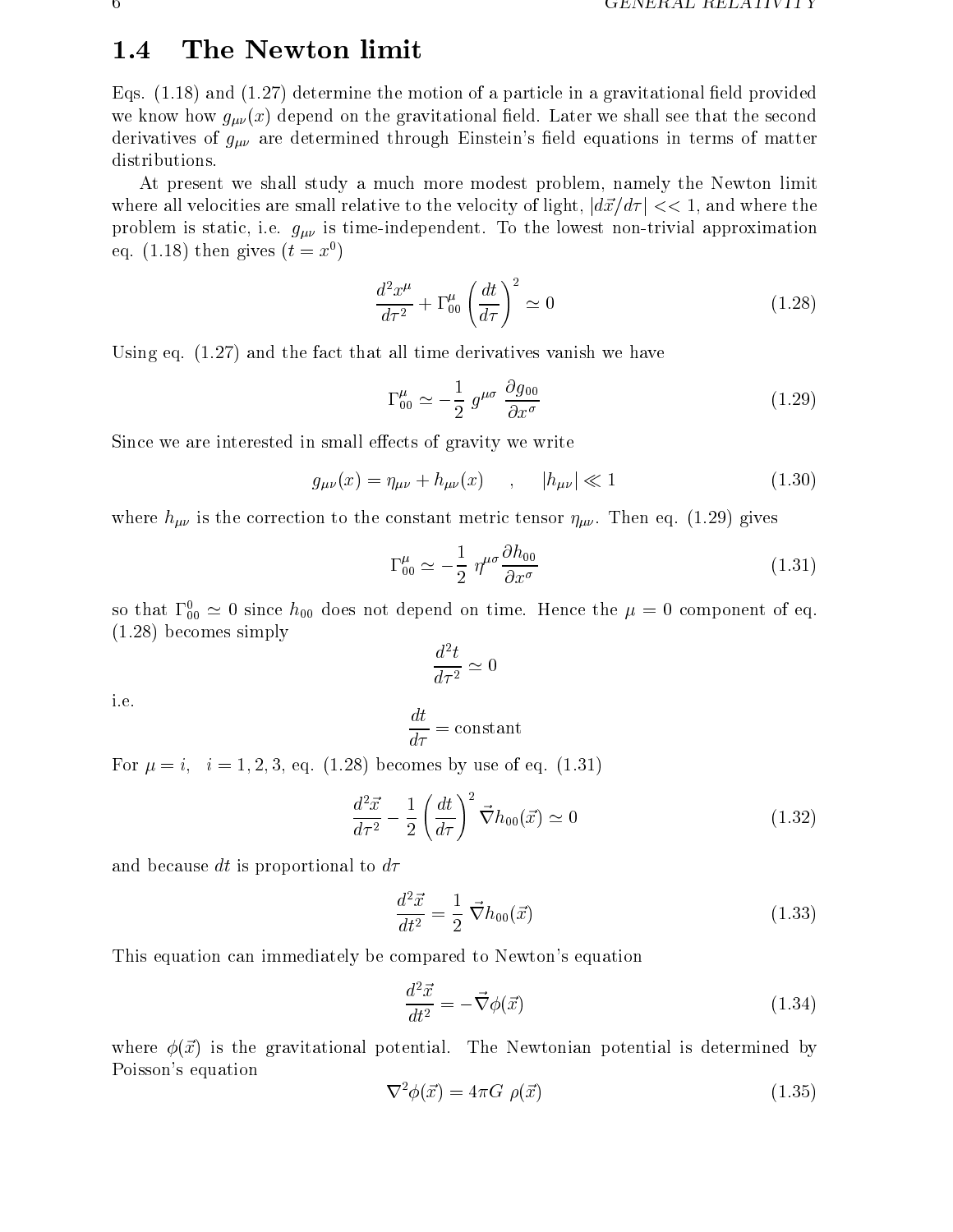## 1.4 The Newton limit

Eqs. (1.18) and (1.27) determine the motion of a particle in a gravitational field provided we know how $g_{\mu\nu}(x)$ depend on the gravitational field. Later we shall see that the second derivatives of $g_{\mu\nu}$ are determined through Einstein's field equations in terms of matter distributions.

At present we shall study a much more modest problem, namely the Newton limit where all velocities are small relative to the velocity of light, $|d\vec{x}/d\tau| << 1$, and where the problem is static, i.e. $g_{\mu\nu}$ is time-independent. To the lowest non-trivial approximation eq. (1.18) then gives ($t = x^0$)

$$\frac{d^2 x^\mu}{d\tau^2} + \Gamma^\mu_{00} \left(\frac{dt}{d\tau}\right)^2 \simeq 0 \tag{1.28}$$

Using eq. (1.27) and the fact that all time derivatives vanish we have

$$\Gamma^\mu_{00} \simeq -\frac{1}{2}\, g^{\mu\sigma}\, \frac{\partial g_{00}}{\partial x^\sigma} \tag{1.29}$$

Since we are interested in small effects of gravity we write

$$g_{\mu\nu}(x) = \eta_{\mu\nu} + h_{\mu\nu}(x) \quad , \quad |h_{\mu\nu}| \ll 1 \tag{1.30}$$

where $h_{\mu\nu}$ is the correction to the constant metric tensor $\eta_{\mu\nu}$. Then eq. (1.29) gives

$$\Gamma^\mu_{00} \simeq -\frac{1}{2}\, \eta^{\mu\sigma} \frac{\partial h_{00}}{\partial x^\sigma} \tag{1.31}$$

so that $\Gamma^0_{00} \simeq 0$ since $h_{00}$ does not depend on time. Hence the $\mu = 0$ component of eq. (1.28) becomes simply

$$\frac{d^2 t}{d\tau^2} \simeq 0$$

i.e.

$$\frac{dt}{d\tau} = \text{constant}$$

For $\mu = i, \quad i = 1, 2, 3$, eq. (1.28) becomes by use of eq. (1.31)

$$\frac{d^2 \vec{x}}{d\tau^2} - \frac{1}{2}\left(\frac{dt}{d\tau}\right)^2 \vec{\nabla} h_{00}(\vec{x}) \simeq 0 \tag{1.32}$$

and because $dt$ is proportional to $d\tau$

$$\frac{d^2 \vec{x}}{dt^2} = \frac{1}{2}\, \vec{\nabla} h_{00}(\vec{x}) \tag{1.33}$$

This equation can immediately be compared to Newton's equation

$$\frac{d^2 \vec{x}}{dt^2} = -\vec{\nabla}\phi(\vec{x}) \tag{1.34}$$

where $\phi(\vec{x})$ is the gravitational potential. The Newtonian potential is determined by Poisson's equation

$$\nabla^2 \phi(\vec{x}) = 4\pi G\ \rho(\vec{x}) \tag{1.35}$$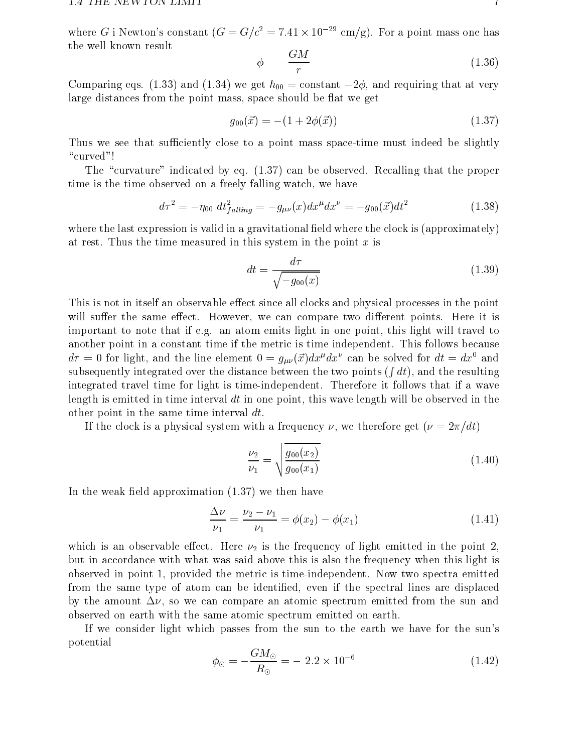where $G$ i Newton's constant ($G = G/c^2 = 7.41 \times 10^{-29}$ cm/g). For a point mass one has the well known result

$$\phi = -\frac{GM}{r} \tag{1.36}$$

Comparing eqs. (1.33) and (1.34) we get $h_{00}$ = constant $-2\phi$, and requiring that at very large distances from the point mass, space should be flat we get

$$g_{00}(\vec{x}) = -(1 + 2\phi(\vec{x})) \tag{1.37}$$

Thus we see that sufficiently close to a point mass space-time must indeed be slightly "curved"!

The "curvature" indicated by eq. (1.37) can be observed. Recalling that the proper time is the time observed on a freely falling watch, we have

$$d\tau^2 = -\eta_{00}\ dt^2_{falling} = -g_{\mu\nu}(x)dx^\mu dx^\nu = -g_{00}(\vec{x})dt^2 \tag{1.38}$$

where the last expression is valid in a gravitational field where the clock is (approximately) at rest. Thus the time measured in this system in the point $x$ is

$$dt = \frac{d\tau}{\sqrt{-g_{00}(x)}} \tag{1.39}$$

This is not in itself an observable effect since all clocks and physical processes in the point will suffer the same effect. However, we can compare two different points. Here it is important to note that if e.g. an atom emits light in one point, this light will travel to another point in a constant time if the metric is time independent. This follows because $d\tau = 0$ for light, and the line element $0 = g_{\mu\nu}(\vec{x})dx^\mu dx^\nu$ can be solved for $dt = dx^0$ and subsequently integrated over the distance between the two points ($\int dt$), and the resulting integrated travel time for light is time-independent. Therefore it follows that if a wave length is emitted in time interval $dt$ in one point, this wave length will be observed in the other point in the same time interval $dt$.

If the clock is a physical system with a frequency $\nu$, we therefore get ($\nu = 2\pi/dt$)

$$\frac{\nu_2}{\nu_1} = \sqrt{\frac{g_{00}(x_2)}{g_{00}(x_1)}} \tag{1.40}$$

In the weak field approximation (1.37) we then have

$$\frac{\Delta\nu}{\nu_1} = \frac{\nu_2 - \nu_1}{\nu_1} = \phi(x_2) - \phi(x_1) \tag{1.41}$$

which is an observable effect. Here $\nu_2$ is the frequency of light emitted in the point 2, but in accordance with what was said above this is also the frequency when this light is observed in point 1, provided the metric is time-independent. Now two spectra emitted from the same type of atom can be identified, even if the spectral lines are displaced by the amount $\Delta\nu$, so we can compare an atomic spectrum emitted from the sun and observed on earth with the same atomic spectrum emitted on earth.

If we consider light which passes from the sun to the earth we have for the sun's potential

$$\phi_\odot = -\frac{GM_\odot}{R_\odot} = -\ 2.2 \times 10^{-6} \tag{1.42}$$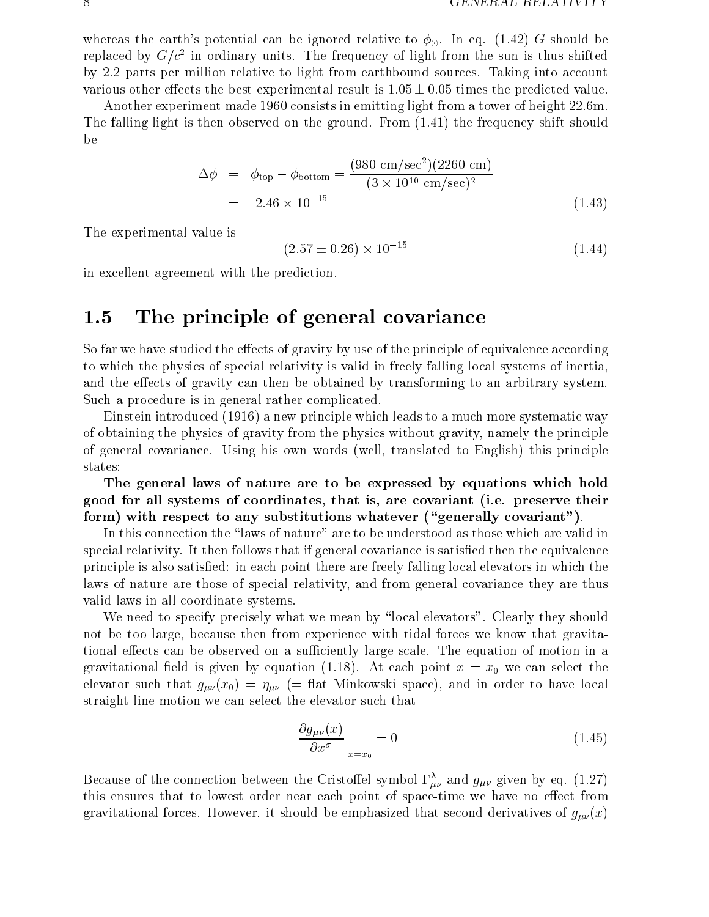whereas the earth's potential can be ignored relative to $\phi_\odot$. In eq. (1.42) $G$ should be replaced by $G/c^2$ in ordinary units. The frequency of light from the sun is thus shifted by 2.2 parts per million relative to light from earthbound sources. Taking into account various other effects the best experimental result is $1.05 \pm 0.05$ times the predicted value.

Another experiment made 1960 consists in emitting light from a tower of height 22.6m. The falling light is then observed on the ground. From (1.41) the frequency shift should be

$$
\begin{aligned}
\Delta\phi &= \phi_{\text{top}} - \phi_{\text{bottom}} = \frac{(980 \text{ cm/sec}^2)(2260 \text{ cm})}{(3 \times 10^{10} \text{ cm/sec})^2} \\
&= 2.46 \times 10^{-15}
\end{aligned}
\tag{1.43}
$$

The experimental value is

$$
(2.57 \pm 0.26) \times 10^{-15} \tag{1.44}
$$

in excellent agreement with the prediction.

## 1.5 The principle of general covariance

So far we have studied the effects of gravity by use of the principle of equivalence according to which the physics of special relativity is valid in freely falling local systems of inertia, and the effects of gravity can then be obtained by transforming to an arbitrary system. Such a procedure is in general rather complicated.

Einstein introduced (1916) a new principle which leads to a much more systematic way of obtaining the physics of gravity from the physics without gravity, namely the principle of general covariance. Using his own words (well, translated to English) this principle states:

**The general laws of nature are to be expressed by equations which hold good for all systems of coordinates, that is, are covariant (i.e. preserve their form) with respect to any substitutions whatever ("generally covariant").**

In this connection the "laws of nature" are to be understood as those which are valid in special relativity. It then follows that if general covariance is satisfied then the equivalence principle is also satisfied: in each point there are freely falling local elevators in which the laws of nature are those of special relativity, and from general covariance they are thus valid laws in all coordinate systems.

We need to specify precisely what we mean by "local elevators". Clearly they should not be too large, because then from experience with tidal forces we know that gravitational effects can be observed on a sufficiently large scale. The equation of motion in a gravitational field is given by equation (1.18). At each point $x = x_0$ we can select the elevator such that $g_{\mu\nu}(x_0) = \eta_{\mu\nu}$ (= flat Minkowski space), and in order to have local straight-line motion we can select the elevator such that

$$
\left.\frac{\partial g_{\mu\nu}(x)}{\partial x^\sigma}\right|_{x=x_0} = 0 \tag{1.45}
$$

Because of the connection between the Cristoffel symbol $\Gamma^\lambda_{\mu\nu}$ and $g_{\mu\nu}$ given by eq. (1.27) this ensures that to lowest order near each point of space-time we have no effect from gravitational forces. However, it should be emphasized that second derivatives of $g_{\mu\nu}(x)$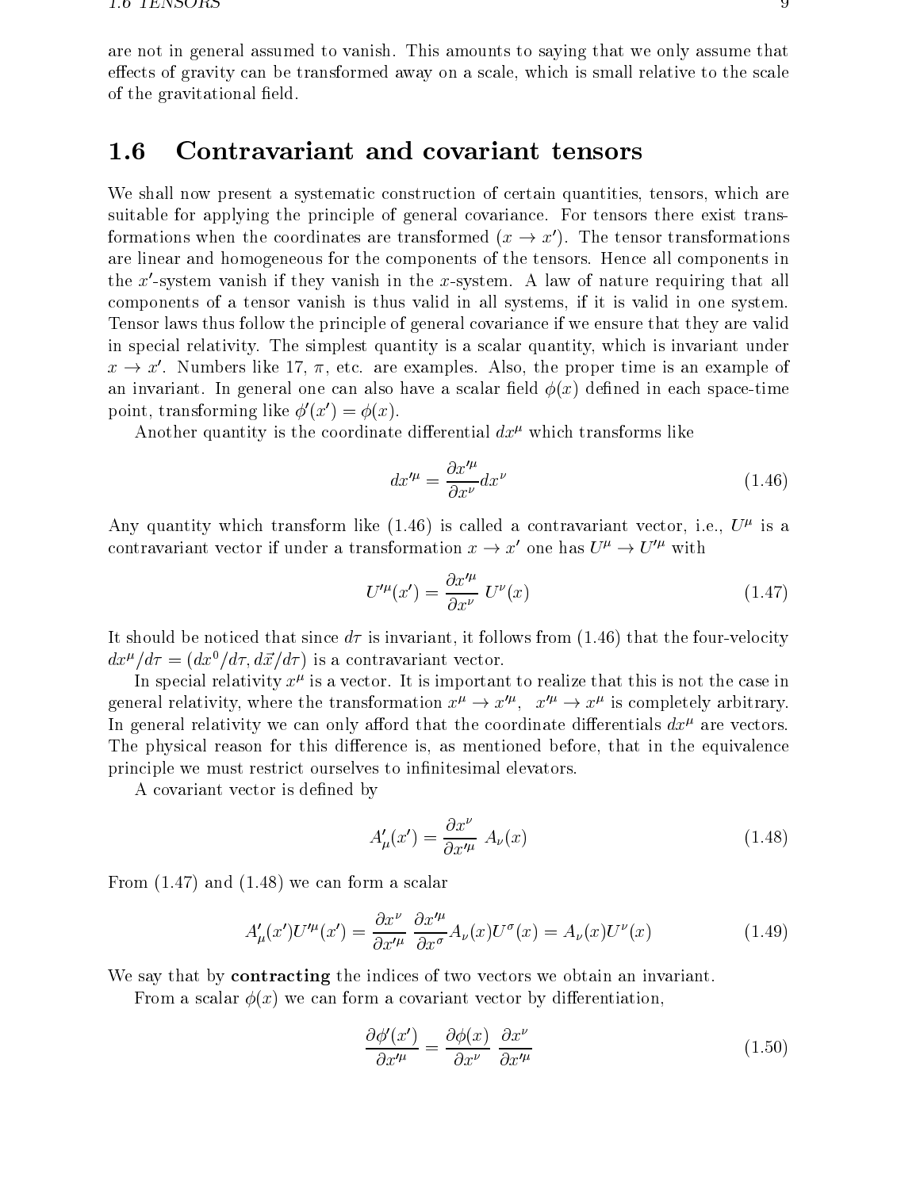are not in general assumed to vanish. This amounts to saying that we only assume that effects of gravity can be transformed away on a scale, which is small relative to the scale of the gravitational field.

## 1.6 Contravariant and covariant tensors

We shall now present a systematic construction of certain quantities, tensors, which are suitable for applying the principle of general covariance. For tensors there exist transformations when the coordinates are transformed ($x \to x'$). The tensor transformations are linear and homogeneous for the components of the tensors. Hence all components in the $x'$-system vanish if they vanish in the $x$-system. A law of nature requiring that all components of a tensor vanish is thus valid in all systems, if it is valid in one system. Tensor laws thus follow the principle of general covariance if we ensure that they are valid in special relativity. The simplest quantity is a scalar quantity, which is invariant under $x \to x'$. Numbers like 17, $\pi$, etc. are examples. Also, the proper time is an example of an invariant. In general one can also have a scalar field $\phi(x)$ defined in each space-time point, transforming like $\phi'(x') = \phi(x)$.

Another quantity is the coordinate differential $dx^\mu$ which transforms like

$$dx'^\mu = \frac{\partial x'^\mu}{\partial x^\nu} dx^\nu \tag{1.46}$$

Any quantity which transform like (1.46) is called a contravariant vector, i.e., $U^\mu$ is a contravariant vector if under a transformation $x \to x'$ one has $U^\mu \to U'^\mu$ with

$$U'^\mu(x') = \frac{\partial x'^\mu}{\partial x^\nu}\ U^\nu(x) \tag{1.47}$$

It should be noticed that since $d\tau$ is invariant, it follows from (1.46) that the four-velocity $dx^\mu/d\tau = (dx^0/d\tau, d\vec{x}/d\tau)$ is a contravariant vector.

In special relativity $x^\mu$ is a vector. It is important to realize that this is not the case in general relativity, where the transformation $x^\mu \to x'^\mu,\ \ x'^\mu \to x^\mu$ is completely arbitrary. In general relativity we can only afford that the coordinate differentials $dx^\mu$ are vectors. The physical reason for this difference is, as mentioned before, that in the equivalence principle we must restrict ourselves to infinitesimal elevators.

A covariant vector is defined by

$$A'_\mu(x') = \frac{\partial x^\nu}{\partial x'^\mu}\ A_\nu(x) \tag{1.48}$$

From (1.47) and (1.48) we can form a scalar

$$A'_\mu(x')U'^\mu(x') = \frac{\partial x^\nu}{\partial x'^\mu}\ \frac{\partial x'^\mu}{\partial x^\sigma} A_\nu(x)U^\sigma(x) = A_\nu(x)U^\nu(x) \tag{1.49}$$

We say that by **contracting** the indices of two vectors we obtain an invariant.

From a scalar $\phi(x)$ we can form a covariant vector by differentiation,

$$\frac{\partial \phi'(x')}{\partial x'^\mu} = \frac{\partial \phi(x)}{\partial x^\nu}\ \frac{\partial x^\nu}{\partial x'^\mu} \tag{1.50}$$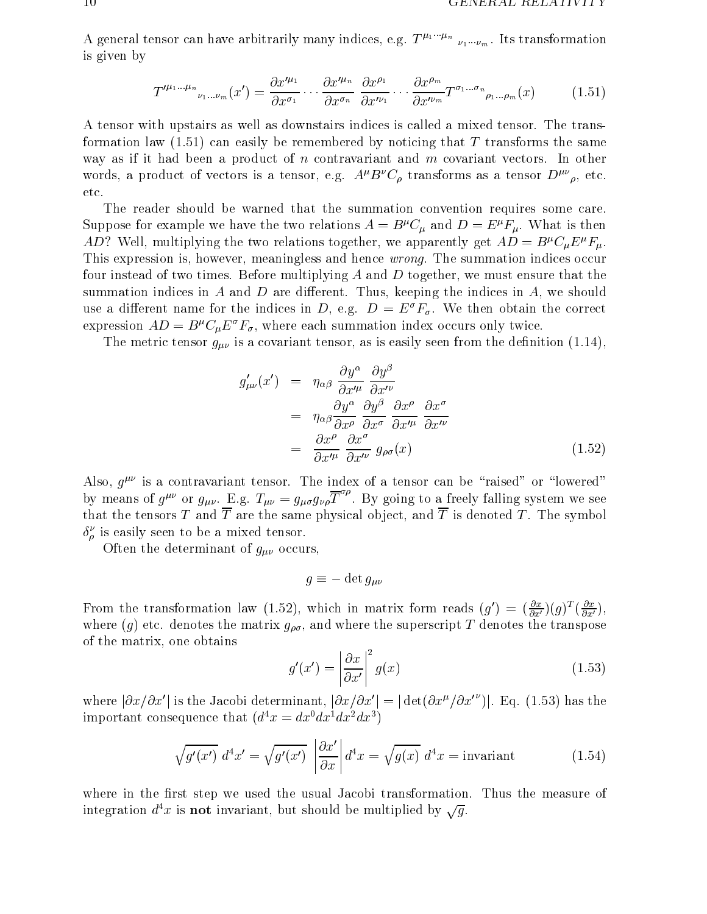A general tensor can have arbitrarily many indices, e.g. $T^{\mu_1 \cdots \mu_n}{}_{\nu_1 \cdots \nu_m}$. Its transformation is given by

$$T'^{\mu_1 \ldots \mu_n}{}_{\nu_1 \ldots \nu_m}(x') = \frac{\partial x'^{\mu_1}}{\partial x^{\sigma_1}} \cdots \frac{\partial x'^{\mu_n}}{\partial x^{\sigma_n}} \frac{\partial x^{\rho_1}}{\partial x'^{\nu_1}} \cdots \frac{\partial x^{\rho_m}}{\partial x'^{\nu_m}} T^{\sigma_1 \ldots \sigma_n}{}_{\rho_1 \ldots \rho_m}(x) \tag{1.51}$$

A tensor with upstairs as well as downstairs indices is called a mixed tensor. The transformation law (1.51) can easily be remembered by noticing that $T$ transforms the same way as if it had been a product of $n$ contravariant and $m$ covariant vectors. In other words, a product of vectors is a tensor, e.g. $A^\mu B^\nu C_\rho$ transforms as a tensor $D^{\mu\nu}{}_\rho$, etc. etc.

The reader should be warned that the summation convention requires some care. Suppose for example we have the two relations $A = B^\mu C_\mu$ and $D = E^\mu F_\mu$. What is then $AD$? Well, multiplying the two relations together, we apparently get $AD = B^\mu C_\mu E^\mu F_\mu$. This expression is, however, meaningless and hence *wrong*. The summation indices occur four instead of two times. Before multiplying $A$ and $D$ together, we must ensure that the summation indices in $A$ and $D$ are different. Thus, keeping the indices in $A$, we should use a different name for the indices in $D$, e.g. $D = E^\sigma F_\sigma$. We then obtain the correct expression $AD = B^\mu C_\mu E^\sigma F_\sigma$, where each summation index occurs only twice.

The metric tensor $g_{\mu\nu}$ is a covariant tensor, as is easily seen from the definition (1.14),

$$\begin{aligned} g'_{\mu\nu}(x') &= \eta_{\alpha\beta} \frac{\partial y^\alpha}{\partial x'^\mu} \frac{\partial y^\beta}{\partial x'^\nu} \\ &= \eta_{\alpha\beta} \frac{\partial y^\alpha}{\partial x^\rho} \frac{\partial y^\beta}{\partial x^\sigma} \frac{\partial x^\rho}{\partial x'^\mu} \frac{\partial x^\sigma}{\partial x'^\nu} \\ &= \frac{\partial x^\rho}{\partial x'^\mu} \frac{\partial x^\sigma}{\partial x'^\nu} g_{\rho\sigma}(x) \end{aligned} \tag{1.52}$$

Also, $g^{\mu\nu}$ is a contravariant tensor. The index of a tensor can be "raised" or "lowered" by means of $g^{\mu\nu}$ or $g_{\mu\nu}$. E.g. $T_{\mu\nu} = g_{\mu\sigma} g_{\nu\rho} \overline{T}^{\sigma\rho}$. By going to a freely falling system we see that the tensors $T$ and $\overline{T}$ are the same physical object, and $\overline{T}$ is denoted $T$. The symbol $\delta^\nu_\rho$ is easily seen to be a mixed tensor.

Often the determinant of $g_{\mu\nu}$ occurs,

$$g \equiv -\det g_{\mu\nu}$$

From the transformation law (1.52), which in matrix form reads $(g') = (\frac{\partial x}{\partial x'})(g)^T(\frac{\partial x}{\partial x'})$, where $(g)$ etc. denotes the matrix $g_{\rho\sigma}$, and where the superscript $T$ denotes the transpose of the matrix, one obtains

$$g'(x') = \left|\frac{\partial x}{\partial x'}\right|^2 g(x) \tag{1.53}$$

where $|\partial x/\partial x'|$ is the Jacobi determinant, $|\partial x/\partial x'| = |\det(\partial x^\mu/\partial x'^\nu)|$. Eq. (1.53) has the important consequence that ($d^4x = dx^0 dx^1 dx^2 dx^3$)

$$\sqrt{g'(x')}\; d^4x' = \sqrt{g'(x')}\; \left|\frac{\partial x'}{\partial x}\right| d^4x = \sqrt{g(x)}\; d^4x = \text{invariant} \tag{1.54}$$

where in the first step we used the usual Jacobi transformation. Thus the measure of integration $d^4x$ is **not** invariant, but should be multiplied by $\sqrt{g}$.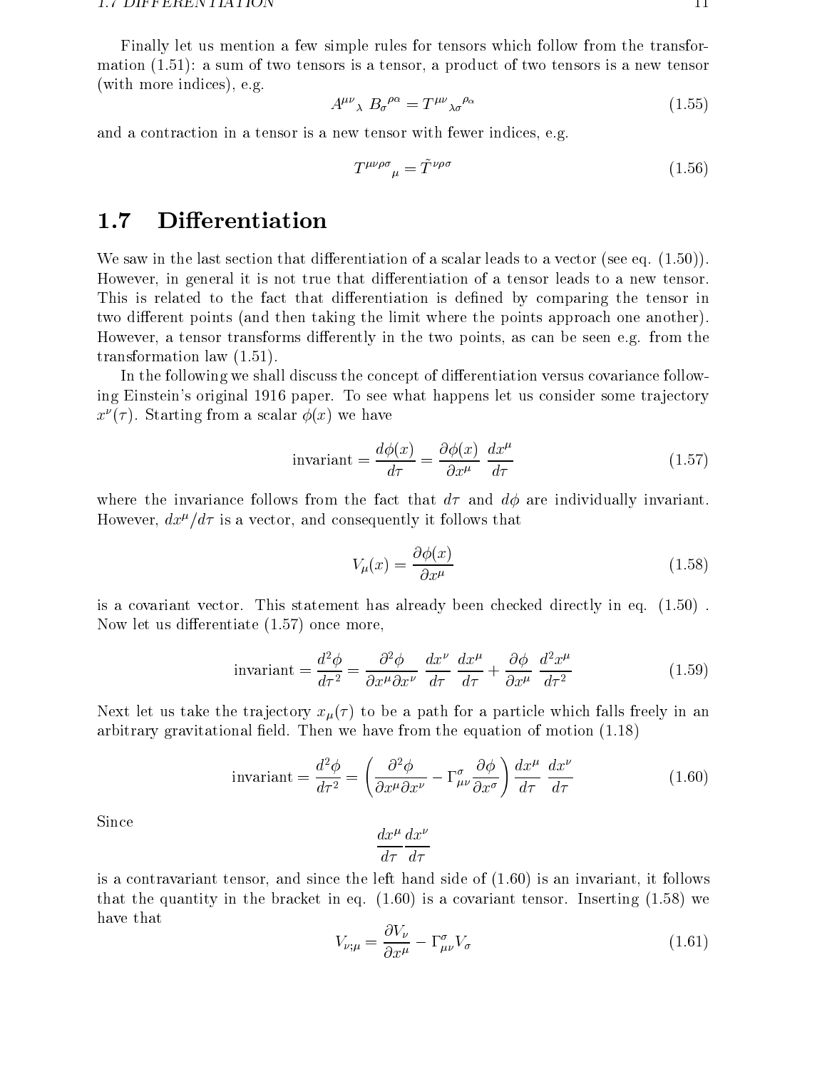Finally let us mention a few simple rules for tensors which follow from the transformation (1.51): a sum of two tensors is a tensor, a product of two tensors is a new tensor (with more indices), e.g.

$$A^{\mu\nu}{}_{\lambda}\ B_{\sigma}{}^{\rho\alpha} = T^{\mu\nu}{}_{\lambda\sigma}{}^{\rho\alpha} \tag{1.55}$$

and a contraction in a tensor is a new tensor with fewer indices, e.g.

$$T^{\mu\nu\rho\sigma}{}_{\mu} = \tilde{T}^{\nu\rho\sigma} \tag{1.56}$$

## 1.7 Differentiation

We saw in the last section that differentiation of a scalar leads to a vector (see eq. (1.50)). However, in general it is not true that differentiation of a tensor leads to a new tensor. This is related to the fact that differentiation is defined by comparing the tensor in two different points (and then taking the limit where the points approach one another). However, a tensor transforms differently in the two points, as can be seen e.g. from the transformation law (1.51).

In the following we shall discuss the concept of differentiation versus covariance following Einstein's original 1916 paper. To see what happens let us consider some trajectory $x^\nu(\tau)$. Starting from a scalar $\phi(x)$ we have

$$\text{invariant} = \frac{d\phi(x)}{d\tau} = \frac{\partial\phi(x)}{\partial x^\mu}\ \frac{dx^\mu}{d\tau} \tag{1.57}$$

where the invariance follows from the fact that $d\tau$ and $d\phi$ are individually invariant. However, $dx^\mu/d\tau$ is a vector, and consequently it follows that

$$V_\mu(x) = \frac{\partial\phi(x)}{\partial x^\mu} \tag{1.58}$$

is a covariant vector. This statement has already been checked directly in eq. (1.50) . Now let us differentiate (1.57) once more,

$$\text{invariant} = \frac{d^2\phi}{d\tau^2} = \frac{\partial^2\phi}{\partial x^\mu \partial x^\nu}\ \frac{dx^\nu}{d\tau}\ \frac{dx^\mu}{d\tau} + \frac{\partial\phi}{\partial x^\mu}\ \frac{d^2x^\mu}{d\tau^2} \tag{1.59}$$

Next let us take the trajectory $x_\mu(\tau)$ to be a path for a particle which falls freely in an arbitrary gravitational field. Then we have from the equation of motion (1.18)

$$\text{invariant} = \frac{d^2\phi}{d\tau^2} = \left(\frac{\partial^2\phi}{\partial x^\mu \partial x^\nu} - \Gamma^\sigma_{\mu\nu}\frac{\partial\phi}{\partial x^\sigma}\right)\frac{dx^\mu}{d\tau}\ \frac{dx^\nu}{d\tau} \tag{1.60}$$

Since

$$\frac{dx^\mu}{d\tau}\frac{dx^\nu}{d\tau}$$

is a contravariant tensor, and since the left hand side of (1.60) is an invariant, it follows that the quantity in the bracket in eq. (1.60) is a covariant tensor. Inserting (1.58) we have that

$$V_{\nu;\mu} = \frac{\partial V_\nu}{\partial x^\mu} - \Gamma^\sigma_{\mu\nu}V_\sigma \tag{1.61}$$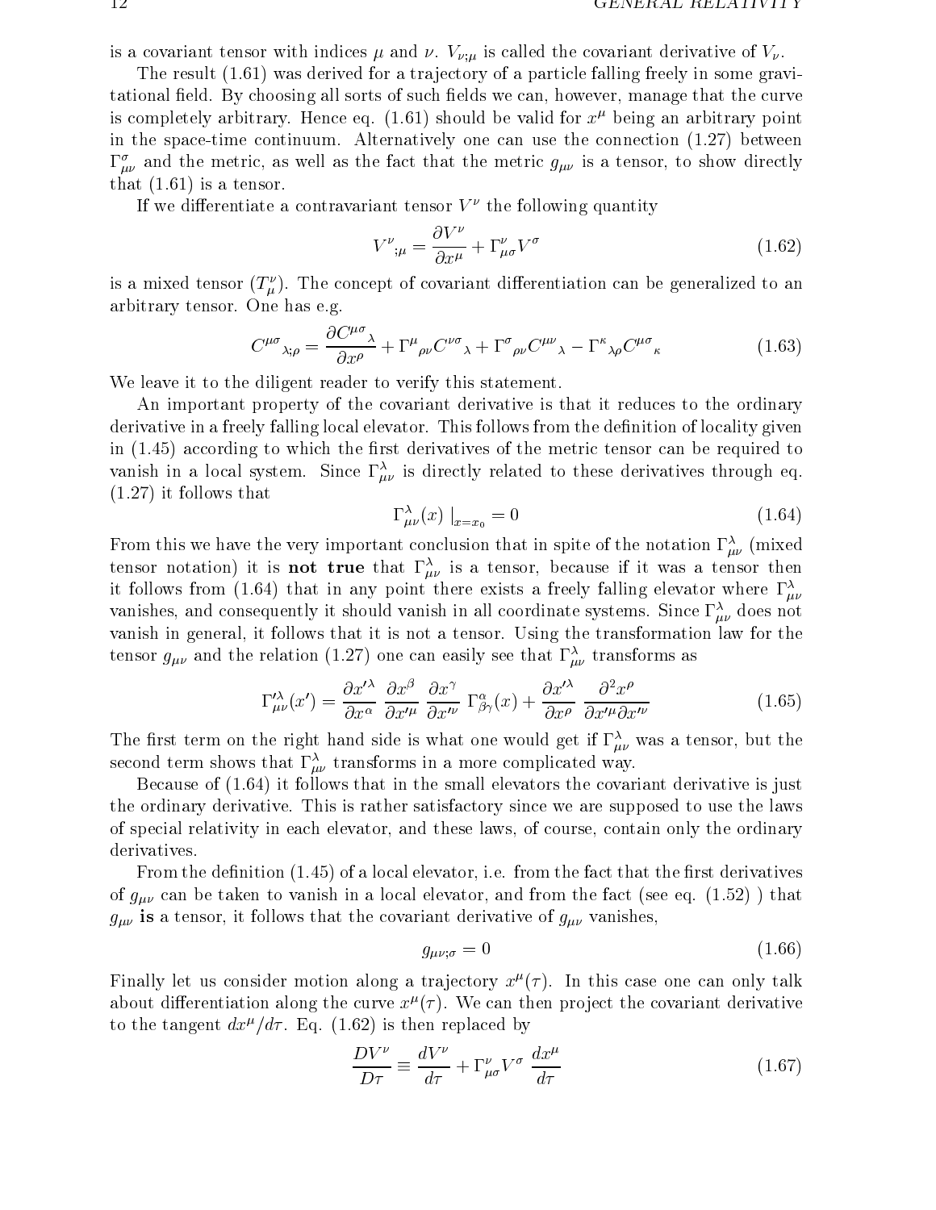is a covariant tensor with indices $\mu$ and $\nu$. $V_{\nu;\mu}$ is called the covariant derivative of $V_\nu$.

The result (1.61) was derived for a trajectory of a particle falling freely in some gravitational field. By choosing all sorts of such fields we can, however, manage that the curve is completely arbitrary. Hence eq. (1.61) should be valid for $x^\mu$ being an arbitrary point in the space-time continuum. Alternatively one can use the connection (1.27) between $\Gamma^\sigma_{\mu\nu}$ and the metric, as well as the fact that the metric $g_{\mu\nu}$ is a tensor, to show directly that (1.61) is a tensor.

If we differentiate a contravariant tensor $V^\nu$ the following quantity

$$V^\nu{}_{;\mu} = \frac{\partial V^\nu}{\partial x^\mu} + \Gamma^\nu_{\mu\sigma} V^\sigma \tag{1.62}$$

is a mixed tensor ($T^\nu_\mu$). The concept of covariant differentiation can be generalized to an arbitrary tensor. One has e.g.

$$C^{\mu\sigma}{}_{\lambda;\rho} = \frac{\partial C^{\mu\sigma}{}_\lambda}{\partial x^\rho} + \Gamma^\mu{}_{\rho\nu} C^{\nu\sigma}{}_\lambda + \Gamma^\sigma{}_{\rho\nu} C^{\mu\nu}{}_\lambda - \Gamma^\kappa{}_{\lambda\rho} C^{\mu\sigma}{}_\kappa \tag{1.63}$$

We leave it to the diligent reader to verify this statement.

An important property of the covariant derivative is that it reduces to the ordinary derivative in a freely falling local elevator. This follows from the definition of locality given in (1.45) according to which the first derivatives of the metric tensor can be required to vanish in a local system. Since $\Gamma^\lambda_{\mu\nu}$ is directly related to these derivatives through eq. (1.27) it follows that

$$\Gamma^\lambda_{\mu\nu}(x)\mid_{x=x_0} = 0 \tag{1.64}$$

From this we have the very important conclusion that in spite of the notation $\Gamma^\lambda_{\mu\nu}$ (mixed tensor notation) it is **not true** that $\Gamma^\lambda_{\mu\nu}$ is a tensor, because if it was a tensor then it follows from (1.64) that in any point there exists a freely falling elevator where $\Gamma^\lambda_{\mu\nu}$ vanishes, and consequently it should vanish in all coordinate systems. Since $\Gamma^\lambda_{\mu\nu}$ does not vanish in general, it follows that it is not a tensor. Using the transformation law for the tensor $g_{\mu\nu}$ and the relation (1.27) one can easily see that $\Gamma^\lambda_{\mu\nu}$ transforms as

$$\Gamma'^\lambda_{\mu\nu}(x') = \frac{\partial x'^\lambda}{\partial x^\alpha}\frac{\partial x^\beta}{\partial x'^\mu}\frac{\partial x^\gamma}{\partial x'^\nu}\Gamma^\alpha_{\beta\gamma}(x) + \frac{\partial x'^\lambda}{\partial x^\rho}\frac{\partial^2 x^\rho}{\partial x'^\mu \partial x'^\nu} \tag{1.65}$$

The first term on the right hand side is what one would get if $\Gamma^\lambda_{\mu\nu}$ was a tensor, but the second term shows that $\Gamma^\lambda_{\mu\nu}$ transforms in a more complicated way.

Because of (1.64) it follows that in the small elevators the covariant derivative is just the ordinary derivative. This is rather satisfactory since we are supposed to use the laws of special relativity in each elevator, and these laws, of course, contain only the ordinary derivatives.

From the definition (1.45) of a local elevator, i.e. from the fact that the first derivatives of $g_{\mu\nu}$ can be taken to vanish in a local elevator, and from the fact (see eq. (1.52) ) that $g_{\mu\nu}$ **is** a tensor, it follows that the covariant derivative of $g_{\mu\nu}$ vanishes,

$$g_{\mu\nu;\sigma} = 0 \tag{1.66}$$

Finally let us consider motion along a trajectory $x^\mu(\tau)$. In this case one can only talk about differentiation along the curve $x^\mu(\tau)$. We can then project the covariant derivative to the tangent $dx^\mu/d\tau$. Eq. (1.62) is then replaced by

$$\frac{DV^\nu}{D\tau} \equiv \frac{dV^\nu}{d\tau} + \Gamma^\nu_{\mu\sigma} V^\sigma \frac{dx^\mu}{d\tau} \tag{1.67}$$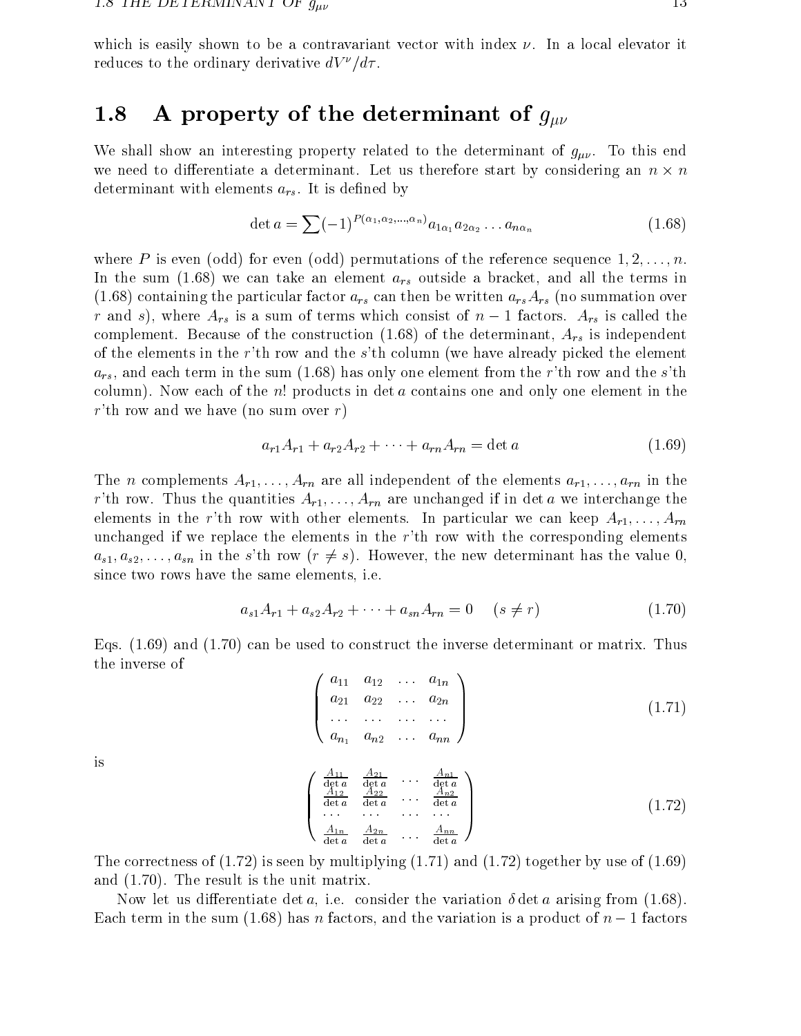which is easily shown to be a contravariant vector with index $\nu$. In a local elevator it reduces to the ordinary derivative $dV^\nu/d\tau$.

## 1.8 A property of the determinant of $g_{\mu\nu}$

We shall show an interesting property related to the determinant of $g_{\mu\nu}$. To this end we need to differentiate a determinant. Let us therefore start by considering an $n \times n$ determinant with elements $a_{rs}$. It is defined by

$$\det a = \sum (-1)^{P(\alpha_1, \alpha_2, \ldots, \alpha_n)} a_{1\alpha_1} a_{2\alpha_2} \ldots a_{n\alpha_n} \tag{1.68}$$

where $P$ is even (odd) for even (odd) permutations of the reference sequence $1, 2, \ldots, n$. In the sum (1.68) we can take an element $a_{rs}$ outside a bracket, and all the terms in (1.68) containing the particular factor $a_{rs}$ can then be written $a_{rs}A_{rs}$ (no summation over $r$ and $s$), where $A_{rs}$ is a sum of terms which consist of $n-1$ factors. $A_{rs}$ is called the complement. Because of the construction (1.68) of the determinant, $A_{rs}$ is independent of the elements in the $r$'th row and the $s$'th column (we have already picked the element $a_{rs}$, and each term in the sum (1.68) has only one element from the $r$'th row and the $s$'th column). Now each of the $n!$ products in $\det a$ contains one and only one element in the $r$'th row and we have (no sum over $r$)

$$a_{r1}A_{r1} + a_{r2}A_{r2} + \cdots + a_{rn}A_{rn} = \det a \tag{1.69}$$

The $n$ complements $A_{r1}, \ldots, A_{rn}$ are all independent of the elements $a_{r1}, \ldots, a_{rn}$ in the $r$'th row. Thus the quantities $A_{r1}, \ldots, A_{rn}$ are unchanged if in $\det a$ we interchange the elements in the $r$'th row with other elements. In particular we can keep $A_{r1}, \ldots, A_{rn}$ unchanged if we replace the elements in the $r$'th row with the corresponding elements $a_{s1}, a_{s2}, \ldots, a_{sn}$ in the $s$'th row ($r \neq s$). However, the new determinant has the value 0, since two rows have the same elements, i.e.

$$a_{s1}A_{r1} + a_{s2}A_{r2} + \cdots + a_{sn}A_{rn} = 0 \quad (s \neq r) \tag{1.70}$$

Eqs. (1.69) and (1.70) can be used to construct the inverse determinant or matrix. Thus the inverse of

$$\begin{pmatrix} a_{11} & a_{12} & \ldots & a_{1n} \\ a_{21} & a_{22} & \ldots & a_{2n} \\ \ldots & \ldots & \ldots & \ldots \\ a_{n_1} & a_{n2} & \ldots & a_{nn} \end{pmatrix} \tag{1.71}$$

is

$$\begin{pmatrix} \frac{A_{11}}{\det a} & \frac{A_{21}}{\det a} & \ldots & \frac{A_{n1}}{\det a} \\ \frac{A_{12}}{\det a} & \frac{A_{22}}{\det a} & \ldots & \frac{A_{n2}}{\det a} \\ \ldots & \ldots & \ldots & \ldots \\ \frac{A_{1n}}{\det a} & \frac{A_{2n}}{\det a} & \ldots & \frac{A_{nn}}{\det a} \end{pmatrix} \tag{1.72}$$

The correctness of (1.72) is seen by multiplying (1.71) and (1.72) together by use of (1.69) and (1.70). The result is the unit matrix.

Now let us differentiate $\det a$, i.e. consider the variation $\delta \det a$ arising from (1.68). Each term in the sum (1.68) has $n$ factors, and the variation is a product of $n-1$ factors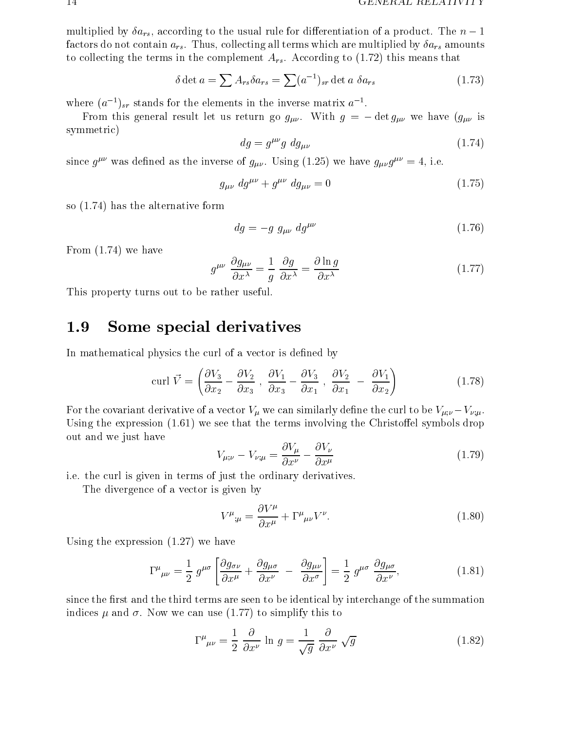multiplied by $\delta a_{rs}$, according to the usual rule for differentiation of a product. The $n-1$ factors do not contain $a_{rs}$. Thus, collecting all terms which are multiplied by $\delta a_{rs}$ amounts to collecting the terms in the complement $A_{rs}$. According to (1.72) this means that

$$\delta \det a = \sum A_{rs} \delta a_{rs} = \sum (a^{-1})_{sr} \det a \ \delta a_{rs} \tag{1.73}$$

where $(a^{-1})_{sr}$ stands for the elements in the inverse matrix $a^{-1}$.

From this general result let us return go $g_{\mu\nu}$. With $g = -\det g_{\mu\nu}$ we have ($g_{\mu\nu}$ is symmetric)

$$dg = g^{\mu\nu} g \ dg_{\mu\nu} \tag{1.74}$$

since $g^{\mu\nu}$ was defined as the inverse of $g_{\mu\nu}$. Using (1.25) we have $g_{\mu\nu} g^{\mu\nu} = 4$, i.e.

$$g_{\mu\nu} \ dg^{\mu\nu} + g^{\mu\nu} \ dg_{\mu\nu} = 0 \tag{1.75}$$

so (1.74) has the alternative form

$$dg = -g \ g_{\mu\nu} \ dg^{\mu\nu} \tag{1.76}$$

From (1.74) we have

$$g^{\mu\nu} \frac{\partial g_{\mu\nu}}{\partial x^\lambda} = \frac{1}{g} \frac{\partial g}{\partial x^\lambda} = \frac{\partial \ln g}{\partial x^\lambda} \tag{1.77}$$

This property turns out to be rather useful.

## 1.9 Some special derivatives

In mathematical physics the curl of a vector is defined by

$$\text{curl } \vec{V} = \left( \frac{\partial V_3}{\partial x_2} - \frac{\partial V_2}{\partial x_3} \ , \ \frac{\partial V_1}{\partial x_3} - \frac{\partial V_3}{\partial x_1} \ , \ \frac{\partial V_2}{\partial x_1} \ - \ \frac{\partial V_1}{\partial x_2} \right) \tag{1.78}$$

For the covariant derivative of a vector $V_\mu$ we can similarly define the curl to be $V_{\mu;\nu} - V_{\nu;\mu}$. Using the expression (1.61) we see that the terms involving the Christoffel symbols drop out and we just have

$$V_{\mu;\nu} - V_{\nu;\mu} = \frac{\partial V_\mu}{\partial x^\nu} - \frac{\partial V_\nu}{\partial x^\mu} \tag{1.79}$$

i.e. the curl is given in terms of just the ordinary derivatives.

The divergence of a vector is given by

$$V^\mu{}_{;\mu} = \frac{\partial V^\mu}{\partial x^\mu} + \Gamma^\mu{}_{\mu\nu} V^\nu. \tag{1.80}$$

Using the expression (1.27) we have

$$\Gamma^\mu{}_{\mu\nu} = \frac{1}{2} \ g^{\mu\sigma} \left[ \frac{\partial g_{\sigma\nu}}{\partial x^\mu} + \frac{\partial g_{\mu\sigma}}{\partial x^\nu} \ - \ \frac{\partial g_{\mu\nu}}{\partial x^\sigma} \right] = \frac{1}{2} \ g^{\mu\sigma} \ \frac{\partial g_{\mu\sigma}}{\partial x^\nu}, \tag{1.81}$$

since the first and the third terms are seen to be identical by interchange of the summation indices $\mu$ and $\sigma$. Now we can use (1.77) to simplify this to

$$\Gamma^\mu{}_{\mu\nu} = \frac{1}{2} \ \frac{\partial}{\partial x^\nu} \ \ln \ g = \frac{1}{\sqrt{g}} \ \frac{\partial}{\partial x^\nu} \ \sqrt{g} \tag{1.82}$$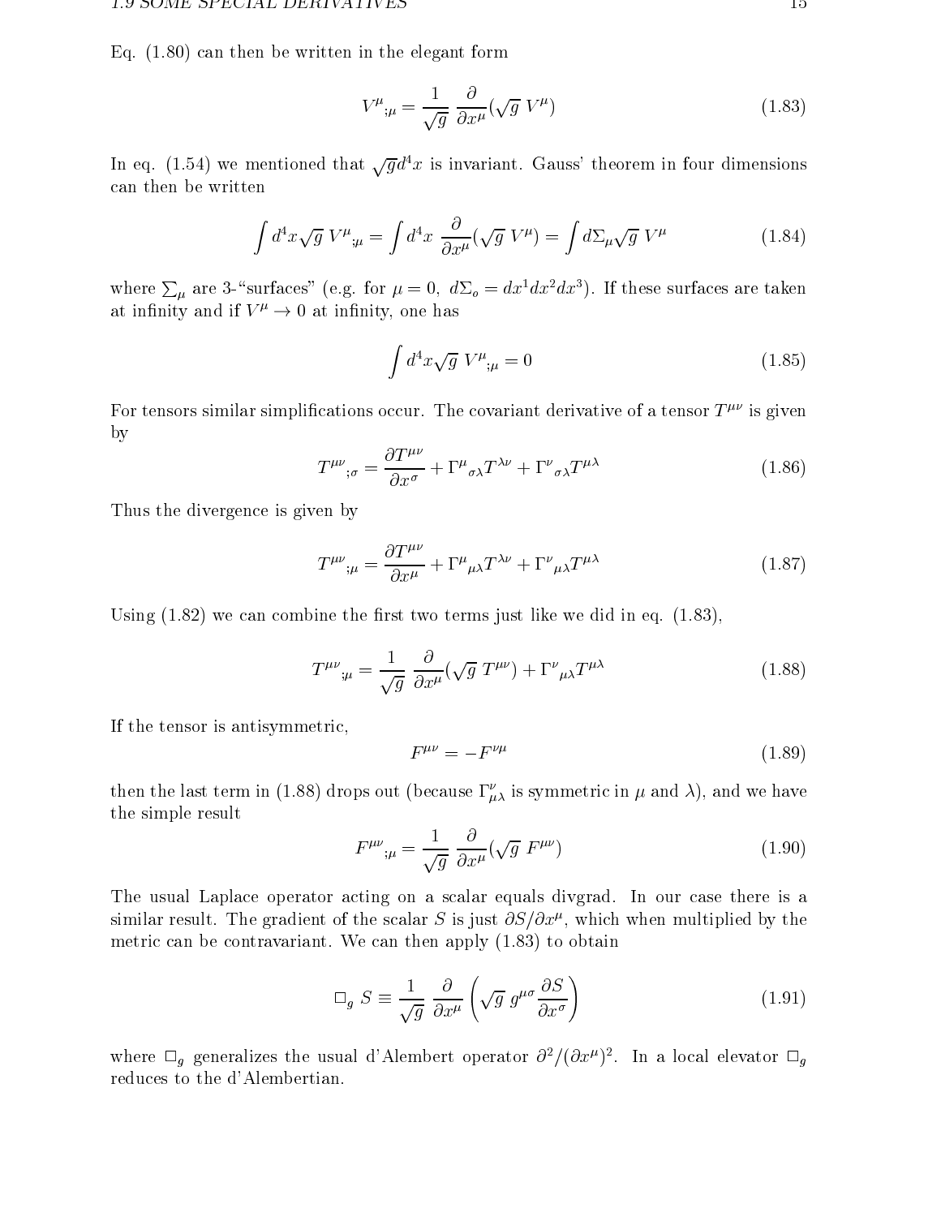Eq. (1.80) can then be written in the elegant form

$$V^{\mu}{}_{;\mu} = \frac{1}{\sqrt{g}} \frac{\partial}{\partial x^{\mu}} (\sqrt{g}\ V^{\mu}) \tag{1.83}$$

In eq. (1.54) we mentioned that $\sqrt{g} d^4x$ is invariant. Gauss' theorem in four dimensions can then be written

$$\int d^4x \sqrt{g}\ V^{\mu}{}_{;\mu} = \int d^4x\ \frac{\partial}{\partial x^{\mu}} (\sqrt{g}\ V^{\mu}) = \int d\Sigma_{\mu} \sqrt{g}\ V^{\mu} \tag{1.84}$$

where $\sum_{\mu}$ are 3-"surfaces" (e.g. for $\mu = 0$, $d\Sigma_o = dx^1 dx^2 dx^3$). If these surfaces are taken at infinity and if $V^{\mu} \to 0$ at infinity, one has

$$\int d^4x \sqrt{g}\ V^{\mu}{}_{;\mu} = 0 \tag{1.85}$$

For tensors similar simplifications occur. The covariant derivative of a tensor $T^{\mu\nu}$ is given by

$$T^{\mu\nu}{}_{;\sigma} = \frac{\partial T^{\mu\nu}}{\partial x^{\sigma}} + \Gamma^{\mu}{}_{\sigma\lambda} T^{\lambda\nu} + \Gamma^{\nu}{}_{\sigma\lambda} T^{\mu\lambda} \tag{1.86}$$

Thus the divergence is given by

$$T^{\mu\nu}{}_{;\mu} = \frac{\partial T^{\mu\nu}}{\partial x^{\mu}} + \Gamma^{\mu}{}_{\mu\lambda} T^{\lambda\nu} + \Gamma^{\nu}{}_{\mu\lambda} T^{\mu\lambda} \tag{1.87}$$

Using (1.82) we can combine the first two terms just like we did in eq. (1.83),

$$T^{\mu\nu}{}_{;\mu} = \frac{1}{\sqrt{g}} \frac{\partial}{\partial x^{\mu}} (\sqrt{g}\ T^{\mu\nu}) + \Gamma^{\nu}{}_{\mu\lambda} T^{\mu\lambda} \tag{1.88}$$

If the tensor is antisymmetric,

$$F^{\mu\nu} = -F^{\nu\mu} \tag{1.89}$$

then the last term in (1.88) drops out (because $\Gamma^{\nu}_{\mu\lambda}$ is symmetric in $\mu$ and $\lambda$), and we have the simple result

$$F^{\mu\nu}{}_{;\mu} = \frac{1}{\sqrt{g}} \frac{\partial}{\partial x^{\mu}} (\sqrt{g}\ F^{\mu\nu}) \tag{1.90}$$

The usual Laplace operator acting on a scalar equals divgrad. In our case there is a similar result. The gradient of the scalar $S$ is just $\partial S / \partial x^{\mu}$, which when multiplied by the metric can be contravariant. We can then apply (1.83) to obtain

$$\Box_g\ S \equiv \frac{1}{\sqrt{g}} \frac{\partial}{\partial x^{\mu}} \left( \sqrt{g}\ g^{\mu\sigma} \frac{\partial S}{\partial x^{\sigma}} \right) \tag{1.91}$$

where $\Box_g$ generalizes the usual d'Alembert operator $\partial^2 / (\partial x^{\mu})^2$. In a local elevator $\Box_g$ reduces to the d'Alembertian.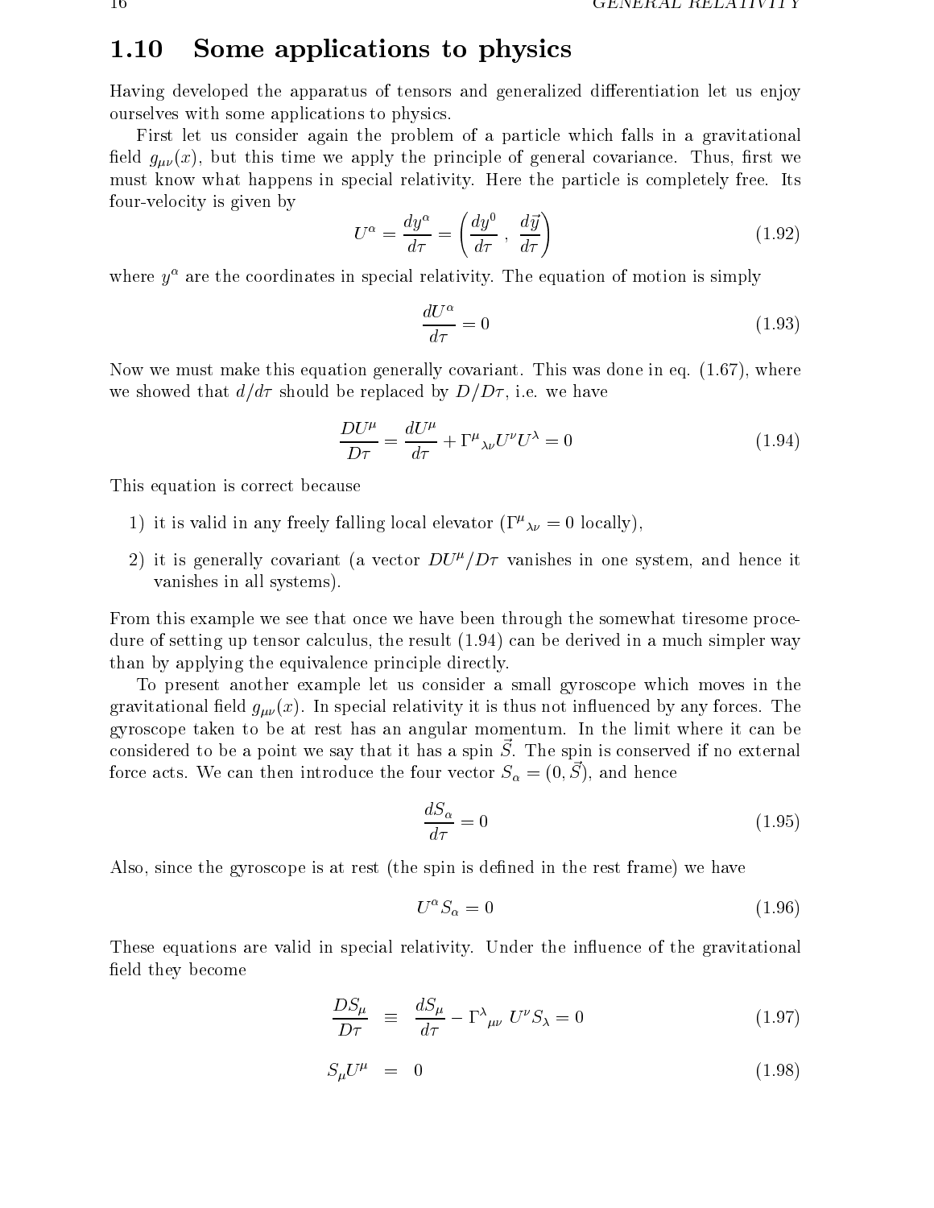## 1.10 Some applications to physics

Having developed the apparatus of tensors and generalized differentiation let us enjoy ourselves with some applications to physics.

First let us consider again the problem of a particle which falls in a gravitational field $g_{\mu\nu}(x)$, but this time we apply the principle of general covariance. Thus, first we must know what happens in special relativity. Here the particle is completely free. Its four-velocity is given by

$$U^\alpha = \frac{dy^\alpha}{d\tau} = \left(\frac{dy^0}{d\tau}\,,\;\frac{d\vec{y}}{d\tau}\right) \tag{1.92}$$

where $y^\alpha$ are the coordinates in special relativity. The equation of motion is simply

$$\frac{dU^\alpha}{d\tau} = 0 \tag{1.93}$$

Now we must make this equation generally covariant. This was done in eq. (1.67), where we showed that $d/d\tau$ should be replaced by $D/D\tau$, i.e. we have

$$\frac{DU^\mu}{D\tau} = \frac{dU^\mu}{d\tau} + \Gamma^\mu{}_{\lambda\nu}U^\nu U^\lambda = 0 \tag{1.94}$$

This equation is correct because

1) it is valid in any freely falling local elevator ($\Gamma^\mu{}_{\lambda\nu} = 0$ locally),

2) it is generally covariant (a vector $DU^\mu/D\tau$ vanishes in one system, and hence it vanishes in all systems).

From this example we see that once we have been through the somewhat tiresome procedure of setting up tensor calculus, the result (1.94) can be derived in a much simpler way than by applying the equivalence principle directly.

To present another example let us consider a small gyroscope which moves in the gravitational field $g_{\mu\nu}(x)$. In special relativity it is thus not influenced by any forces. The gyroscope taken to be at rest has an angular momentum. In the limit where it can be considered to be a point we say that it has a spin $\vec{S}$. The spin is conserved if no external force acts. We can then introduce the four vector $S_\alpha = (0, \vec{S})$, and hence

$$\frac{dS_\alpha}{d\tau} = 0 \tag{1.95}$$

Also, since the gyroscope is at rest (the spin is defined in the rest frame) we have

$$U^\alpha S_\alpha = 0 \tag{1.96}$$

These equations are valid in special relativity. Under the influence of the gravitational field they become

$$\frac{DS_\mu}{D\tau} \equiv \frac{dS_\mu}{d\tau} - \Gamma^\lambda{}_{\mu\nu}\; U^\nu S_\lambda = 0 \tag{1.97}$$

$$S_\mu U^\mu = 0 \tag{1.98}$$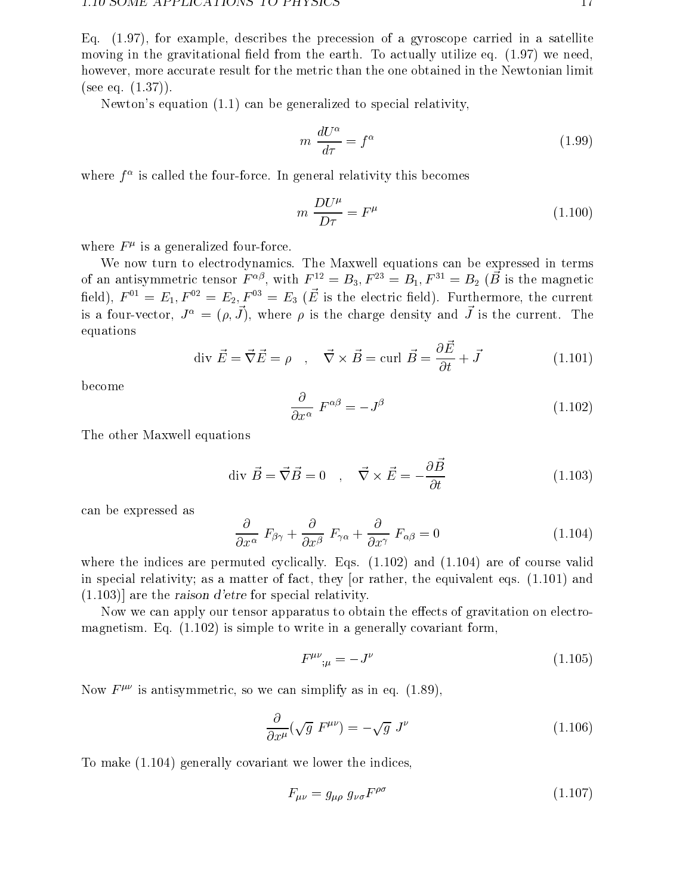Eq. (1.97), for example, describes the precession of a gyroscope carried in a satellite moving in the gravitational field from the earth. To actually utilize eq. (1.97) we need, however, more accurate result for the metric than the one obtained in the Newtonian limit (see eq. (1.37)).

Newton's equation (1.1) can be generalized to special relativity,

$$m\ \frac{dU^\alpha}{d\tau} = f^\alpha \tag{1.99}$$

where $f^\alpha$ is called the four-force. In general relativity this becomes

$$m\ \frac{DU^\mu}{D\tau} = F^\mu \tag{1.100}$$

where $F^\mu$ is a generalized four-force.

We now turn to electrodynamics. The Maxwell equations can be expressed in terms of an antisymmetric tensor $F^{\alpha\beta}$, with $F^{12} = B_3, F^{23} = B_1, F^{31} = B_2$ ($\vec{B}$ is the magnetic field), $F^{01} = E_1, F^{02} = E_2, F^{03} = E_3$ ($\vec{E}$ is the electric field). Furthermore, the current is a four-vector, $J^\alpha = (\rho, \vec{J})$, where $\rho$ is the charge density and $\vec{J}$ is the current. The equations

$$\text{div } \vec{E} = \vec{\nabla}\vec{E} = \rho \quad , \quad \vec{\nabla} \times \vec{B} = \text{curl } \vec{B} = \frac{\partial \vec{E}}{\partial t} + \vec{J} \tag{1.101}$$

become

$$\frac{\partial}{\partial x^\alpha}\ F^{\alpha\beta} = -J^\beta \tag{1.102}$$

The other Maxwell equations

$$\text{div } \vec{B} = \vec{\nabla}\vec{B} = 0 \quad , \quad \vec{\nabla} \times \vec{E} = -\frac{\partial \vec{B}}{\partial t} \tag{1.103}$$

can be expressed as

$$\frac{\partial}{\partial x^\alpha}\ F_{\beta\gamma} + \frac{\partial}{\partial x^\beta}\ F_{\gamma\alpha} + \frac{\partial}{\partial x^\gamma}\ F_{\alpha\beta} = 0 \tag{1.104}$$

where the indices are permuted cyclically. Eqs. (1.102) and (1.104) are of course valid in special relativity; as a matter of fact, they [or rather, the equivalent eqs. (1.101) and (1.103)] are the *raison d'etre* for special relativity.

Now we can apply our tensor apparatus to obtain the effects of gravitation on electromagnetism. Eq. (1.102) is simple to write in a generally covariant form,

$$F^{\mu\nu}{}_{;\mu} = -J^\nu \tag{1.105}$$

Now $F^{\mu\nu}$ is antisymmetric, so we can simplify as in eq. (1.89),

$$\frac{\partial}{\partial x^\mu}(\sqrt{g}\ F^{\mu\nu}) = -\sqrt{g}\ J^\nu \tag{1.106}$$

To make (1.104) generally covariant we lower the indices,

$$F_{\mu\nu} = g_{\mu\rho}\ g_{\nu\sigma} F^{\rho\sigma} \tag{1.107}$$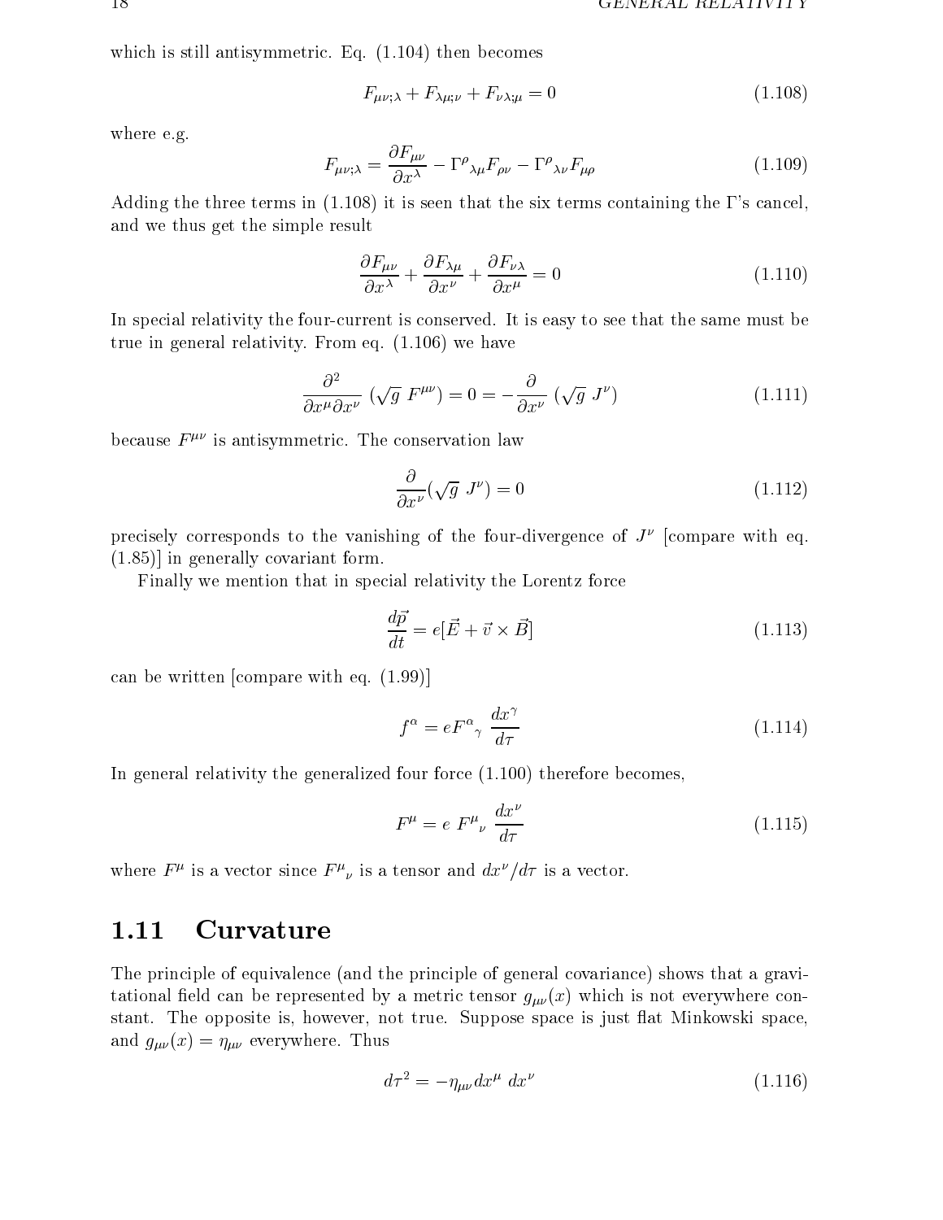which is still antisymmetric. Eq. (1.104) then becomes

$$F_{\mu\nu;\lambda} + F_{\lambda\mu;\nu} + F_{\nu\lambda;\mu} = 0 \tag{1.108}$$

where e.g.

$$F_{\mu\nu;\lambda} = \frac{\partial F_{\mu\nu}}{\partial x^\lambda} - \Gamma^\rho{}_{\lambda\mu} F_{\rho\nu} - \Gamma^\rho{}_{\lambda\nu} F_{\mu\rho} \tag{1.109}$$

Adding the three terms in (1.108) it is seen that the six terms containing the Γ's cancel, and we thus get the simple result

$$\frac{\partial F_{\mu\nu}}{\partial x^\lambda} + \frac{\partial F_{\lambda\mu}}{\partial x^\nu} + \frac{\partial F_{\nu\lambda}}{\partial x^\mu} = 0 \tag{1.110}$$

In special relativity the four-current is conserved. It is easy to see that the same must be true in general relativity. From eq. (1.106) we have

$$\frac{\partial^2}{\partial x^\mu \partial x^\nu} \left(\sqrt{g}\ F^{\mu\nu}\right) = 0 = -\frac{\partial}{\partial x^\nu} \left(\sqrt{g}\ J^\nu\right) \tag{1.111}$$

because $F^{\mu\nu}$ is antisymmetric. The conservation law

$$\frac{\partial}{\partial x^\nu}(\sqrt{g}\ J^\nu) = 0 \tag{1.112}$$

precisely corresponds to the vanishing of the four-divergence of $J^\nu$ [compare with eq. (1.85)] in generally covariant form.

Finally we mention that in special relativity the Lorentz force

$$\frac{d\vec{p}}{dt} = e[\vec{E} + \vec{v} \times \vec{B}] \tag{1.113}$$

can be written [compare with eq. (1.99)]

$$f^\alpha = eF^\alpha{}_\gamma\ \frac{dx^\gamma}{d\tau} \tag{1.114}$$

In general relativity the generalized four force (1.100) therefore becomes,

$$F^\mu = e\ F^\mu{}_\nu\ \frac{dx^\nu}{d\tau} \tag{1.115}$$

where $F^\mu$ is a vector since $F^\mu{}_\nu$ is a tensor and $dx^\nu/d\tau$ is a vector.

## 1.11 Curvature

The principle of equivalence (and the principle of general covariance) shows that a gravitational field can be represented by a metric tensor $g_{\mu\nu}(x)$ which is not everywhere constant. The opposite is, however, not true. Suppose space is just flat Minkowski space, and $g_{\mu\nu}(x) = \eta_{\mu\nu}$ everywhere. Thus

$$d\tau^2 = -\eta_{\mu\nu} dx^\mu\ dx^\nu \tag{1.116}$$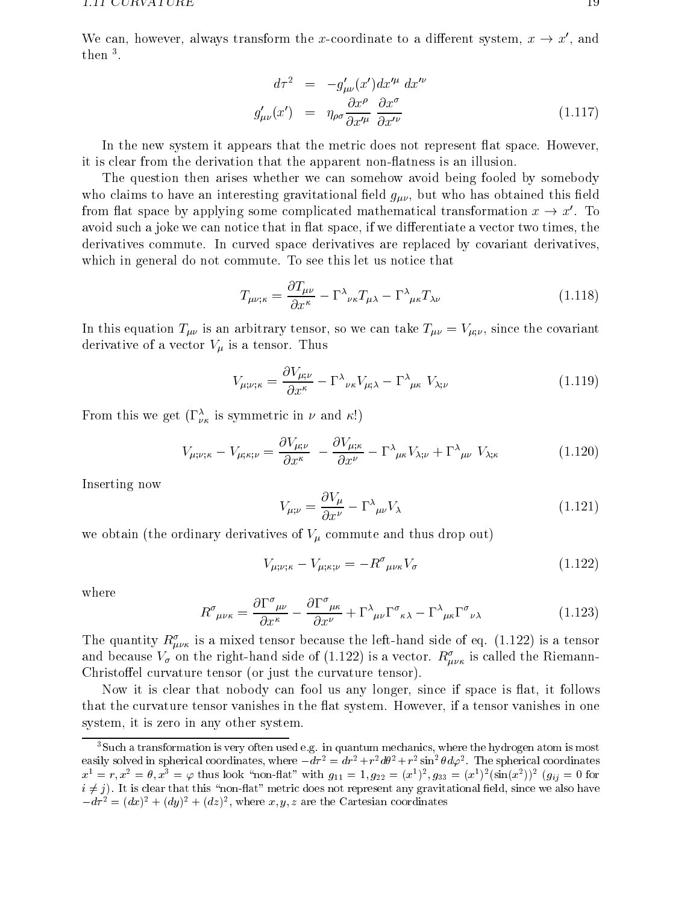We can, however, always transform the $x$-coordinate to a different system, $x \to x'$, and then [3].

$$
\begin{aligned}
d\tau^2 &= -g'_{\mu\nu}(x')dx'^{\mu}\, dx'^{\nu} \\
g'_{\mu\nu}(x') &= \eta_{\rho\sigma}\frac{\partial x^{\rho}}{\partial x'^{\mu}}\,\frac{\partial x^{\sigma}}{\partial x'^{\nu}}
\end{aligned}
\tag{1.117}
$$

In the new system it appears that the metric does not represent flat space. However, it is clear from the derivation that the apparent non-flatness is an illusion.

The question then arises whether we can somehow avoid being fooled by somebody who claims to have an interesting gravitational field $g_{\mu\nu}$, but who has obtained this field from flat space by applying some complicated mathematical transformation $x \to x'$. To avoid such a joke we can notice that in flat space, if we differentiate a vector two times, the derivatives commute. In curved space derivatives are replaced by covariant derivatives, which in general do not commute. To see this let us notice that

$$
T_{\mu\nu;\kappa} = \frac{\partial T_{\mu\nu}}{\partial x^{\kappa}} - \Gamma^{\lambda}{}_{\nu\kappa}T_{\mu\lambda} - \Gamma^{\lambda}{}_{\mu\kappa}T_{\lambda\nu} \tag{1.118}
$$

In this equation $T_{\mu\nu}$ is an arbitrary tensor, so we can take $T_{\mu\nu} = V_{\mu;\nu}$, since the covariant derivative of a vector $V_{\mu}$ is a tensor. Thus

$$
V_{\mu;\nu;\kappa} = \frac{\partial V_{\mu;\nu}}{\partial x^{\kappa}} - \Gamma^{\lambda}{}_{\nu\kappa}V_{\mu;\lambda} - \Gamma^{\lambda}{}_{\mu\kappa}\, V_{\lambda;\nu} \tag{1.119}
$$

From this we get ($\Gamma^{\lambda}_{\nu\kappa}$ is symmetric in $\nu$ and $\kappa$!)

$$
V_{\mu;\nu;\kappa} - V_{\mu;\kappa;\nu} = \frac{\partial V_{\mu;\nu}}{\partial x^{\kappa}} - \frac{\partial V_{\mu;\kappa}}{\partial x^{\nu}} - \Gamma^{\lambda}{}_{\mu\kappa}V_{\lambda;\nu} + \Gamma^{\lambda}{}_{\mu\nu}\, V_{\lambda;\kappa} \tag{1.120}
$$

Inserting now

$$
V_{\mu;\nu} = \frac{\partial V_{\mu}}{\partial x^{\nu}} - \Gamma^{\lambda}{}_{\mu\nu}V_{\lambda} \tag{1.121}
$$

we obtain (the ordinary derivatives of $V_{\mu}$ commute and thus drop out)

$$
V_{\mu;\nu;\kappa} - V_{\mu;\kappa;\nu} = -R^{\sigma}{}_{\mu\nu\kappa}V_{\sigma} \tag{1.122}
$$

where

$$
R^{\sigma}{}_{\mu\nu\kappa} = \frac{\partial \Gamma^{\sigma}{}_{\mu\nu}}{\partial x^{\kappa}} - \frac{\partial \Gamma^{\sigma}{}_{\mu\kappa}}{\partial x^{\nu}} + \Gamma^{\lambda}{}_{\mu\nu}\Gamma^{\sigma}{}_{\kappa\lambda} - \Gamma^{\lambda}{}_{\mu\kappa}\Gamma^{\sigma}{}_{\nu\lambda} \tag{1.123}
$$

The quantity $R^{\sigma}_{\mu\nu\kappa}$ is a mixed tensor because the left-hand side of eq. (1.122) is a tensor and because $V_{\sigma}$ on the right-hand side of (1.122) is a vector. $R^{\sigma}_{\mu\nu\kappa}$ is called the Riemann-Christoffel curvature tensor (or just the curvature tensor).

Now it is clear that nobody can fool us any longer, since if space is flat, it follows that the curvature tensor vanishes in the flat system. However, if a tensor vanishes in one system, it is zero in any other system.

---

[3] Such a transformation is very often used e.g. in quantum mechanics, where the hydrogen atom is most easily solved in spherical coordinates, where $-d\tau^2 = dr^2 + r^2 d\theta^2 + r^2\sin^2\theta\, d\varphi^2$. The spherical coordinates $x^1 = r, x^2 = \theta, x^3 = \varphi$ thus look "non-flat" with $g_{11} = 1, g_{22} = (x^1)^2, g_{33} = (x^1)^2(\sin(x^2))^2$ ($g_{ij} = 0$ for $i \neq j$). It is clear that this "non-flat" metric does not represent any gravitational field, since we also have $-d\tau^2 = (dx)^2 + (dy)^2 + (dz)^2$, where $x, y, z$ are the Cartesian coordinates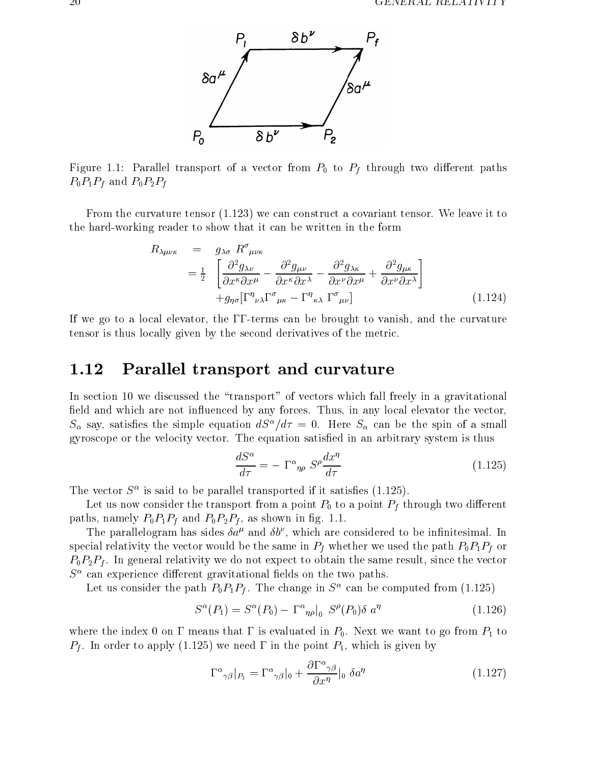Figure 1.1: Parallel transport of a vector from $P_0$ to $P_f$ through two different paths $P_0P_1P_f$ and $P_0P_2P_f$

From the curvature tensor (1.123) we can construct a covariant tensor. We leave it to the hard-working reader to show that it can be written in the form

$$
\begin{aligned}
R_{\lambda\mu\nu\kappa} &= g_{\lambda\sigma}\ R^{\sigma}{}_{\mu\nu\kappa} \\
&= \tfrac{1}{2}\ \left[\frac{\partial^2 g_{\lambda\nu}}{\partial x^\kappa \partial x^\mu} - \frac{\partial^2 g_{\mu\nu}}{\partial x^\kappa \partial x^\lambda} - \frac{\partial^2 g_{\lambda\kappa}}{\partial x^\nu \partial x^\mu} + \frac{\partial^2 g_{\mu\kappa}}{\partial x^\nu \partial x^\lambda}\right] \\
&\quad + g_{\eta\sigma}[\Gamma^{\eta}{}_{\nu\lambda}\Gamma^{\sigma}{}_{\mu\kappa} - \Gamma^{\eta}{}_{\kappa\lambda}\ \Gamma^{\sigma}{}_{\mu\nu}]
\end{aligned}
\tag{1.124}
$$

If we go to a local elevator, the $\Gamma\Gamma$-terms can be brought to vanish, and the curvature tensor is thus locally given by the second derivatives of the metric.

## 1.12 Parallel transport and curvature

In section 10 we discussed the "transport" of vectors which fall freely in a gravitational field and which are not influenced by any forces. Thus, in any local elevator the vector, $S_\alpha$ say, satisfies the simple equation $dS^\alpha/d\tau = 0$. Here $S_\alpha$ can be the spin of a small gyroscope or the velocity vector. The equation satisfied in an arbitrary system is thus

$$
\frac{dS^\alpha}{d\tau} = -\ \Gamma^{\alpha}{}_{\eta\rho}\ S^\rho \frac{dx^\eta}{d\tau} \tag{1.125}
$$

The vector $S^\alpha$ is said to be parallel transported if it satisfies (1.125).

Let us now consider the transport from a point $P_0$ to a point $P_f$ through two different paths, namely $P_0P_1P_f$ and $P_0P_2P_f$, as shown in fig. 1.1.

The parallelogram has sides $\delta a^\mu$ and $\delta b^\nu$, which are considered to be infinitesimal. In special relativity the vector would be the same in $P_f$ whether we used the path $P_0P_1P_f$ or $P_0P_2P_f$. In general relativity we do not expect to obtain the same result, since the vector $S^\alpha$ can experience different gravitational fields on the two paths.

Let us consider the path $P_0P_1P_f$. The change in $S^\alpha$ can be computed from (1.125)

$$
S^\alpha(P_1) = S^\alpha(P_0) - \Gamma^{\alpha}{}_{\eta\rho}|_0\ S^\rho(P_0)\delta\ a^\eta \tag{1.126}
$$

where the index 0 on $\Gamma$ means that $\Gamma$ is evaluated in $P_0$. Next we want to go from $P_1$ to $P_f$. In order to apply (1.125) we need $\Gamma$ in the point $P_1$, which is given by

$$
\Gamma^{\alpha}{}_{\gamma\beta}|_{P_1} = \Gamma^{\alpha}{}_{\gamma\beta}|_0 + \frac{\partial \Gamma^{\alpha}{}_{\gamma\beta}}{\partial x^\eta}|_0\ \delta a^\eta \tag{1.127}
$$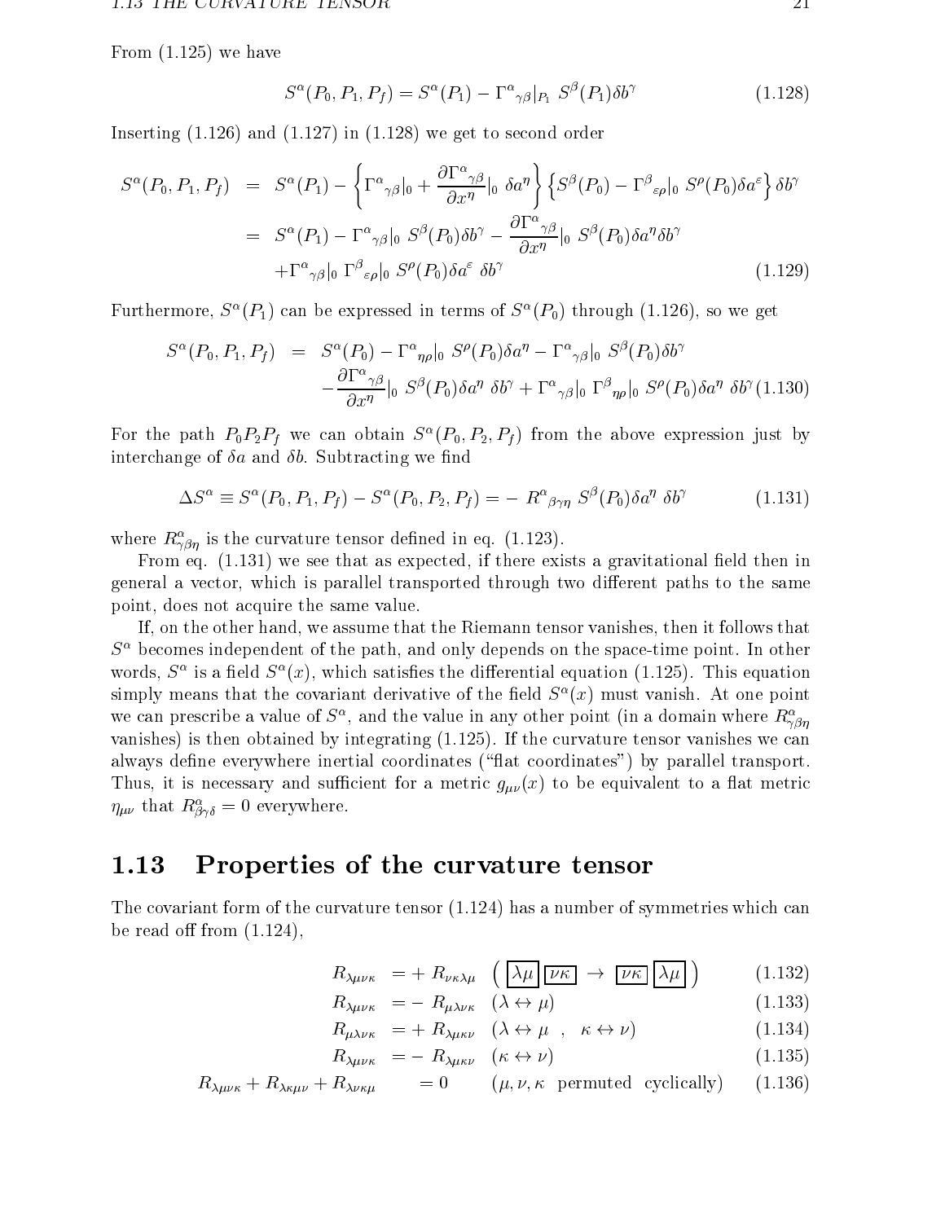From (1.125) we have

$$S^\alpha(P_0, P_1, P_f) = S^\alpha(P_1) - \Gamma^\alpha{}_{\gamma\beta}|_{P_1}\ S^\beta(P_1)\delta b^\gamma \tag{1.128}$$

Inserting (1.126) and (1.127) in (1.128) we get to second order

$$\begin{aligned}
S^\alpha(P_0, P_1, P_f) &= S^\alpha(P_1) - \left\{\Gamma^\alpha{}_{\gamma\beta}|_0 + \frac{\partial \Gamma^\alpha{}_{\gamma\beta}}{\partial x^\eta}|_0\ \delta a^\eta\right\}\left\{S^\beta(P_0) - \Gamma^\beta{}_{\varepsilon\rho}|_0\ S^\rho(P_0)\delta a^\varepsilon\right\}\delta b^\gamma \\
&= S^\alpha(P_1) - \Gamma^\alpha{}_{\gamma\beta}|_0\ S^\beta(P_0)\delta b^\gamma - \frac{\partial \Gamma^\alpha{}_{\gamma\beta}}{\partial x^\eta}|_0\ S^\beta(P_0)\delta a^\eta \delta b^\gamma \\
&\quad + \Gamma^\alpha{}_{\gamma\beta}|_0\ \Gamma^\beta{}_{\varepsilon\rho}|_0\ S^\rho(P_0)\delta a^\varepsilon\ \delta b^\gamma
\end{aligned} \tag{1.129}$$

Furthermore, $S^\alpha(P_1)$ can be expressed in terms of $S^\alpha(P_0)$ through (1.126), so we get

$$\begin{aligned}
S^\alpha(P_0, P_1, P_f) &= S^\alpha(P_0) - \Gamma^\alpha{}_{\eta\rho}|_0\ S^\rho(P_0)\delta a^\eta - \Gamma^\alpha{}_{\gamma\beta}|_0\ S^\beta(P_0)\delta b^\gamma \\
&\quad - \frac{\partial \Gamma^\alpha{}_{\gamma\beta}}{\partial x^\eta}|_0\ S^\beta(P_0)\delta a^\eta\ \delta b^\gamma + \Gamma^\alpha{}_{\gamma\beta}|_0\ \Gamma^\beta{}_{\eta\rho}|_0\ S^\rho(P_0)\delta a^\eta\ \delta b^\gamma
\end{aligned} \tag{1.130}$$

For the path $P_0P_2P_f$ we can obtain $S^\alpha(P_0, P_2, P_f)$ from the above expression just by interchange of $\delta a$ and $\delta b$. Subtracting we find

$$\Delta S^\alpha \equiv S^\alpha(P_0, P_1, P_f) - S^\alpha(P_0, P_2, P_f) = -\ R^\alpha{}_{\beta\gamma\eta}\ S^\beta(P_0)\delta a^\eta\ \delta b^\gamma \tag{1.131}$$

where $R^\alpha_{\gamma\beta\eta}$ is the curvature tensor defined in eq. (1.123).

From eq. (1.131) we see that as expected, if there exists a gravitational field then in general a vector, which is parallel transported through two different paths to the same point, does not acquire the same value.

If, on the other hand, we assume that the Riemann tensor vanishes, then it follows that $S^\alpha$ becomes independent of the path, and only depends on the space-time point. In other words, $S^\alpha$ is a field $S^\alpha(x)$, which satisfies the differential equation (1.125). This equation simply means that the covariant derivative of the field $S^\alpha(x)$ must vanish. At one point we can prescribe a value of $S^\alpha$, and the value in any other point (in a domain where $R^\alpha_{\gamma\beta\eta}$ vanishes) is then obtained by integrating (1.125). If the curvature tensor vanishes we can always define everywhere inertial coordinates ("flat coordinates") by parallel transport. Thus, it is necessary and sufficient for a metric $g_{\mu\nu}(x)$ to be equivalent to a flat metric $\eta_{\mu\nu}$ that $R^\alpha_{\beta\gamma\delta} = 0$ everywhere.

## 1.13 Properties of the curvature tensor

The covariant form of the curvature tensor (1.124) has a number of symmetries which can be read off from (1.124),

$$R_{\lambda\mu\nu\kappa} = +\ R_{\nu\kappa\lambda\mu} \quad \left(\boxed{\lambda\mu}\ \boxed{\nu\kappa} \rightarrow \boxed{\nu\kappa}\ \boxed{\lambda\mu}\right) \tag{1.132}$$

$$R_{\lambda\mu\nu\kappa} = -\ R_{\mu\lambda\nu\kappa} \quad (\lambda \leftrightarrow \mu) \tag{1.133}$$

$$R_{\mu\lambda\nu\kappa} = +\ R_{\lambda\mu\kappa\nu} \quad (\lambda \leftrightarrow \mu\ \ ,\ \ \kappa \leftrightarrow \nu) \tag{1.134}$$

$$R_{\lambda\mu\nu\kappa} = -\ R_{\lambda\mu\kappa\nu} \quad (\kappa \leftrightarrow \nu) \tag{1.135}$$

$$R_{\lambda\mu\nu\kappa} + R_{\lambda\kappa\mu\nu} + R_{\lambda\nu\kappa\mu} = 0 \quad (\mu, \nu, \kappa\ \text{ permuted cyclically}) \tag{1.136}$$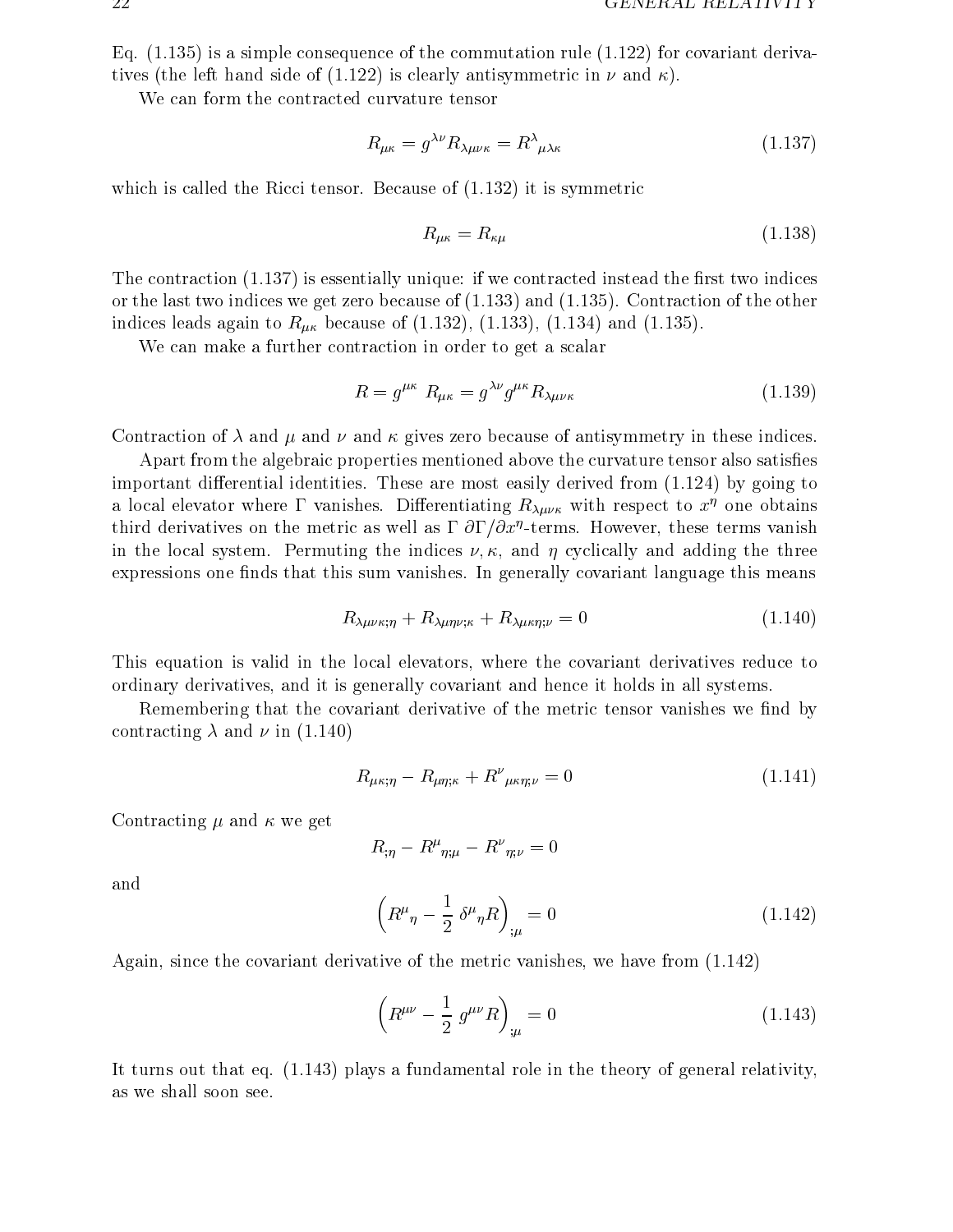Eq. (1.135) is a simple consequence of the commutation rule (1.122) for covariant derivatives (the left hand side of (1.122) is clearly antisymmetric in $\nu$ and $\kappa$).

We can form the contracted curvature tensor

$$R_{\mu\kappa} = g^{\lambda\nu} R_{\lambda\mu\nu\kappa} = R^{\lambda}{}_{\mu\lambda\kappa} \tag{1.137}$$

which is called the Ricci tensor. Because of (1.132) it is symmetric

$$R_{\mu\kappa} = R_{\kappa\mu} \tag{1.138}$$

The contraction (1.137) is essentially unique: if we contracted instead the first two indices or the last two indices we get zero because of (1.133) and (1.135). Contraction of the other indices leads again to $R_{\mu\kappa}$ because of (1.132), (1.133), (1.134) and (1.135).

We can make a further contraction in order to get a scalar

$$R = g^{\mu\kappa}\ R_{\mu\kappa} = g^{\lambda\nu} g^{\mu\kappa} R_{\lambda\mu\nu\kappa} \tag{1.139}$$

Contraction of $\lambda$ and $\mu$ and $\nu$ and $\kappa$ gives zero because of antisymmetry in these indices.

Apart from the algebraic properties mentioned above the curvature tensor also satisfies important differential identities. These are most easily derived from (1.124) by going to a local elevator where $\Gamma$ vanishes. Differentiating $R_{\lambda\mu\nu\kappa}$ with respect to $x^\eta$ one obtains third derivatives on the metric as well as $\Gamma\ \partial\Gamma/\partial x^\eta$-terms. However, these terms vanish in the local system. Permuting the indices $\nu, \kappa$, and $\eta$ cyclically and adding the three expressions one finds that this sum vanishes. In generally covariant language this means

$$R_{\lambda\mu\nu\kappa;\eta} + R_{\lambda\mu\eta\nu;\kappa} + R_{\lambda\mu\kappa\eta;\nu} = 0 \tag{1.140}$$

This equation is valid in the local elevators, where the covariant derivatives reduce to ordinary derivatives, and it is generally covariant and hence it holds in all systems.

Remembering that the covariant derivative of the metric tensor vanishes we find by contracting $\lambda$ and $\nu$ in (1.140)

$$R_{\mu\kappa;\eta} - R_{\mu\eta;\kappa} + R^{\nu}{}_{\mu\kappa\eta;\nu} = 0 \tag{1.141}$$

Contracting $\mu$ and $\kappa$ we get

$$R_{;\eta} - R^{\mu}{}_{\eta;\mu} - R^{\nu}{}_{\eta;\nu} = 0$$

and

$$\left(R^{\mu}{}_{\eta} - \frac{1}{2}\ \delta^{\mu}{}_{\eta} R\right)_{;\mu} = 0 \tag{1.142}$$

Again, since the covariant derivative of the metric vanishes, we have from (1.142)

$$\left(R^{\mu\nu} - \frac{1}{2}\ g^{\mu\nu} R\right)_{;\mu} = 0 \tag{1.143}$$

It turns out that eq. (1.143) plays a fundamental role in the theory of general relativity, as we shall soon see.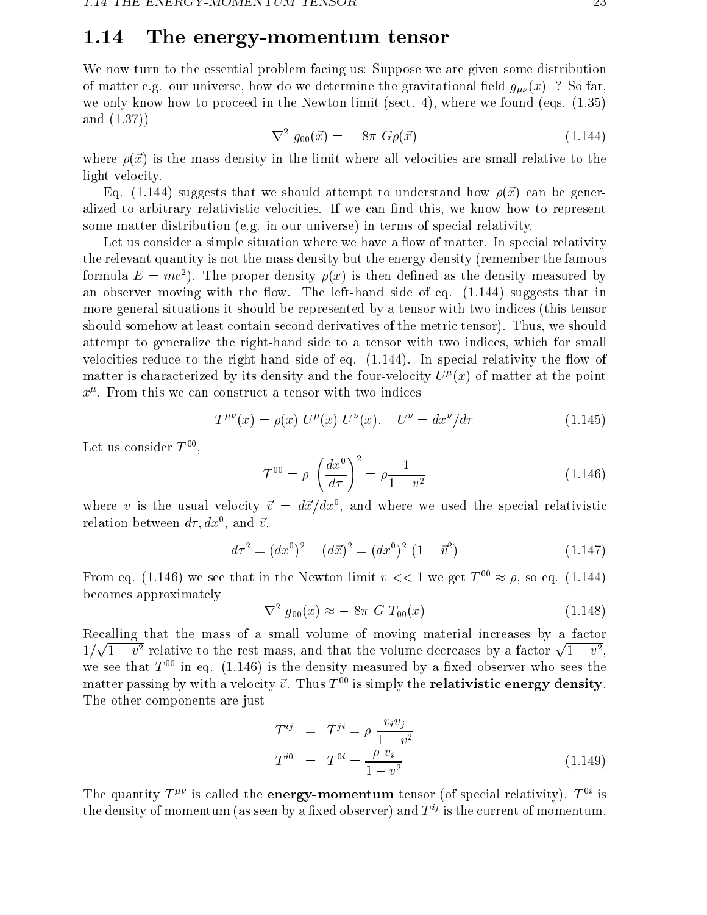## 1.14 The energy-momentum tensor

We now turn to the essential problem facing us: Suppose we are given some distribution of matter e.g. our universe, how do we determine the gravitational field $g_{\mu\nu}(x)$ ? So far, we only know how to proceed in the Newton limit (sect. 4), where we found (eqs. (1.35) and (1.37))

$$\nabla^2 \; g_{00}(\vec{x}) = - \; 8\pi \; G\rho(\vec{x}) \tag{1.144}$$

where $\rho(\vec{x})$ is the mass density in the limit where all velocities are small relative to the light velocity.

Eq. (1.144) suggests that we should attempt to understand how $\rho(\vec{x})$ can be generalized to arbitrary relativistic velocities. If we can find this, we know how to represent some matter distribution (e.g. in our universe) in terms of special relativity.

Let us consider a simple situation where we have a flow of matter. In special relativity the relevant quantity is not the mass density but the energy density (remember the famous formula $E = mc^2$). The proper density $\rho(x)$ is then defined as the density measured by an observer moving with the flow. The left-hand side of eq. (1.144) suggests that in more general situations it should be represented by a tensor with two indices (this tensor should somehow at least contain second derivatives of the metric tensor). Thus, we should attempt to generalize the right-hand side to a tensor with two indices, which for small velocities reduce to the right-hand side of eq. (1.144). In special relativity the flow of matter is characterized by its density and the four-velocity $U^\mu(x)$ of matter at the point $x^\mu$. From this we can construct a tensor with two indices

$$T^{\mu\nu}(x) = \rho(x) \; U^\mu(x) \; U^\nu(x), \quad U^\nu = dx^\nu/d\tau \tag{1.145}$$

Let us consider $T^{00}$,

$$T^{00} = \rho \; \left(\frac{dx^0}{d\tau}\right)^2 = \rho \frac{1}{1 - v^2} \tag{1.146}$$

where $v$ is the usual velocity $\vec{v} = d\vec{x}/dx^0$, and where we used the special relativistic relation between $d\tau, dx^0$, and $\vec{v}$,

$$d\tau^2 = (dx^0)^2 - (d\vec{x})^2 = (dx^0)^2 \; (1 - \vec{v}^2) \tag{1.147}$$

From eq. (1.146) we see that in the Newton limit $v << 1$ we get $T^{00} \approx \rho$, so eq. (1.144) becomes approximately

$$\nabla^2 \; g_{00}(x) \approx - \; 8\pi \; G \; T_{00}(x) \tag{1.148}$$

Recalling that the mass of a small volume of moving material increases by a factor $1/\sqrt{1 - v^2}$ relative to the rest mass, and that the volume decreases by a factor $\sqrt{1 - v^2}$, we see that $T^{00}$ in eq. (1.146) is the density measured by a fixed observer who sees the matter passing by with a velocity $\vec{v}$. Thus $T^{00}$ is simply the **relativistic energy density**. The other components are just

$$\begin{aligned} T^{ij} &= T^{ji} = \rho \; \frac{v_i v_j}{1 - v^2} \\ T^{i0} &= T^{0i} = \frac{\rho \; v_i}{1 - v^2} \end{aligned} \tag{1.149}$$

The quantity $T^{\mu\nu}$ is called the **energy-momentum** tensor (of special relativity). $T^{0i}$ is the density of momentum (as seen by a fixed observer) and $T^{ij}$ is the current of momentum.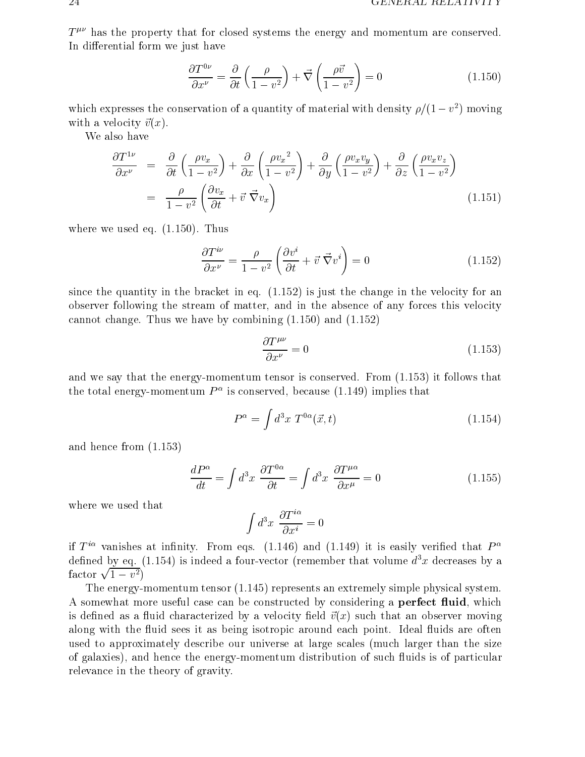$T^{\mu\nu}$ has the property that for closed systems the energy and momentum are conserved. In differential form we just have

$$\frac{\partial T^{0\nu}}{\partial x^\nu} = \frac{\partial}{\partial t}\left(\frac{\rho}{1-v^2}\right) + \vec{\nabla}\left(\frac{\rho\vec{v}}{1-v^2}\right) = 0 \tag{1.150}$$

which expresses the conservation of a quantity of material with density $\rho/(1-v^2)$ moving with a velocity $\vec{v}(x)$.

We also have

$$\begin{aligned}
\frac{\partial T^{1\nu}}{\partial x^\nu} &= \frac{\partial}{\partial t}\left(\frac{\rho v_x}{1-v^2}\right) + \frac{\partial}{\partial x}\left(\frac{\rho {v_x}^2}{1-v^2}\right) + \frac{\partial}{\partial y}\left(\frac{\rho v_x v_y}{1-v^2}\right) + \frac{\partial}{\partial z}\left(\frac{\rho v_x v_z}{1-v^2}\right) \\
&= \frac{\rho}{1-v^2}\left(\frac{\partial v_x}{\partial t} + \vec{v}\,\vec{\nabla} v_x\right)
\end{aligned} \tag{1.151}$$

where we used eq. (1.150). Thus

$$\frac{\partial T^{i\nu}}{\partial x^\nu} = \frac{\rho}{1-v^2}\left(\frac{\partial v^i}{\partial t} + \vec{v}\,\vec{\nabla} v^i\right) = 0 \tag{1.152}$$

since the quantity in the bracket in eq. (1.152) is just the change in the velocity for an observer following the stream of matter, and in the absence of any forces this velocity cannot change. Thus we have by combining (1.150) and (1.152)

$$\frac{\partial T^{\mu\nu}}{\partial x^\nu} = 0 \tag{1.153}$$

and we say that the energy-momentum tensor is conserved. From (1.153) it follows that the total energy-momentum $P^\alpha$ is conserved, because (1.149) implies that

$$P^\alpha = \int d^3x\; T^{0\alpha}(\vec{x}, t) \tag{1.154}$$

and hence from (1.153)

$$\frac{dP^\alpha}{dt} = \int d^3x\; \frac{\partial T^{0\alpha}}{\partial t} = \int d^3x\; \frac{\partial T^{\mu\alpha}}{\partial x^\mu} = 0 \tag{1.155}$$

where we used that

$$\int d^3x\; \frac{\partial T^{i\alpha}}{\partial x^i} = 0$$

if $T^{i\alpha}$ vanishes at infinity. From eqs. (1.146) and (1.149) it is easily verified that $P^\alpha$ defined by eq. (1.154) is indeed a four-vector (remember that volume $d^3x$ decreases by a factor $\sqrt{1-v^2}$)

The energy-momentum tensor (1.145) represents an extremely simple physical system. A somewhat more useful case can be constructed by considering a **perfect fluid**, which is defined as a fluid characterized by a velocity field $\vec{v}(x)$ such that an observer moving along with the fluid sees it as being isotropic around each point. Ideal fluids are often used to approximately describe our universe at large scales (much larger than the size of galaxies), and hence the energy-momentum distribution of such fluids is of particular relevance in the theory of gravity.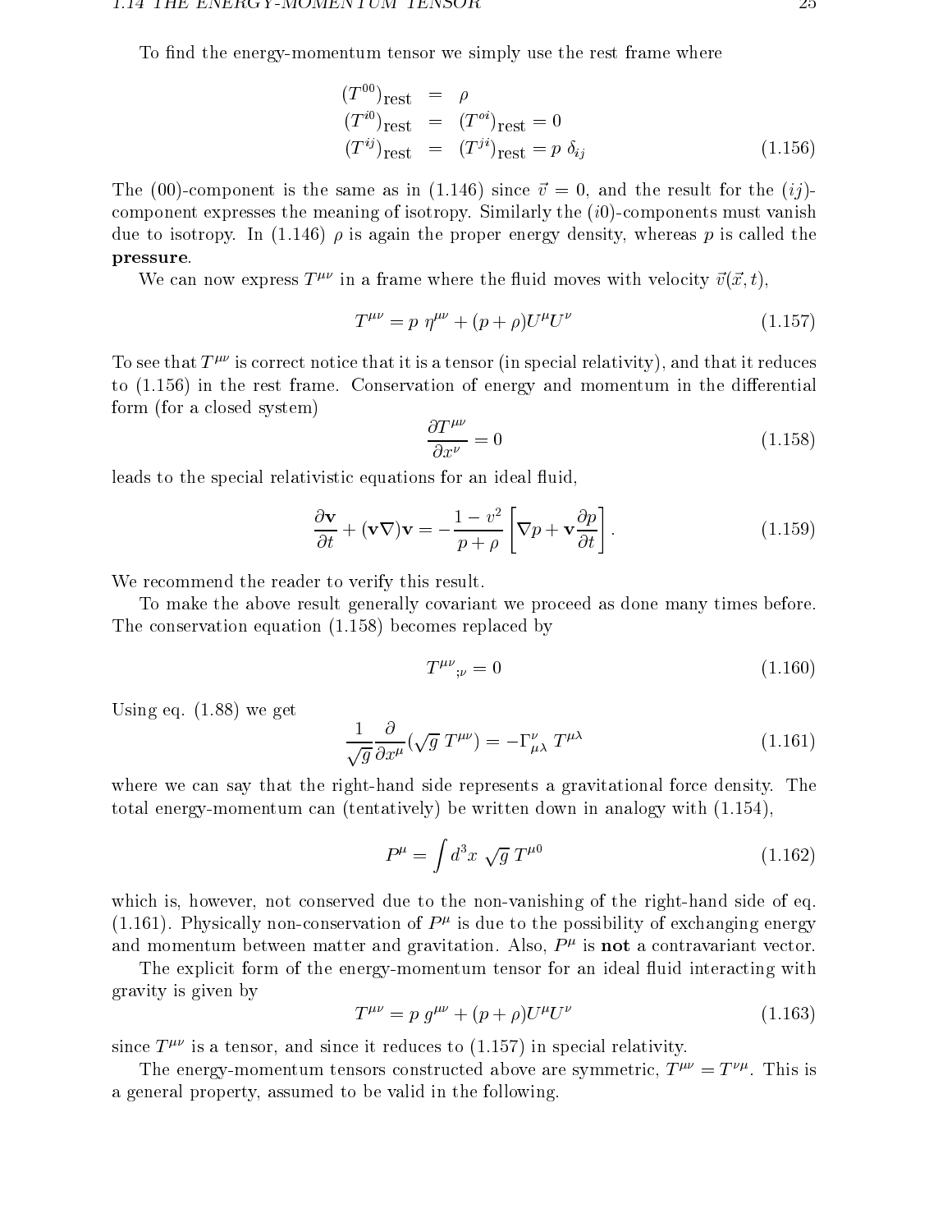To find the energy-momentum tensor we simply use the rest frame where

$$
\begin{aligned}
(T^{00})_{\text{rest}} &= \rho \\
(T^{i0})_{\text{rest}} &= (T^{oi})_{\text{rest}} = 0 \\
(T^{ij})_{\text{rest}} &= (T^{ji})_{\text{rest}} = p\ \delta_{ij}
\end{aligned}
\tag{1.156}
$$

The (00)-component is the same as in (1.146) since $\vec{v} = 0$, and the result for the $(ij)$-component expresses the meaning of isotropy. Similarly the $(i0)$-components must vanish due to isotropy. In (1.146) $\rho$ is again the proper energy density, whereas $p$ is called the **pressure**.

We can now express $T^{\mu\nu}$ in a frame where the fluid moves with velocity $\vec{v}(\vec{x}, t)$,

$$
T^{\mu\nu} = p\ \eta^{\mu\nu} + (p + \rho) U^\mu U^\nu \tag{1.157}
$$

To see that $T^{\mu\nu}$ is correct notice that it is a tensor (in special relativity), and that it reduces to (1.156) in the rest frame. Conservation of energy and momentum in the differential form (for a closed system)

$$
\frac{\partial T^{\mu\nu}}{\partial x^\nu} = 0 \tag{1.158}
$$

leads to the special relativistic equations for an ideal fluid,

$$
\frac{\partial \mathbf{v}}{\partial t} + (\mathbf{v}\nabla)\mathbf{v} = -\frac{1 - v^2}{p + \rho}\left[\nabla p + \mathbf{v}\frac{\partial p}{\partial t}\right]. \tag{1.159}
$$

We recommend the reader to verify this result.

To make the above result generally covariant we proceed as done many times before. The conservation equation (1.158) becomes replaced by

$$
T^{\mu\nu}{}_{;\nu} = 0 \tag{1.160}
$$

Using eq. (1.88) we get

$$
\frac{1}{\sqrt{g}}\frac{\partial}{\partial x^\mu}(\sqrt{g}\ T^{\mu\nu}) = -\Gamma^\nu_{\mu\lambda}\ T^{\mu\lambda} \tag{1.161}
$$

where we can say that the right-hand side represents a gravitational force density. The total energy-momentum can (tentatively) be written down in analogy with (1.154),

$$
P^\mu = \int d^3x\ \sqrt{g}\ T^{\mu 0} \tag{1.162}
$$

which is, however, not conserved due to the non-vanishing of the right-hand side of eq. (1.161). Physically non-conservation of $P^\mu$ is due to the possibility of exchanging energy and momentum between matter and gravitation. Also, $P^\mu$ is **not** a contravariant vector.

The explicit form of the energy-momentum tensor for an ideal fluid interacting with gravity is given by

$$
T^{\mu\nu} = p\ g^{\mu\nu} + (p + \rho) U^\mu U^\nu \tag{1.163}
$$

since $T^{\mu\nu}$ is a tensor, and since it reduces to (1.157) in special relativity.

The energy-momentum tensors constructed above are symmetric, $T^{\mu\nu} = T^{\nu\mu}$. This is a general property, assumed to be valid in the following.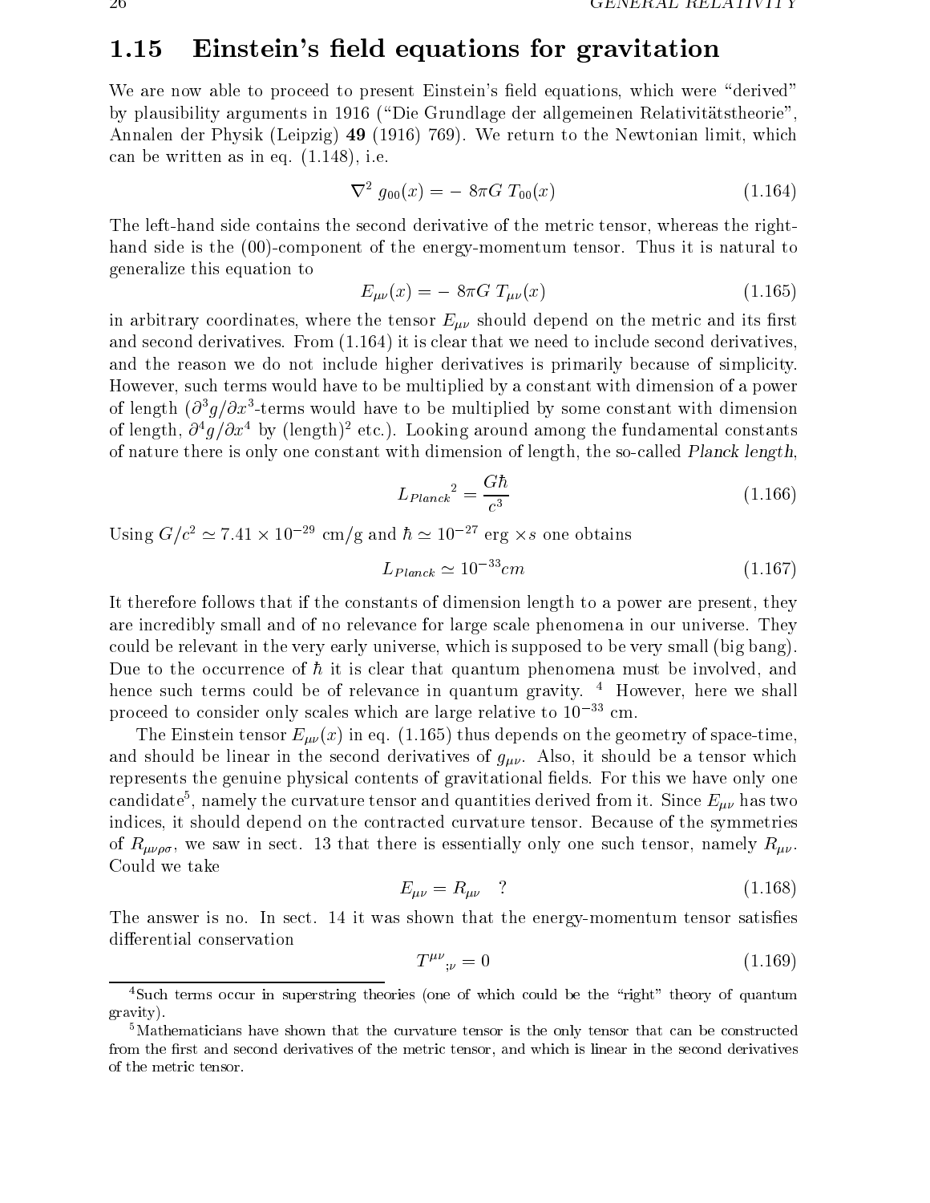## 1.15 Einstein's field equations for gravitation

We are now able to proceed to present Einstein's field equations, which were "derived" by plausibility arguments in 1916 ("Die Grundlage der allgemeinen Relativitätstheorie", Annalen der Physik (Leipzig) **49** (1916) 769). We return to the Newtonian limit, which can be written as in eq. (1.148), i.e.

$$\nabla^2 \, g_{00}(x) = - \, 8\pi G \, T_{00}(x) \tag{1.164}$$

The left-hand side contains the second derivative of the metric tensor, whereas the right-hand side is the (00)-component of the energy-momentum tensor. Thus it is natural to generalize this equation to

$$E_{\mu\nu}(x) = - \, 8\pi G \, T_{\mu\nu}(x) \tag{1.165}$$

in arbitrary coordinates, where the tensor $E_{\mu\nu}$ should depend on the metric and its first and second derivatives. From (1.164) it is clear that we need to include second derivatives, and the reason we do not include higher derivatives is primarily because of simplicity. However, such terms would have to be multiplied by a constant with dimension of a power of length ($\partial^3 g/\partial x^3$-terms would have to be multiplied by some constant with dimension of length, $\partial^4 g/\partial x^4$ by $(\text{length})^2$ etc.). Looking around among the fundamental constants of nature there is only one constant with dimension of length, the so-called *Planck length*,

$$L_{Planck}{}^2 = \frac{G\hbar}{c^3} \tag{1.166}$$

Using $G/c^2 \simeq 7.41 \times 10^{-29}$ cm/g and $\hbar \simeq 10^{-27}$ erg $\times s$ one obtains

$$L_{Planck} \simeq 10^{-33} cm \tag{1.167}$$

It therefore follows that if the constants of dimension length to a power are present, they are incredibly small and of no relevance for large scale phenomena in our universe. They could be relevant in the very early universe, which is supposed to be very small (big bang). Due to the occurrence of $\hbar$ it is clear that quantum phenomena must be involved, and hence such terms could be of relevance in quantum gravity. [4] However, here we shall proceed to consider only scales which are large relative to $10^{-33}$ cm.

The Einstein tensor $E_{\mu\nu}(x)$ in eq. (1.165) thus depends on the geometry of space-time, and should be linear in the second derivatives of $g_{\mu\nu}$. Also, it should be a tensor which represents the genuine physical contents of gravitational fields. For this we have only one candidate[5], namely the curvature tensor and quantities derived from it. Since $E_{\mu\nu}$ has two indices, it should depend on the contracted curvature tensor. Because of the symmetries of $R_{\mu\nu\rho\sigma}$, we saw in sect. 13 that there is essentially only one such tensor, namely $R_{\mu\nu}$. Could we take

$$E_{\mu\nu} = R_{\mu\nu} \quad ? \tag{1.168}$$

The answer is no. In sect. 14 it was shown that the energy-momentum tensor satisfies differential conservation

$$T^{\mu\nu}{}_{;\nu} = 0 \tag{1.169}$$

---

[4] Such terms occur in superstring theories (one of which could be the "right" theory of quantum gravity).

[5] Mathematicians have shown that the curvature tensor is the only tensor that can be constructed from the first and second derivatives of the metric tensor, and which is linear in the second derivatives of the metric tensor.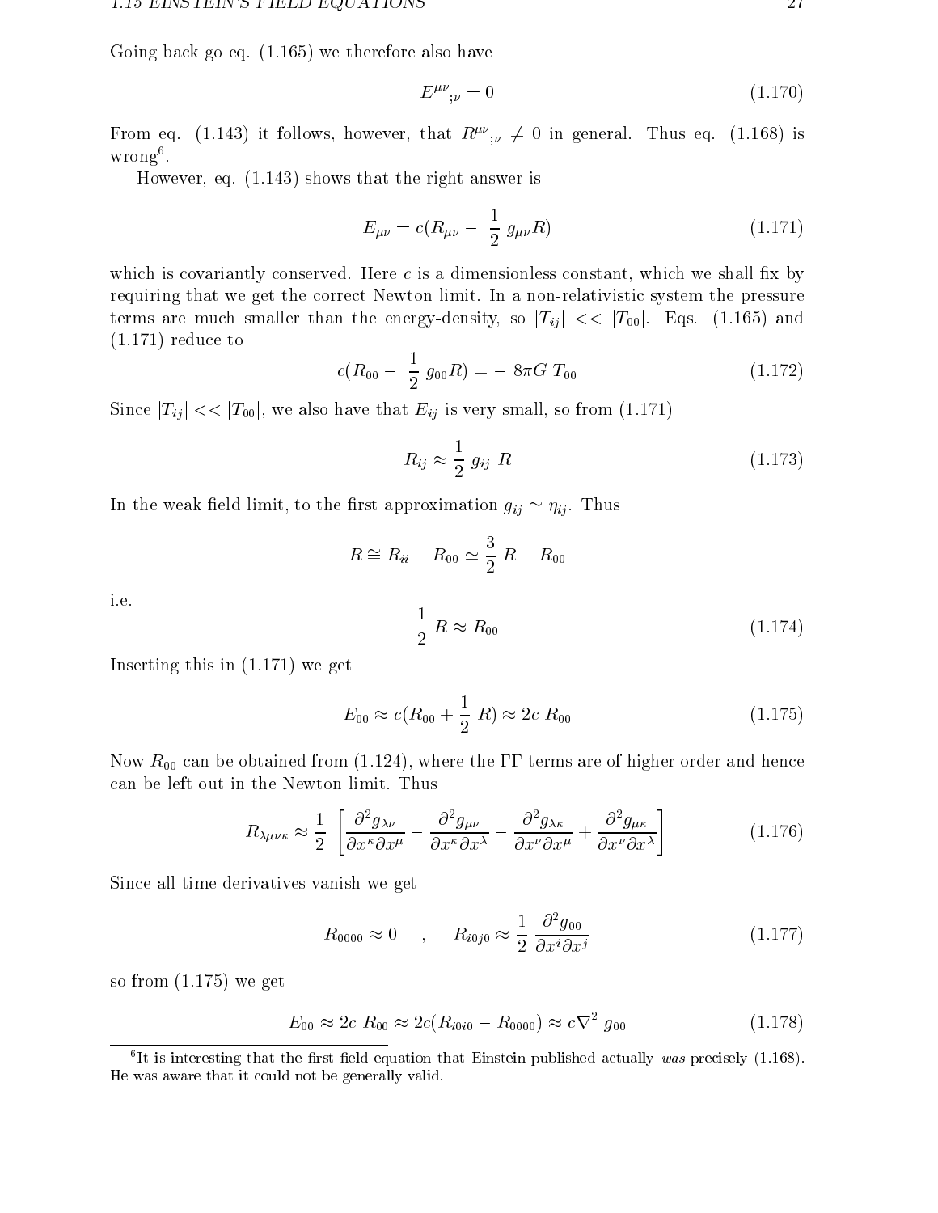Going back go eq. (1.165) we therefore also have

$$E^{\mu\nu}{}_{;\nu} = 0 \tag{1.170}$$

From eq. (1.143) it follows, however, that $R^{\mu\nu}{}_{;\nu} \neq 0$ in general. Thus eq. (1.168) is wrong[6].

However, eq. (1.143) shows that the right answer is

$$E_{\mu\nu} = c(R_{\mu\nu} - \frac{1}{2}\, g_{\mu\nu} R) \tag{1.171}$$

which is covariantly conserved. Here $c$ is a dimensionless constant, which we shall fix by requiring that we get the correct Newton limit. In a non-relativistic system the pressure terms are much smaller than the energy-density, so $|T_{ij}| << |T_{00}|$. Eqs. (1.165) and (1.171) reduce to

$$c(R_{00} - \frac{1}{2}\, g_{00} R) = -\, 8\pi G\, T_{00} \tag{1.172}$$

Since $|T_{ij}| << |T_{00}|$, we also have that $E_{ij}$ is very small, so from (1.171)

$$R_{ij} \approx \frac{1}{2}\, g_{ij}\, R \tag{1.173}$$

In the weak field limit, to the first approximation $g_{ij} \simeq \eta_{ij}$. Thus

$$R \cong R_{ii} - R_{00} \simeq \frac{3}{2}\, R - R_{00}$$

i.e.

$$\frac{1}{2}\, R \approx R_{00} \tag{1.174}$$

Inserting this in (1.171) we get

$$E_{00} \approx c(R_{00} + \frac{1}{2}\, R) \approx 2c\, R_{00} \tag{1.175}$$

Now $R_{00}$ can be obtained from (1.124), where the $\Gamma\Gamma$-terms are of higher order and hence can be left out in the Newton limit. Thus

$$R_{\lambda\mu\nu\kappa} \approx \frac{1}{2}\, \left[ \frac{\partial^2 g_{\lambda\nu}}{\partial x^\kappa \partial x^\mu} - \frac{\partial^2 g_{\mu\nu}}{\partial x^\kappa \partial x^\lambda} - \frac{\partial^2 g_{\lambda\kappa}}{\partial x^\nu \partial x^\mu} + \frac{\partial^2 g_{\mu\kappa}}{\partial x^\nu \partial x^\lambda} \right] \tag{1.176}$$

Since all time derivatives vanish we get

$$R_{0000} \approx 0 \quad , \quad R_{i0j0} \approx \frac{1}{2}\, \frac{\partial^2 g_{00}}{\partial x^i \partial x^j} \tag{1.177}$$

so from (1.175) we get

$$E_{00} \approx 2c\, R_{00} \approx 2c(R_{i0i0} - R_{0000}) \approx c\nabla^2\, g_{00} \tag{1.178}$$

[6] It is interesting that the first field equation that Einstein published actually *was* precisely (1.168). He was aware that it could not be generally valid.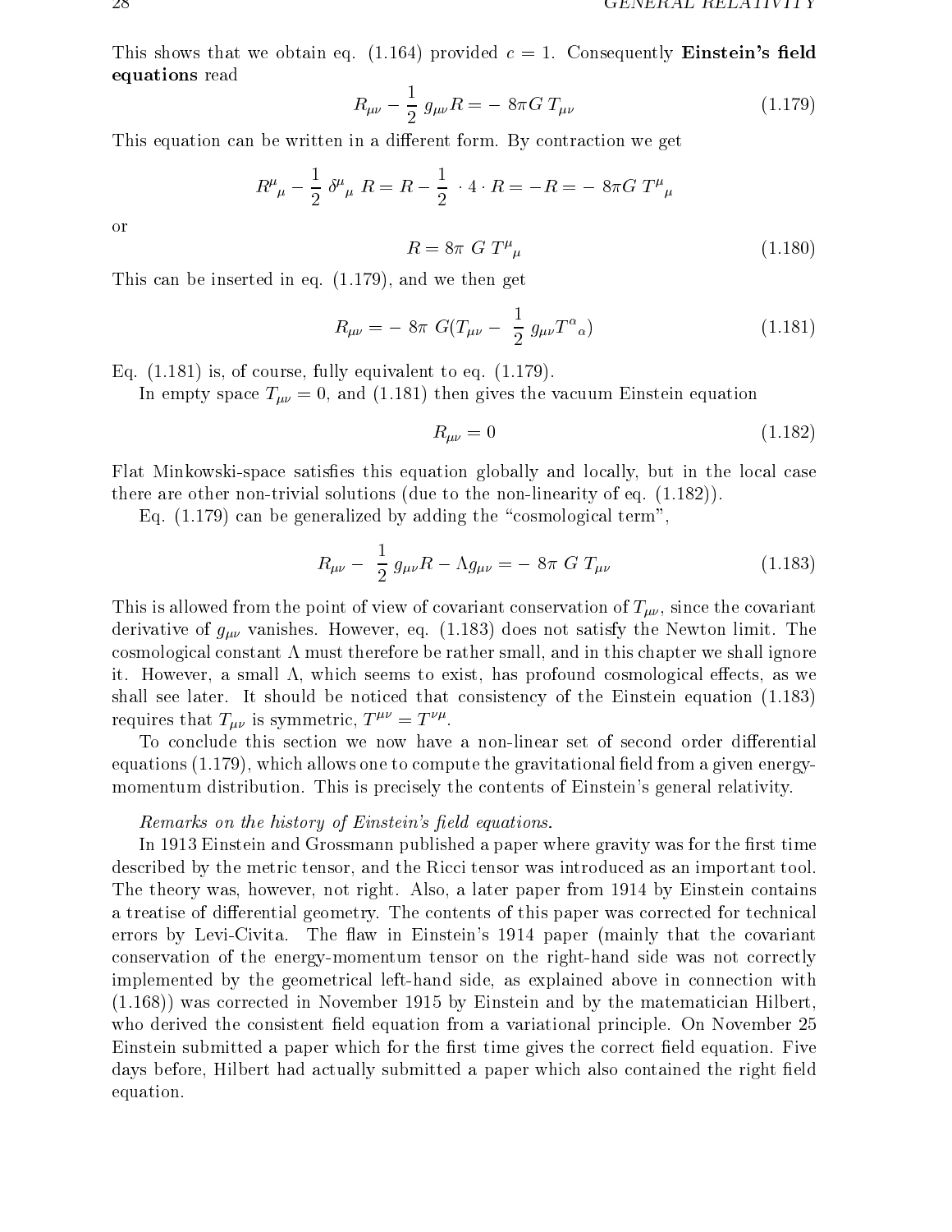This shows that we obtain eq. (1.164) provided $c = 1$. Consequently **Einstein's field equations** read

$$R_{\mu\nu} - \frac{1}{2}\, g_{\mu\nu} R = -\, 8\pi G\, T_{\mu\nu} \tag{1.179}$$

This equation can be written in a different form. By contraction we get

$$R^{\mu}{}_{\mu} - \frac{1}{2}\, \delta^{\mu}{}_{\mu}\, R = R - \frac{1}{2}\, \cdot 4 \cdot R = -R = -\, 8\pi G\, T^{\mu}{}_{\mu}$$

or

$$R = 8\pi\, G\, T^{\mu}{}_{\mu} \tag{1.180}$$

This can be inserted in eq. (1.179), and we then get

$$R_{\mu\nu} = -\, 8\pi\, G (T_{\mu\nu} - \frac{1}{2}\, g_{\mu\nu} T^{\alpha}{}_{\alpha}) \tag{1.181}$$

Eq. (1.181) is, of course, fully equivalent to eq. (1.179).

In empty space $T_{\mu\nu} = 0$, and (1.181) then gives the vacuum Einstein equation

$$R_{\mu\nu} = 0 \tag{1.182}$$

Flat Minkowski-space satisfies this equation globally and locally, but in the local case there are other non-trivial solutions (due to the non-linearity of eq. (1.182)).

Eq. (1.179) can be generalized by adding the "cosmological term",

$$R_{\mu\nu} - \frac{1}{2}\, g_{\mu\nu} R - \Lambda g_{\mu\nu} = -\, 8\pi\, G\, T_{\mu\nu} \tag{1.183}$$

This is allowed from the point of view of covariant conservation of $T_{\mu\nu}$, since the covariant derivative of $g_{\mu\nu}$ vanishes. However, eq. (1.183) does not satisfy the Newton limit. The cosmological constant $\Lambda$ must therefore be rather small, and in this chapter we shall ignore it. However, a small $\Lambda$, which seems to exist, has profound cosmological effects, as we shall see later. It should be noticed that consistency of the Einstein equation (1.183) requires that $T_{\mu\nu}$ is symmetric, $T^{\mu\nu} = T^{\nu\mu}$.

To conclude this section we now have a non-linear set of second order differential equations (1.179), which allows one to compute the gravitational field from a given energy-momentum distribution. This is precisely the contents of Einstein's general relativity.

*Remarks on the history of Einstein's field equations.*

In 1913 Einstein and Grossmann published a paper where gravity was for the first time described by the metric tensor, and the Ricci tensor was introduced as an important tool. The theory was, however, not right. Also, a later paper from 1914 by Einstein contains a treatise of differential geometry. The contents of this paper was corrected for technical errors by Levi-Civita. The flaw in Einstein's 1914 paper (mainly that the covariant conservation of the energy-momentum tensor on the right-hand side was not correctly implemented by the geometrical left-hand side, as explained above in connection with (1.168)) was corrected in November 1915 by Einstein and by the matematician Hilbert, who derived the consistent field equation from a variational principle. On November 25 Einstein submitted a paper which for the first time gives the correct field equation. Five days before, Hilbert had actually submitted a paper which also contained the right field equation.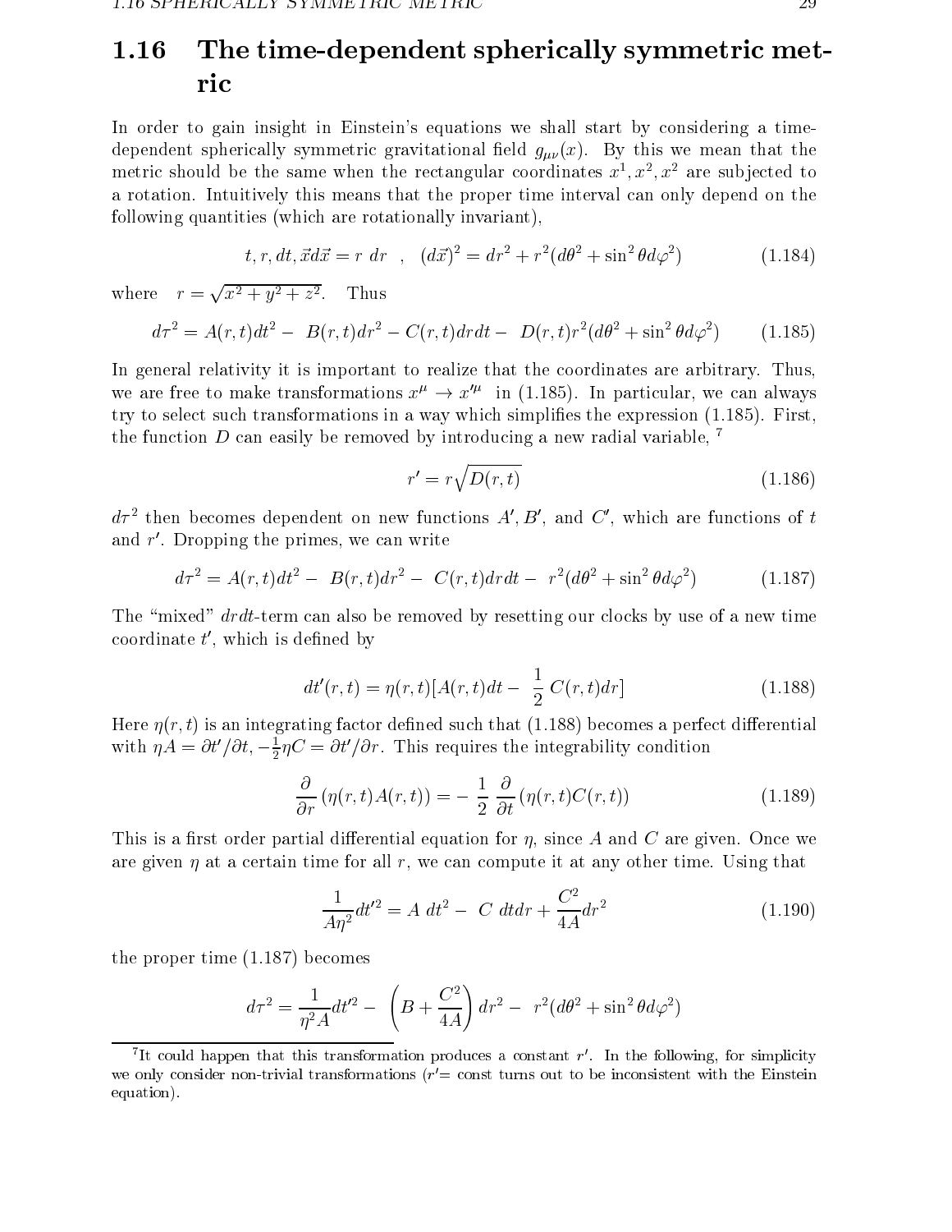## 1.16 The time-dependent spherically symmetric metric

In order to gain insight in Einstein's equations we shall start by considering a time-dependent spherically symmetric gravitational field $g_{\mu\nu}(x)$. By this we mean that the metric should be the same when the rectangular coordinates $x^1, x^2, x^2$ are subjected to a rotation. Intuitively this means that the proper time interval can only depend on the following quantities (which are rotationally invariant),

$$t, r, dt, \vec{x}d\vec{x} = r\ dr \quad , \quad (d\vec{x})^2 = dr^2 + r^2(d\theta^2 + \sin^2\theta d\varphi^2) \tag{1.184}$$

where $\quad r = \sqrt{x^2 + y^2 + z^2}$. $\quad$ Thus

$$d\tau^2 = A(r,t)dt^2 - \ B(r,t)dr^2 - C(r,t)drdt - \ D(r,t)r^2(d\theta^2 + \sin^2\theta d\varphi^2) \tag{1.185}$$

In general relativity it is important to realize that the coordinates are arbitrary. Thus, we are free to make transformations $x^\mu \to x'^\mu$ in (1.185). In particular, we can always try to select such transformations in a way which simplifies the expression (1.185). First, the function $D$ can easily be removed by introducing a new radial variable, [7]

$$r' = r\sqrt{D(r,t)} \tag{1.186}$$

$d\tau^2$ then becomes dependent on new functions $A', B'$, and $C'$, which are functions of $t$ and $r'$. Dropping the primes, we can write

$$d\tau^2 = A(r,t)dt^2 - \ B(r,t)dr^2 - \ C(r,t)drdt - \ r^2(d\theta^2 + \sin^2\theta d\varphi^2) \tag{1.187}$$

The "mixed" $drdt$-term can also be removed by resetting our clocks by use of a new time coordinate $t'$, which is defined by

$$dt'(r,t) = \eta(r,t)[A(r,t)dt - \ \frac{1}{2}\ C(r,t)dr] \tag{1.188}$$

Here $\eta(r,t)$ is an integrating factor defined such that (1.188) becomes a perfect differential with $\eta A = \partial t'/\partial t, -\frac{1}{2}\eta C = \partial t'/\partial r$. This requires the integrability condition

$$\frac{\partial}{\partial r}\left(\eta(r,t)A(r,t)\right) = - \ \frac{1}{2}\ \frac{\partial}{\partial t}\left(\eta(r,t)C(r,t)\right) \tag{1.189}$$

This is a first order partial differential equation for $\eta$, since $A$ and $C$ are given. Once we are given $\eta$ at a certain time for all $r$, we can compute it at any other time. Using that

$$\frac{1}{A\eta^2}dt'^2 = A\ dt^2 - \ C\ dtdr + \frac{C^2}{4A}dr^2 \tag{1.190}$$

the proper time (1.187) becomes

$$d\tau^2 = \frac{1}{\eta^2 A}dt'^2 - \ \left(B + \frac{C^2}{4A}\right)dr^2 - \ r^2(d\theta^2 + \sin^2\theta d\varphi^2)$$

---

[7] It could happen that this transformation produces a constant $r'$. In the following, for simplicity we only consider non-trivial transformations ($r'$= const turns out to be inconsistent with the Einstein equation).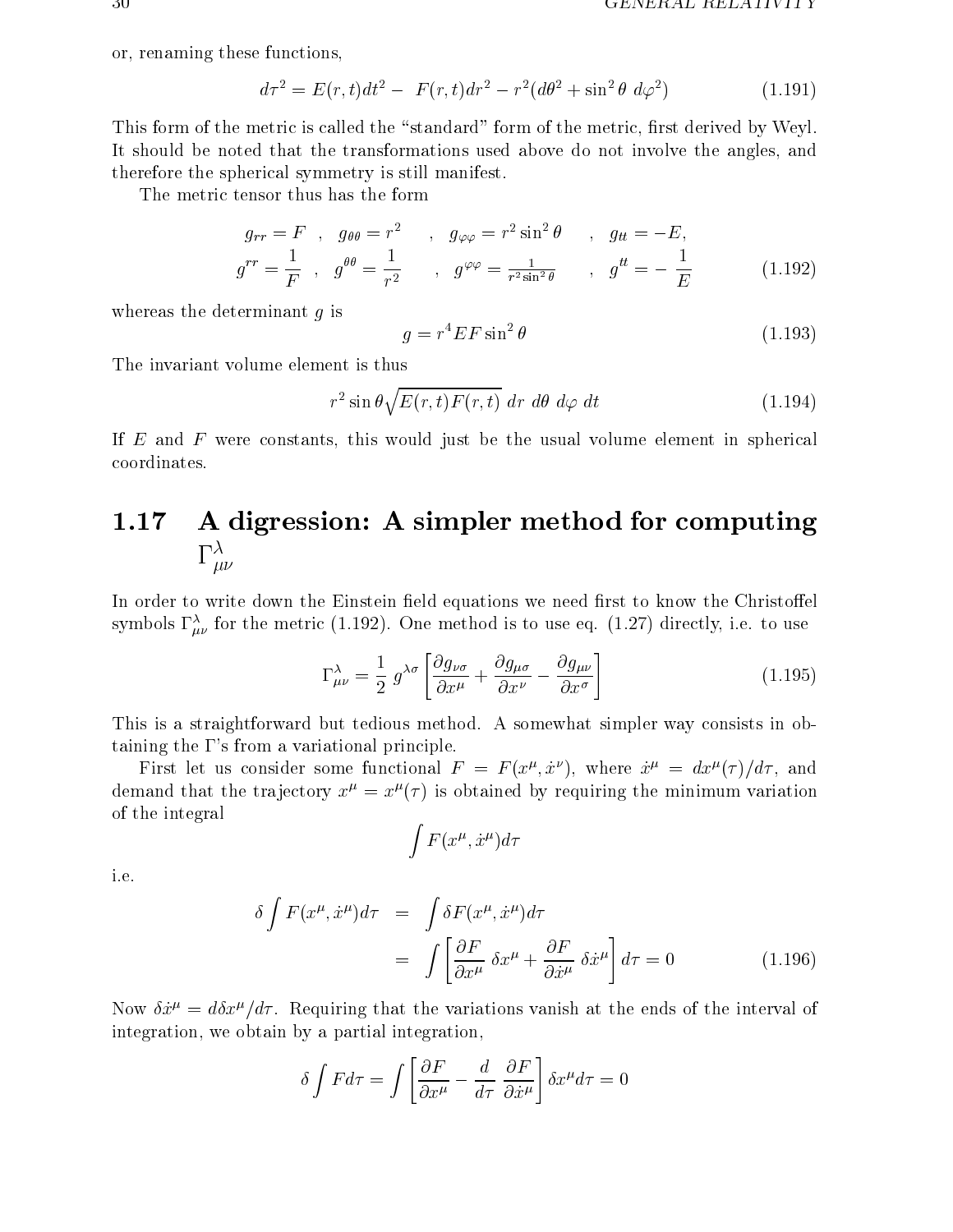or, renaming these functions,

$$d\tau^2 = E(r,t)dt^2 - \ F(r,t)dr^2 - r^2(d\theta^2 + \sin^2\theta \ d\varphi^2) \tag{1.191}$$

This form of the metric is called the "standard" form of the metric, first derived by Weyl. It should be noted that the transformations used above do not involve the angles, and therefore the spherical symmetry is still manifest.

The metric tensor thus has the form

$$\begin{aligned}
g_{rr} = F \quad , \quad g_{\theta\theta} = r^2 \quad &, \quad g_{\varphi\varphi} = r^2\sin^2\theta \quad , \quad g_{tt} = -E, \\
g^{rr} = \frac{1}{F} \quad , \quad g^{\theta\theta} = \frac{1}{r^2} \quad &, \quad g^{\varphi\varphi} = \frac{1}{r^2\sin^2\theta} \quad , \quad g^{tt} = -\ \frac{1}{E}
\end{aligned} \tag{1.192}$$

whereas the determinant $g$ is

$$g = r^4 EF\sin^2\theta \tag{1.193}$$

The invariant volume element is thus

$$r^2\sin\theta\sqrt{E(r,t)F(r,t)} \ dr \ d\theta \ d\varphi \ dt \tag{1.194}$$

If $E$ and $F$ were constants, this would just be the usual volume element in spherical coordinates.

## 1.17 A digression: A simpler method for computing $\Gamma^\lambda_{\mu\nu}$

In order to write down the Einstein field equations we need first to know the Christoffel symbols $\Gamma^\lambda_{\mu\nu}$ for the metric (1.192). One method is to use eq. (1.27) directly, i.e. to use

$$\Gamma^\lambda_{\mu\nu} = \frac{1}{2}\ g^{\lambda\sigma}\left[\frac{\partial g_{\nu\sigma}}{\partial x^\mu} + \frac{\partial g_{\mu\sigma}}{\partial x^\nu} - \frac{\partial g_{\mu\nu}}{\partial x^\sigma}\right] \tag{1.195}$$

This is a straightforward but tedious method. A somewhat simpler way consists in obtaining the $\Gamma$'s from a variational principle.

First let us consider some functional $F = F(x^\mu, \dot{x}^\nu)$, where $\dot{x}^\mu = dx^\mu(\tau)/d\tau$, and demand that the trajectory $x^\mu = x^\mu(\tau)$ is obtained by requiring the minimum variation of the integral

$$\int F(x^\mu, \dot{x}^\mu)d\tau$$

i.e.

$$\begin{aligned}
\delta\int F(x^\mu, \dot{x}^\mu)d\tau \ &= \ \int \delta F(x^\mu, \dot{x}^\mu)d\tau \\
&= \ \int\left[\frac{\partial F}{\partial x^\mu}\ \delta x^\mu + \frac{\partial F}{\partial \dot{x}^\mu}\ \delta\dot{x}^\mu\right]d\tau = 0
\end{aligned} \tag{1.196}$$

Now $\delta\dot{x}^\mu = d\delta x^\mu/d\tau$. Requiring that the variations vanish at the ends of the interval of integration, we obtain by a partial integration,

$$\delta\int F d\tau = \int\left[\frac{\partial F}{\partial x^\mu} - \frac{d}{d\tau}\ \frac{\partial F}{\partial \dot{x}^\mu}\right]\delta x^\mu d\tau = 0$$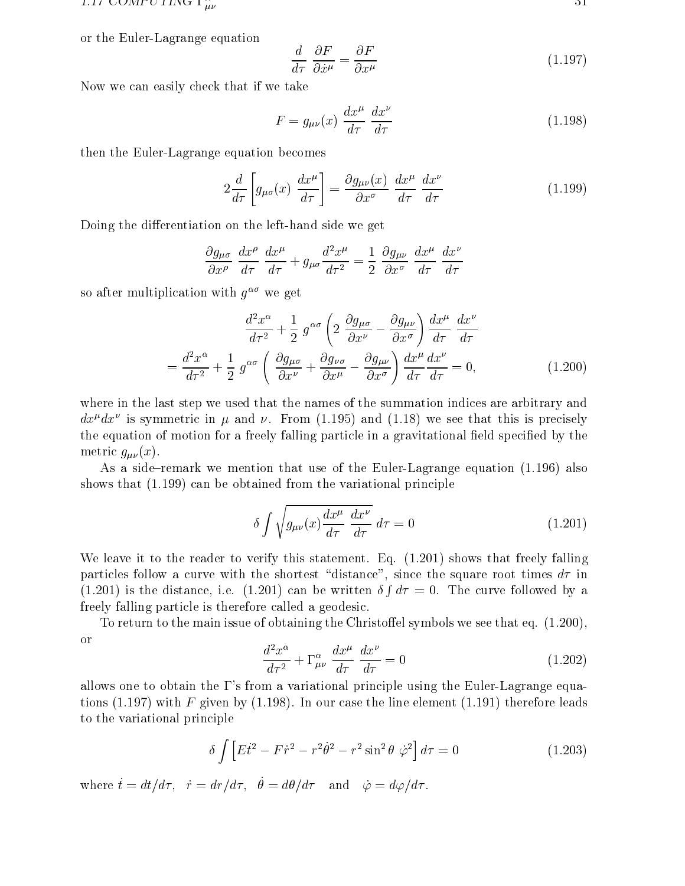or the Euler-Lagrange equation

$$\frac{d}{d\tau}\,\frac{\partial F}{\partial \dot{x}^\mu} = \frac{\partial F}{\partial x^\mu} \tag{1.197}$$

Now we can easily check that if we take

$$F = g_{\mu\nu}(x)\,\frac{dx^\mu}{d\tau}\,\frac{dx^\nu}{d\tau} \tag{1.198}$$

then the Euler-Lagrange equation becomes

$$2\frac{d}{d\tau}\left[g_{\mu\sigma}(x)\,\frac{dx^\mu}{d\tau}\right] = \frac{\partial g_{\mu\nu}(x)}{\partial x^\sigma}\,\frac{dx^\mu}{d\tau}\,\frac{dx^\nu}{d\tau} \tag{1.199}$$

Doing the differentiation on the left-hand side we get

$$\frac{\partial g_{\mu\sigma}}{\partial x^\rho}\,\frac{dx^\rho}{d\tau}\,\frac{dx^\mu}{d\tau} + g_{\mu\sigma}\frac{d^2x^\mu}{d\tau^2} = \frac{1}{2}\,\frac{\partial g_{\mu\nu}}{\partial x^\sigma}\,\frac{dx^\mu}{d\tau}\,\frac{dx^\nu}{d\tau}$$

so after multiplication with $g^{\alpha\sigma}$ we get

$$\begin{aligned} &\frac{d^2x^\alpha}{d\tau^2} + \frac{1}{2}\,g^{\alpha\sigma}\left(2\,\frac{\partial g_{\mu\sigma}}{\partial x^\nu} - \frac{\partial g_{\mu\nu}}{\partial x^\sigma}\right)\frac{dx^\mu}{d\tau}\,\frac{dx^\nu}{d\tau} \\ = &\frac{d^2x^\alpha}{d\tau^2} + \frac{1}{2}\,g^{\alpha\sigma}\left(\frac{\partial g_{\mu\sigma}}{\partial x^\nu} + \frac{\partial g_{\nu\sigma}}{\partial x^\mu} - \frac{\partial g_{\mu\nu}}{\partial x^\sigma}\right)\frac{dx^\mu}{d\tau}\frac{dx^\nu}{d\tau} = 0, \end{aligned} \tag{1.200}$$

where in the last step we used that the names of the summation indices are arbitrary and $dx^\mu dx^\nu$ is symmetric in $\mu$ and $\nu$. From (1.195) and (1.18) we see that this is precisely the equation of motion for a freely falling particle in a gravitational field specified by the metric $g_{\mu\nu}(x)$.

As a side–remark we mention that use of the Euler-Lagrange equation (1.196) also shows that (1.199) can be obtained from the variational principle

$$\delta \int \sqrt{g_{\mu\nu}(x)\frac{dx^\mu}{d\tau}\,\frac{dx^\nu}{d\tau}}\;d\tau = 0 \tag{1.201}$$

We leave it to the reader to verify this statement. Eq. (1.201) shows that freely falling particles follow a curve with the shortest "distance", since the square root times $d\tau$ in (1.201) is the distance, i.e. (1.201) can be written $\delta \int d\tau = 0$. The curve followed by a freely falling particle is therefore called a geodesic.

To return to the main issue of obtaining the Christoffel symbols we see that eq. (1.200), or

$$\frac{d^2x^\alpha}{d\tau^2} + \Gamma^\alpha_{\mu\nu}\,\frac{dx^\mu}{d\tau}\,\frac{dx^\nu}{d\tau} = 0 \tag{1.202}$$

allows one to obtain the $\Gamma$'s from a variational principle using the Euler-Lagrange equations (1.197) with $F$ given by (1.198). In our case the line element (1.191) therefore leads to the variational principle

$$\delta \int \left[E\dot{t}^2 - F\dot{r}^2 - r^2\dot{\theta}^2 - r^2\sin^2\theta\;\dot{\varphi}^2\right]d\tau = 0 \tag{1.203}$$

where $\dot{t} = dt/d\tau,\;\; \dot{r} = dr/d\tau,\;\; \dot{\theta} = d\theta/d\tau \quad \text{and} \quad \dot{\varphi} = d\varphi/d\tau$.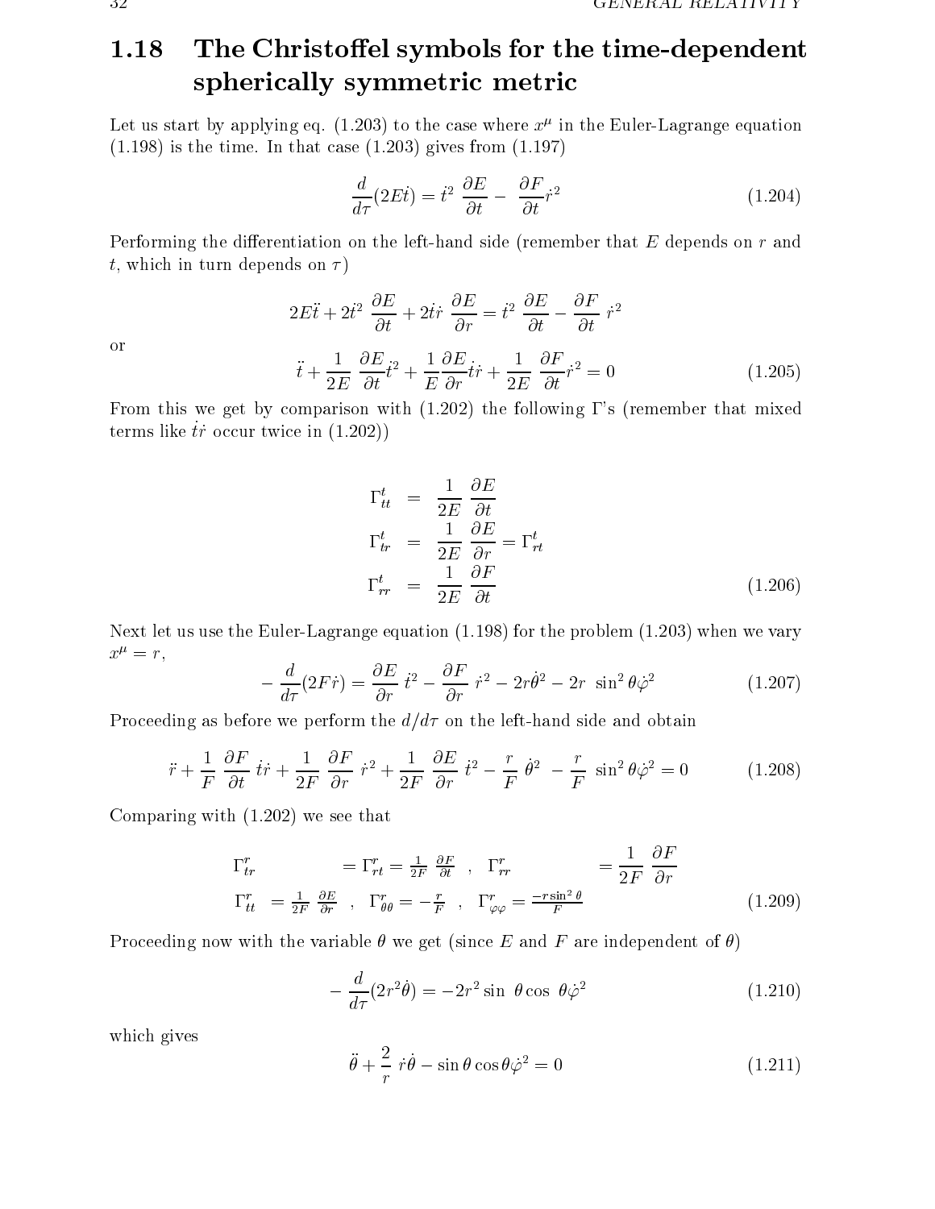## 1.18 The Christoffel symbols for the time-dependent spherically symmetric metric

Let us start by applying eq. (1.203) to the case where $x^\mu$ in the Euler-Lagrange equation (1.198) is the time. In that case (1.203) gives from (1.197)

$$\frac{d}{d\tau}(2E\dot{t}) = \dot{t}^2 \ \frac{\partial E}{\partial t} - \ \frac{\partial F}{\partial t}\dot{r}^2 \tag{1.204}$$

Performing the differentiation on the left-hand side (remember that $E$ depends on $r$ and $t$, which in turn depends on $\tau$)

$$2E\ddot{t} + 2\dot{t}^2 \ \frac{\partial E}{\partial t} + 2\dot{t}\dot{r} \ \frac{\partial E}{\partial r} = \dot{t}^2 \ \frac{\partial E}{\partial t} - \frac{\partial F}{\partial t} \ \dot{r}^2$$

or

$$\ddot{t} + \frac{1}{2E} \ \frac{\partial E}{\partial t}\dot{t}^2 + \frac{1}{E}\frac{\partial E}{\partial r}\dot{t}\dot{r} + \frac{1}{2E} \ \frac{\partial F}{\partial t}\dot{r}^2 = 0 \tag{1.205}$$

From this we get by comparison with (1.202) the following $\Gamma$'s (remember that mixed terms like $\dot{t}\dot{r}$ occur twice in (1.202))

$$\begin{aligned}
\Gamma^t_{tt} &= \frac{1}{2E} \ \frac{\partial E}{\partial t} \\
\Gamma^t_{tr} &= \frac{1}{2E} \ \frac{\partial E}{\partial r} = \Gamma^t_{rt} \\
\Gamma^t_{rr} &= \frac{1}{2E} \ \frac{\partial F}{\partial t}
\end{aligned} \tag{1.206}$$

Next let us use the Euler-Lagrange equation (1.198) for the problem (1.203) when we vary $x^\mu = r$,

$$-\frac{d}{d\tau}(2F\dot{r}) = \frac{\partial E}{\partial r} \ \dot{t}^2 - \frac{\partial F}{\partial r} \ \dot{r}^2 - 2r\dot{\theta}^2 - 2r \ \sin^2\theta\dot{\varphi}^2 \tag{1.207}$$

Proceeding as before we perform the $d/d\tau$ on the left-hand side and obtain

$$\ddot{r} + \frac{1}{F} \ \frac{\partial F}{\partial t} \ \dot{t}\dot{r} + \frac{1}{2F} \ \frac{\partial F}{\partial r} \ \dot{r}^2 + \frac{1}{2F} \ \frac{\partial E}{\partial r} \ \dot{t}^2 - \frac{r}{F} \ \dot{\theta}^2 \ - \frac{r}{F} \ \sin^2\theta\dot{\varphi}^2 = 0 \tag{1.208}$$

Comparing with (1.202) we see that

$$\begin{aligned}
&\Gamma^r_{tr} = \Gamma^r_{rt} = \frac{1}{2F} \ \frac{\partial F}{\partial t} \quad , \quad \Gamma^r_{rr} = \frac{1}{2F} \ \frac{\partial F}{\partial r} \\
&\Gamma^r_{tt} = \frac{1}{2F} \ \frac{\partial E}{\partial r} \quad , \quad \Gamma^r_{\theta\theta} = -\frac{r}{F} \quad , \quad \Gamma^r_{\varphi\varphi} = \frac{-r\sin^2\theta}{F}
\end{aligned} \tag{1.209}$$

Proceeding now with the variable $\theta$ we get (since $E$ and $F$ are independent of $\theta$)

$$-\frac{d}{d\tau}(2r^2\dot{\theta}) = -2r^2\sin \ \theta\cos \ \theta\dot{\varphi}^2 \tag{1.210}$$

which gives

$$\ddot{\theta} + \frac{2}{r} \ \dot{r}\dot{\theta} - \sin\theta\cos\theta\dot{\varphi}^2 = 0 \tag{1.211}$$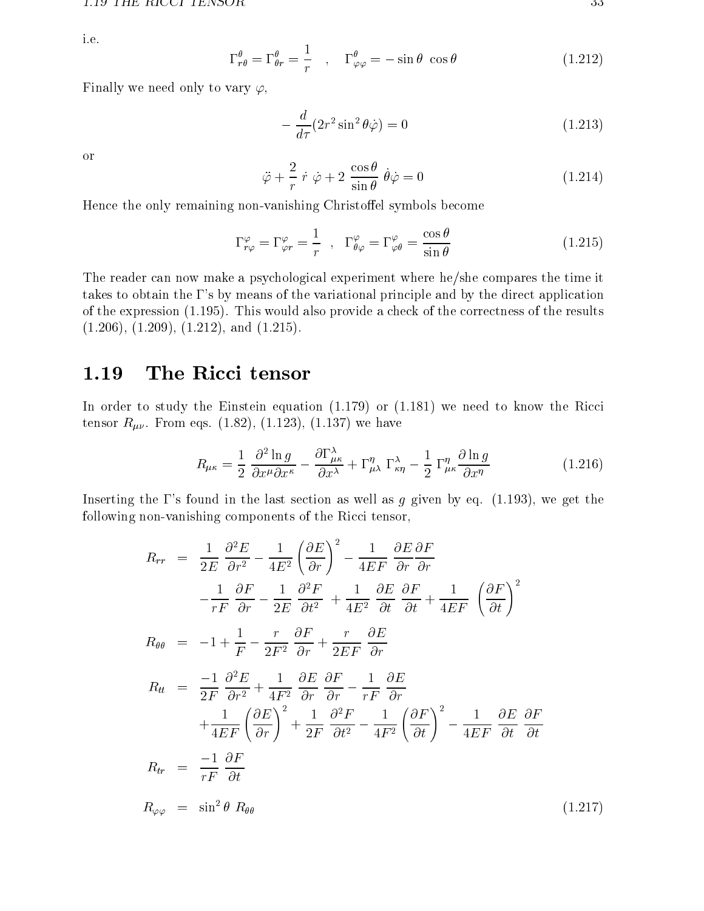i.e.

$$\Gamma^\theta_{r\theta} = \Gamma^\theta_{\theta r} = \frac{1}{r} \quad , \quad \Gamma^\theta_{\varphi\varphi} = -\sin\theta\ \cos\theta \tag{1.212}$$

Finally we need only to vary $\varphi$,

$$-\frac{d}{d\tau}(2r^2 \sin^2\theta \dot{\varphi}) = 0 \tag{1.213}$$

or

$$\ddot{\varphi} + \frac{2}{r}\ \dot{r}\ \dot{\varphi} + 2\ \frac{\cos\theta}{\sin\theta}\ \dot{\theta}\dot{\varphi} = 0 \tag{1.214}$$

Hence the only remaining non-vanishing Christoffel symbols become

$$\Gamma^\varphi_{r\varphi} = \Gamma^\varphi_{\varphi r} = \frac{1}{r} \quad , \quad \Gamma^\varphi_{\theta\varphi} = \Gamma^\varphi_{\varphi\theta} = \frac{\cos\theta}{\sin\theta} \tag{1.215}$$

The reader can now make a psychological experiment where he/she compares the time it takes to obtain the Γ's by means of the variational principle and by the direct application of the expression (1.195). This would also provide a check of the correctness of the results (1.206), (1.209), (1.212), and (1.215).

## 1.19 The Ricci tensor

In order to study the Einstein equation (1.179) or (1.181) we need to know the Ricci tensor $R_{\mu\nu}$. From eqs. (1.82), (1.123), (1.137) we have

$$R_{\mu\kappa} = \frac{1}{2}\ \frac{\partial^2 \ln g}{\partial x^\mu \partial x^\kappa} - \frac{\partial \Gamma^\lambda_{\mu\kappa}}{\partial x^\lambda} + \Gamma^\eta_{\mu\lambda}\ \Gamma^\lambda_{\kappa\eta} - \frac{1}{2}\ \Gamma^\eta_{\mu\kappa}\frac{\partial \ln g}{\partial x^\eta} \tag{1.216}$$

Inserting the Γ's found in the last section as well as $g$ given by eq. (1.193), we get the following non-vanishing components of the Ricci tensor,

$$\begin{aligned}
R_{rr} &= \frac{1}{2E}\ \frac{\partial^2 E}{\partial r^2} - \frac{1}{4E^2}\left(\frac{\partial E}{\partial r}\right)^2 - \frac{1}{4EF}\ \frac{\partial E}{\partial r}\frac{\partial F}{\partial r} \\
&\quad -\frac{1}{rF}\ \frac{\partial F}{\partial r} - \frac{1}{2E}\ \frac{\partial^2 F}{\partial t^2}\ + \frac{1}{4E^2}\ \frac{\partial E}{\partial t}\ \frac{\partial F}{\partial t} + \frac{1}{4EF}\ \left(\frac{\partial F}{\partial t}\right)^2 \\
R_{\theta\theta} &= -1 + \frac{1}{F} - \frac{r}{2F^2}\ \frac{\partial F}{\partial r} + \frac{r}{2EF}\ \frac{\partial E}{\partial r} \\
R_{tt} &= \frac{-1}{2F}\ \frac{\partial^2 E}{\partial r^2} + \frac{1}{4F^2}\ \frac{\partial E}{\partial r}\ \frac{\partial F}{\partial r} - \frac{1}{rF}\ \frac{\partial E}{\partial r} \\
&\quad +\frac{1}{4EF}\left(\frac{\partial E}{\partial r}\right)^2 + \frac{1}{2F}\ \frac{\partial^2 F}{\partial t^2} - \frac{1}{4F^2}\left(\frac{\partial F}{\partial t}\right)^2 - \frac{1}{4EF}\ \frac{\partial E}{\partial t}\ \frac{\partial F}{\partial t} \\
R_{tr} &= \frac{-1}{rF}\ \frac{\partial F}{\partial t} \\
R_{\varphi\varphi} &= \sin^2\theta\ R_{\theta\theta}
\end{aligned} \tag{1.217}$$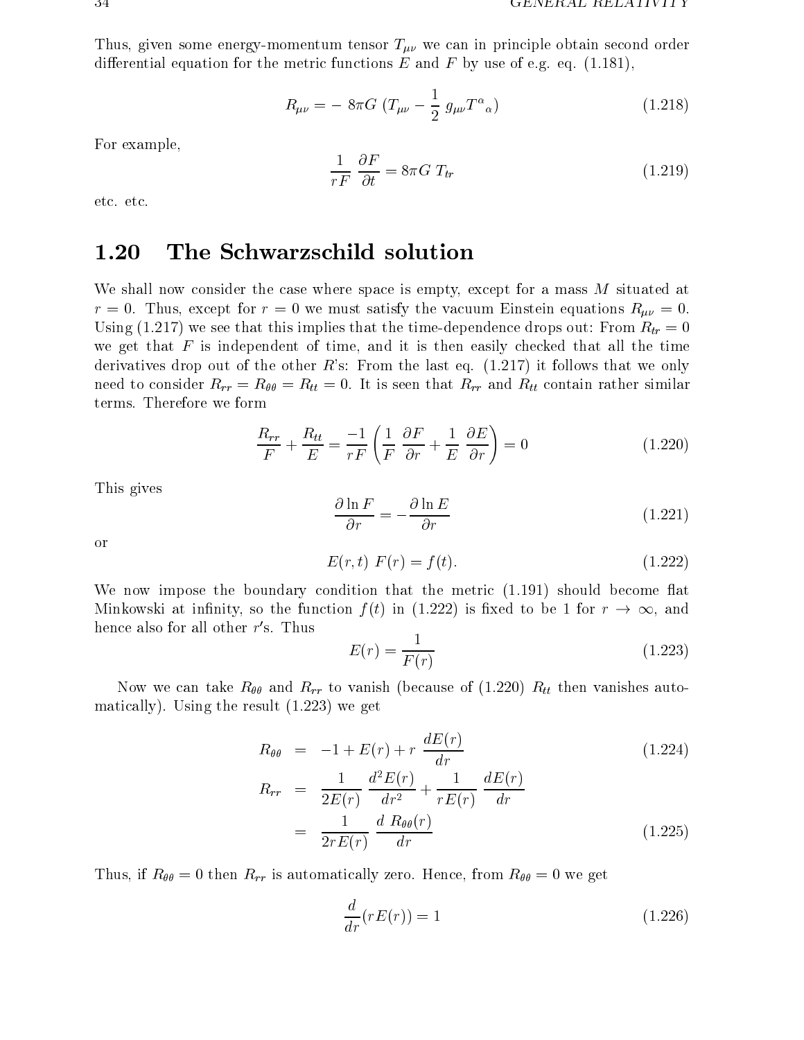Thus, given some energy-momentum tensor $T_{\mu\nu}$ we can in principle obtain second order differential equation for the metric functions $E$ and $F$ by use of e.g. eq. (1.181),

$$R_{\mu\nu} = -\ 8\pi G\ (T_{\mu\nu} - \frac{1}{2}\ g_{\mu\nu} T^{\alpha}{}_{\alpha}) \tag{1.218}$$

For example,

$$\frac{1}{rF}\ \frac{\partial F}{\partial t} = 8\pi G\ T_{tr} \tag{1.219}$$

etc. etc.

## 1.20 The Schwarzschild solution

We shall now consider the case where space is empty, except for a mass $M$ situated at $r = 0$. Thus, except for $r = 0$ we must satisfy the vacuum Einstein equations $R_{\mu\nu} = 0$. Using (1.217) we see that this implies that the time-dependence drops out: From $R_{tr} = 0$ we get that $F$ is independent of time, and it is then easily checked that all the time derivatives drop out of the other $R$'s: From the last eq. (1.217) it follows that we only need to consider $R_{rr} = R_{\theta\theta} = R_{tt} = 0$. It is seen that $R_{rr}$ and $R_{tt}$ contain rather similar terms. Therefore we form

$$\frac{R_{rr}}{F} + \frac{R_{tt}}{E} = \frac{-1}{rF}\left(\frac{1}{F}\ \frac{\partial F}{\partial r} + \frac{1}{E}\ \frac{\partial E}{\partial r}\right) = 0 \tag{1.220}$$

This gives

$$\frac{\partial \ln F}{\partial r} = -\frac{\partial \ln E}{\partial r} \tag{1.221}$$

or

$$E(r,t)\ F(r) = f(t). \tag{1.222}$$

We now impose the boundary condition that the metric (1.191) should become flat Minkowski at infinity, so the function $f(t)$ in (1.222) is fixed to be 1 for $r \to \infty$, and hence also for all other $r$'s. Thus

$$E(r) = \frac{1}{F(r)} \tag{1.223}$$

Now we can take $R_{\theta\theta}$ and $R_{rr}$ to vanish (because of (1.220) $R_{tt}$ then vanishes automatically). Using the result (1.223) we get

$$R_{\theta\theta} = -1 + E(r) + r\ \frac{dE(r)}{dr} \tag{1.224}$$

$$\begin{aligned} R_{rr} &= \frac{1}{2E(r)}\ \frac{d^2E(r)}{dr^2} + \frac{1}{rE(r)}\ \frac{dE(r)}{dr} \\ &= \frac{1}{2rE(r)}\ \frac{d\ R_{\theta\theta}(r)}{dr} \end{aligned} \tag{1.225}$$

Thus, if $R_{\theta\theta} = 0$ then $R_{rr}$ is automatically zero. Hence, from $R_{\theta\theta} = 0$ we get

$$\frac{d}{dr}(rE(r)) = 1 \tag{1.226}$$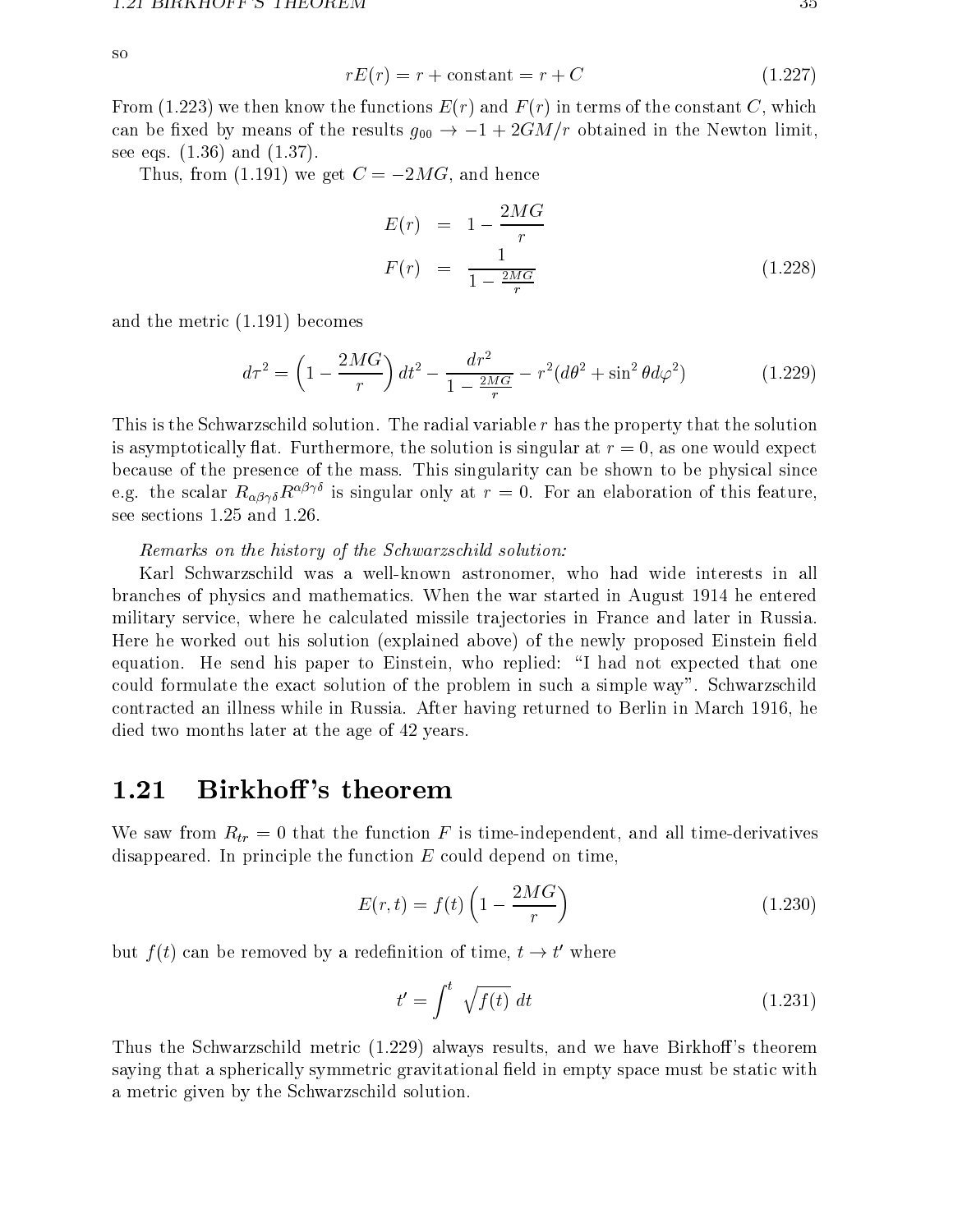so

$$rE(r) = r + \text{constant} = r + C \tag{1.227}$$

From (1.223) we then know the functions $E(r)$ and $F(r)$ in terms of the constant $C$, which can be fixed by means of the results $g_{00} \to -1 + 2GM/r$ obtained in the Newton limit, see eqs. (1.36) and (1.37).

Thus, from (1.191) we get $C = -2MG$, and hence

$$\begin{aligned} E(r) &= 1 - \frac{2MG}{r} \\ F(r) &= \frac{1}{1 - \frac{2MG}{r}} \end{aligned} \tag{1.228}$$

and the metric (1.191) becomes

$$d\tau^2 = \left(1 - \frac{2MG}{r}\right) dt^2 - \frac{dr^2}{1 - \frac{2MG}{r}} - r^2(d\theta^2 + \sin^2\theta d\varphi^2) \tag{1.229}$$

This is the Schwarzschild solution. The radial variable $r$ has the property that the solution is asymptotically flat. Furthermore, the solution is singular at $r = 0$, as one would expect because of the presence of the mass. This singularity can be shown to be physical since e.g. the scalar $R_{\alpha\beta\gamma\delta}R^{\alpha\beta\gamma\delta}$ is singular only at $r = 0$. For an elaboration of this feature, see sections 1.25 and 1.26.

*Remarks on the history of the Schwarzschild solution:*

Karl Schwarzschild was a well-known astronomer, who had wide interests in all branches of physics and mathematics. When the war started in August 1914 he entered military service, where he calculated missile trajectories in France and later in Russia. Here he worked out his solution (explained above) of the newly proposed Einstein field equation. He send his paper to Einstein, who replied: "I had not expected that one could formulate the exact solution of the problem in such a simple way". Schwarzschild contracted an illness while in Russia. After having returned to Berlin in March 1916, he died two months later at the age of 42 years.

## 1.21 Birkhoff's theorem

We saw from $R_{tr} = 0$ that the function $F$ is time-independent, and all time-derivatives disappeared. In principle the function $E$ could depend on time,

$$E(r,t) = f(t)\left(1 - \frac{2MG}{r}\right) \tag{1.230}$$

but $f(t)$ can be removed by a redefinition of time, $t \to t'$ where

$$t' = \int^t \sqrt{f(t)}\, dt \tag{1.231}$$

Thus the Schwarzschild metric (1.229) always results, and we have Birkhoff's theorem saying that a spherically symmetric gravitational field in empty space must be static with a metric given by the Schwarzschild solution.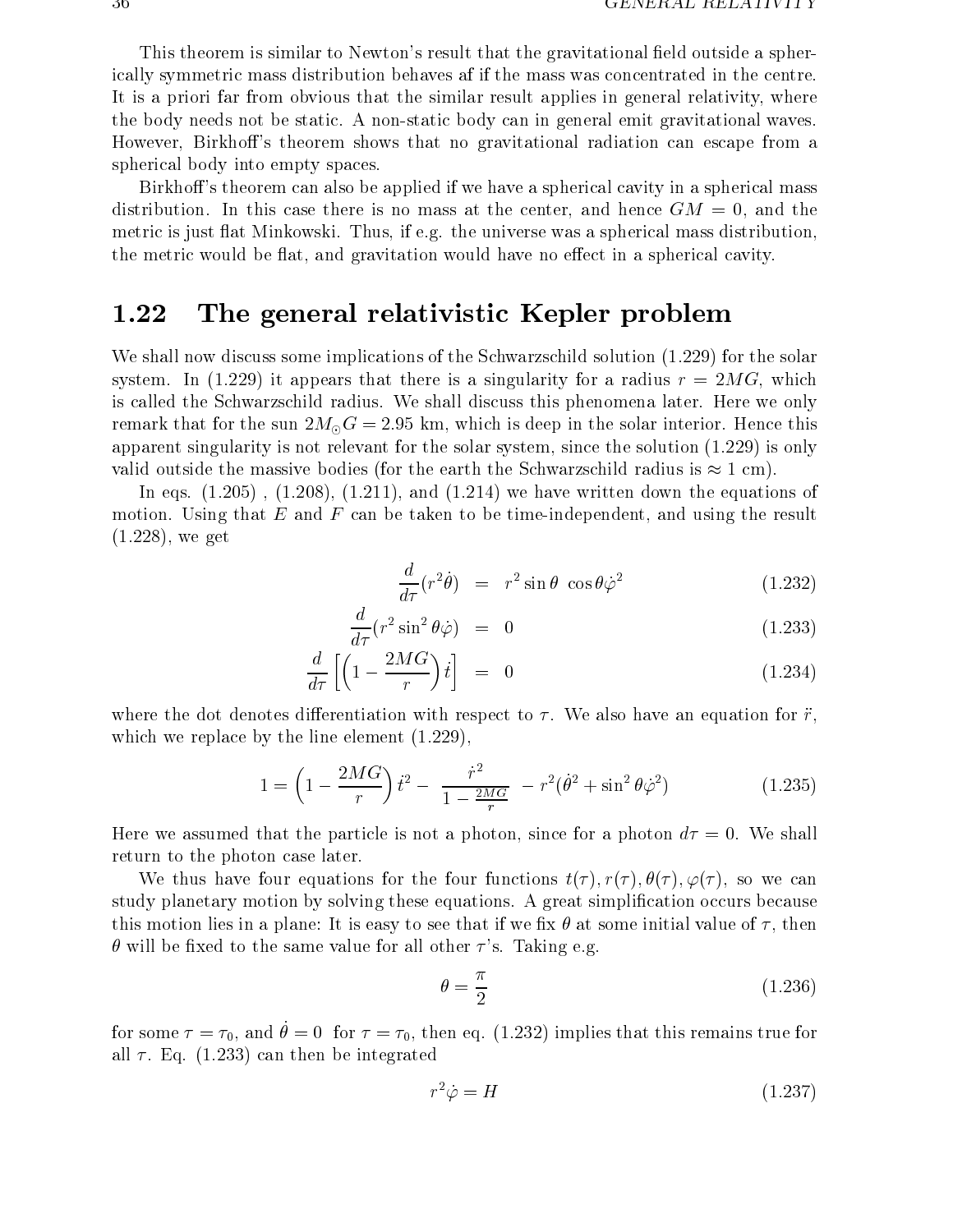This theorem is similar to Newton's result that the gravitational field outside a spherically symmetric mass distribution behaves af if the mass was concentrated in the centre. It is a priori far from obvious that the similar result applies in general relativity, where the body needs not be static. A non-static body can in general emit gravitational waves. However, Birkhoff's theorem shows that no gravitational radiation can escape from a spherical body into empty spaces.

Birkhoff's theorem can also be applied if we have a spherical cavity in a spherical mass distribution. In this case there is no mass at the center, and hence $GM = 0$, and the metric is just flat Minkowski. Thus, if e.g. the universe was a spherical mass distribution, the metric would be flat, and gravitation would have no effect in a spherical cavity.

## 1.22 The general relativistic Kepler problem

We shall now discuss some implications of the Schwarzschild solution (1.229) for the solar system. In (1.229) it appears that there is a singularity for a radius $r = 2MG$, which is called the Schwarzschild radius. We shall discuss this phenomena later. Here we only remark that for the sun $2M_{\odot}G = 2.95$ km, which is deep in the solar interior. Hence this apparent singularity is not relevant for the solar system, since the solution (1.229) is only valid outside the massive bodies (for the earth the Schwarzschild radius is $\approx 1$ cm).

In eqs. (1.205) , (1.208), (1.211), and (1.214) we have written down the equations of motion. Using that $E$ and $F$ can be taken to be time-independent, and using the result (1.228), we get

$$\frac{d}{d\tau}(r^2\dot{\theta}) = r^2 \sin\theta \, \cos\theta \dot{\varphi}^2 \tag{1.232}$$

$$\frac{d}{d\tau}(r^2 \sin^2\theta \dot{\varphi}) = 0 \tag{1.233}$$

$$\frac{d}{d\tau}\left[\left(1 - \frac{2MG}{r}\right)\dot{t}\right] = 0 \tag{1.234}$$

where the dot denotes differentiation with respect to $\tau$. We also have an equation for $\ddot{r}$, which we replace by the line element (1.229),

$$1 = \left(1 - \frac{2MG}{r}\right)\dot{t}^2 - \frac{\dot{r}^2}{1 - \frac{2MG}{r}} - r^2(\dot{\theta}^2 + \sin^2\theta \dot{\varphi}^2) \tag{1.235}$$

Here we assumed that the particle is not a photon, since for a photon $d\tau = 0$. We shall return to the photon case later.

We thus have four equations for the four functions $t(\tau), r(\tau), \theta(\tau), \varphi(\tau)$, so we can study planetary motion by solving these equations. A great simplification occurs because this motion lies in a plane: It is easy to see that if we fix $\theta$ at some initial value of $\tau$, then $\theta$ will be fixed to the same value for all other $\tau$'s. Taking e.g.

$$\theta = \frac{\pi}{2} \tag{1.236}$$

for some $\tau = \tau_0$, and $\dot{\theta} = 0$ for $\tau = \tau_0$, then eq. (1.232) implies that this remains true for all $\tau$. Eq. (1.233) can then be integrated

$$r^2\dot{\varphi} = H \tag{1.237}$$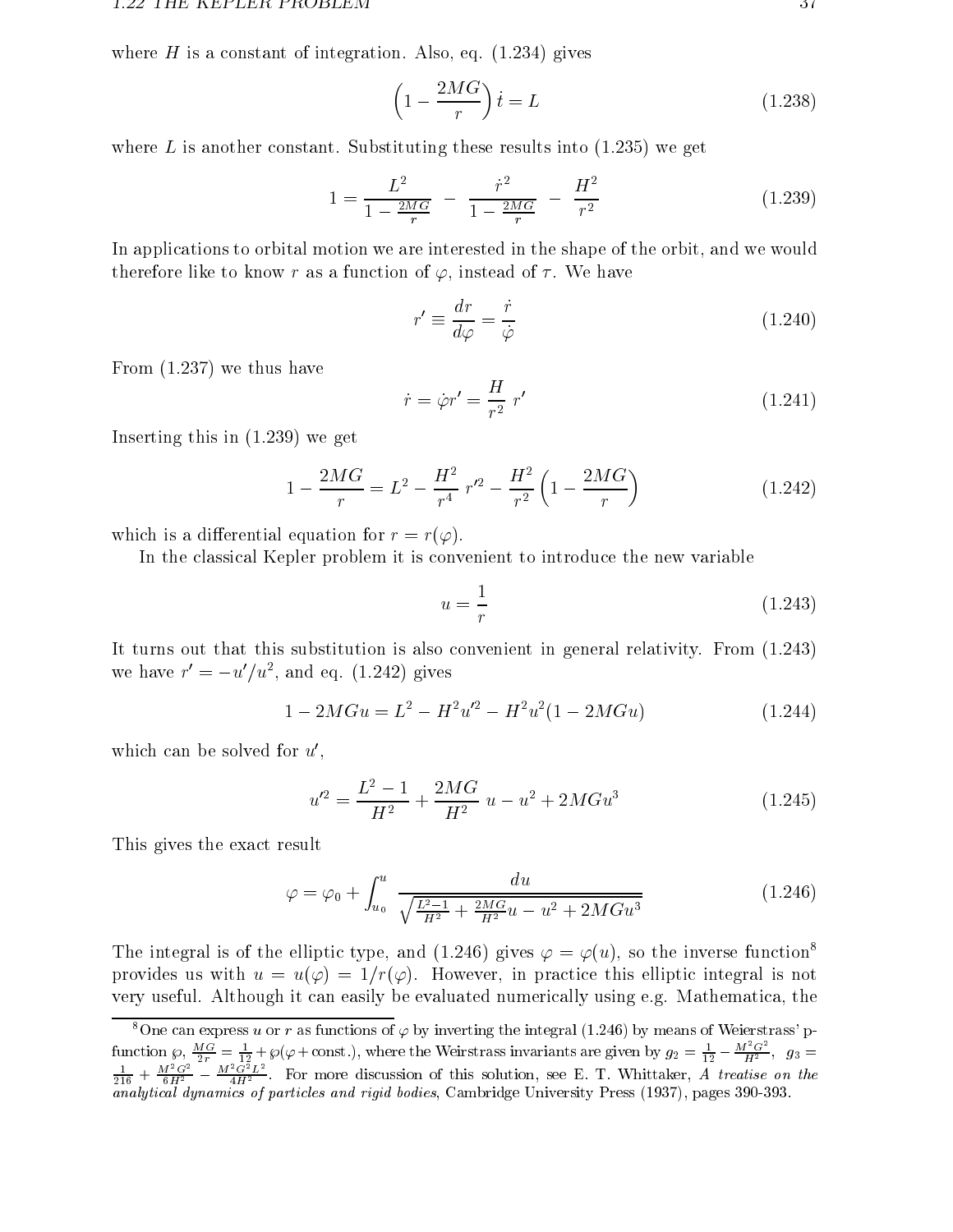where $H$ is a constant of integration. Also, eq. (1.234) gives

$$\left(1 - \frac{2MG}{r}\right)\dot{t} = L \tag{1.238}$$

where $L$ is another constant. Substituting these results into (1.235) we get

$$1 = \frac{L^2}{1 - \frac{2MG}{r}} - \frac{\dot{r}^2}{1 - \frac{2MG}{r}} - \frac{H^2}{r^2} \tag{1.239}$$

In applications to orbital motion we are interested in the shape of the orbit, and we would therefore like to know $r$ as a function of $\varphi$, instead of $\tau$. We have

$$r' \equiv \frac{dr}{d\varphi} = \frac{\dot{r}}{\dot{\varphi}} \tag{1.240}$$

From (1.237) we thus have

$$\dot{r} = \dot{\varphi} r' = \frac{H}{r^2}\, r' \tag{1.241}$$

Inserting this in (1.239) we get

$$1 - \frac{2MG}{r} = L^2 - \frac{H^2}{r^4}\, r'^2 - \frac{H^2}{r^2}\left(1 - \frac{2MG}{r}\right) \tag{1.242}$$

which is a differential equation for $r = r(\varphi)$.

In the classical Kepler problem it is convenient to introduce the new variable

$$u = \frac{1}{r} \tag{1.243}$$

It turns out that this substitution is also convenient in general relativity. From (1.243) we have $r' = -u'/u^2$, and eq. (1.242) gives

$$1 - 2MGu = L^2 - H^2 u'^2 - H^2 u^2 (1 - 2MGu) \tag{1.244}$$

which can be solved for $u'$,

$$u'^2 = \frac{L^2 - 1}{H^2} + \frac{2MG}{H^2}\, u - u^2 + 2MGu^3 \tag{1.245}$$

This gives the exact result

$$\varphi = \varphi_0 + \int_{u_0}^{u} \frac{du}{\sqrt{\frac{L^2-1}{H^2} + \frac{2MG}{H^2}u - u^2 + 2MGu^3}} \tag{1.246}$$

The integral is of the elliptic type, and (1.246) gives $\varphi = \varphi(u)$, so the inverse function[8] provides us with $u = u(\varphi) = 1/r(\varphi)$. However, in practice this elliptic integral is not very useful. Although it can easily be evaluated numerically using e.g. Mathematica, the

[8] One can express $u$ or $r$ as functions of $\varphi$ by inverting the integral (1.246) by means of Weierstrass' p-function $\wp$, $\frac{MG}{2r} = \frac{1}{12} + \wp(\varphi + \text{const.})$, where the Weirstrass invariants are given by $g_2 = \frac{1}{12} - \frac{M^2G^2}{H^2}$, $g_3 = \frac{1}{216} + \frac{M^2G^2}{6H^2} - \frac{M^2G^2L^2}{4H^2}$. For more discussion of this solution, see E. T. Whittaker, *A treatise on the analytical dynamics of particles and rigid bodies*, Cambridge University Press (1937), pages 390-393.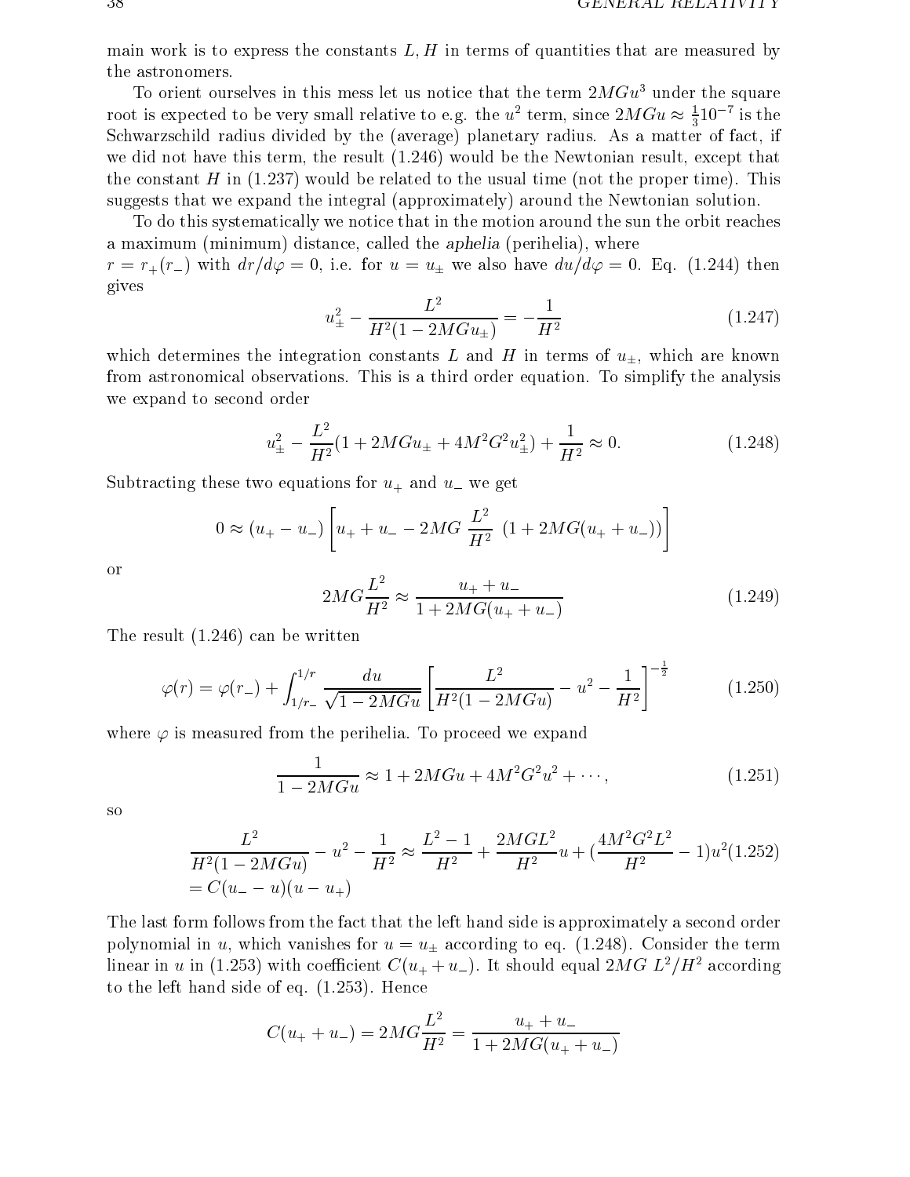main work is to express the constants $L, H$ in terms of quantities that are measured by the astronomers.

To orient ourselves in this mess let us notice that the term $2MGu^3$ under the square root is expected to be very small relative to e.g. the $u^2$ term, since $2MGu \approx \frac{1}{3}10^{-7}$ is the Schwarzschild radius divided by the (average) planetary radius. As a matter of fact, if we did not have this term, the result (1.246) would be the Newtonian result, except that the constant $H$ in (1.237) would be related to the usual time (not the proper time). This suggests that we expand the integral (approximately) around the Newtonian solution.

To do this systematically we notice that in the motion around the sun the orbit reaches a maximum (minimum) distance, called the *aphelia* (perihelia), where $r = r_+(r_-)$ with $dr/d\varphi = 0$, i.e. for $u = u_\pm$ we also have $du/d\varphi = 0$. Eq. (1.244) then gives

$$u_\pm^2 - \frac{L^2}{H^2(1 - 2MGu_\pm)} = -\frac{1}{H^2} \tag{1.247}$$

which determines the integration constants $L$ and $H$ in terms of $u_\pm$, which are known from astronomical observations. This is a third order equation. To simplify the analysis we expand to second order

$$u_\pm^2 - \frac{L^2}{H^2}(1 + 2MGu_\pm + 4M^2G^2u_\pm^2) + \frac{1}{H^2} \approx 0. \tag{1.248}$$

Subtracting these two equations for $u_+$ and $u_-$ we get

$$0 \approx (u_+ - u_-)\left[u_+ + u_- - 2MG\ \frac{L^2}{H^2}\ (1 + 2MG(u_+ + u_-))\right]$$

or

$$2MG\frac{L^2}{H^2} \approx \frac{u_+ + u_-}{1 + 2MG(u_+ + u_-)} \tag{1.249}$$

The result (1.246) can be written

$$\varphi(r) = \varphi(r_-) + \int_{1/r_-}^{1/r} \frac{du}{\sqrt{1 - 2MGu}}\left[\frac{L^2}{H^2(1 - 2MGu)} - u^2 - \frac{1}{H^2}\right]^{-\frac{1}{2}} \tag{1.250}$$

where $\varphi$ is measured from the perihelia. To proceed we expand

$$\frac{1}{1 - 2MGu} \approx 1 + 2MGu + 4M^2G^2u^2 + \cdots, \tag{1.251}$$

so

$$\begin{aligned}
&\frac{L^2}{H^2(1 - 2MGu)} - u^2 - \frac{1}{H^2} \approx \frac{L^2 - 1}{H^2} + \frac{2MGL^2}{H^2}u + (\frac{4M^2G^2L^2}{H^2} - 1)u^2 \quad (1.252)\\
&= C(u_- - u)(u - u_+)
\end{aligned}$$

The last form follows from the fact that the left hand side is approximately a second order polynomial in $u$, which vanishes for $u = u_\pm$ according to eq. (1.248). Consider the term linear in $u$ in (1.253) with coefficient $C(u_+ + u_-)$. It should equal $2MG\ L^2/H^2$ according to the left hand side of eq. (1.253). Hence

$$C(u_+ + u_-) = 2MG\frac{L^2}{H^2} = \frac{u_+ + u_-}{1 + 2MG(u_+ + u_-)}$$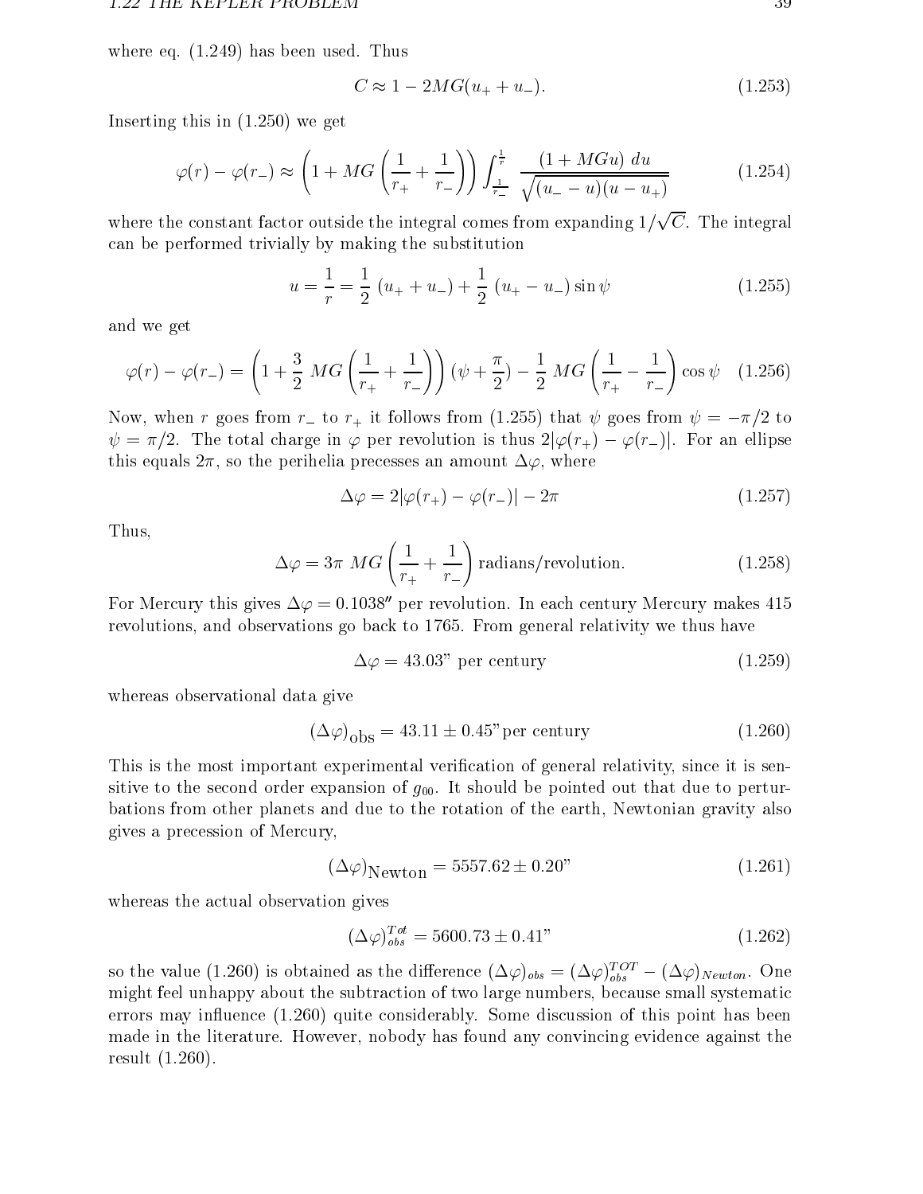where eq. (1.249) has been used. Thus

$$C \approx 1 - 2MG(u_+ + u_-). \tag{1.253}$$

Inserting this in (1.250) we get

$$\varphi(r) - \varphi(r_-) \approx \left(1 + MG\left(\frac{1}{r_+} + \frac{1}{r_-}\right)\right) \int_{\frac{1}{r_-}}^{\frac{1}{r}} \frac{(1 + MGu)\; du}{\sqrt{(u_- - u)(u - u_+)}} \tag{1.254}$$

where the constant factor outside the integral comes from expanding $1/\sqrt{C}$. The integral can be performed trivially by making the substitution

$$u = \frac{1}{r} = \frac{1}{2}\,(u_+ + u_-) + \frac{1}{2}\,(u_+ - u_-)\sin\psi \tag{1.255}$$

and we get

$$\varphi(r) - \varphi(r_-) = \left(1 + \frac{3}{2}\,MG\left(\frac{1}{r_+} + \frac{1}{r_-}\right)\right)(\psi + \frac{\pi}{2}) - \frac{1}{2}\,MG\left(\frac{1}{r_+} - \frac{1}{r_-}\right)\cos\psi \tag{1.256}$$

Now, when $r$ goes from $r_-$ to $r_+$ it follows from (1.255) that $\psi$ goes from $\psi = -\pi/2$ to $\psi = \pi/2$. The total charge in $\varphi$ per revolution is thus $2|\varphi(r_+) - \varphi(r_-)|$. For an ellipse this equals $2\pi$, so the perihelia precesses an amount $\Delta\varphi$, where

$$\Delta\varphi = 2|\varphi(r_+) - \varphi(r_-)| - 2\pi \tag{1.257}$$

Thus,

$$\Delta\varphi = 3\pi\; MG\left(\frac{1}{r_+} + \frac{1}{r_-}\right) \text{radians/revolution.} \tag{1.258}$$

For Mercury this gives $\Delta\varphi = 0.1038''$ per revolution. In each century Mercury makes 415 revolutions, and observations go back to 1765. From general relativity we thus have

$$\Delta\varphi = 43.03\text{" per century} \tag{1.259}$$

whereas observational data give

$$(\Delta\varphi)_{\text{obs}} = 43.11 \pm 0.45\text{" per century} \tag{1.260}$$

This is the most important experimental verification of general relativity, since it is sensitive to the second order expansion of $g_{00}$. It should be pointed out that due to perturbations from other planets and due to the rotation of the earth, Newtonian gravity also gives a precession of Mercury,

$$(\Delta\varphi)_{\text{Newton}} = 5557.62 \pm 0.20\text{"} \tag{1.261}$$

whereas the actual observation gives

$$(\Delta\varphi)^{Tot}_{obs} = 5600.73 \pm 0.41\text{"} \tag{1.262}$$

so the value (1.260) is obtained as the difference $(\Delta\varphi)_{obs} = (\Delta\varphi)^{TOT}_{obs} - (\Delta\varphi)_{Newton}$. One might feel unhappy about the subtraction of two large numbers, because small systematic errors may influence (1.260) quite considerably. Some discussion of this point has been made in the literature. However, nobody has found any convincing evidence against the result (1.260).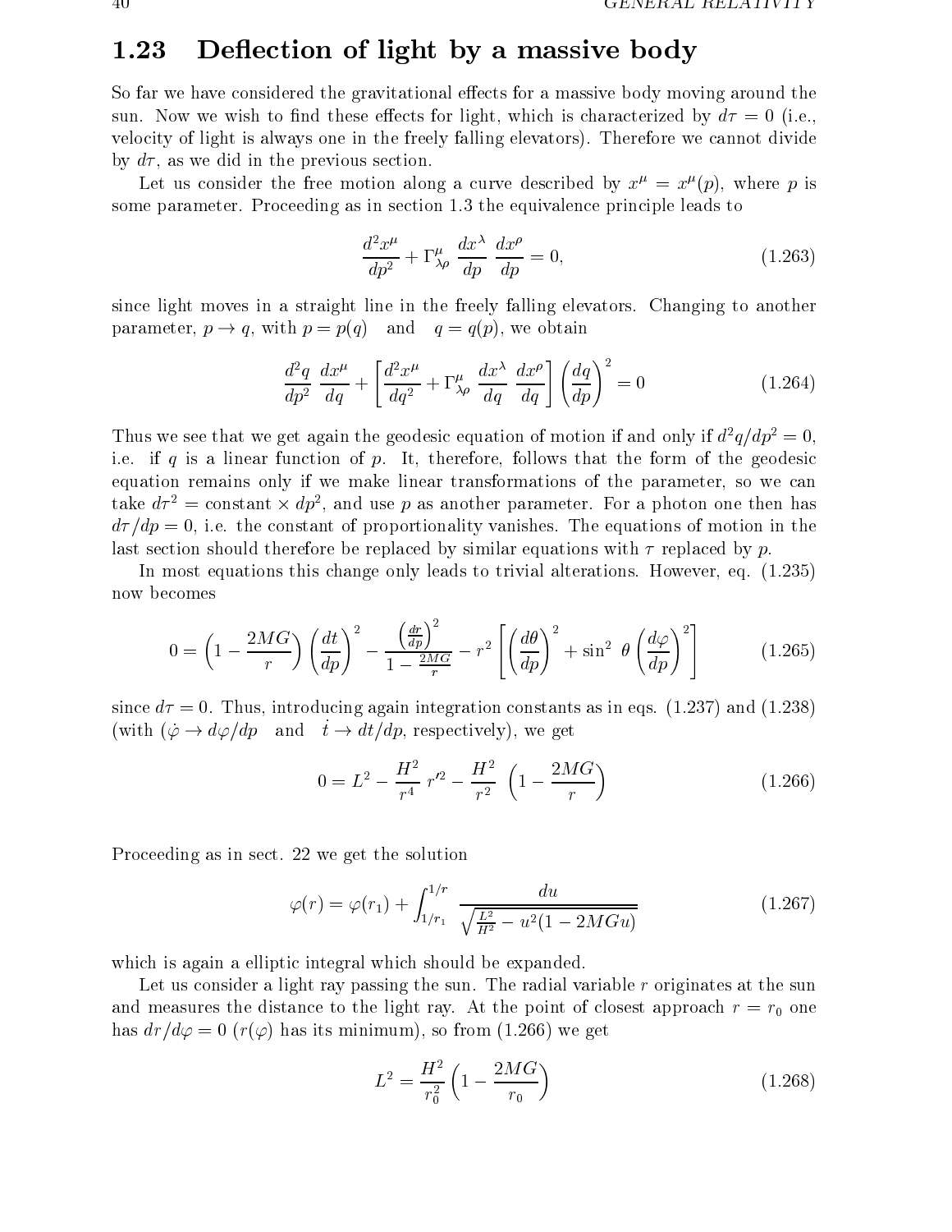## 1.23 Deflection of light by a massive body

So far we have considered the gravitational effects for a massive body moving around the sun. Now we wish to find these effects for light, which is characterized by $d\tau = 0$ (i.e., velocity of light is always one in the freely falling elevators). Therefore we cannot divide by $d\tau$, as we did in the previous section.

Let us consider the free motion along a curve described by $x^\mu = x^\mu(p)$, where $p$ is some parameter. Proceeding as in section 1.3 the equivalence principle leads to

$$\frac{d^2 x^\mu}{dp^2} + \Gamma^\mu_{\lambda\rho} \, \frac{dx^\lambda}{dp} \, \frac{dx^\rho}{dp} = 0, \tag{1.263}$$

since light moves in a straight line in the freely falling elevators. Changing to another parameter, $p \to q$, with $p = p(q)$ and $q = q(p)$, we obtain

$$\frac{d^2 q}{dp^2} \, \frac{dx^\mu}{dq} + \left[ \frac{d^2 x^\mu}{dq^2} + \Gamma^\mu_{\lambda\rho} \, \frac{dx^\lambda}{dq} \, \frac{dx^\rho}{dq} \right] \left( \frac{dq}{dp} \right)^2 = 0 \tag{1.264}$$

Thus we see that we get again the geodesic equation of motion if and only if $d^2q/dp^2 = 0$, i.e. if $q$ is a linear function of $p$. It, therefore, follows that the form of the geodesic equation remains only if we make linear transformations of the parameter, so we can take $d\tau^2 = \text{constant} \times dp^2$, and use $p$ as another parameter. For a photon one then has $d\tau/dp = 0$, i.e. the constant of proportionality vanishes. The equations of motion in the last section should therefore be replaced by similar equations with $\tau$ replaced by $p$.

In most equations this change only leads to trivial alterations. However, eq. (1.235) now becomes

$$0 = \left( 1 - \frac{2MG}{r} \right) \left( \frac{dt}{dp} \right)^2 - \frac{\left( \frac{dr}{dp} \right)^2}{1 - \frac{2MG}{r}} - r^2 \left[ \left( \frac{d\theta}{dp} \right)^2 + \sin^2 \, \theta \left( \frac{d\varphi}{dp} \right)^2 \right] \tag{1.265}$$

since $d\tau = 0$. Thus, introducing again integration constants as in eqs. (1.237) and (1.238) (with ($\dot{\varphi} \to d\varphi/dp$ and $\dot{t} \to dt/dp$, respectively), we get

$$0 = L^2 - \frac{H^2}{r^4} \, r'^2 - \frac{H^2}{r^2} \, \left( 1 - \frac{2MG}{r} \right) \tag{1.266}$$

Proceeding as in sect. 22 we get the solution

$$\varphi(r) = \varphi(r_1) + \int_{1/r_1}^{1/r} \frac{du}{\sqrt{\frac{L^2}{H^2} - u^2(1 - 2MGu)}} \tag{1.267}$$

which is again a elliptic integral which should be expanded.

Let us consider a light ray passing the sun. The radial variable $r$ originates at the sun and measures the distance to the light ray. At the point of closest approach $r = r_0$ one has $dr/d\varphi = 0$ ($r(\varphi)$ has its minimum), so from (1.266) we get

$$L^2 = \frac{H^2}{r_0^2} \left( 1 - \frac{2MG}{r_0} \right) \tag{1.268}$$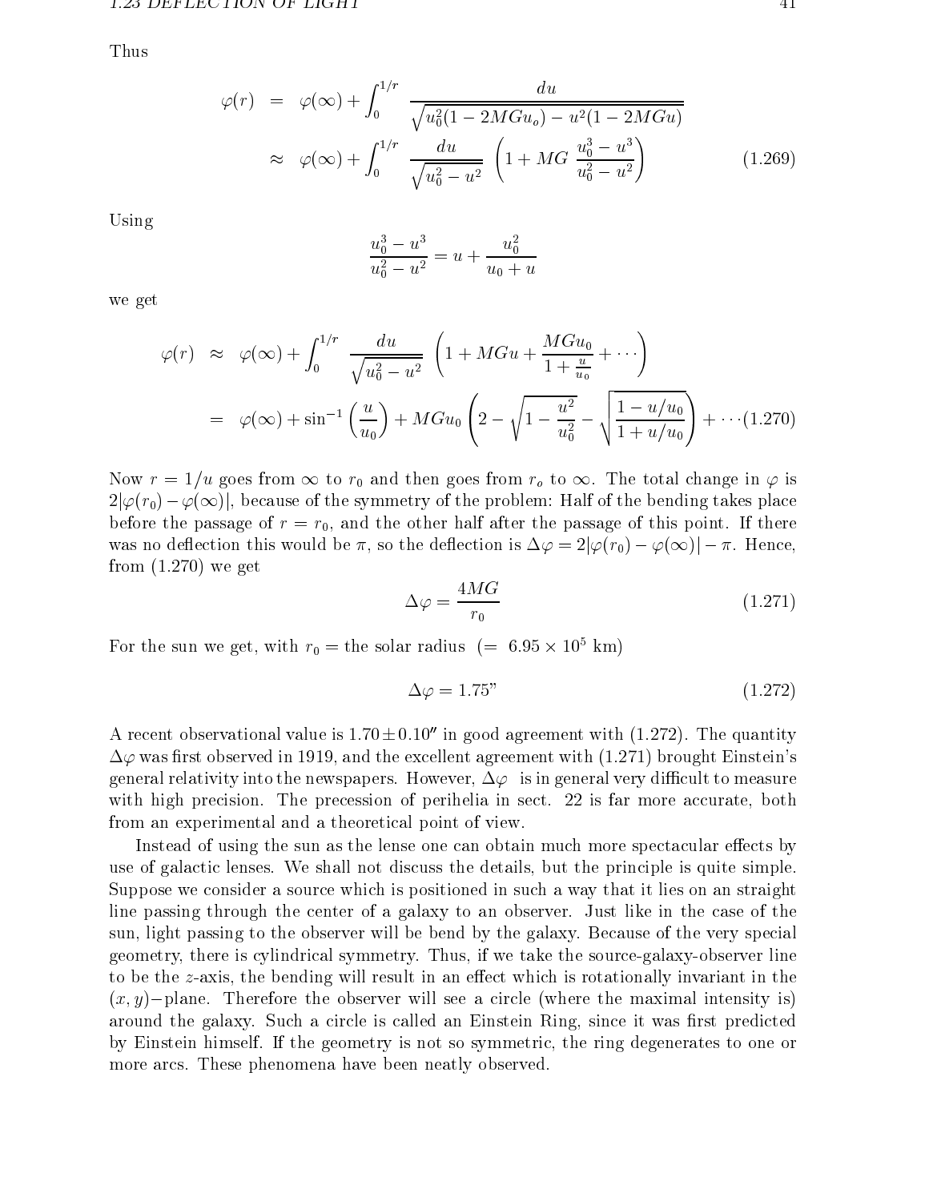Thus

$$
\begin{aligned}
\varphi(r) &= \varphi(\infty) + \int_0^{1/r} \frac{du}{\sqrt{u_0^2(1-2MGu_o) - u^2(1-2MGu)}} \\
&\approx \varphi(\infty) + \int_0^{1/r} \frac{du}{\sqrt{u_0^2 - u^2}} \left(1 + MG\, \frac{u_0^3 - u^3}{u_0^2 - u^2}\right) \qquad (1.269)
\end{aligned}
$$

Using

$$
\frac{u_0^3 - u^3}{u_0^2 - u^2} = u + \frac{u_0^2}{u_0 + u}
$$

we get

$$
\begin{aligned}
\varphi(r) &\approx \varphi(\infty) + \int_0^{1/r} \frac{du}{\sqrt{u_0^2 - u^2}} \left(1 + MGu + \frac{MGu_0}{1 + \frac{u}{u_0}} + \cdots\right) \\
&= \varphi(\infty) + \sin^{-1}\left(\frac{u}{u_0}\right) + MGu_0 \left(2 - \sqrt{1 - \frac{u^2}{u_0^2}} - \sqrt{\frac{1 - u/u_0}{1 + u/u_0}}\right) + \cdots (1.270)
\end{aligned}
$$

Now $r = 1/u$ goes from $\infty$ to $r_0$ and then goes from $r_o$ to $\infty$. The total change in $\varphi$ is $2|\varphi(r_0) - \varphi(\infty)|$, because of the symmetry of the problem: Half of the bending takes place before the passage of $r = r_0$, and the other half after the passage of this point. If there was no deflection this would be $\pi$, so the deflection is $\Delta\varphi = 2|\varphi(r_0) - \varphi(\infty)| - \pi$. Hence, from (1.270) we get

$$
\Delta\varphi = \frac{4MG}{r_0} \qquad (1.271)
$$

For the sun we get, with $r_0 =$ the solar radius $(= 6.95 \times 10^5$ km)

$$
\Delta\varphi = 1.75'' \qquad (1.272)
$$

A recent observational value is $1.70 \pm 0.10''$ in good agreement with (1.272). The quantity $\Delta\varphi$ was first observed in 1919, and the excellent agreement with (1.271) brought Einstein's general relativity into the newspapers. However, $\Delta\varphi$ is in general very difficult to measure with high precision. The precession of perihelia in sect. 22 is far more accurate, both from an experimental and a theoretical point of view.

Instead of using the sun as the lense one can obtain much more spectacular effects by use of galactic lenses. We shall not discuss the details, but the principle is quite simple. Suppose we consider a source which is positioned in such a way that it lies on an straight line passing through the center of a galaxy to an observer. Just like in the case of the sun, light passing to the observer will be bend by the galaxy. Because of the very special geometry, there is cylindrical symmetry. Thus, if we take the source-galaxy-observer line to be the $z$-axis, the bending will result in an effect which is rotationally invariant in the $(x, y)-$plane. Therefore the observer will see a circle (where the maximal intensity is) around the galaxy. Such a circle is called an Einstein Ring, since it was first predicted by Einstein himself. If the geometry is not so symmetric, the ring degenerates to one or more arcs. These phenomena have been neatly observed.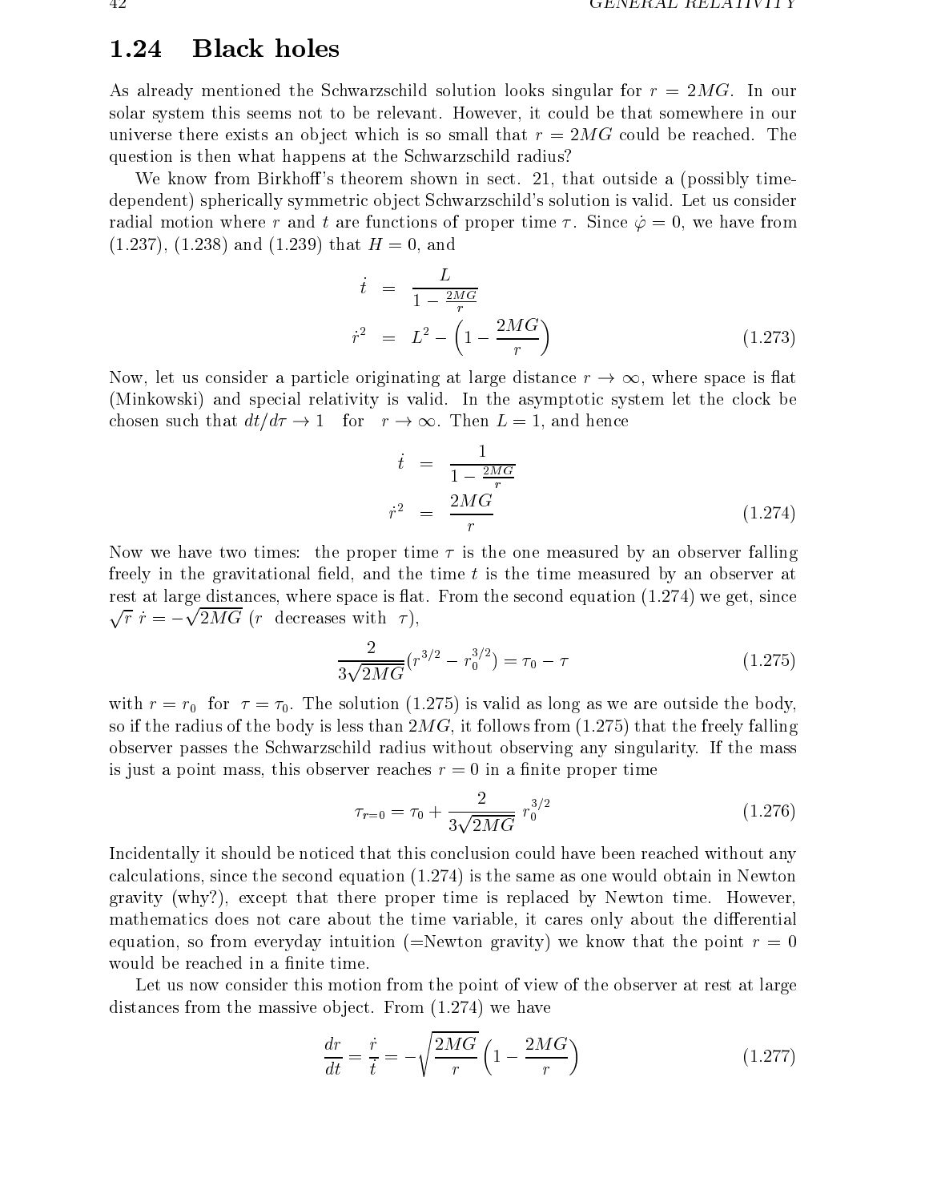## 1.24 Black holes

As already mentioned the Schwarzschild solution looks singular for $r = 2MG$. In our solar system this seems not to be relevant. However, it could be that somewhere in our universe there exists an object which is so small that $r = 2MG$ could be reached. The question is then what happens at the Schwarzschild radius?

We know from Birkhoff's theorem shown in sect. 21, that outside a (possibly time-dependent) spherically symmetric object Schwarzschild's solution is valid. Let us consider radial motion where $r$ and $t$ are functions of proper time $\tau$. Since $\dot{\varphi} = 0$, we have from (1.237), (1.238) and (1.239) that $H = 0$, and

$$
\begin{aligned}
\dot{t} &= \frac{L}{1 - \frac{2MG}{r}} \\
\dot{r}^2 &= L^2 - \left(1 - \frac{2MG}{r}\right)
\end{aligned}
\tag{1.273}
$$

Now, let us consider a particle originating at large distance $r \to \infty$, where space is flat (Minkowski) and special relativity is valid. In the asymptotic system let the clock be chosen such that $dt/d\tau \to 1$ for $r \to \infty$. Then $L = 1$, and hence

$$
\begin{aligned}
\dot{t} &= \frac{1}{1 - \frac{2MG}{r}} \\
\dot{r}^2 &= \frac{2MG}{r}
\end{aligned}
\tag{1.274}
$$

Now we have two times: the proper time $\tau$ is the one measured by an observer falling freely in the gravitational field, and the time $t$ is the time measured by an observer at rest at large distances, where space is flat. From the second equation (1.274) we get, since $\sqrt{r}\ \dot{r} = -\sqrt{2MG}$ ($r$ decreases with $\tau$),

$$
\frac{2}{3\sqrt{2MG}}(r^{3/2} - r_0^{3/2}) = \tau_0 - \tau \tag{1.275}
$$

with $r = r_0$ for $\tau = \tau_0$. The solution (1.275) is valid as long as we are outside the body, so if the radius of the body is less than $2MG$, it follows from (1.275) that the freely falling observer passes the Schwarzschild radius without observing any singularity. If the mass is just a point mass, this observer reaches $r = 0$ in a finite proper time

$$
\tau_{r=0} = \tau_0 + \frac{2}{3\sqrt{2MG}}\ r_0^{3/2} \tag{1.276}
$$

Incidentally it should be noticed that this conclusion could have been reached without any calculations, since the second equation (1.274) is the same as one would obtain in Newton gravity (why?), except that there proper time is replaced by Newton time. However, mathematics does not care about the time variable, it cares only about the differential equation, so from everyday intuition (=Newton gravity) we know that the point $r = 0$ would be reached in a finite time.

Let us now consider this motion from the point of view of the observer at rest at large distances from the massive object. From (1.274) we have

$$
\frac{dr}{dt} = \frac{\dot{r}}{\dot{t}} = -\sqrt{\frac{2MG}{r}}\left(1 - \frac{2MG}{r}\right) \tag{1.277}
$$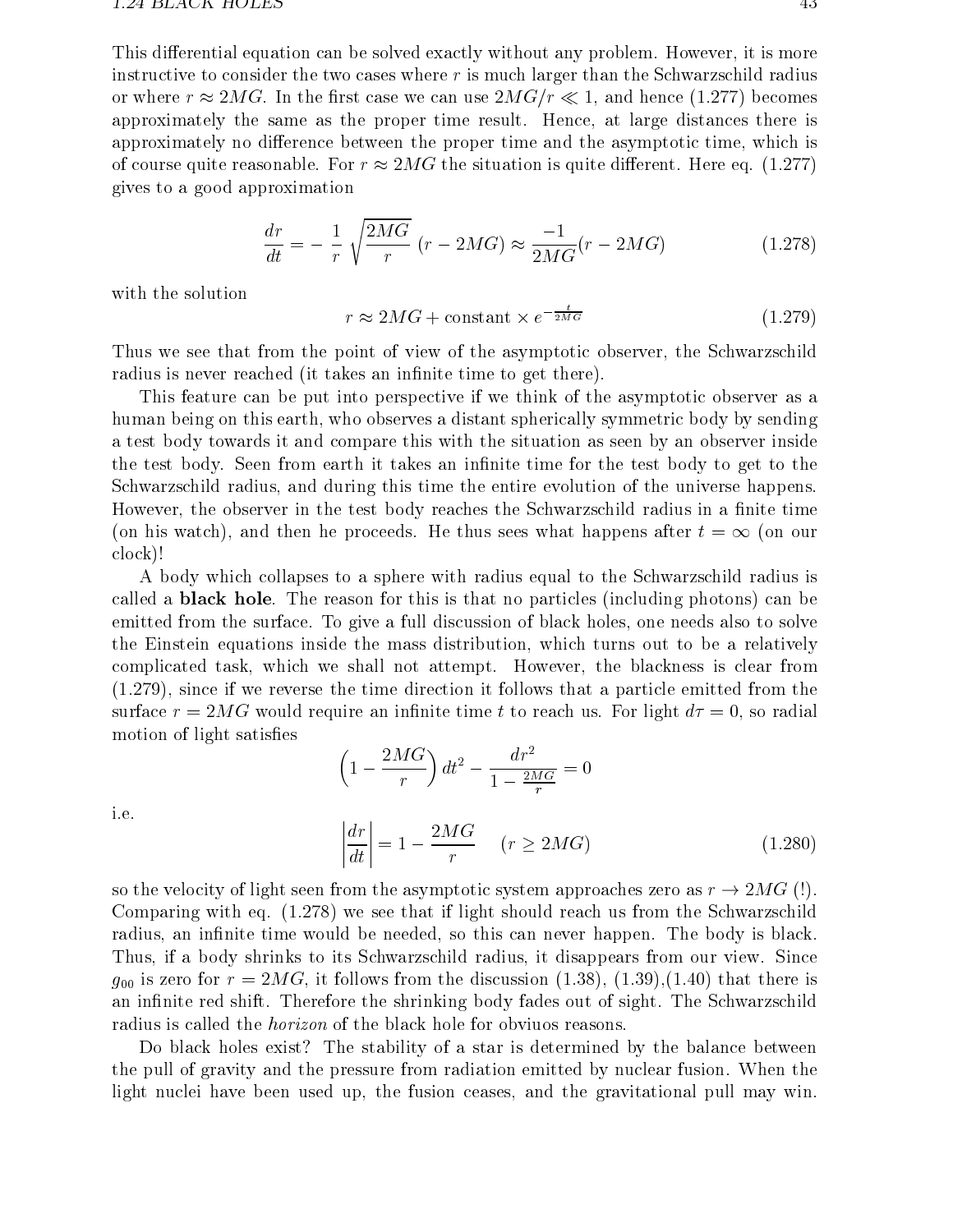This differential equation can be solved exactly without any problem. However, it is more instructive to consider the two cases where $r$ is much larger than the Schwarzschild radius or where $r \approx 2MG$. In the first case we can use $2MG/r \ll 1$, and hence (1.277) becomes approximately the same as the proper time result. Hence, at large distances there is approximately no difference between the proper time and the asymptotic time, which is of course quite reasonable. For $r \approx 2MG$ the situation is quite different. Here eq. (1.277) gives to a good approximation

$$\frac{dr}{dt} = -\frac{1}{r}\sqrt{\frac{2MG}{r}}\,(r - 2MG) \approx \frac{-1}{2MG}(r - 2MG) \tag{1.278}$$

with the solution

$$r \approx 2MG + \text{constant} \times e^{-\frac{t}{2MG}} \tag{1.279}$$

Thus we see that from the point of view of the asymptotic observer, the Schwarzschild radius is never reached (it takes an infinite time to get there).

This feature can be put into perspective if we think of the asymptotic observer as a human being on this earth, who observes a distant spherically symmetric body by sending a test body towards it and compare this with the situation as seen by an observer inside the test body. Seen from earth it takes an infinite time for the test body to get to the Schwarzschild radius, and during this time the entire evolution of the universe happens. However, the observer in the test body reaches the Schwarzschild radius in a finite time (on his watch), and then he proceeds. He thus sees what happens after $t = \infty$ (on our clock)!

A body which collapses to a sphere with radius equal to the Schwarzschild radius is called a **black hole**. The reason for this is that no particles (including photons) can be emitted from the surface. To give a full discussion of black holes, one needs also to solve the Einstein equations inside the mass distribution, which turns out to be a relatively complicated task, which we shall not attempt. However, the blackness is clear from (1.279), since if we reverse the time direction it follows that a particle emitted from the surface $r = 2MG$ would require an infinite time $t$ to reach us. For light $d\tau = 0$, so radial motion of light satisfies

$$\left(1 - \frac{2MG}{r}\right) dt^2 - \frac{dr^2}{1 - \frac{2MG}{r}} = 0$$

i.e.

$$\left|\frac{dr}{dt}\right| = 1 - \frac{2MG}{r} \qquad (r \geq 2MG) \tag{1.280}$$

so the velocity of light seen from the asymptotic system approaches zero as $r \to 2MG$ (!). Comparing with eq. (1.278) we see that if light should reach us from the Schwarzschild radius, an infinite time would be needed, so this can never happen. The body is black. Thus, if a body shrinks to its Schwarzschild radius, it disappears from our view. Since $g_{00}$ is zero for $r = 2MG$, it follows from the discussion (1.38), (1.39),(1.40) that there is an infinite red shift. Therefore the shrinking body fades out of sight. The Schwarzschild radius is called the *horizon* of the black hole for obviuos reasons.

Do black holes exist? The stability of a star is determined by the balance between the pull of gravity and the pressure from radiation emitted by nuclear fusion. When the light nuclei have been used up, the fusion ceases, and the gravitational pull may win.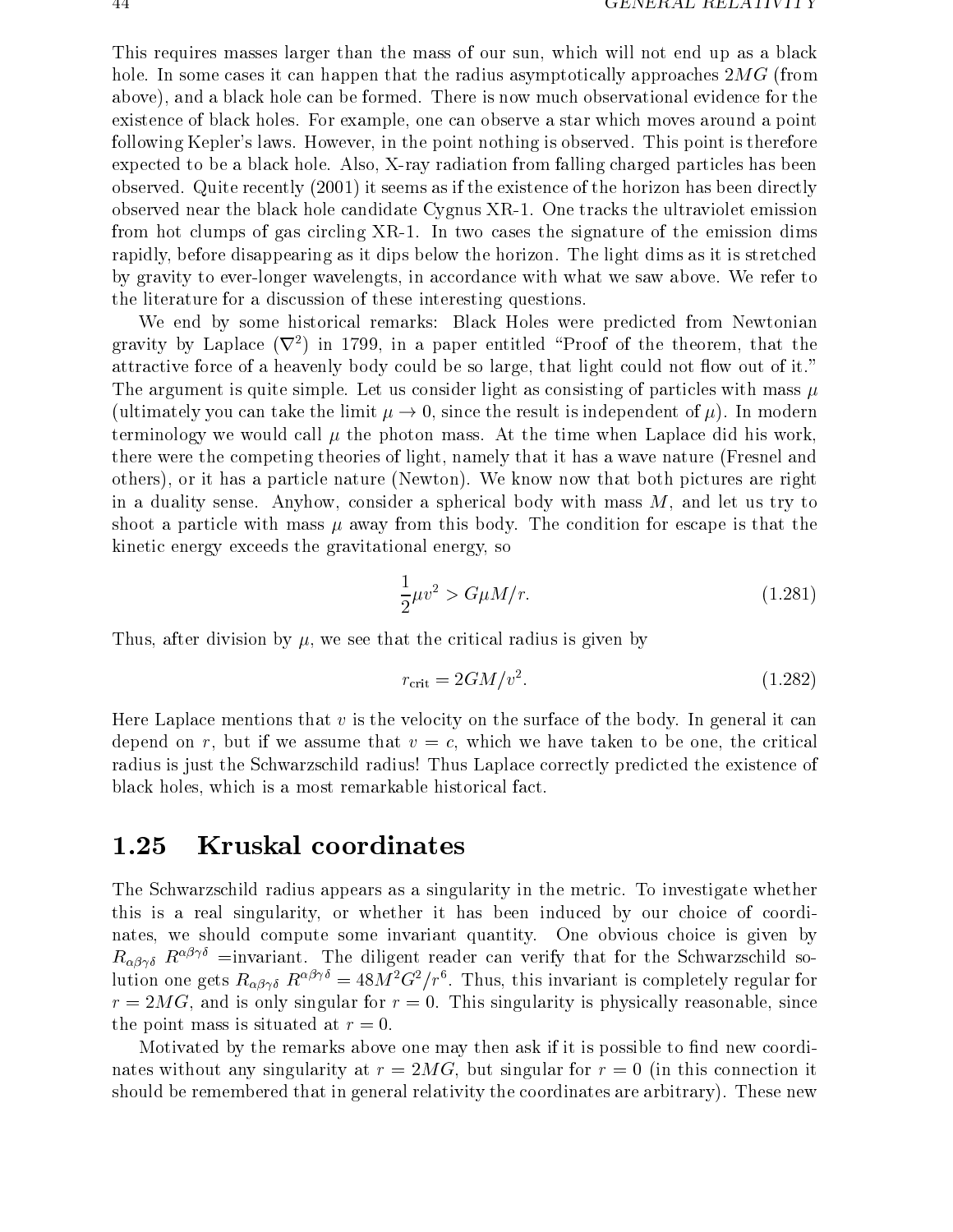This requires masses larger than the mass of our sun, which will not end up as a black hole. In some cases it can happen that the radius asymptotically approaches $2MG$ (from above), and a black hole can be formed. There is now much observational evidence for the existence of black holes. For example, one can observe a star which moves around a point following Kepler's laws. However, in the point nothing is observed. This point is therefore expected to be a black hole. Also, X-ray radiation from falling charged particles has been observed. Quite recently (2001) it seems as if the existence of the horizon has been directly observed near the black hole candidate Cygnus XR-1. One tracks the ultraviolet emission from hot clumps of gas circling XR-1. In two cases the signature of the emission dims rapidly, before disappearing as it dips below the horizon. The light dims as it is stretched by gravity to ever-longer wavelengts, in accordance with what we saw above. We refer to the literature for a discussion of these interesting questions.

We end by some historical remarks: Black Holes were predicted from Newtonian gravity by Laplace ($\nabla^2$) in 1799, in a paper entitled "Proof of the theorem, that the attractive force of a heavenly body could be so large, that light could not flow out of it." The argument is quite simple. Let us consider light as consisting of particles with mass $\mu$ (ultimately you can take the limit $\mu \to 0$, since the result is independent of $\mu$). In modern terminology we would call $\mu$ the photon mass. At the time when Laplace did his work, there were the competing theories of light, namely that it has a wave nature (Fresnel and others), or it has a particle nature (Newton). We know now that both pictures are right in a duality sense. Anyhow, consider a spherical body with mass $M$, and let us try to shoot a particle with mass $\mu$ away from this body. The condition for escape is that the kinetic energy exceeds the gravitational energy, so

$$\frac{1}{2}\mu v^2 > G\mu M/r. \tag{1.281}$$

Thus, after division by $\mu$, we see that the critical radius is given by

$$r_{\text{crit}} = 2GM/v^2. \tag{1.282}$$

Here Laplace mentions that $v$ is the velocity on the surface of the body. In general it can depend on $r$, but if we assume that $v = c$, which we have taken to be one, the critical radius is just the Schwarzschild radius! Thus Laplace correctly predicted the existence of black holes, which is a most remarkable historical fact.

## 1.25 Kruskal coordinates

The Schwarzschild radius appears as a singularity in the metric. To investigate whether this is a real singularity, or whether it has been induced by our choice of coordinates, we should compute some invariant quantity. One obvious choice is given by $R_{\alpha\beta\gamma\delta}\ R^{\alpha\beta\gamma\delta}$ =invariant. The diligent reader can verify that for the Schwarzschild solution one gets $R_{\alpha\beta\gamma\delta}\ R^{\alpha\beta\gamma\delta} = 48M^2G^2/r^6$. Thus, this invariant is completely regular for $r = 2MG$, and is only singular for $r = 0$. This singularity is physically reasonable, since the point mass is situated at $r = 0$.

Motivated by the remarks above one may then ask if it is possible to find new coordinates without any singularity at $r = 2MG$, but singular for $r = 0$ (in this connection it should be remembered that in general relativity the coordinates are arbitrary). These new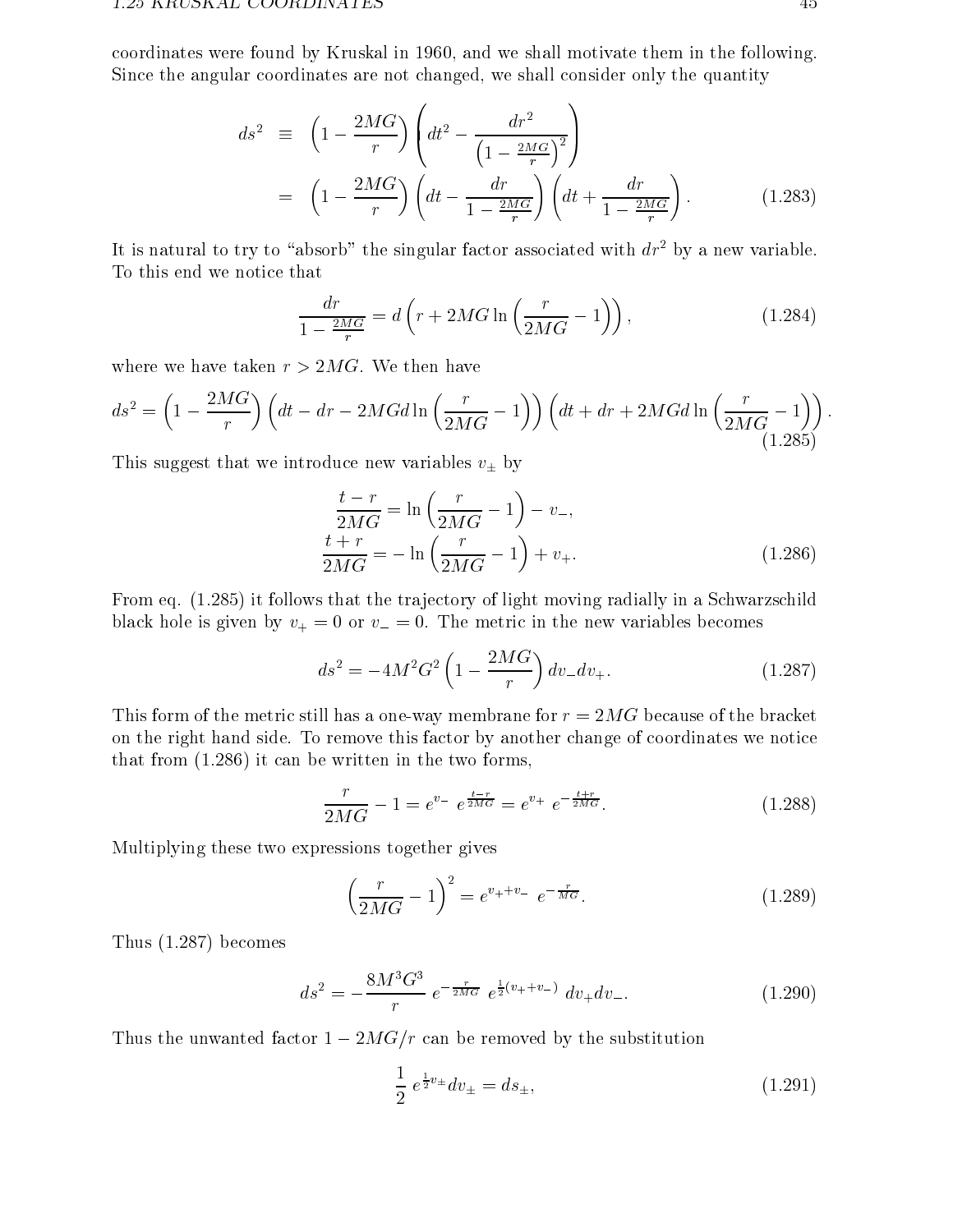coordinates were found by Kruskal in 1960, and we shall motivate them in the following. Since the angular coordinates are not changed, we shall consider only the quantity

$$
\begin{aligned}
ds^2 &\equiv \left(1 - \frac{2MG}{r}\right)\left(dt^2 - \frac{dr^2}{\left(1-\frac{2MG}{r}\right)^2}\right) \\
&= \left(1 - \frac{2MG}{r}\right)\left(dt - \frac{dr}{1-\frac{2MG}{r}}\right)\left(dt + \frac{dr}{1-\frac{2MG}{r}}\right). \qquad (1.283)
\end{aligned}
$$

It is natural to try to "absorb" the singular factor associated with $dr^2$ by a new variable. To this end we notice that

$$
\frac{dr}{1-\frac{2MG}{r}} = d\left(r + 2MG\ln\left(\frac{r}{2MG} - 1\right)\right), \qquad (1.284)
$$

where we have taken $r > 2MG$. We then have

$$
ds^2 = \left(1 - \frac{2MG}{r}\right)\left(dt - dr - 2MGd\ln\left(\frac{r}{2MG}-1\right)\right)\left(dt + dr + 2MGd\ln\left(\frac{r}{2MG}-1\right)\right). \qquad (1.285)
$$

This suggest that we introduce new variables $v_\pm$ by

$$
\begin{aligned}
\frac{t-r}{2MG} &= \ln\left(\frac{r}{2MG}-1\right) - v_-, \\
\frac{t+r}{2MG} &= -\ln\left(\frac{r}{2MG}-1\right) + v_+. \qquad (1.286)
\end{aligned}
$$

From eq. (1.285) it follows that the trajectory of light moving radially in a Schwarzschild black hole is given by $v_+ = 0$ or $v_- = 0$. The metric in the new variables becomes

$$
ds^2 = -4M^2G^2\left(1 - \frac{2MG}{r}\right) dv_- dv_+. \qquad (1.287)
$$

This form of the metric still has a one-way membrane for $r = 2MG$ because of the bracket on the right hand side. To remove this factor by another change of coordinates we notice that from (1.286) it can be written in the two forms,

$$
\frac{r}{2MG} - 1 = e^{v_-}\ e^{\frac{t-r}{2MG}} = e^{v_+}\ e^{-\frac{t+r}{2MG}}. \qquad (1.288)
$$

Multiplying these two expressions together gives

$$
\left(\frac{r}{2MG} - 1\right)^2 = e^{v_+ + v_-}\ e^{-\frac{r}{MG}}. \qquad (1.289)
$$

Thus (1.287) becomes

$$
ds^2 = -\frac{8M^3G^3}{r}\ e^{-\frac{r}{2MG}}\ e^{\frac{1}{2}(v_+ + v_-)}\ dv_+ dv_-. \qquad (1.290)
$$

Thus the unwanted factor $1 - 2MG/r$ can be removed by the substitution

$$
\frac{1}{2}\ e^{\frac{1}{2}v_\pm} dv_\pm = ds_\pm, \qquad (1.291)
$$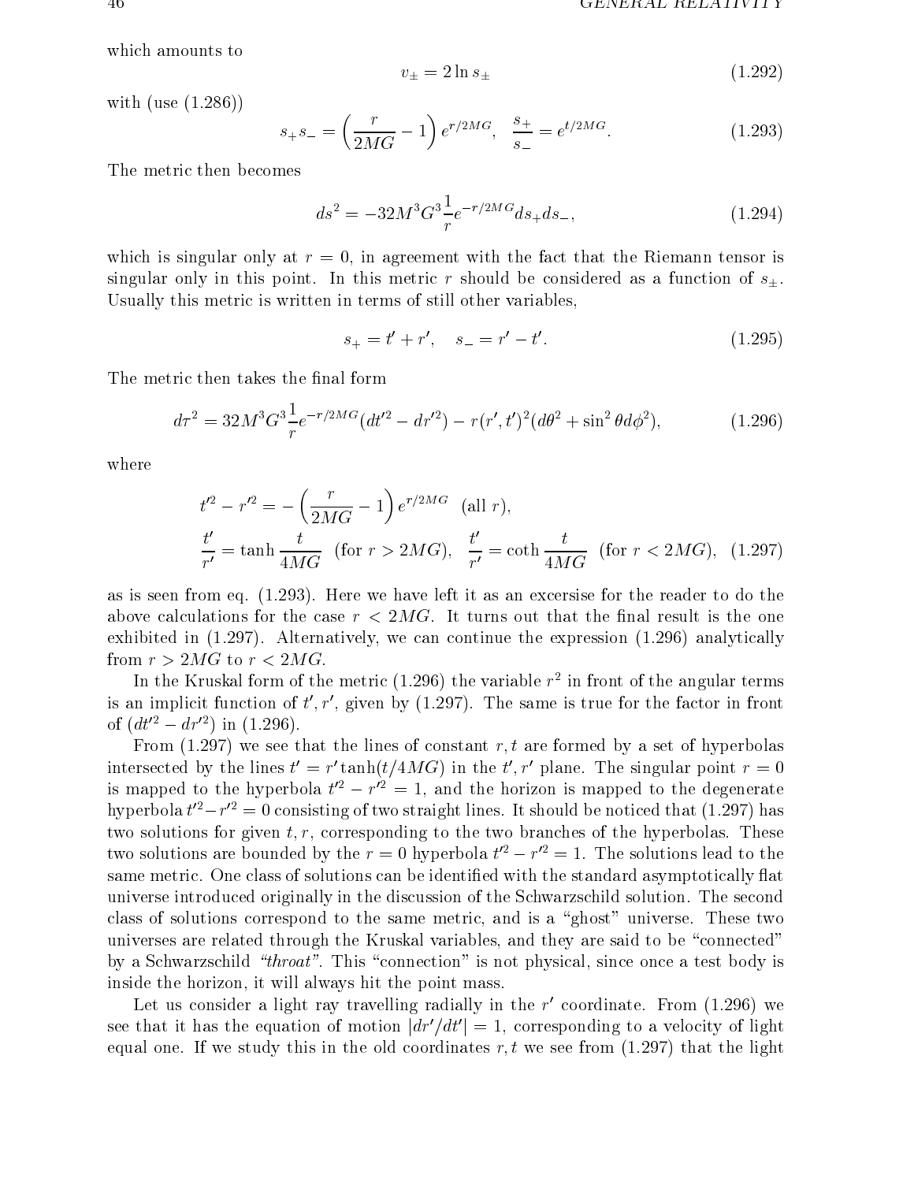which amounts to

$$v_\pm = 2 \ln s_\pm \tag{1.292}$$

with (use (1.286))

$$s_+ s_- = \left( \frac{r}{2MG} - 1 \right) e^{r/2MG}, \quad \frac{s_+}{s_-} = e^{t/2MG}. \tag{1.293}$$

The metric then becomes

$$ds^2 = -32 M^3 G^3 \frac{1}{r} e^{-r/2MG} ds_+ ds_-, \tag{1.294}$$

which is singular only at $r = 0$, in agreement with the fact that the Riemann tensor is singular only in this point. In this metric $r$ should be considered as a function of $s_\pm$. Usually this metric is written in terms of still other variables,

$$s_+ = t' + r', \quad s_- = r' - t'. \tag{1.295}$$

The metric then takes the final form

$$d\tau^2 = 32 M^3 G^3 \frac{1}{r} e^{-r/2MG} (dt'^2 - dr'^2) - r(r', t')^2 (d\theta^2 + \sin^2 \theta d\phi^2), \tag{1.296}$$

where

$$\begin{aligned} & t'^2 - r'^2 = -\left( \frac{r}{2MG} - 1 \right) e^{r/2MG} \quad (\text{all } r), \\ & \frac{t'}{r'} = \tanh \frac{t}{4MG} \quad (\text{for } r > 2MG), \quad \frac{t'}{r'} = \coth \frac{t}{4MG} \quad (\text{for } r < 2MG), \end{aligned} \tag{1.297}$$

as is seen from eq. (1.293). Here we have left it as an excersise for the reader to do the above calculations for the case $r < 2MG$. It turns out that the final result is the one exhibited in (1.297). Alternatively, we can continue the expression (1.296) analytically from $r > 2MG$ to $r < 2MG$.

In the Kruskal form of the metric (1.296) the variable $r^2$ in front of the angular terms is an implicit function of $t', r'$, given by (1.297). The same is true for the factor in front of $(dt'^2 - dr'^2)$ in (1.296).

From (1.297) we see that the lines of constant $r, t$ are formed by a set of hyperbolas intersected by the lines $t' = r' \tanh(t/4MG)$ in the $t', r'$ plane. The singular point $r = 0$ is mapped to the hyperbola $t'^2 - r'^2 = 1$, and the horizon is mapped to the degenerate hyperbola $t'^2 - r'^2 = 0$ consisting of two straight lines. It should be noticed that (1.297) has two solutions for given $t, r$, corresponding to the two branches of the hyperbolas. These two solutions are bounded by the $r = 0$ hyperbola $t'^2 - r'^2 = 1$. The solutions lead to the same metric. One class of solutions can be identified with the standard asymptotically flat universe introduced originally in the discussion of the Schwarzschild solution. The second class of solutions correspond to the same metric, and is a "ghost" universe. These two universes are related through the Kruskal variables, and they are said to be "connected" by a Schwarzschild *"throat"*. This "connection" is not physical, since once a test body is inside the horizon, it will always hit the point mass.

Let us consider a light ray travelling radially in the $r'$ coordinate. From (1.296) we see that it has the equation of motion $|dr'/dt'| = 1$, corresponding to a velocity of light equal one. If we study this in the old coordinates $r, t$ we see from (1.297) that the light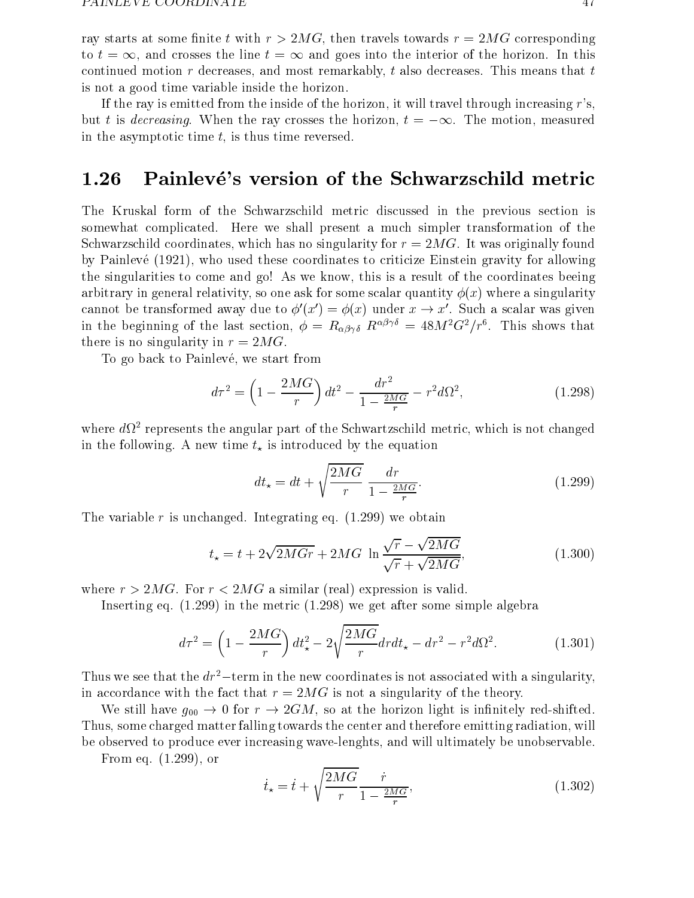ray starts at some finite $t$ with $r > 2MG$, then travels towards $r = 2MG$ corresponding to $t = \infty$, and crosses the line $t = \infty$ and goes into the interior of the horizon. In this continued motion $r$ decreases, and most remarkably, $t$ also decreases. This means that $t$ is not a good time variable inside the horizon.

If the ray is emitted from the inside of the horizon, it will travel through increasing $r$'s, but $t$ is *decreasing*. When the ray crosses the horizon, $t = -\infty$. The motion, measured in the asymptotic time $t$, is thus time reversed.

## 1.26 Painlevé's version of the Schwarzschild metric

The Kruskal form of the Schwarzschild metric discussed in the previous section is somewhat complicated. Here we shall present a much simpler transformation of the Schwarzschild coordinates, which has no singularity for $r = 2MG$. It was originally found by Painlevé (1921), who used these coordinates to criticize Einstein gravity for allowing the singularities to come and go! As we know, this is a result of the coordinates beeing arbitrary in general relativity, so one ask for some scalar quantity $\phi(x)$ where a singularity cannot be transformed away due to $\phi'(x') = \phi(x)$ under $x \to x'$. Such a scalar was given in the beginning of the last section, $\phi = R_{\alpha\beta\gamma\delta}\ R^{\alpha\beta\gamma\delta} = 48M^2G^2/r^6$. This shows that there is no singularity in $r = 2MG$.

To go back to Painlevé, we start from

$$d\tau^2 = \left(1 - \frac{2MG}{r}\right) dt^2 - \frac{dr^2}{1 - \frac{2MG}{r}} - r^2 d\Omega^2, \tag{1.298}$$

where $d\Omega^2$ represents the angular part of the Schwartzschild metric, which is not changed in the following. A new time $t_\star$ is introduced by the equation

$$dt_\star = dt + \sqrt{\frac{2MG}{r}}\ \frac{dr}{1 - \frac{2MG}{r}}. \tag{1.299}$$

The variable $r$ is unchanged. Integrating eq. (1.299) we obtain

$$t_\star = t + 2\sqrt{2MGr} + 2MG\ \ln \frac{\sqrt{r} - \sqrt{2MG}}{\sqrt{r} + \sqrt{2MG}}, \tag{1.300}$$

where $r > 2MG$. For $r < 2MG$ a similar (real) expression is valid.

Inserting eq. (1.299) in the metric (1.298) we get after some simple algebra

$$d\tau^2 = \left(1 - \frac{2MG}{r}\right) dt_\star^2 - 2\sqrt{\frac{2MG}{r}} dr dt_\star - dr^2 - r^2 d\Omega^2. \tag{1.301}$$

Thus we see that the $dr^2-$term in the new coordinates is not associated with a singularity, in accordance with the fact that $r = 2MG$ is not a singularity of the theory.

We still have $g_{00} \to 0$ for $r \to 2GM$, so at the horizon light is infinitely red-shifted. Thus, some charged matter falling towards the center and therefore emitting radiation, will be observed to produce ever increasing wave-lenghts, and will ultimately be unobservable.

From eq. (1.299), or

$$\dot{t}_\star = \dot{t} + \sqrt{\frac{2MG}{r}} \frac{\dot{r}}{1 - \frac{2MG}{r}}, \tag{1.302}$$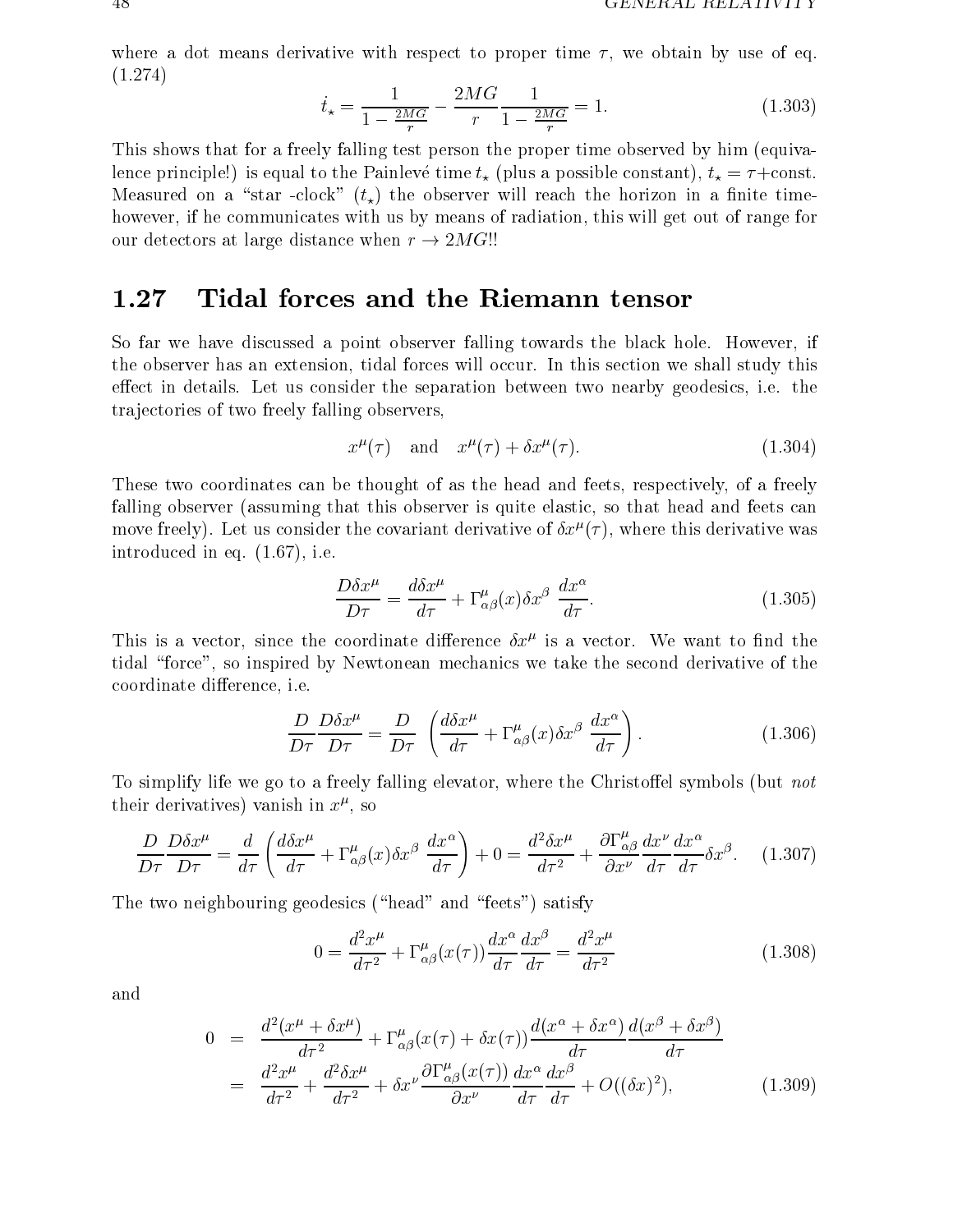where a dot means derivative with respect to proper time $\tau$, we obtain by use of eq. (1.274)

$$\dot{t}_\star = \frac{1}{1-\frac{2MG}{r}} - \frac{2MG}{r}\frac{1}{1-\frac{2MG}{r}} = 1. \tag{1.303}$$

This shows that for a freely falling test person the proper time observed by him (equivalence principle!) is equal to the Painlevé time $t_\star$ (plus a possible constant), $t_\star = \tau$+const. Measured on a "star -clock" ($t_\star$) the observer will reach the horizon in a finite time- however, if he communicates with us by means of radiation, this will get out of range for our detectors at large distance when $r \to 2MG$!!

## 1.27 Tidal forces and the Riemann tensor

So far we have discussed a point observer falling towards the black hole. However, if the observer has an extension, tidal forces will occur. In this section we shall study this effect in details. Let us consider the separation between two nearby geodesics, i.e. the trajectories of two freely falling observers,

$$x^\mu(\tau) \quad \text{and} \quad x^\mu(\tau) + \delta x^\mu(\tau). \tag{1.304}$$

These two coordinates can be thought of as the head and feets, respectively, of a freely falling observer (assuming that this observer is quite elastic, so that head and feets can move freely). Let us consider the covariant derivative of $\delta x^\mu(\tau)$, where this derivative was introduced in eq. (1.67), i.e.

$$\frac{D\delta x^\mu}{D\tau} = \frac{d\delta x^\mu}{d\tau} + \Gamma^\mu_{\alpha\beta}(x)\delta x^\beta \, \frac{dx^\alpha}{d\tau}. \tag{1.305}$$

This is a vector, since the coordinate difference $\delta x^\mu$ is a vector. We want to find the tidal "force", so inspired by Newtonean mechanics we take the second derivative of the coordinate difference, i.e.

$$\frac{D}{D\tau}\frac{D\delta x^\mu}{D\tau} = \frac{D}{D\tau}\left(\frac{d\delta x^\mu}{d\tau} + \Gamma^\mu_{\alpha\beta}(x)\delta x^\beta \, \frac{dx^\alpha}{d\tau}\right). \tag{1.306}$$

To simplify life we go to a freely falling elevator, where the Christoffel symbols (but *not* their derivatives) vanish in $x^\mu$, so

$$\frac{D}{D\tau}\frac{D\delta x^\mu}{D\tau} = \frac{d}{d\tau}\left(\frac{d\delta x^\mu}{d\tau} + \Gamma^\mu_{\alpha\beta}(x)\delta x^\beta \, \frac{dx^\alpha}{d\tau}\right) + 0 = \frac{d^2\delta x^\mu}{d\tau^2} + \frac{\partial \Gamma^\mu_{\alpha\beta}}{\partial x^\nu}\frac{dx^\nu}{d\tau}\frac{dx^\alpha}{d\tau}\delta x^\beta. \tag{1.307}$$

The two neighbouring geodesics ("head" and "feets") satisfy

$$0 = \frac{d^2x^\mu}{d\tau^2} + \Gamma^\mu_{\alpha\beta}(x(\tau))\frac{dx^\alpha}{d\tau}\frac{dx^\beta}{d\tau} = \frac{d^2x^\mu}{d\tau^2} \tag{1.308}$$

and

$$\begin{aligned} 0 &= \frac{d^2(x^\mu + \delta x^\mu)}{d\tau^2} + \Gamma^\mu_{\alpha\beta}(x(\tau)+\delta x(\tau))\frac{d(x^\alpha+\delta x^\alpha)}{d\tau}\frac{d(x^\beta+\delta x^\beta)}{d\tau} \\ &= \frac{d^2x^\mu}{d\tau^2} + \frac{d^2\delta x^\mu}{d\tau^2} + \delta x^\nu \frac{\partial \Gamma^\mu_{\alpha\beta}(x(\tau))}{\partial x^\nu}\frac{dx^\alpha}{d\tau}\frac{dx^\beta}{d\tau} + O((\delta x)^2), \end{aligned} \tag{1.309}$$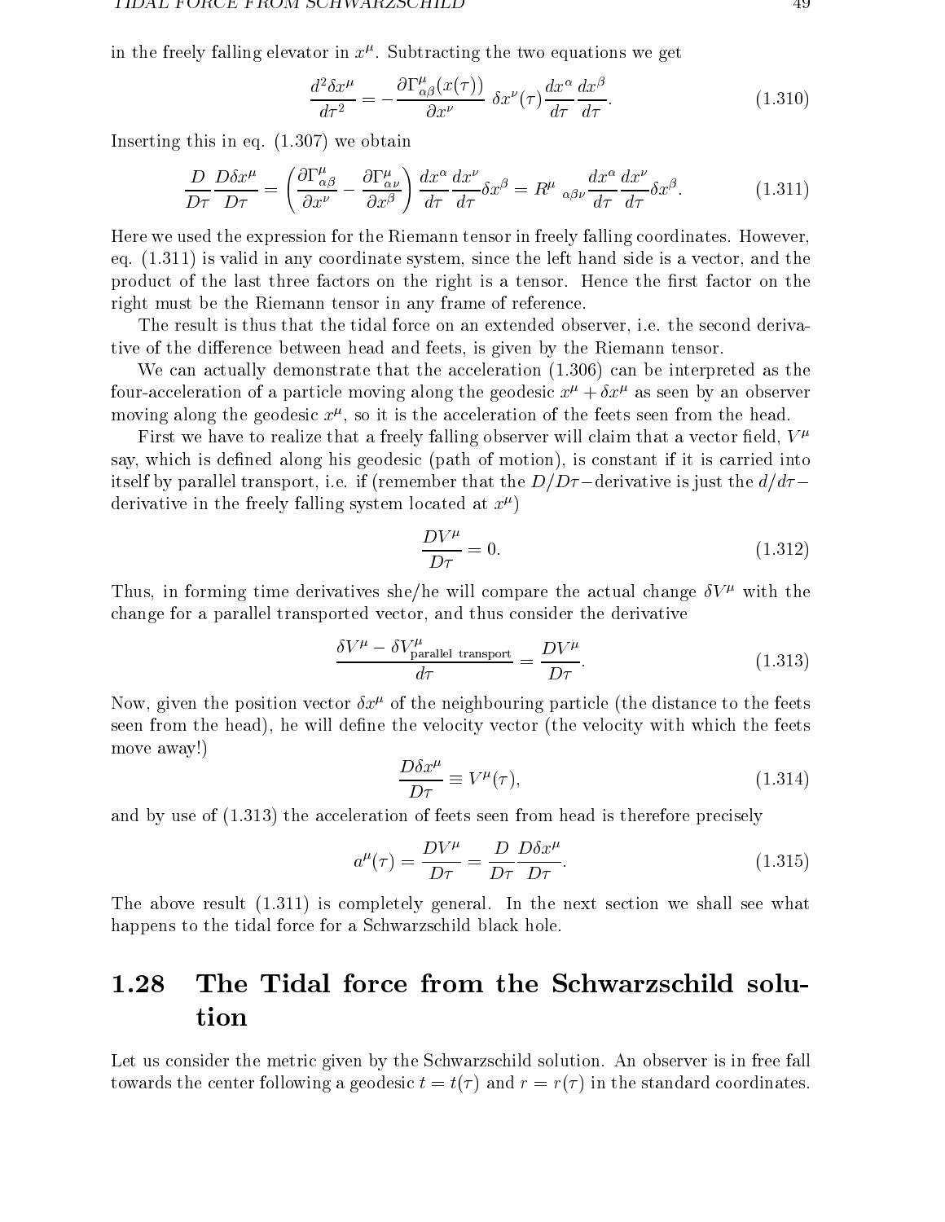in the freely falling elevator in $x^\mu$. Subtracting the two equations we get

$$\frac{d^2 \delta x^\mu}{d\tau^2} = -\frac{\partial \Gamma^\mu_{\alpha\beta}(x(\tau))}{\partial x^\nu} \, \delta x^\nu(\tau) \frac{dx^\alpha}{d\tau} \frac{dx^\beta}{d\tau}. \tag{1.310}$$

Inserting this in eq. (1.307) we obtain

$$\frac{D}{D\tau} \frac{D\delta x^\mu}{D\tau} = \left( \frac{\partial \Gamma^\mu_{\alpha\beta}}{\partial x^\nu} - \frac{\partial \Gamma^\mu_{\alpha\nu}}{\partial x^\beta} \right) \frac{dx^\alpha}{d\tau} \frac{dx^\nu}{d\tau} \delta x^\beta = R^\mu{}_{\alpha\beta\nu} \frac{dx^\alpha}{d\tau} \frac{dx^\nu}{d\tau} \delta x^\beta. \tag{1.311}$$

Here we used the expression for the Riemann tensor in freely falling coordinates. However, eq. (1.311) is valid in any coordinate system, since the left hand side is a vector, and the product of the last three factors on the right is a tensor. Hence the first factor on the right must be the Riemann tensor in any frame of reference.

The result is thus that the tidal force on an extended observer, i.e. the second derivative of the difference between head and feets, is given by the Riemann tensor.

We can actually demonstrate that the acceleration (1.306) can be interpreted as the four-acceleration of a particle moving along the geodesic $x^\mu + \delta x^\mu$ as seen by an observer moving along the geodesic $x^\mu$, so it is the acceleration of the feets seen from the head.

First we have to realize that a freely falling observer will claim that a vector field, $V^\mu$ say, which is defined along his geodesic (path of motion), is constant if it is carried into itself by parallel transport, i.e. if (remember that the $D/D\tau-$derivative is just the $d/d\tau-$derivative in the freely falling system located at $x^\mu$)

$$\frac{DV^\mu}{D\tau} = 0. \tag{1.312}$$

Thus, in forming time derivatives she/he will compare the actual change $\delta V^\mu$ with the change for a parallel transported vector, and thus consider the derivative

$$\frac{\delta V^\mu - \delta V^\mu_{\text{parallel transport}}}{d\tau} = \frac{DV^\mu}{D\tau}. \tag{1.313}$$

Now, given the position vector $\delta x^\mu$ of the neighbouring particle (the distance to the feets seen from the head), he will define the velocity vector (the velocity with which the feets move away!)

$$\frac{D\delta x^\mu}{D\tau} \equiv V^\mu(\tau), \tag{1.314}$$

and by use of (1.313) the acceleration of feets seen from head is therefore precisely

$$a^\mu(\tau) = \frac{DV^\mu}{D\tau} = \frac{D}{D\tau} \frac{D\delta x^\mu}{D\tau}. \tag{1.315}$$

The above result (1.311) is completely general. In the next section we shall see what happens to the tidal force for a Schwarzschild black hole.

## 1.28 The Tidal force from the Schwarzschild solution

Let us consider the metric given by the Schwarzschild solution. An observer is in free fall towards the center following a geodesic $t = t(\tau)$ and $r = r(\tau)$ in the standard coordinates.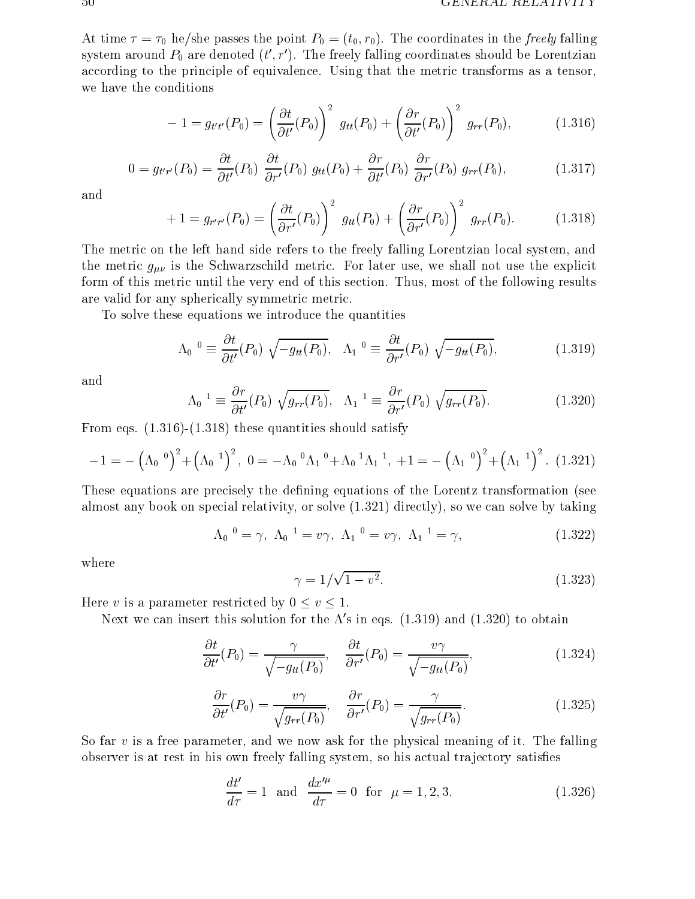At time $\tau = \tau_0$ he/she passes the point $P_0 = (t_0, r_0)$. The coordinates in the *freely* falling system around $P_0$ are denoted $(t', r')$. The freely falling coordinates should be Lorentzian according to the principle of equivalence. Using that the metric transforms as a tensor, we have the conditions

$$-1 = g_{t't'}(P_0) = \left(\frac{\partial t}{\partial t'}(P_0)\right)^2 \; g_{tt}(P_0) + \left(\frac{\partial r}{\partial t'}(P_0)\right)^2 \; g_{rr}(P_0), \tag{1.316}$$

$$0 = g_{t'r'}(P_0) = \frac{\partial t}{\partial t'}(P_0) \; \frac{\partial t}{\partial r'}(P_0) \; g_{tt}(P_0) + \frac{\partial r}{\partial t'}(P_0) \; \frac{\partial r}{\partial r'}(P_0) \; g_{rr}(P_0), \tag{1.317}$$

and

$$+1 = g_{r'r'}(P_0) = \left(\frac{\partial t}{\partial r'}(P_0)\right)^2 \; g_{tt}(P_0) + \left(\frac{\partial r}{\partial r'}(P_0)\right)^2 \; g_{rr}(P_0). \tag{1.318}$$

The metric on the left hand side refers to the freely falling Lorentzian local system, and the metric $g_{\mu\nu}$ is the Schwarzschild metric. For later use, we shall not use the explicit form of this metric until the very end of this section. Thus, most of the following results are valid for any spherically symmetric metric.

To solve these equations we introduce the quantities

$$\Lambda_0^{\ 0} \equiv \frac{\partial t}{\partial t'}(P_0) \; \sqrt{-g_{tt}(P_0)}, \quad \Lambda_1^{\ 0} \equiv \frac{\partial t}{\partial r'}(P_0) \; \sqrt{-g_{tt}(P_0)}, \tag{1.319}$$

and

$$\Lambda_0^{\ 1} \equiv \frac{\partial r}{\partial t'}(P_0) \; \sqrt{g_{rr}(P_0)}, \quad \Lambda_1^{\ 1} \equiv \frac{\partial r}{\partial r'}(P_0) \; \sqrt{g_{rr}(P_0)}. \tag{1.320}$$

From eqs. (1.316)-(1.318) these quantities should satisfy

$$-1 = -\left(\Lambda_0^{\ 0}\right)^2 + \left(\Lambda_0^{\ 1}\right)^2, \; 0 = -\Lambda_0^{\ 0}\Lambda_1^{\ 0} + \Lambda_0^{\ 1}\Lambda_1^{\ 1}, \; +1 = -\left(\Lambda_1^{\ 0}\right)^2 + \left(\Lambda_1^{\ 1}\right)^2. \tag{1.321}$$

These equations are precisely the defining equations of the Lorentz transformation (see almost any book on special relativity, or solve (1.321) directly), so we can solve by taking

$$\Lambda_0^{\ 0} = \gamma, \; \Lambda_0^{\ 1} = v\gamma, \; \Lambda_1^{\ 0} = v\gamma, \; \Lambda_1^{\ 1} = \gamma, \tag{1.322}$$

where

$$\gamma = 1/\sqrt{1 - v^2}. \tag{1.323}$$

Here $v$ is a parameter restricted by $0 \leq v \leq 1$.

Next we can insert this solution for the $\Lambda$'s in eqs. (1.319) and (1.320) to obtain

$$\frac{\partial t}{\partial t'}(P_0) = \frac{\gamma}{\sqrt{-g_{tt}(P_0)}}, \quad \frac{\partial t}{\partial r'}(P_0) = \frac{v\gamma}{\sqrt{-g_{tt}(P_0)}}, \tag{1.324}$$

$$\frac{\partial r}{\partial t'}(P_0) = \frac{v\gamma}{\sqrt{g_{rr}(P_0)}}, \quad \frac{\partial r}{\partial r'}(P_0) = \frac{\gamma}{\sqrt{g_{rr}(P_0)}}. \tag{1.325}$$

So far $v$ is a free parameter, and we now ask for the physical meaning of it. The falling observer is at rest in his own freely falling system, so his actual trajectory satisfies

$$\frac{dt'}{d\tau} = 1 \;\; \text{and} \;\; \frac{dx'^{\mu}}{d\tau} = 0 \;\; \text{for} \;\; \mu = 1, 2, 3. \tag{1.326}$$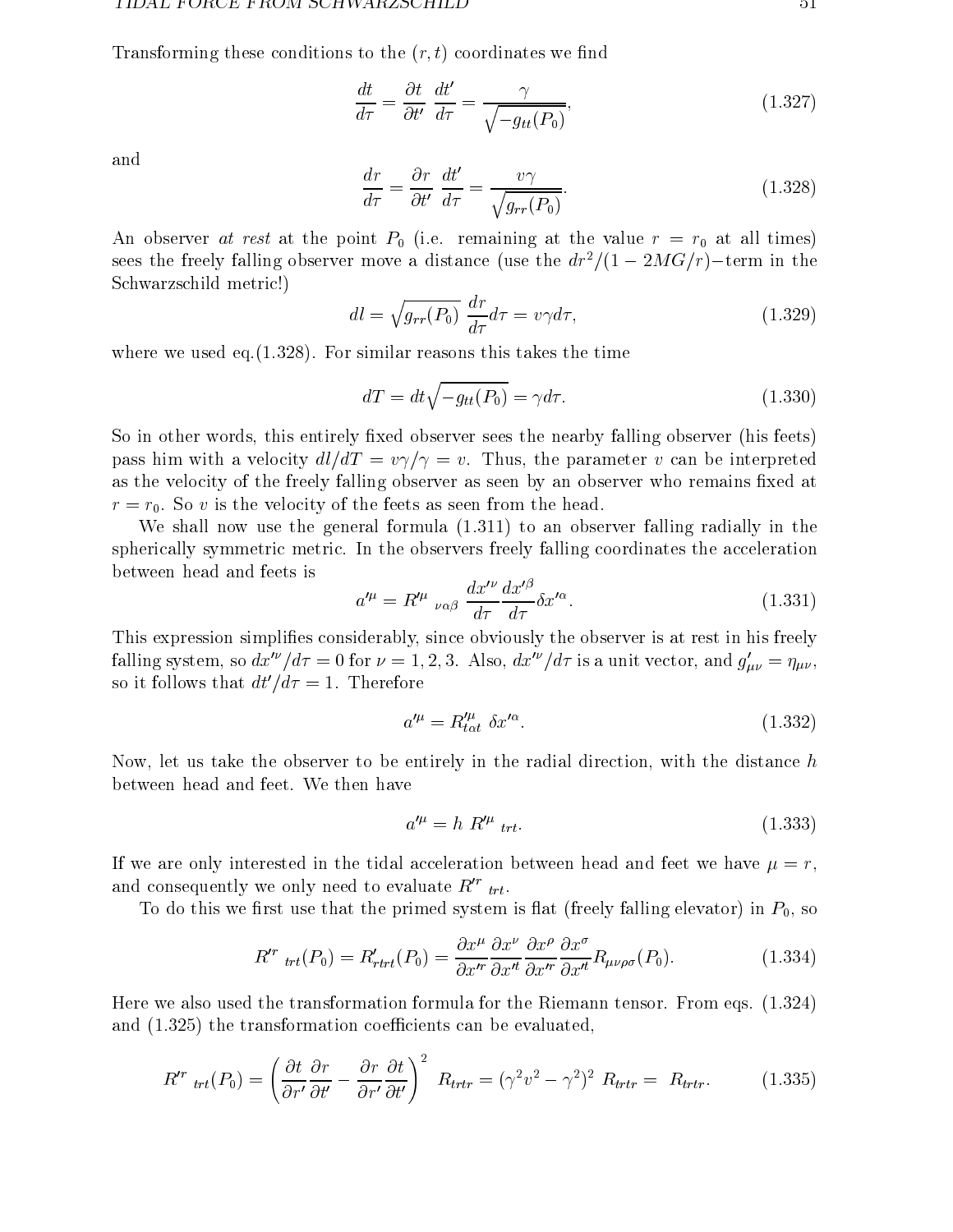Transforming these conditions to the $(r,t)$ coordinates we find

$$\frac{dt}{d\tau} = \frac{\partial t}{\partial t'}\,\frac{dt'}{d\tau} = \frac{\gamma}{\sqrt{-g_{tt}(P_0)}}, \tag{1.327}$$

and

$$\frac{dr}{d\tau} = \frac{\partial r}{\partial t'}\,\frac{dt'}{d\tau} = \frac{v\gamma}{\sqrt{g_{rr}(P_0)}}. \tag{1.328}$$

An observer *at rest* at the point $P_0$ (i.e. remaining at the value $r = r_0$ at all times) sees the freely falling observer move a distance (use the $dr^2/(1-2MG/r)$−term in the Schwarzschild metric!)

$$dl = \sqrt{g_{rr}(P_0)}\,\frac{dr}{d\tau}d\tau = v\gamma d\tau, \tag{1.329}$$

where we used eq.(1.328). For similar reasons this takes the time

$$dT = dt\sqrt{-g_{tt}(P_0)} = \gamma d\tau. \tag{1.330}$$

So in other words, this entirely fixed observer sees the nearby falling observer (his feets) pass him with a velocity $dl/dT = v\gamma/\gamma = v$. Thus, the parameter $v$ can be interpreted as the velocity of the freely falling observer as seen by an observer who remains fixed at $r = r_0$. So $v$ is the velocity of the feets as seen from the head.

We shall now use the general formula (1.311) to an observer falling radially in the spherically symmetric metric. In the observers freely falling coordinates the acceleration between head and feets is

$$a'^{\mu} = R'^{\mu}{}_{\nu\alpha\beta}\,\frac{dx'^{\nu}}{d\tau}\frac{dx'^{\beta}}{d\tau}\delta x'^{\alpha}. \tag{1.331}$$

This expression simplifies considerably, since obviously the observer is at rest in his freely falling system, so $dx'^{\nu}/d\tau = 0$ for $\nu = 1,2,3$. Also, $dx'^{\nu}/d\tau$ is a unit vector, and $g'_{\mu\nu} = \eta_{\mu\nu}$, so it follows that $dt'/d\tau = 1$. Therefore

$$a'^{\mu} = R'^{\mu}_{t\alpha t}\;\delta x'^{\alpha}. \tag{1.332}$$

Now, let us take the observer to be entirely in the radial direction, with the distance $h$ between head and feet. We then have

$$a'^{\mu} = h\;R'^{\mu}{}_{trt}. \tag{1.333}$$

If we are only interested in the tidal acceleration between head and feet we have $\mu = r$, and consequently we only need to evaluate $R'^{r}{}_{trt}$.

To do this we first use that the primed system is flat (freely falling elevator) in $P_0$, so

$$R'^{r}{}_{trt}(P_0) = R'_{rtrt}(P_0) = \frac{\partial x^{\mu}}{\partial x'^{r}}\frac{\partial x^{\nu}}{\partial x'^{t}}\frac{\partial x^{\rho}}{\partial x'^{r}}\frac{\partial x^{\sigma}}{\partial x'^{t}}R_{\mu\nu\rho\sigma}(P_0). \tag{1.334}$$

Here we also used the transformation formula for the Riemann tensor. From eqs. (1.324) and (1.325) the transformation coefficients can be evaluated,

$$R'^{r}{}_{trt}(P_0) = \left(\frac{\partial t}{\partial r'}\frac{\partial r}{\partial t'} - \frac{\partial r}{\partial r'}\frac{\partial t}{\partial t'}\right)^2\;R_{trtr} = (\gamma^2 v^2 - \gamma^2)^2\;R_{trtr} = \;R_{trtr}. \tag{1.335}$$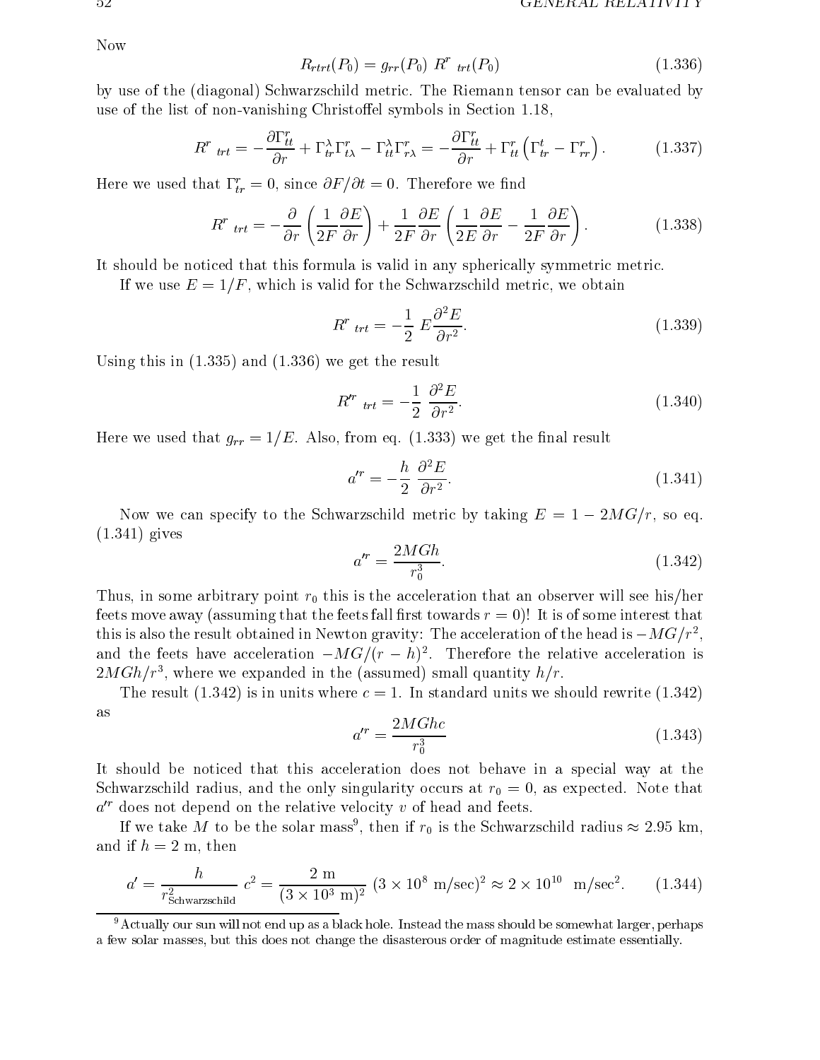Now

$$R_{rtrt}(P_0) = g_{rr}(P_0)\ R^r{}_{trt}(P_0) \tag{1.336}$$

by use of the (diagonal) Schwarzschild metric. The Riemann tensor can be evaluated by use of the list of non-vanishing Christoffel symbols in Section 1.18,

$$R^r{}_{trt} = -\frac{\partial \Gamma^r_{tt}}{\partial r} + \Gamma^\lambda_{tr}\Gamma^r_{t\lambda} - \Gamma^\lambda_{tt}\Gamma^r_{r\lambda} = -\frac{\partial \Gamma^r_{tt}}{\partial r} + \Gamma^r_{tt}\left(\Gamma^t_{tr} - \Gamma^r_{rr}\right). \tag{1.337}$$

Here we used that $\Gamma^r_{tr} = 0$, since $\partial F/\partial t = 0$. Therefore we find

$$R^r{}_{trt} = -\frac{\partial}{\partial r}\left(\frac{1}{2F}\frac{\partial E}{\partial r}\right) + \frac{1}{2F}\frac{\partial E}{\partial r}\left(\frac{1}{2E}\frac{\partial E}{\partial r} - \frac{1}{2F}\frac{\partial E}{\partial r}\right). \tag{1.338}$$

It should be noticed that this formula is valid in any spherically symmetric metric.

If we use $E = 1/F$, which is valid for the Schwarzschild metric, we obtain

$$R^r{}_{trt} = -\frac{1}{2}\ E\frac{\partial^2 E}{\partial r^2}. \tag{1.339}$$

Using this in (1.335) and (1.336) we get the result

$$R'^r{}_{trt} = -\frac{1}{2}\ \frac{\partial^2 E}{\partial r^2}. \tag{1.340}$$

Here we used that $g_{rr} = 1/E$. Also, from eq. (1.333) we get the final result

$$a'^r = -\frac{h}{2}\ \frac{\partial^2 E}{\partial r^2}. \tag{1.341}$$

Now we can specify to the Schwarzschild metric by taking $E = 1 - 2MG/r$, so eq. (1.341) gives

$$a'^r = \frac{2MGh}{r_0^3}. \tag{1.342}$$

Thus, in some arbitrary point $r_0$ this is the acceleration that an observer will see his/her feets move away (assuming that the feets fall first towards $r = 0$)! It is of some interest that this is also the result obtained in Newton gravity: The acceleration of the head is $-MG/r^2$, and the feets have acceleration $-MG/(r-h)^2$. Therefore the relative acceleration is $2MGh/r^3$, where we expanded in the (assumed) small quantity $h/r$.

The result (1.342) is in units where $c = 1$. In standard units we should rewrite (1.342) as

$$a'^r = \frac{2MGhc}{r_0^3} \tag{1.343}$$

It should be noticed that this acceleration does not behave in a special way at the Schwarzschild radius, and the only singularity occurs at $r_0 = 0$, as expected. Note that $a'^r$ does not depend on the relative velocity $v$ of head and feets.

If we take $M$ to be the solar mass[9], then if $r_0$ is the Schwarzschild radius $\approx 2.95$ km, and if $h = 2$ m, then

$$a' = \frac{h}{r^2_{\text{Schwarzschild}}}\ c^2 = \frac{2\ \text{m}}{(3\times 10^3\ \text{m})^2}\ (3\times 10^8\ \text{m/sec})^2 \approx 2\times 10^{10}\ \ \text{m/sec}^2. \tag{1.344}$$

[9] Actually our sun will not end up as a black hole. Instead the mass should be somewhat larger, perhaps a few solar masses, but this does not change the disasterous order of magnitude estimate essentially.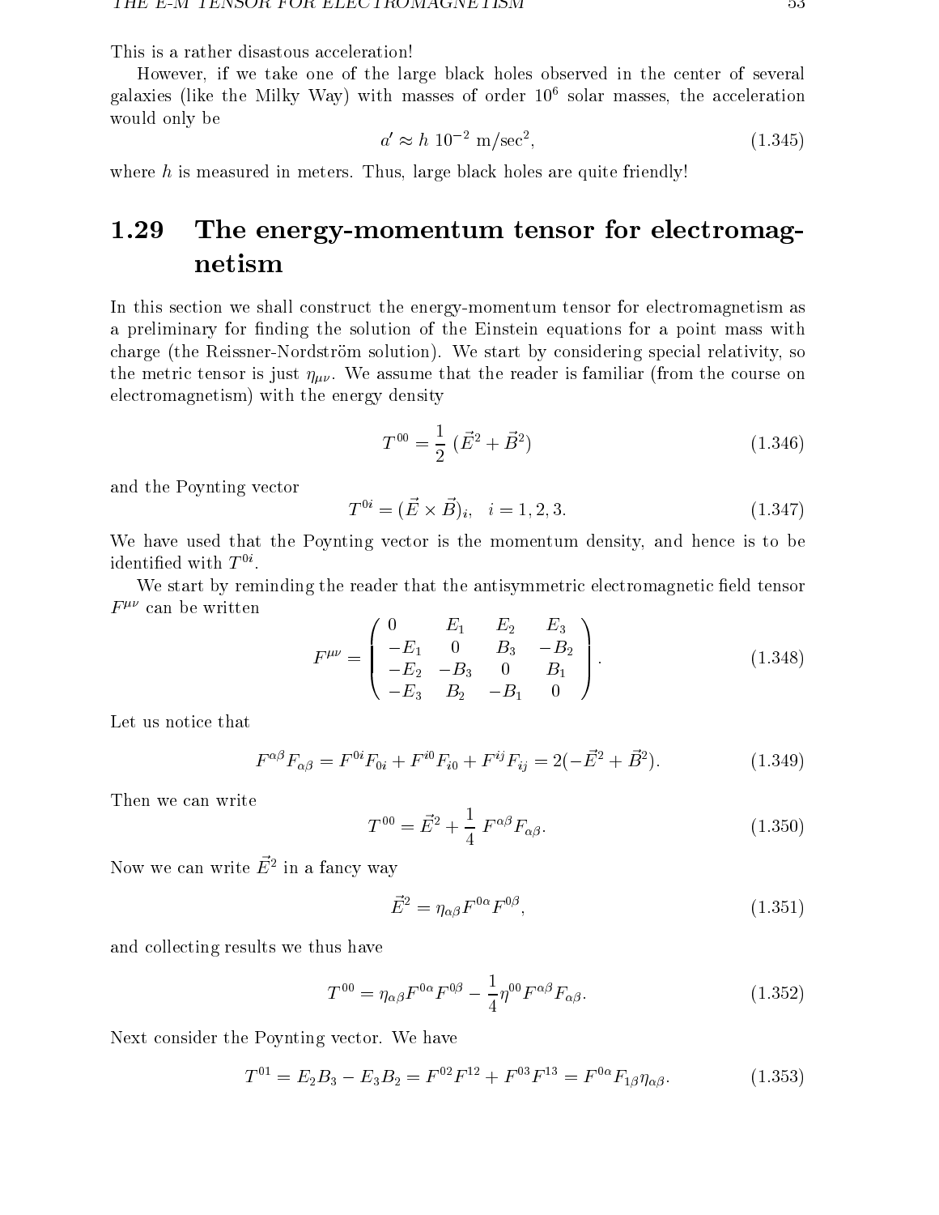This is a rather disastous acceleration!

However, if we take one of the large black holes observed in the center of several galaxies (like the Milky Way) with masses of order $10^6$ solar masses, the acceleration would only be

$$a' \approx h \; 10^{-2} \text{ m/sec}^2, \tag{1.345}$$

where $h$ is measured in meters. Thus, large black holes are quite friendly!

## 1.29 The energy-momentum tensor for electromagnetism

In this section we shall construct the energy-momentum tensor for electromagnetism as a preliminary for finding the solution of the Einstein equations for a point mass with charge (the Reissner-Nordström solution). We start by considering special relativity, so the metric tensor is just $\eta_{\mu\nu}$. We assume that the reader is familiar (from the course on electromagnetism) with the energy density

$$T^{00} = \frac{1}{2} \; (\vec{E}^2 + \vec{B}^2) \tag{1.346}$$

and the Poynting vector

$$T^{0i} = (\vec{E} \times \vec{B})_i, \quad i = 1, 2, 3. \tag{1.347}$$

We have used that the Poynting vector is the momentum density, and hence is to be identified with $T^{0i}$.

We start by reminding the reader that the antisymmetric electromagnetic field tensor $F^{\mu\nu}$ can be written

$$F^{\mu\nu} = \begin{pmatrix} 0 & E_1 & E_2 & E_3 \\ -E_1 & 0 & B_3 & -B_2 \\ -E_2 & -B_3 & 0 & B_1 \\ -E_3 & B_2 & -B_1 & 0 \end{pmatrix}. \tag{1.348}$$

Let us notice that

$$F^{\alpha\beta} F_{\alpha\beta} = F^{0i} F_{0i} + F^{i0} F_{i0} + F^{ij} F_{ij} = 2(-\vec{E}^2 + \vec{B}^2). \tag{1.349}$$

Then we can write

$$T^{00} = \vec{E}^2 + \frac{1}{4} \; F^{\alpha\beta} F_{\alpha\beta}. \tag{1.350}$$

Now we can write $\vec{E}^2$ in a fancy way

$$\vec{E}^2 = \eta_{\alpha\beta} F^{0\alpha} F^{0\beta}, \tag{1.351}$$

and collecting results we thus have

$$T^{00} = \eta_{\alpha\beta} F^{0\alpha} F^{0\beta} - \frac{1}{4} \eta^{00} F^{\alpha\beta} F_{\alpha\beta}. \tag{1.352}$$

Next consider the Poynting vector. We have

$$T^{01} = E_2 B_3 - E_3 B_2 = F^{02} F^{12} + F^{03} F^{13} = F^{0\alpha} F_{1\beta} \eta_{\alpha\beta}. \tag{1.353}$$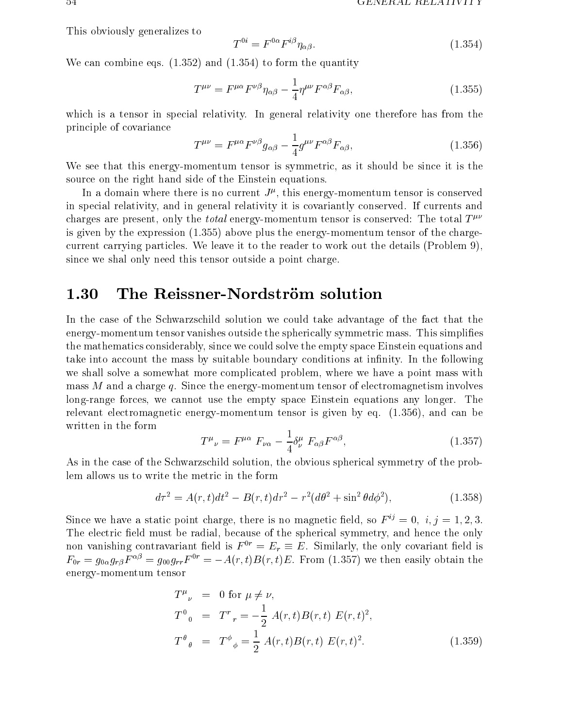This obviously generalizes to

$$T^{0i} = F^{0\alpha} F^{i\beta} \eta_{\alpha\beta}. \tag{1.354}$$

We can combine eqs. (1.352) and (1.354) to form the quantity

$$T^{\mu\nu} = F^{\mu\alpha} F^{\nu\beta} \eta_{\alpha\beta} - \frac{1}{4} \eta^{\mu\nu} F^{\alpha\beta} F_{\alpha\beta}, \tag{1.355}$$

which is a tensor in special relativity. In general relativity one therefore has from the principle of covariance

$$T^{\mu\nu} = F^{\mu\alpha} F^{\nu\beta} g_{\alpha\beta} - \frac{1}{4} g^{\mu\nu} F^{\alpha\beta} F_{\alpha\beta}, \tag{1.356}$$

We see that this energy-momentum tensor is symmetric, as it should be since it is the source on the right hand side of the Einstein equations.

In a domain where there is no current $J^\mu$, this energy-momentum tensor is conserved in special relativity, and in general relativity it is covariantly conserved. If currents and charges are present, only the *total* energy-momentum tensor is conserved: The total $T^{\mu\nu}$ is given by the expression (1.355) above plus the energy-momentum tensor of the charge-current carrying particles. We leave it to the reader to work out the details (Problem 9), since we shal only need this tensor outside a point charge.

## 1.30 The Reissner-Nordström solution

In the case of the Schwarzschild solution we could take advantage of the fact that the energy-momentum tensor vanishes outside the spherically symmetric mass. This simplifies the mathematics considerably, since we could solve the empty space Einstein equations and take into account the mass by suitable boundary conditions at infinity. In the following we shall solve a somewhat more complicated problem, where we have a point mass with mass $M$ and a charge $q$. Since the energy-momentum tensor of electromagnetism involves long-range forces, we cannot use the empty space Einstein equations any longer. The relevant electromagnetic energy-momentum tensor is given by eq. (1.356), and can be written in the form

$$T^\mu{}_\nu = F^{\mu\alpha}\ F_{\nu\alpha} - \frac{1}{4} \delta^\mu_\nu\ F_{\alpha\beta} F^{\alpha\beta}, \tag{1.357}$$

As in the case of the Schwarzschild solution, the obvious spherical symmetry of the problem allows us to write the metric in the form

$$d\tau^2 = A(r,t) dt^2 - B(r,t) dr^2 - r^2 (d\theta^2 + \sin^2\theta d\phi^2), \tag{1.358}$$

Since we have a static point charge, there is no magnetic field, so $F^{ij} = 0,\ i,j = 1,2,3$. The electric field must be radial, because of the spherical symmetry, and hence the only non vanishing contravariant field is $F^{0r} = E_r \equiv E$. Similarly, the only covariant field is $F_{0r} = g_{0\alpha} g_{r\beta} F^{\alpha\beta} = g_{00} g_{rr} F^{0r} = -A(r,t)B(r,t)E$. From (1.357) we then easily obtain the energy-momentum tensor

$$\begin{aligned}
T^\mu{}_\nu &= 0 \text{ for } \mu \neq \nu, \\
T^0{}_0 &= T^r{}_r = -\frac{1}{2}\ A(r,t)B(r,t)\ E(r,t)^2, \\
T^\theta{}_\theta &= T^\phi{}_\phi = \frac{1}{2}\ A(r,t)B(r,t)\ E(r,t)^2.
\end{aligned} \tag{1.359}$$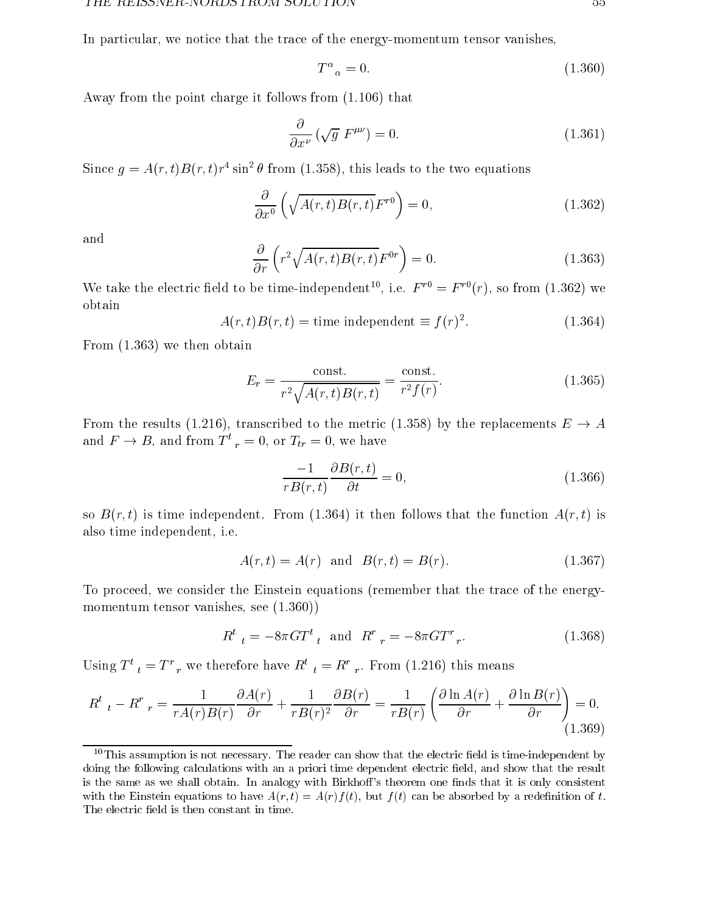In particular, we notice that the trace of the energy-momentum tensor vanishes,

$$T^{\alpha}{}_{\alpha} = 0. \tag{1.360}$$

Away from the point charge it follows from (1.106) that

$$\frac{\partial}{\partial x^{\nu}} \left(\sqrt{g}\; F^{\mu\nu}\right) = 0. \tag{1.361}$$

Since $g = A(r,t)B(r,t)r^4 \sin^2\theta$ from (1.358), this leads to the two equations

$$\frac{\partial}{\partial x^0}\left(\sqrt{A(r,t)B(r,t)}F^{r0}\right) = 0, \tag{1.362}$$

and

$$\frac{\partial}{\partial r}\left(r^2\sqrt{A(r,t)B(r,t)}F^{0r}\right) = 0. \tag{1.363}$$

We take the electric field to be time-independent[10], i.e. $F^{r0} = F^{r0}(r)$, so from (1.362) we obtain

$$A(r,t)B(r,t) = \text{time independent} \equiv f(r)^2. \tag{1.364}$$

From (1.363) we then obtain

$$E_r = \frac{\text{const.}}{r^2\sqrt{A(r,t)B(r,t)}} = \frac{\text{const.}}{r^2 f(r)}. \tag{1.365}$$

From the results (1.216), transcribed to the metric (1.358) by the replacements $E \rightarrow A$ and $F \rightarrow B$, and from $T^{t}{}_{r} = 0$, or $T_{tr} = 0$, we have

$$\frac{-1}{rB(r,t)}\frac{\partial B(r,t)}{\partial t} = 0, \tag{1.366}$$

so $B(r,t)$ is time independent. From (1.364) it then follows that the function $A(r,t)$ is also time independent, i.e.

$$A(r,t) = A(r) \;\; \text{and} \;\; B(r,t) = B(r). \tag{1.367}$$

To proceed, we consider the Einstein equations (remember that the trace of the energy-momentum tensor vanishes, see (1.360))

$$R^{t}{}_{t} = -8\pi G T^{t}{}_{t} \;\; \text{and} \;\; R^{r}{}_{r} = -8\pi G T^{r}{}_{r}. \tag{1.368}$$

Using $T^{t}{}_{t} = T^{r}{}_{r}$ we therefore have $R^{t}{}_{t} = R^{r}{}_{r}$. From (1.216) this means

$$R^{t}{}_{t} - R^{r}{}_{r} = \frac{1}{rA(r)B(r)}\frac{\partial A(r)}{\partial r} + \frac{1}{rB(r)^2}\frac{\partial B(r)}{\partial r} = \frac{1}{rB(r)}\left(\frac{\partial \ln A(r)}{\partial r} + \frac{\partial \ln B(r)}{\partial r}\right) = 0. \tag{1.369}$$

[10] This assumption is not necessary. The reader can show that the electric field is time-independent by doing the following calculations with an a priori time dependent electric field, and show that the result is the same as we shall obtain. In analogy with Birkhoff's theorem one finds that it is only consistent with the Einstein equations to have $A(r,t) = A(r)f(t)$, but $f(t)$ can be absorbed by a redefinition of $t$. The electric field is then constant in time.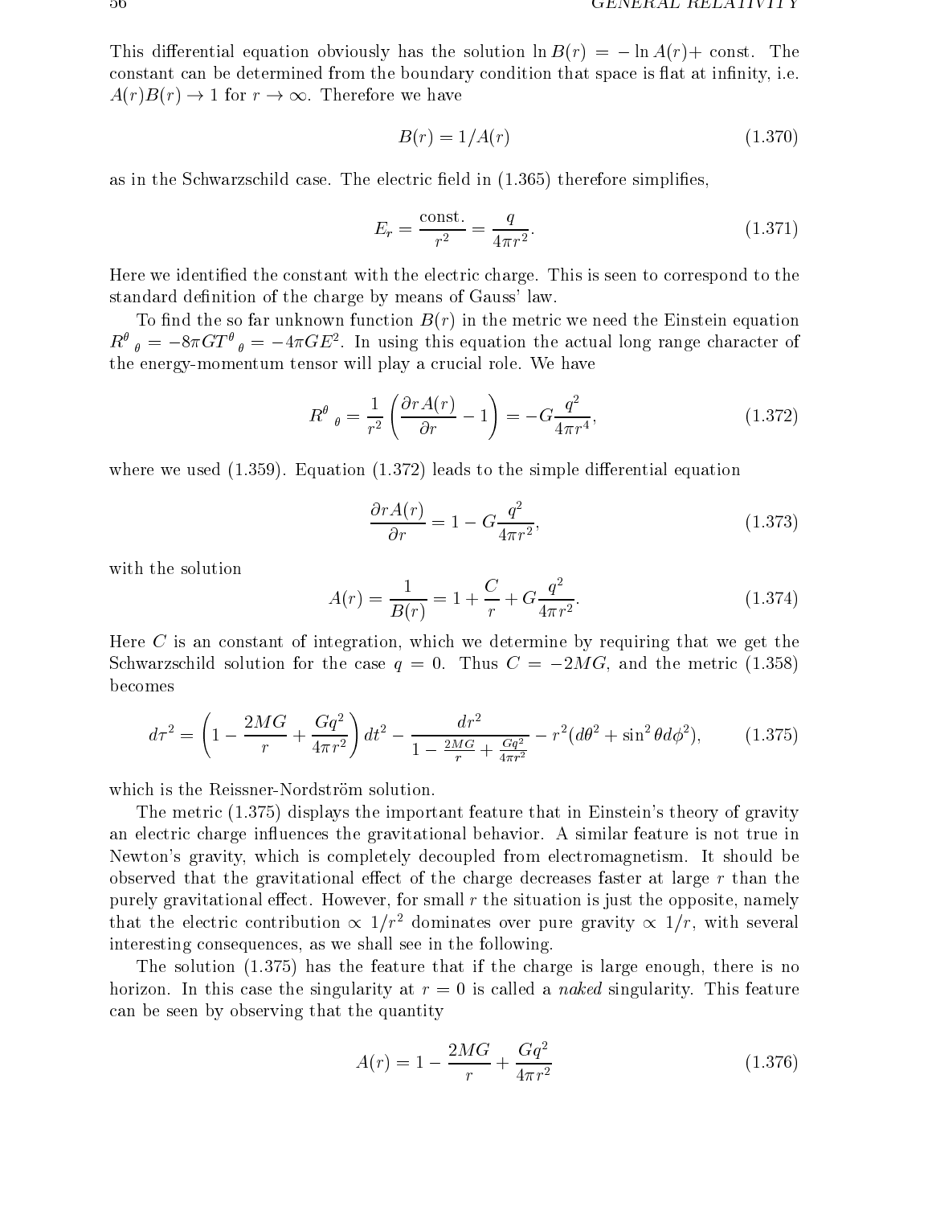This differential equation obviously has the solution $\ln B(r) = -\ln A(r) + \text{const.}$ The constant can be determined from the boundary condition that space is flat at infinity, i.e. $A(r)B(r) \to 1$ for $r \to \infty$. Therefore we have

$$B(r) = 1/A(r) \tag{1.370}$$

as in the Schwarzschild case. The electric field in (1.365) therefore simplifies,

$$E_r = \frac{\text{const.}}{r^2} = \frac{q}{4\pi r^2}. \tag{1.371}$$

Here we identified the constant with the electric charge. This is seen to correspond to the standard definition of the charge by means of Gauss' law.

To find the so far unknown function $B(r)$ in the metric we need the Einstein equation $R^\theta{}_\theta = -8\pi G T^\theta{}_\theta = -4\pi G E^2$. In using this equation the actual long range character of the energy-momentum tensor will play a crucial role. We have

$$R^\theta{}_\theta = \frac{1}{r^2}\left(\frac{\partial r A(r)}{\partial r} - 1\right) = -G\frac{q^2}{4\pi r^4}, \tag{1.372}$$

where we used (1.359). Equation (1.372) leads to the simple differential equation

$$\frac{\partial r A(r)}{\partial r} = 1 - G\frac{q^2}{4\pi r^2}, \tag{1.373}$$

with the solution

$$A(r) = \frac{1}{B(r)} = 1 + \frac{C}{r} + G\frac{q^2}{4\pi r^2}. \tag{1.374}$$

Here $C$ is an constant of integration, which we determine by requiring that we get the Schwarzschild solution for the case $q = 0$. Thus $C = -2MG$, and the metric (1.358) becomes

$$d\tau^2 = \left(1 - \frac{2MG}{r} + \frac{Gq^2}{4\pi r^2}\right)dt^2 - \frac{dr^2}{1 - \frac{2MG}{r} + \frac{Gq^2}{4\pi r^2}} - r^2(d\theta^2 + \sin^2\theta d\phi^2), \tag{1.375}$$

which is the Reissner-Nordström solution.

The metric (1.375) displays the important feature that in Einstein's theory of gravity an electric charge influences the gravitational behavior. A similar feature is not true in Newton's gravity, which is completely decoupled from electromagnetism. It should be observed that the gravitational effect of the charge decreases faster at large $r$ than the purely gravitational effect. However, for small $r$ the situation is just the opposite, namely that the electric contribution $\propto 1/r^2$ dominates over pure gravity $\propto 1/r$, with several interesting consequences, as we shall see in the following.

The solution (1.375) has the feature that if the charge is large enough, there is no horizon. In this case the singularity at $r = 0$ is called a *naked* singularity. This feature can be seen by observing that the quantity

$$A(r) = 1 - \frac{2MG}{r} + \frac{Gq^2}{4\pi r^2} \tag{1.376}$$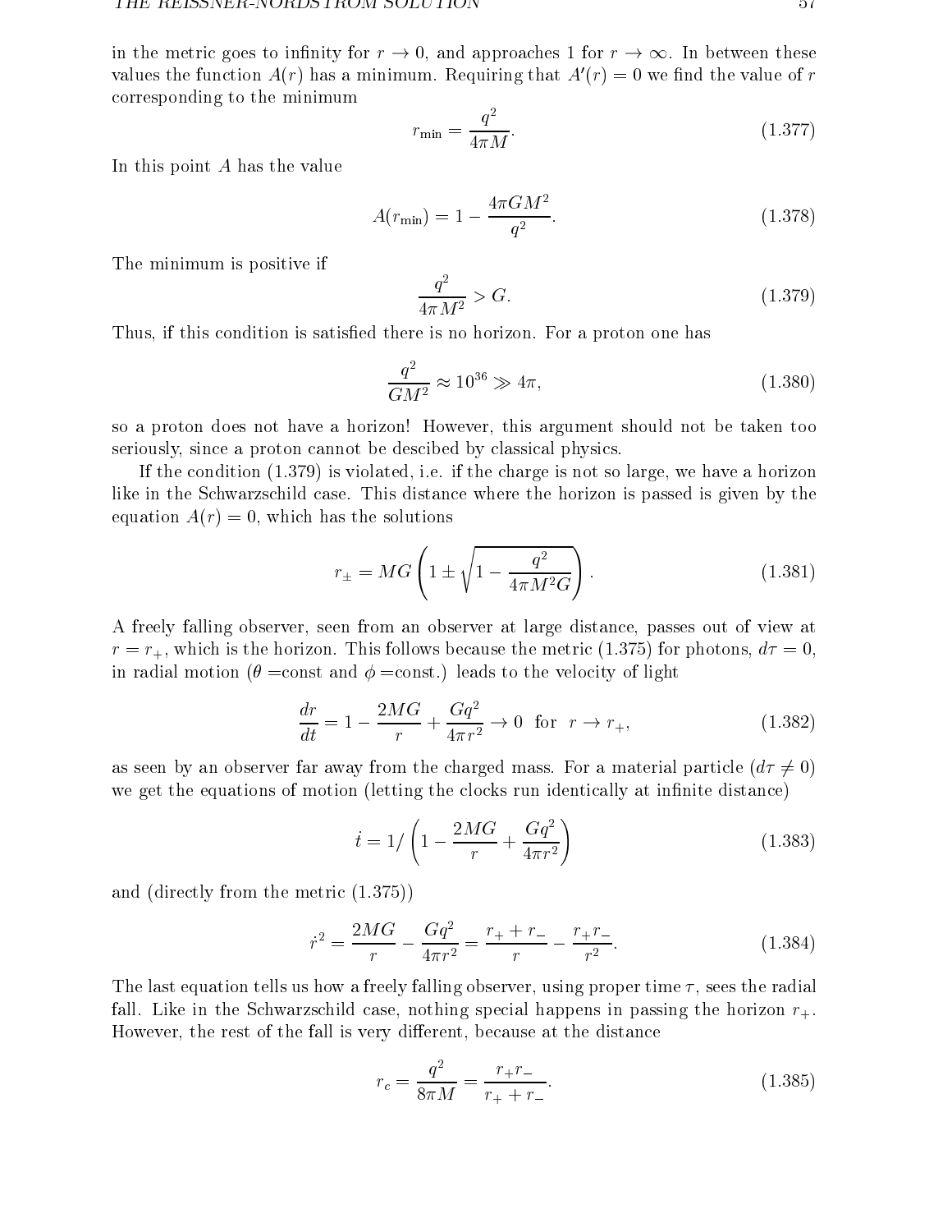in the metric goes to infinity for $r \to 0$, and approaches 1 for $r \to \infty$. In between these values the function $A(r)$ has a minimum. Requiring that $A'(r) = 0$ we find the value of $r$ corresponding to the minimum

$$r_{\min} = \frac{q^2}{4\pi M}. \tag{1.377}$$

In this point $A$ has the value

$$A(r_{\min}) = 1 - \frac{4\pi G M^2}{q^2}. \tag{1.378}$$

The minimum is positive if

$$\frac{q^2}{4\pi M^2} > G. \tag{1.379}$$

Thus, if this condition is satisfied there is no horizon. For a proton one has

$$\frac{q^2}{GM^2} \approx 10^{36} \gg 4\pi, \tag{1.380}$$

so a proton does not have a horizon! However, this argument should not be taken too seriously, since a proton cannot be descibed by classical physics.

If the condition (1.379) is violated, i.e. if the charge is not so large, we have a horizon like in the Schwarzschild case. This distance where the horizon is passed is given by the equation $A(r) = 0$, which has the solutions

$$r_{\pm} = MG\left(1 \pm \sqrt{1 - \frac{q^2}{4\pi M^2 G}}\right). \tag{1.381}$$

A freely falling observer, seen from an observer at large distance, passes out of view at $r = r_+$, which is the horizon. This follows because the metric (1.375) for photons, $d\tau = 0$, in radial motion ($\theta$ =const and $\phi$ =const.) leads to the velocity of light

$$\frac{dr}{dt} = 1 - \frac{2MG}{r} + \frac{Gq^2}{4\pi r^2} \to 0 \;\; \text{for} \;\; r \to r_+, \tag{1.382}$$

as seen by an observer far away from the charged mass. For a material particle ($d\tau \neq 0$) we get the equations of motion (letting the clocks run identically at infinite distance)

$$\dot{t} = 1/\left(1 - \frac{2MG}{r} + \frac{Gq^2}{4\pi r^2}\right) \tag{1.383}$$

and (directly from the metric (1.375))

$$\dot{r}^2 = \frac{2MG}{r} - \frac{Gq^2}{4\pi r^2} = \frac{r_+ + r_-}{r} - \frac{r_+ r_-}{r^2}. \tag{1.384}$$

The last equation tells us how a freely falling observer, using proper time $\tau$, sees the radial fall. Like in the Schwarzschild case, nothing special happens in passing the horizon $r_+$. However, the rest of the fall is very different, because at the distance

$$r_c = \frac{q^2}{8\pi M} = \frac{r_+ r_-}{r_+ + r_-}. \tag{1.385}$$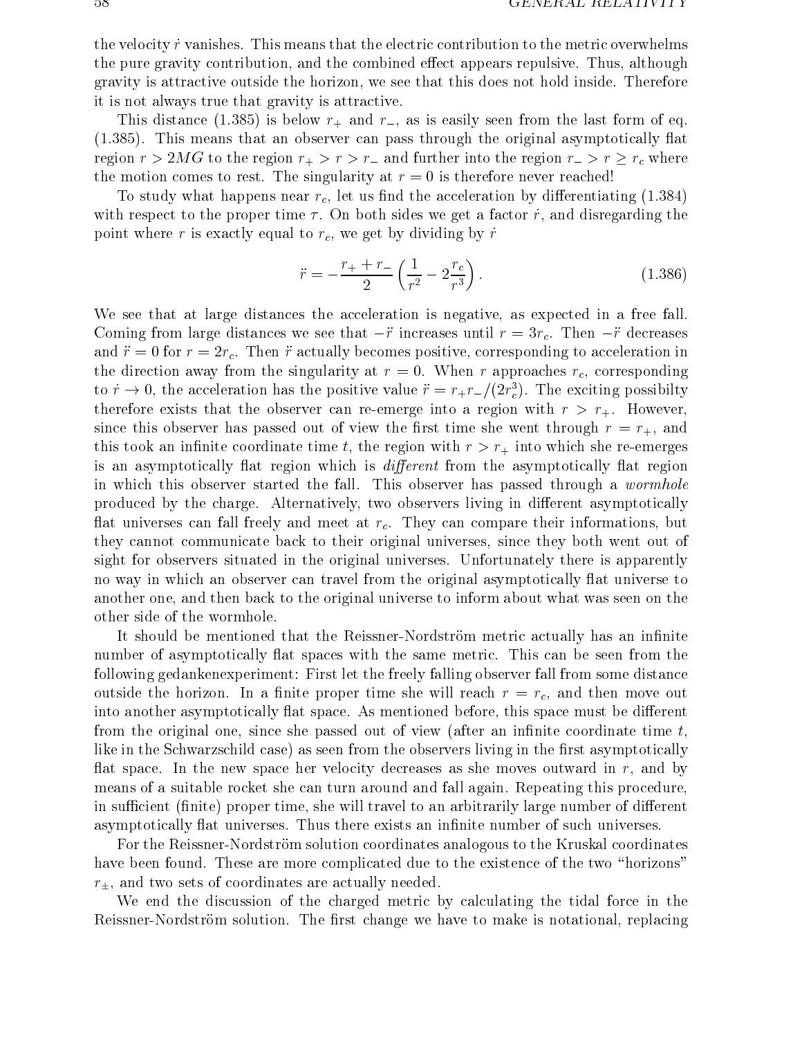the velocity $\dot{r}$ vanishes. This means that the electric contribution to the metric overwhelms the pure gravity contribution, and the combined effect appears repulsive. Thus, although gravity is attractive outside the horizon, we see that this does not hold inside. Therefore it is not always true that gravity is attractive.

This distance (1.385) is below $r_+$ and $r_-$, as is easily seen from the last form of eq. (1.385). This means that an observer can pass through the original asymptotically flat region $r > 2MG$ to the region $r_+ > r > r_-$ and further into the region $r_- > r \geq r_c$ where the motion comes to rest. The singularity at $r = 0$ is therefore never reached!

To study what happens near $r_c$, let us find the acceleration by differentiating (1.384) with respect to the proper time $\tau$. On both sides we get a factor $\dot{r}$, and disregarding the point where $r$ is exactly equal to $r_c$, we get by dividing by $\dot{r}$

$$\ddot{r} = -\frac{r_+ + r_-}{2}\left(\frac{1}{r^2} - 2\frac{r_c}{r^3}\right). \tag{1.386}$$

We see that at large distances the acceleration is negative, as expected in a free fall. Coming from large distances we see that $-\ddot{r}$ increases until $r = 3r_c$. Then $-\ddot{r}$ decreases and $\ddot{r} = 0$ for $r = 2r_c$. Then $\ddot{r}$ actually becomes positive, corresponding to acceleration in the direction away from the singularity at $r = 0$. When $r$ approaches $r_c$, corresponding to $\dot{r} \to 0$, the acceleration has the positive value $\ddot{r} = r_+r_-/(2r_c^3)$. The exciting possibilty therefore exists that the observer can re-emerge into a region with $r > r_+$. However, since this observer has passed out of view the first time she went through $r = r_+$, and this took an infinite coordinate time $t$, the region with $r > r_+$ into which she re-emerges is an asymptotically flat region which is *different* from the asymptotically flat region in which this observer started the fall. This observer has passed through a *wormhole* produced by the charge. Alternatively, two observers living in different asymptotically flat universes can fall freely and meet at $r_c$. They can compare their informations, but they cannot communicate back to their original universes, since they both went out of sight for observers situated in the original universes. Unfortunately there is apparently no way in which an observer can travel from the original asymptotically flat universe to another one, and then back to the original universe to inform about what was seen on the other side of the wormhole.

It should be mentioned that the Reissner-Nordström metric actually has an infinite number of asymptotically flat spaces with the same metric. This can be seen from the following gedankenexperiment: First let the freely falling observer fall from some distance outside the horizon. In a finite proper time she will reach $r = r_c$, and then move out into another asymptotically flat space. As mentioned before, this space must be different from the original one, since she passed out of view (after an infinite coordinate time $t$, like in the Schwarzschild case) as seen from the observers living in the first asymptotically flat space. In the new space her velocity decreases as she moves outward in $r$, and by means of a suitable rocket she can turn around and fall again. Repeating this procedure, in sufficient (finite) proper time, she will travel to an arbitrarily large number of different asymptotically flat universes. Thus there exists an infinite number of such universes.

For the Reissner-Nordström solution coordinates analogous to the Kruskal coordinates have been found. These are more complicated due to the existence of the two "horizons" $r_\pm$, and two sets of coordinates are actually needed.

We end the discussion of the charged metric by calculating the tidal force in the Reissner-Nordström solution. The first change we have to make is notational, replacing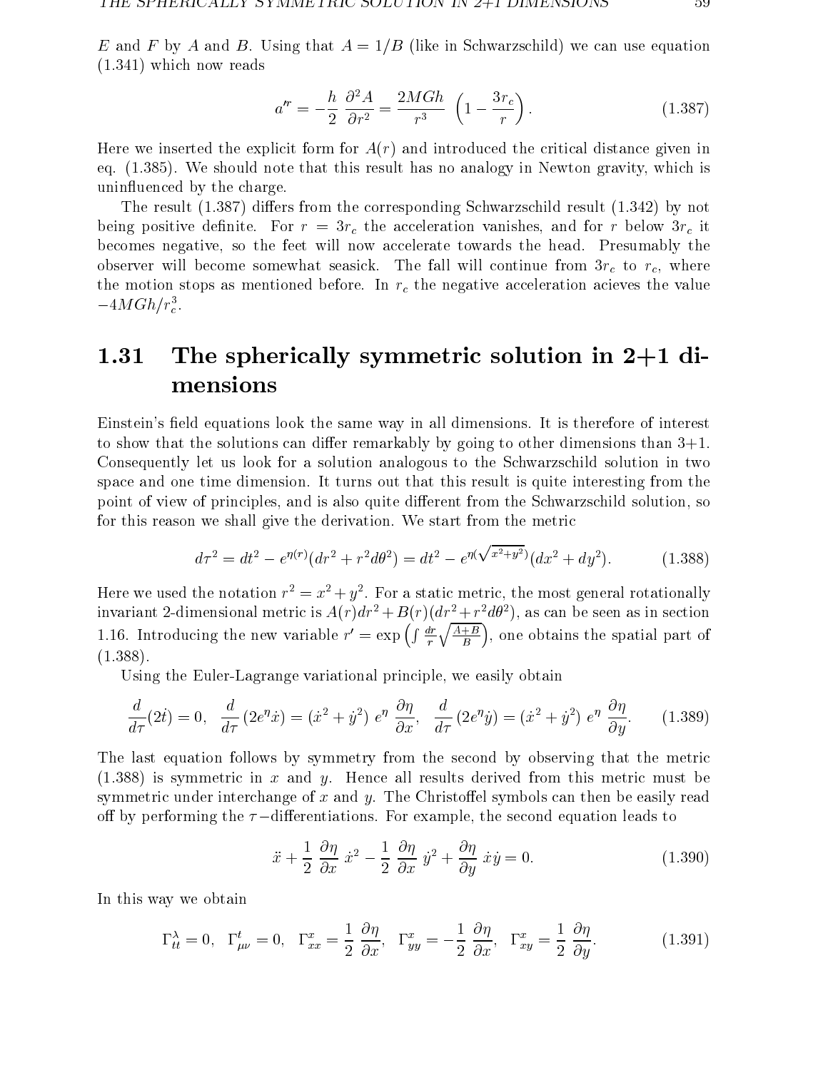$E$ and $F$ by $A$ and $B$. Using that $A = 1/B$ (like in Schwarzschild) we can use equation (1.341) which now reads

$$a'^r = -\frac{h}{2}\,\frac{\partial^2 A}{\partial r^2} = \frac{2MGh}{r^3}\,\left(1 - \frac{3r_c}{r}\right). \tag{1.387}$$

Here we inserted the explicit form for $A(r)$ and introduced the critical distance given in eq. (1.385). We should note that this result has no analogy in Newton gravity, which is uninfluenced by the charge.

The result (1.387) differs from the corresponding Schwarzschild result (1.342) by not being positive definite. For $r = 3r_c$ the acceleration vanishes, and for $r$ below $3r_c$ it becomes negative, so the feet will now accelerate towards the head. Presumably the observer will become somewhat seasick. The fall will continue from $3r_c$ to $r_c$, where the motion stops as mentioned before. In $r_c$ the negative acceleration acieves the value $-4MGh/r_c^3$.

## 1.31 The spherically symmetric solution in 2+1 dimensions

Einstein's field equations look the same way in all dimensions. It is therefore of interest to show that the solutions can differ remarkably by going to other dimensions than 3+1. Consequently let us look for a solution analogous to the Schwarzschild solution in two space and one time dimension. It turns out that this result is quite interesting from the point of view of principles, and is also quite different from the Schwarzschild solution, so for this reason we shall give the derivation. We start from the metric

$$d\tau^2 = dt^2 - e^{\eta(r)}(dr^2 + r^2 d\theta^2) = dt^2 - e^{\eta(\sqrt{x^2+y^2})}(dx^2 + dy^2). \tag{1.388}$$

Here we used the notation $r^2 = x^2 + y^2$. For a static metric, the most general rotationally invariant 2-dimensional metric is $A(r)dr^2 + B(r)(dr^2 + r^2 d\theta^2)$, as can be seen as in section 1.16. Introducing the new variable $r' = \exp\left(\int \frac{dr}{r}\sqrt{\frac{A+B}{B}}\right)$, one obtains the spatial part of (1.388).

Using the Euler-Lagrange variational principle, we easily obtain

$$\frac{d}{d\tau}(2\dot{t}) = 0, \quad \frac{d}{d\tau}(2e^{\eta}\dot{x}) = (\dot{x}^2 + \dot{y}^2)\; e^{\eta}\;\frac{\partial \eta}{\partial x}, \quad \frac{d}{d\tau}(2e^{\eta}\dot{y}) = (\dot{x}^2 + \dot{y}^2)\; e^{\eta}\;\frac{\partial \eta}{\partial y}. \tag{1.389}$$

The last equation follows by symmetry from the second by observing that the metric (1.388) is symmetric in $x$ and $y$. Hence all results derived from this metric must be symmetric under interchange of $x$ and $y$. The Christoffel symbols can then be easily read off by performing the $\tau-$differentiations. For example, the second equation leads to

$$\ddot{x} + \frac{1}{2}\,\frac{\partial \eta}{\partial x}\,\dot{x}^2 - \frac{1}{2}\,\frac{\partial \eta}{\partial x}\,\dot{y}^2 + \frac{\partial \eta}{\partial y}\,\dot{x}\dot{y} = 0. \tag{1.390}$$

In this way we obtain

$$\Gamma^{\lambda}_{tt} = 0, \quad \Gamma^{t}_{\mu\nu} = 0, \quad \Gamma^{x}_{xx} = \frac{1}{2}\,\frac{\partial \eta}{\partial x}, \quad \Gamma^{x}_{yy} = -\frac{1}{2}\,\frac{\partial \eta}{\partial x}, \quad \Gamma^{x}_{xy} = \frac{1}{2}\,\frac{\partial \eta}{\partial y}. \tag{1.391}$$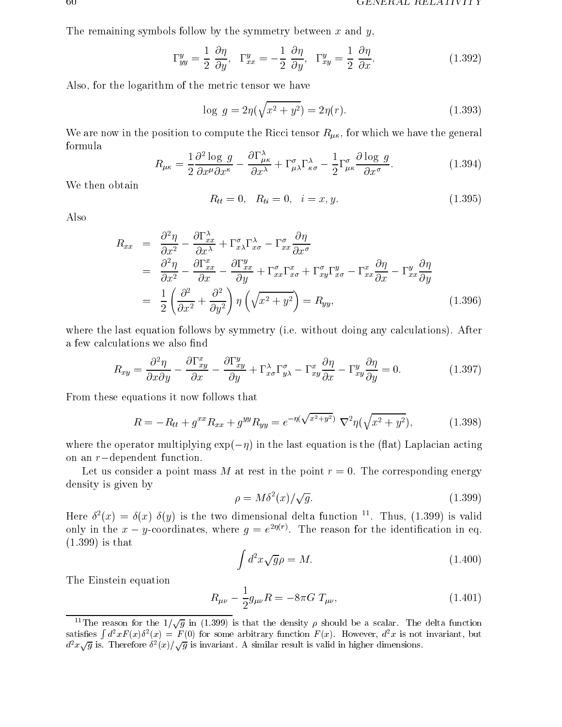The remaining symbols follow by the symmetry between $x$ and $y$,

$$\Gamma^y_{yy} = \frac{1}{2}\frac{\partial \eta}{\partial y}, \quad \Gamma^y_{xx} = -\frac{1}{2}\frac{\partial \eta}{\partial y}, \quad \Gamma^y_{xy} = \frac{1}{2}\frac{\partial \eta}{\partial x}. \tag{1.392}$$

Also, for the logarithm of the metric tensor we have

$$\log\ g = 2\eta(\sqrt{x^2+y^2}) = 2\eta(r). \tag{1.393}$$

We are now in the position to compute the Ricci tensor $R_{\mu\kappa}$, for which we have the general formula

$$R_{\mu\kappa} = \frac{1}{2}\frac{\partial^2 \log\ g}{\partial x^\mu \partial x^\kappa} - \frac{\partial \Gamma^\lambda_{\mu\kappa}}{\partial x^\lambda} + \Gamma^\sigma_{\mu\lambda}\Gamma^\lambda_{\kappa\sigma} - \frac{1}{2}\Gamma^\sigma_{\mu\kappa}\frac{\partial \log\ g}{\partial x^\sigma}. \tag{1.394}$$

We then obtain

$$R_{tt} = 0, \quad R_{ti} = 0, \quad i = x, y. \tag{1.395}$$

Also

$$\begin{aligned}
R_{xx} &= \frac{\partial^2 \eta}{\partial x^2} - \frac{\partial \Gamma^\lambda_{xx}}{\partial x^\lambda} + \Gamma^\sigma_{x\lambda}\Gamma^\lambda_{x\sigma} - \Gamma^\sigma_{xx}\frac{\partial \eta}{\partial x^\sigma} \\
&= \frac{\partial^2 \eta}{\partial x^2} - \frac{\partial \Gamma^x_{xx}}{\partial x} - \frac{\partial \Gamma^y_{xx}}{\partial y} + \Gamma^\sigma_{xx}\Gamma^x_{x\sigma} + \Gamma^\sigma_{xy}\Gamma^y_{x\sigma} - \Gamma^x_{xx}\frac{\partial \eta}{\partial x} - \Gamma^y_{xx}\frac{\partial \eta}{\partial y} \\
&= \frac{1}{2}\left(\frac{\partial^2}{\partial x^2} + \frac{\partial^2}{\partial y^2}\right)\eta\left(\sqrt{x^2+y^2}\right) = R_{yy},
\end{aligned} \tag{1.396}$$

where the last equation follows by symmetry (i.e. without doing any calculations). After a few calculations we also find

$$R_{xy} = \frac{\partial^2 \eta}{\partial x \partial y} - \frac{\partial \Gamma^x_{xy}}{\partial x} - \frac{\partial \Gamma^y_{xy}}{\partial y} + \Gamma^\lambda_{x\sigma}\Gamma^\sigma_{y\lambda} - \Gamma^x_{xy}\frac{\partial \eta}{\partial x} - \Gamma^y_{xy}\frac{\partial \eta}{\partial y} = 0. \tag{1.397}$$

From these equations it now follows that

$$R = -R_{tt} + g^{xx}R_{xx} + g^{yy}R_{yy} = e^{-\eta(\sqrt{x^2+y^2})}\ \nabla^2\eta(\sqrt{x^2+y^2}), \tag{1.398}$$

where the operator multiplying $\exp(-\eta)$ in the last equation is the (flat) Laplacian acting on an $r-$dependent function.

Let us consider a point mass $M$ at rest in the point $r = 0$. The corresponding energy density is given by

$$\rho = M\delta^2(x)/\sqrt{g}. \tag{1.399}$$

Here $\delta^2(x) = \delta(x)\ \delta(y)$ is the two dimensional delta function [11]. Thus, (1.399) is valid only in the $x-y$-coordinates, where $g = e^{2\eta(r)}$. The reason for the identification in eq. (1.399) is that

$$\int d^2x\sqrt{g}\rho = M. \tag{1.400}$$

The Einstein equation

$$R_{\mu\nu} - \frac{1}{2}g_{\mu\nu}R = -8\pi G\ T_{\mu\nu}, \tag{1.401}$$

[11] The reason for the $1/\sqrt{g}$ in (1.399) is that the density $\rho$ should be a scalar. The delta function satisfies $\int d^2xF(x)\delta^2(x) = F(0)$ for some arbitrary function $F(x)$. However, $d^2x$ is not invariant, but $d^2x\sqrt{g}$ is. Therefore $\delta^2(x)/\sqrt{g}$ is invariant. A similar result is valid in higher dimensions.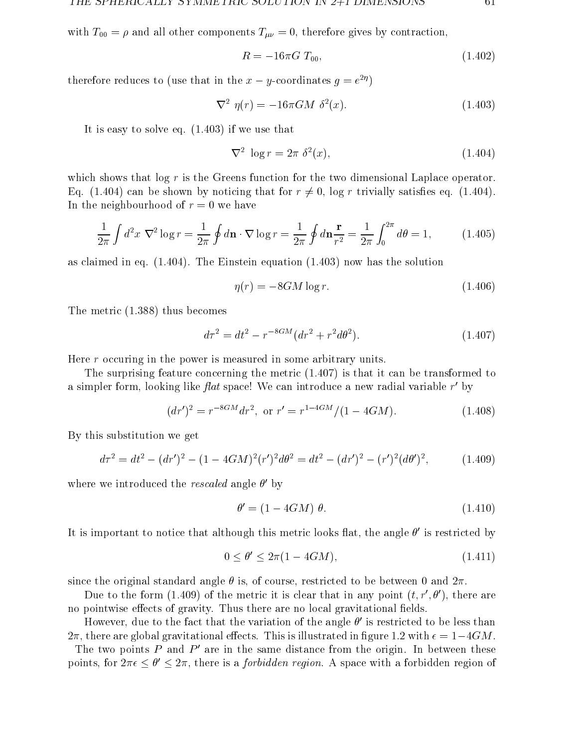with $T_{00} = \rho$ and all other components $T_{\mu\nu} = 0$, therefore gives by contraction,

$$R = -16\pi G\ T_{00}, \tag{1.402}$$

therefore reduces to (use that in the $x - y$-coordinates $g = e^{2\eta}$)

$$\nabla^2\ \eta(r) = -16\pi GM\ \delta^2(x). \tag{1.403}$$

It is easy to solve eq. (1.403) if we use that

$$\nabla^2\ \log r = 2\pi\ \delta^2(x), \tag{1.404}$$

which shows that $\log r$ is the Greens function for the two dimensional Laplace operator. Eq. (1.404) can be shown by noticing that for $r \neq 0$, $\log r$ trivially satisfies eq. (1.404). In the neighbourhood of $r = 0$ we have

$$\frac{1}{2\pi}\int d^2x\ \nabla^2 \log r = \frac{1}{2\pi}\oint d\mathbf{n}\cdot\nabla \log r = \frac{1}{2\pi}\oint d\mathbf{n}\frac{\mathbf{r}}{r^2} = \frac{1}{2\pi}\int_0^{2\pi} d\theta = 1, \tag{1.405}$$

as claimed in eq. (1.404). The Einstein equation (1.403) now has the solution

$$\eta(r) = -8GM \log r. \tag{1.406}$$

The metric (1.388) thus becomes

$$d\tau^2 = dt^2 - r^{-8GM}(dr^2 + r^2 d\theta^2). \tag{1.407}$$

Here $r$ occuring in the power is measured in some arbitrary units.

The surprising feature concerning the metric (1.407) is that it can be transformed to a simpler form, looking like *flat* space! We can introduce a new radial variable $r'$ by

$$(dr')^2 = r^{-8GM}dr^2,\ \text{or}\ r' = r^{1-4GM}/(1-4GM). \tag{1.408}$$

By this substitution we get

$$d\tau^2 = dt^2 - (dr')^2 - (1-4GM)^2(r')^2 d\theta^2 = dt^2 - (dr')^2 - (r')^2(d\theta')^2, \tag{1.409}$$

where we introduced the *rescaled* angle $\theta'$ by

$$\theta' = (1-4GM)\ \theta. \tag{1.410}$$

It is important to notice that although this metric looks flat, the angle $\theta'$ is restricted by

$$0 \leq \theta' \leq 2\pi(1-4GM), \tag{1.411}$$

since the original standard angle $\theta$ is, of course, restricted to be between 0 and $2\pi$.

Due to the form (1.409) of the metric it is clear that in any point $(t, r', \theta')$, there are no pointwise effects of gravity. Thus there are no local gravitational fields.

However, due to the fact that the variation of the angle $\theta'$ is restricted to be less than $2\pi$, there are global gravitational effects. This is illustrated in figure 1.2 with $\epsilon = 1-4GM$. The two points $P$ and $P'$ are in the same distance from the origin. In between these points, for $2\pi\epsilon \leq \theta' \leq 2\pi$, there is a *forbidden region*. A space with a forbidden region of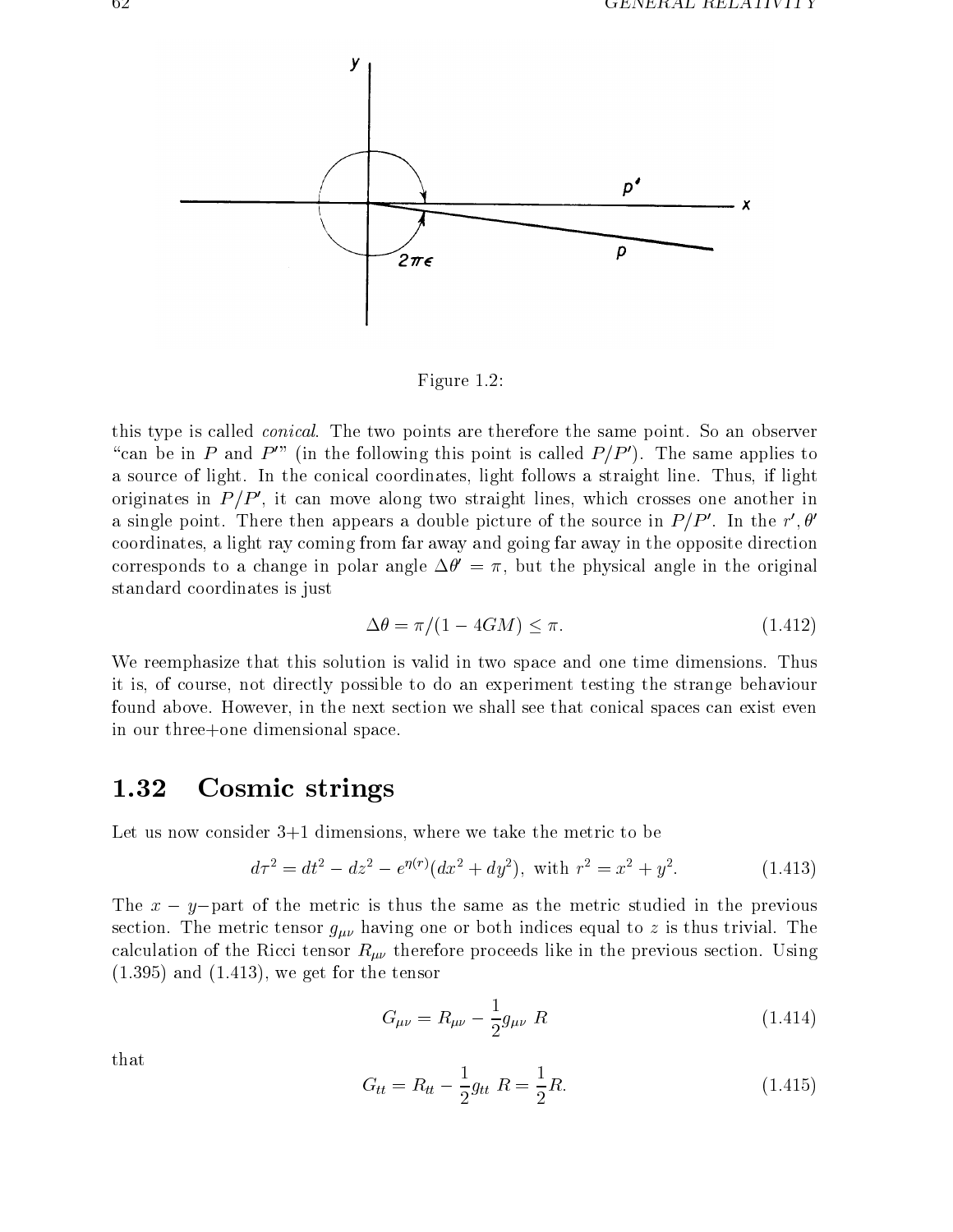Figure 1.2:

this type is called *conical*. The two points are therefore the same point. So an observer "can be in $P$ and $P'$" (in the following this point is called $P/P'$). The same applies to a source of light. In the conical coordinates, light follows a straight line. Thus, if light originates in $P/P'$, it can move along two straight lines, which crosses one another in a single point. There then appears a double picture of the source in $P/P'$. In the $r', \theta'$ coordinates, a light ray coming from far away and going far away in the opposite direction corresponds to a change in polar angle $\Delta\theta' = \pi$, but the physical angle in the original standard coordinates is just

$$\Delta\theta = \pi/(1 - 4GM) \leq \pi. \tag{1.412}$$

We reemphasize that this solution is valid in two space and one time dimensions. Thus it is, of course, not directly possible to do an experiment testing the strange behaviour found above. However, in the next section we shall see that conical spaces can exist even in our three+one dimensional space.

## 1.32 Cosmic strings

Let us now consider 3+1 dimensions, where we take the metric to be

$$d\tau^2 = dt^2 - dz^2 - e^{\eta(r)}(dx^2 + dy^2), \text{ with } r^2 = x^2 + y^2. \tag{1.413}$$

The $x - y-$part of the metric is thus the same as the metric studied in the previous section. The metric tensor $g_{\mu\nu}$ having one or both indices equal to $z$ is thus trivial. The calculation of the Ricci tensor $R_{\mu\nu}$ therefore proceeds like in the previous section. Using (1.395) and (1.413), we get for the tensor

$$G_{\mu\nu} = R_{\mu\nu} - \frac{1}{2}g_{\mu\nu}\ R \tag{1.414}$$

that

$$G_{tt} = R_{tt} - \frac{1}{2}g_{tt}\ R = \frac{1}{2}R. \tag{1.415}$$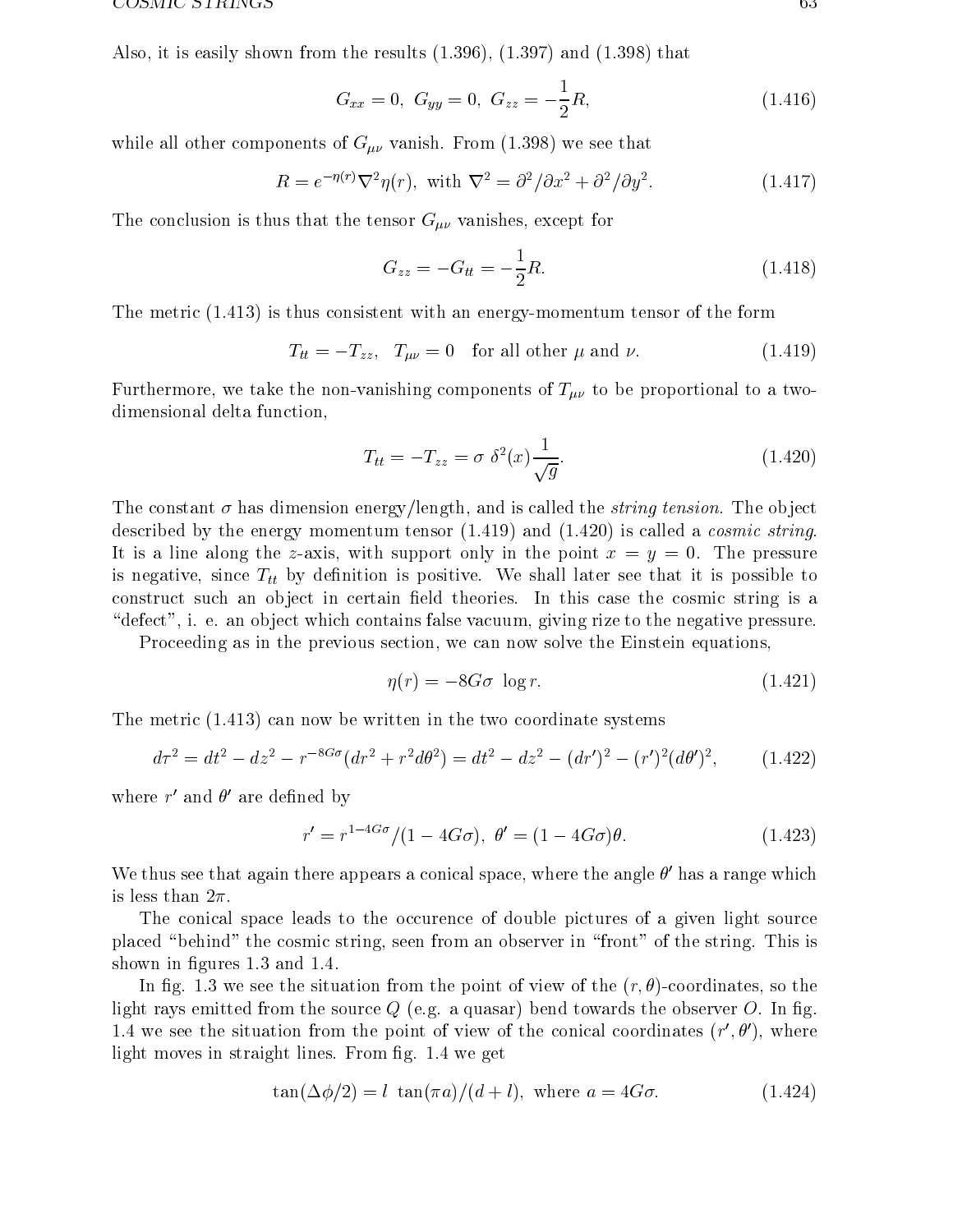Also, it is easily shown from the results (1.396), (1.397) and (1.398) that

$$G_{xx} = 0, \; G_{yy} = 0, \; G_{zz} = -\frac{1}{2}R, \tag{1.416}$$

while all other components of $G_{\mu\nu}$ vanish. From (1.398) we see that

$$R = e^{-\eta(r)}\nabla^2\eta(r), \text{ with } \nabla^2 = \partial^2/\partial x^2 + \partial^2/\partial y^2. \tag{1.417}$$

The conclusion is thus that the tensor $G_{\mu\nu}$ vanishes, except for

$$G_{zz} = -G_{tt} = -\frac{1}{2}R. \tag{1.418}$$

The metric (1.413) is thus consistent with an energy-momentum tensor of the form

$$T_{tt} = -T_{zz}, \quad T_{\mu\nu} = 0 \quad \text{for all other } \mu \text{ and } \nu. \tag{1.419}$$

Furthermore, we take the non-vanishing components of $T_{\mu\nu}$ to be proportional to a two-dimensional delta function,

$$T_{tt} = -T_{zz} = \sigma \; \delta^2(x)\frac{1}{\sqrt{g}}. \tag{1.420}$$

The constant $\sigma$ has dimension energy/length, and is called the *string tension*. The object described by the energy momentum tensor (1.419) and (1.420) is called a *cosmic string*. It is a line along the $z$-axis, with support only in the point $x = y = 0$. The pressure is negative, since $T_{tt}$ by definition is positive. We shall later see that it is possible to construct such an object in certain field theories. In this case the cosmic string is a "defect", i. e. an object which contains false vacuum, giving rize to the negative pressure.

Proceeding as in the previous section, we can now solve the Einstein equations,

$$\eta(r) = -8G\sigma \; \log r. \tag{1.421}$$

The metric (1.413) can now be written in the two coordinate systems

$$d\tau^2 = dt^2 - dz^2 - r^{-8G\sigma}(dr^2 + r^2 d\theta^2) = dt^2 - dz^2 - (dr')^2 - (r')^2(d\theta')^2, \tag{1.422}$$

where $r'$ and $\theta'$ are defined by

$$r' = r^{1-4G\sigma}/(1 - 4G\sigma), \; \theta' = (1 - 4G\sigma)\theta. \tag{1.423}$$

We thus see that again there appears a conical space, where the angle $\theta'$ has a range which is less than $2\pi$.

The conical space leads to the occurence of double pictures of a given light source placed "behind" the cosmic string, seen from an observer in "front" of the string. This is shown in figures 1.3 and 1.4.

In fig. 1.3 we see the situation from the point of view of the $(r, \theta)$-coordinates, so the light rays emitted from the source $Q$ (e.g. a quasar) bend towards the observer $O$. In fig. 1.4 we see the situation from the point of view of the conical coordinates $(r', \theta')$, where light moves in straight lines. From fig. 1.4 we get

$$\tan(\Delta\phi/2) = l \; \tan(\pi a)/(d + l), \text{ where } a = 4G\sigma. \tag{1.424}$$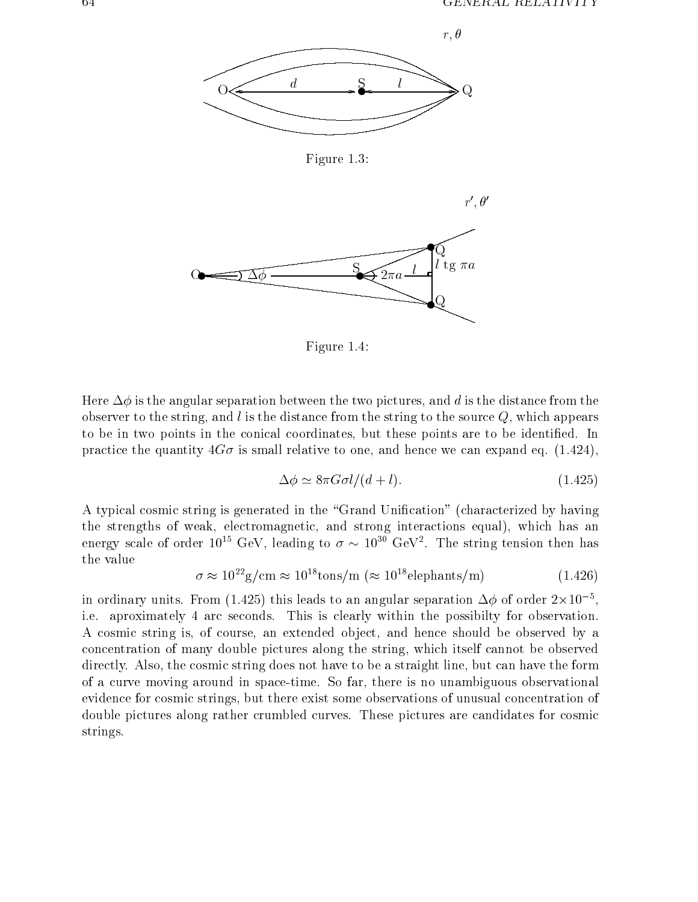Figure 1.3:

Figure 1.4:

Here $\Delta\phi$ is the angular separation between the two pictures, and $d$ is the distance from the observer to the string, and $l$ is the distance from the string to the source $Q$, which appears to be in two points in the conical coordinates, but these points are to be identified. In practice the quantity $4G\sigma$ is small relative to one, and hence we can expand eq. (1.424),

$$\Delta\phi \simeq 8\pi G\sigma l/(d+l). \tag{1.425}$$

A typical cosmic string is generated in the "Grand Unification" (characterized by having the strengths of weak, electromagnetic, and strong interactions equal), which has an energy scale of order $10^{15}$ GeV, leading to $\sigma \sim 10^{30}$ GeV$^2$. The string tension then has the value

$$\sigma \approx 10^{22}\text{g/cm} \approx 10^{18}\text{tons/m } (\approx 10^{18}\text{elephants/m}) \tag{1.426}$$

in ordinary units. From (1.425) this leads to an angular separation $\Delta\phi$ of order $2\times10^{-5}$, i.e. aproximately 4 arc seconds. This is clearly within the possibilty for observation. A cosmic string is, of course, an extended object, and hence should be observed by a concentration of many double pictures along the string, which itself cannot be observed directly. Also, the cosmic string does not have to be a straight line, but can have the form of a curve moving around in space-time. So far, there is no unambiguous observational evidence for cosmic strings, but there exist some observations of unusual concentration of double pictures along rather crumbled curves. These pictures are candidates for cosmic strings.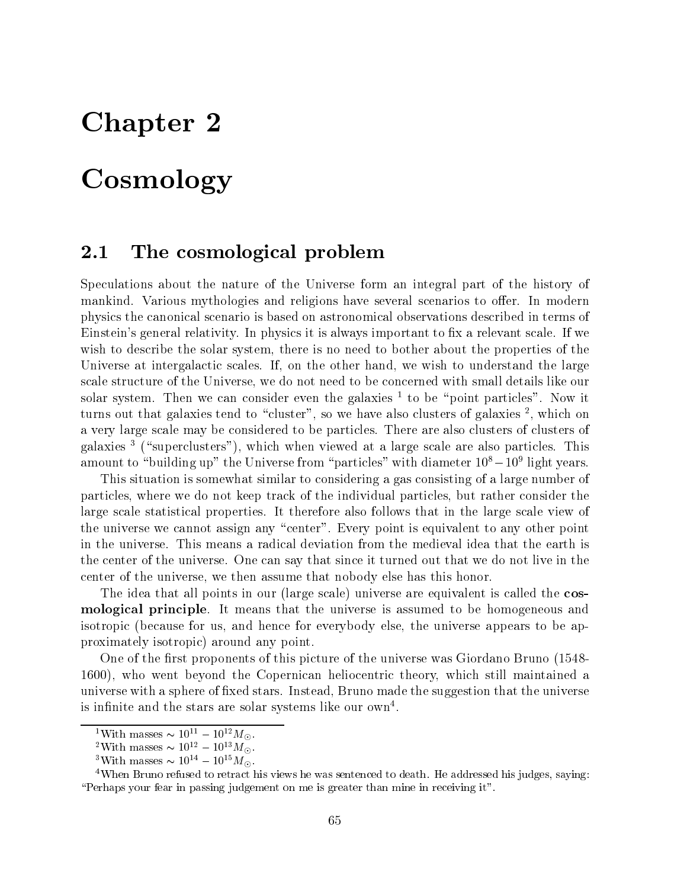# Chapter 2

# Cosmology

## 2.1 The cosmological problem

Speculations about the nature of the Universe form an integral part of the history of mankind. Various mythologies and religions have several scenarios to offer. In modern physics the canonical scenario is based on astronomical observations described in terms of Einstein's general relativity. In physics it is always important to fix a relevant scale. If we wish to describe the solar system, there is no need to bother about the properties of the Universe at intergalactic scales. If, on the other hand, we wish to understand the large scale structure of the Universe, we do not need to be concerned with small details like our solar system. Then we can consider even the galaxies [1] to be "point particles". Now it turns out that galaxies tend to "cluster", so we have also clusters of galaxies [2], which on a very large scale may be considered to be particles. There are also clusters of clusters of galaxies [3] ("superclusters"), which when viewed at a large scale are also particles. This amount to "building up" the Universe from "particles" with diameter $10^8 - 10^9$ light years.

This situation is somewhat similar to considering a gas consisting of a large number of particles, where we do not keep track of the individual particles, but rather consider the large scale statistical properties. It therefore also follows that in the large scale view of the universe we cannot assign any "center". Every point is equivalent to any other point in the universe. This means a radical deviation from the medieval idea that the earth is the center of the universe. One can say that since it turned out that we do not live in the center of the universe, we then assume that nobody else has this honor.

The idea that all points in our (large scale) universe are equivalent is called the **cosmological principle**. It means that the universe is assumed to be homogeneous and isotropic (because for us, and hence for everybody else, the universe appears to be approximately isotropic) around any point.

One of the first proponents of this picture of the universe was Giordano Bruno (1548-1600), who went beyond the Copernican heliocentric theory, which still maintained a universe with a sphere of fixed stars. Instead, Bruno made the suggestion that the universe is infinite and the stars are solar systems like our own[4].

---

[1] With masses $\sim 10^{11} - 10^{12} M_{\odot}$.

[2] With masses $\sim 10^{12} - 10^{13} M_{\odot}$.

[3] With masses $\sim 10^{14} - 10^{15} M_{\odot}$.

[4] When Bruno refused to retract his views he was sentenced to death. He addressed his judges, saying: "Perhaps your fear in passing judgement on me is greater than mine in receiving it".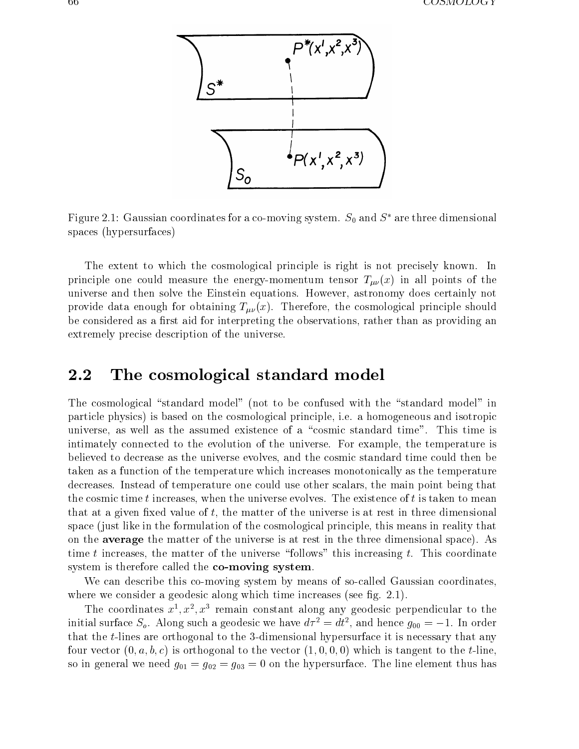Figure 2.1: Gaussian coordinates for a co-moving system. $S_0$ and $S^*$ are three dimensional spaces (hypersurfaces)

The extent to which the cosmological principle is right is not precisely known. In principle one could measure the energy-momentum tensor $T_{\mu\nu}(x)$ in all points of the universe and then solve the Einstein equations. However, astronomy does certainly not provide data enough for obtaining $T_{\mu\nu}(x)$. Therefore, the cosmological principle should be considered as a first aid for interpreting the observations, rather than as providing an extremely precise description of the universe.

## 2.2 The cosmological standard model

The cosmological "standard model" (not to be confused with the "standard model" in particle physics) is based on the cosmological principle, i.e. a homogeneous and isotropic universe, as well as the assumed existence of a "cosmic standard time". This time is intimately connected to the evolution of the universe. For example, the temperature is believed to decrease as the universe evolves, and the cosmic standard time could then be taken as a function of the temperature which increases monotonically as the temperature decreases. Instead of temperature one could use other scalars, the main point being that the cosmic time $t$ increases, when the universe evolves. The existence of $t$ is taken to mean that at a given fixed value of $t$, the matter of the universe is at rest in three dimensional space (just like in the formulation of the cosmological principle, this means in reality that on the **average** the matter of the universe is at rest in the three dimensional space). As time $t$ increases, the matter of the universe "follows" this increasing $t$. This coordinate system is therefore called the **co-moving system**.

We can describe this co-moving system by means of so-called Gaussian coordinates, where we consider a geodesic along which time increases (see fig. 2.1).

The coordinates $x^1, x^2, x^3$ remain constant along any geodesic perpendicular to the initial surface $S_o$. Along such a geodesic we have $d\tau^2 = dt^2$, and hence $g_{00} = -1$. In order that the $t$-lines are orthogonal to the 3-dimensional hypersurface it is necessary that any four vector $(0, a, b, c)$ is orthogonal to the vector $(1, 0, 0, 0)$ which is tangent to the $t$-line, so in general we need $g_{01} = g_{02} = g_{03} = 0$ on the hypersurface. The line element thus has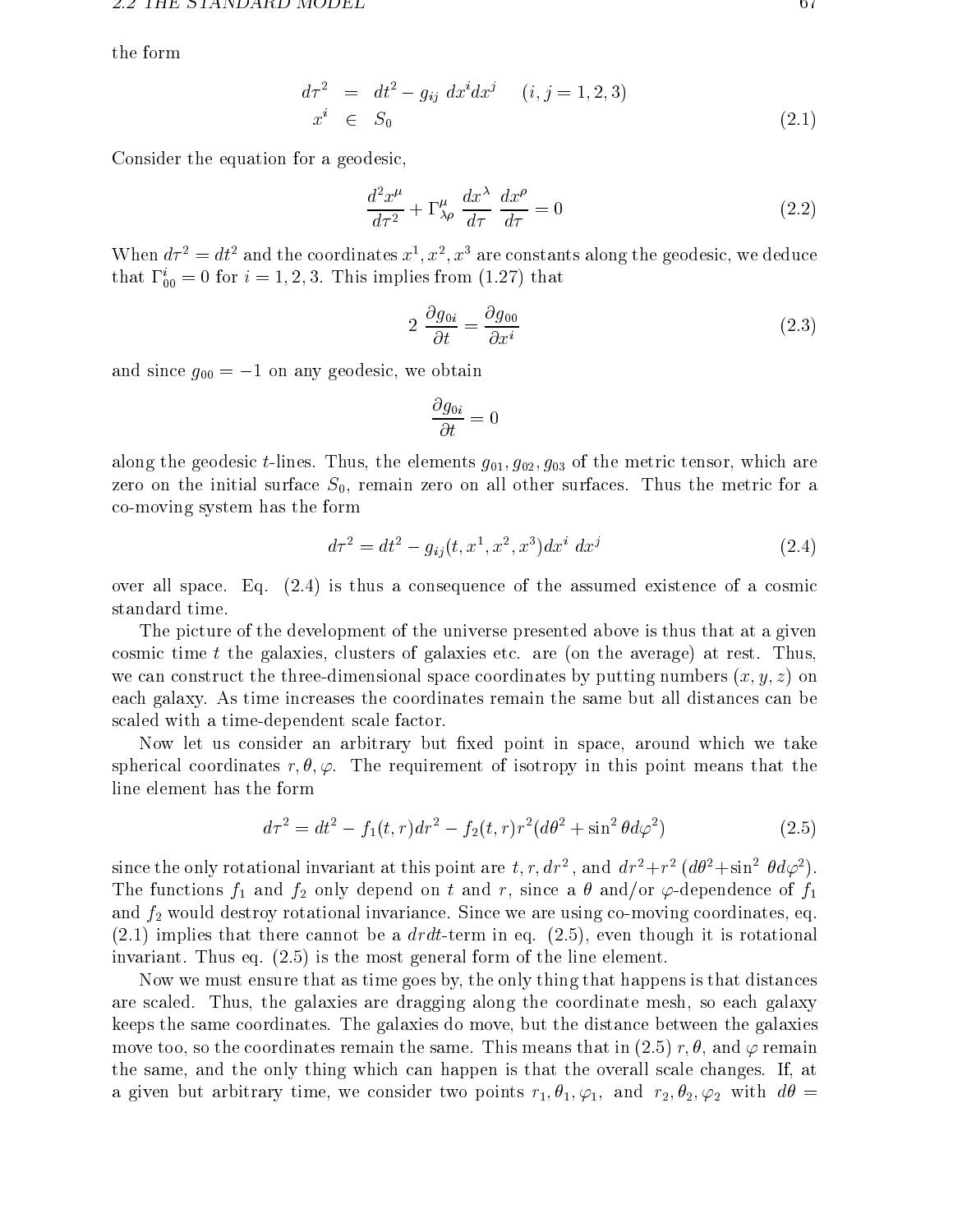the form

$$
\begin{aligned}
d\tau^2 &= dt^2 - g_{ij}\ dx^i dx^j \quad (i,j=1,2,3) \\
x^i &\in S_0
\end{aligned}
\tag{2.1}
$$

Consider the equation for a geodesic,

$$
\frac{d^2 x^\mu}{d\tau^2} + \Gamma^\mu_{\lambda\rho}\ \frac{dx^\lambda}{d\tau}\ \frac{dx^\rho}{d\tau} = 0 \tag{2.2}
$$

When $d\tau^2 = dt^2$ and the coordinates $x^1, x^2, x^3$ are constants along the geodesic, we deduce that $\Gamma^i_{00} = 0$ for $i = 1,2,3$. This implies from (1.27) that

$$
2\ \frac{\partial g_{0i}}{\partial t} = \frac{\partial g_{00}}{\partial x^i} \tag{2.3}
$$

and since $g_{00} = -1$ on any geodesic, we obtain

$$
\frac{\partial g_{0i}}{\partial t} = 0
$$

along the geodesic $t$-lines. Thus, the elements $g_{01}, g_{02}, g_{03}$ of the metric tensor, which are zero on the initial surface $S_0$, remain zero on all other surfaces. Thus the metric for a co-moving system has the form

$$
d\tau^2 = dt^2 - g_{ij}(t, x^1, x^2, x^3) dx^i\ dx^j \tag{2.4}
$$

over all space. Eq. (2.4) is thus a consequence of the assumed existence of a cosmic standard time.

The picture of the development of the universe presented above is thus that at a given cosmic time $t$ the galaxies, clusters of galaxies etc. are (on the average) at rest. Thus, we can construct the three-dimensional space coordinates by putting numbers $(x, y, z)$ on each galaxy. As time increases the coordinates remain the same but all distances can be scaled with a time-dependent scale factor.

Now let us consider an arbitrary but fixed point in space, around which we take spherical coordinates $r, \theta, \varphi$. The requirement of isotropy in this point means that the line element has the form

$$
d\tau^2 = dt^2 - f_1(t,r)dr^2 - f_2(t,r)r^2(d\theta^2 + \sin^2\theta d\varphi^2) \tag{2.5}
$$

since the only rotational invariant at this point are $t, r, dr^2$, and $dr^2 + r^2\ (d\theta^2 + \sin^2\ \theta d\varphi^2)$. The functions $f_1$ and $f_2$ only depend on $t$ and $r$, since a $\theta$ and/or $\varphi$-dependence of $f_1$ and $f_2$ would destroy rotational invariance. Since we are using co-moving coordinates, eq. (2.1) implies that there cannot be a $drdt$-term in eq. (2.5), even though it is rotational invariant. Thus eq. (2.5) is the most general form of the line element.

Now we must ensure that as time goes by, the only thing that happens is that distances are scaled. Thus, the galaxies are dragging along the coordinate mesh, so each galaxy keeps the same coordinates. The galaxies do move, but the distance between the galaxies move too, so the coordinates remain the same. This means that in (2.5) $r, \theta$, and $\varphi$ remain the same, and the only thing which can happen is that the overall scale changes. If, at a given but arbitrary time, we consider two points $r_1, \theta_1, \varphi_1$, and $r_2, \theta_2, \varphi_2$ with $d\theta =$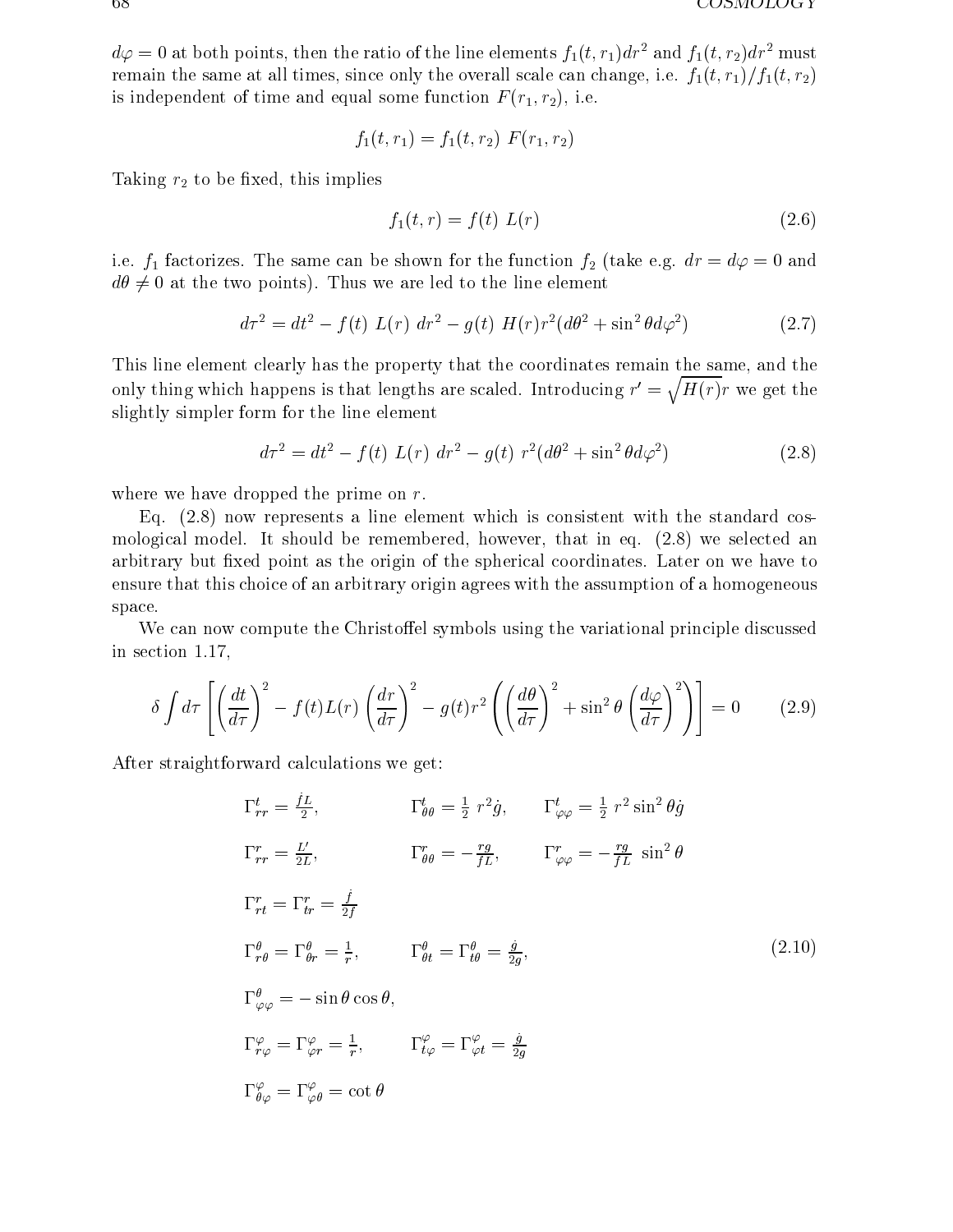$d\varphi = 0$ at both points, then the ratio of the line elements $f_1(t, r_1)dr^2$ and $f_1(t, r_2)dr^2$ must remain the same at all times, since only the overall scale can change, i.e. $f_1(t, r_1)/f_1(t, r_2)$ is independent of time and equal some function $F(r_1, r_2)$, i.e.

$$f_1(t, r_1) = f_1(t, r_2)\ F(r_1, r_2)$$

Taking $r_2$ to be fixed, this implies

$$f_1(t, r) = f(t)\ L(r) \tag{2.6}$$

i.e. $f_1$ factorizes. The same can be shown for the function $f_2$ (take e.g. $dr = d\varphi = 0$ and $d\theta \neq 0$ at the two points). Thus we are led to the line element

$$d\tau^2 = dt^2 - f(t)\ L(r)\ dr^2 - g(t)\ H(r) r^2 (d\theta^2 + \sin^2\theta d\varphi^2) \tag{2.7}$$

This line element clearly has the property that the coordinates remain the same, and the only thing which happens is that lengths are scaled. Introducing $r' = \sqrt{H(r)}r$ we get the slightly simpler form for the line element

$$d\tau^2 = dt^2 - f(t)\ L(r)\ dr^2 - g(t)\ r^2 (d\theta^2 + \sin^2\theta d\varphi^2) \tag{2.8}$$

where we have dropped the prime on $r$.

Eq. (2.8) now represents a line element which is consistent with the standard cosmological model. It should be remembered, however, that in eq. (2.8) we selected an arbitrary but fixed point as the origin of the spherical coordinates. Later on we have to ensure that this choice of an arbitrary origin agrees with the assumption of a homogeneous space.

We can now compute the Christoffel symbols using the variational principle discussed in section 1.17,

$$\delta \int d\tau \left[ \left(\frac{dt}{d\tau}\right)^2 - f(t)L(r)\left(\frac{dr}{d\tau}\right)^2 - g(t)r^2 \left( \left(\frac{d\theta}{d\tau}\right)^2 + \sin^2\theta \left(\frac{d\varphi}{d\tau}\right)^2 \right) \right] = 0 \tag{2.9}$$

After straightforward calculations we get:

$$\begin{aligned}
&\Gamma^t_{rr} = \frac{\dot{f}L}{2}, \qquad \Gamma^t_{\theta\theta} = \frac{1}{2}\ r^2 \dot{g}, \qquad \Gamma^t_{\varphi\varphi} = \frac{1}{2}\ r^2 \sin^2\theta \dot{g} \\
&\Gamma^r_{rr} = \frac{L'}{2L}, \qquad \Gamma^r_{\theta\theta} = -\frac{rg}{fL}, \qquad \Gamma^r_{\varphi\varphi} = -\frac{rg}{fL}\ \sin^2\theta \\
&\Gamma^r_{rt} = \Gamma^r_{tr} = \frac{\dot{f}}{2f} \\
&\Gamma^\theta_{r\theta} = \Gamma^\theta_{\theta r} = \frac{1}{r}, \qquad \Gamma^\theta_{\theta t} = \Gamma^\theta_{t\theta} = \frac{\dot{g}}{2g}, \\
&\Gamma^\theta_{\varphi\varphi} = -\sin\theta\cos\theta, \\
&\Gamma^\varphi_{r\varphi} = \Gamma^\varphi_{\varphi r} = \frac{1}{r}, \qquad \Gamma^\varphi_{t\varphi} = \Gamma^\varphi_{\varphi t} = \frac{\dot{g}}{2g} \\
&\Gamma^\varphi_{\theta\varphi} = \Gamma^\varphi_{\varphi\theta} = \cot\theta
\end{aligned} \tag{2.10}$$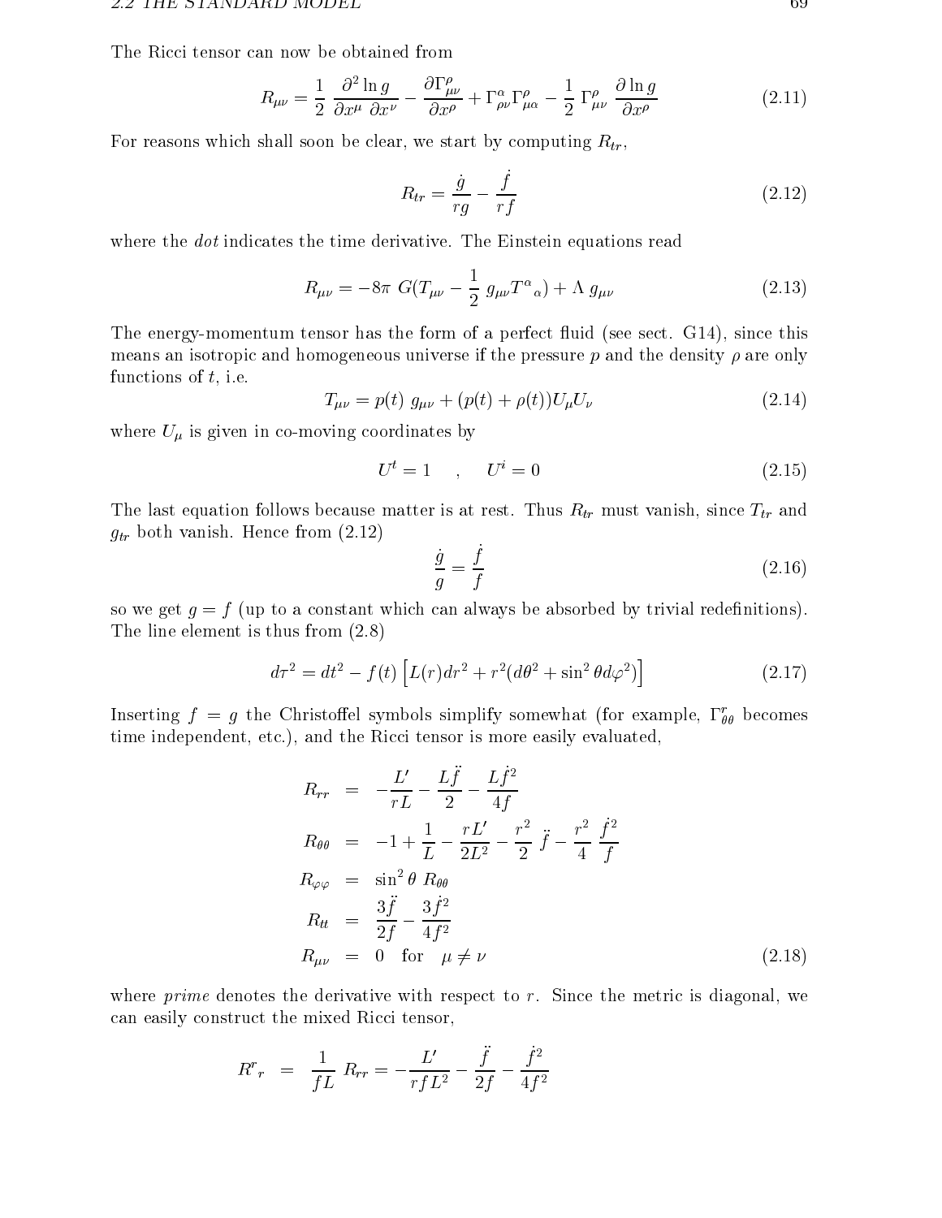The Ricci tensor can now be obtained from

$$R_{\mu\nu} = \frac{1}{2}\,\frac{\partial^2 \ln g}{\partial x^\mu\,\partial x^\nu} - \frac{\partial \Gamma^\rho_{\mu\nu}}{\partial x^\rho} + \Gamma^\alpha_{\rho\nu}\Gamma^\rho_{\mu\alpha} - \frac{1}{2}\,\Gamma^\rho_{\mu\nu}\,\frac{\partial \ln g}{\partial x^\rho} \tag{2.11}$$

For reasons which shall soon be clear, we start by computing $R_{tr}$,

$$R_{tr} = \frac{\dot{g}}{rg} - \frac{\dot{f}}{rf} \tag{2.12}$$

where the *dot* indicates the time derivative. The Einstein equations read

$$R_{\mu\nu} = -8\pi\; G(T_{\mu\nu} - \frac{1}{2}\; g_{\mu\nu}T^\alpha{}_\alpha) + \Lambda\; g_{\mu\nu} \tag{2.13}$$

The energy-momentum tensor has the form of a perfect fluid (see sect. G14), since this means an isotropic and homogeneous universe if the pressure $p$ and the density $\rho$ are only functions of $t$, i.e.

$$T_{\mu\nu} = p(t)\; g_{\mu\nu} + (p(t) + \rho(t))U_\mu U_\nu \tag{2.14}$$

where $U_\mu$ is given in co-moving coordinates by

$$U^t = 1 \quad , \quad U^i = 0 \tag{2.15}$$

The last equation follows because matter is at rest. Thus $R_{tr}$ must vanish, since $T_{tr}$ and $g_{tr}$ both vanish. Hence from (2.12)

$$\frac{\dot{g}}{g} = \frac{\dot{f}}{f} \tag{2.16}$$

so we get $g = f$ (up to a constant which can always be absorbed by trivial redefinitions). The line element is thus from (2.8)

$$d\tau^2 = dt^2 - f(t)\left[L(r)dr^2 + r^2(d\theta^2 + \sin^2\theta d\varphi^2)\right] \tag{2.17}$$

Inserting $f = g$ the Christoffel symbols simplify somewhat (for example, $\Gamma^r_{\theta\theta}$ becomes time independent, etc.), and the Ricci tensor is more easily evaluated,

$$\begin{aligned}
R_{rr} &= -\frac{L'}{rL} - \frac{L\ddot{f}}{2} - \frac{L\dot{f}^2}{4f} \\
R_{\theta\theta} &= -1 + \frac{1}{L} - \frac{rL'}{2L^2} - \frac{r^2}{2}\;\ddot{f} - \frac{r^2}{4}\;\frac{\dot{f}^2}{f} \\
R_{\varphi\varphi} &= \sin^2\theta\; R_{\theta\theta} \\
R_{tt} &= \frac{3\ddot{f}}{2f} - \frac{3\dot{f}^2}{4f^2} \\
R_{\mu\nu} &= 0 \quad \text{for} \quad \mu \neq \nu
\end{aligned} \tag{2.18}$$

where *prime* denotes the derivative with respect to $r$. Since the metric is diagonal, we can easily construct the mixed Ricci tensor,

$$R^r{}_r \;=\; \frac{1}{fL}\; R_{rr} = -\frac{L'}{rfL^2} - \frac{\ddot{f}}{2f} - \frac{\dot{f}^2}{4f^2}$$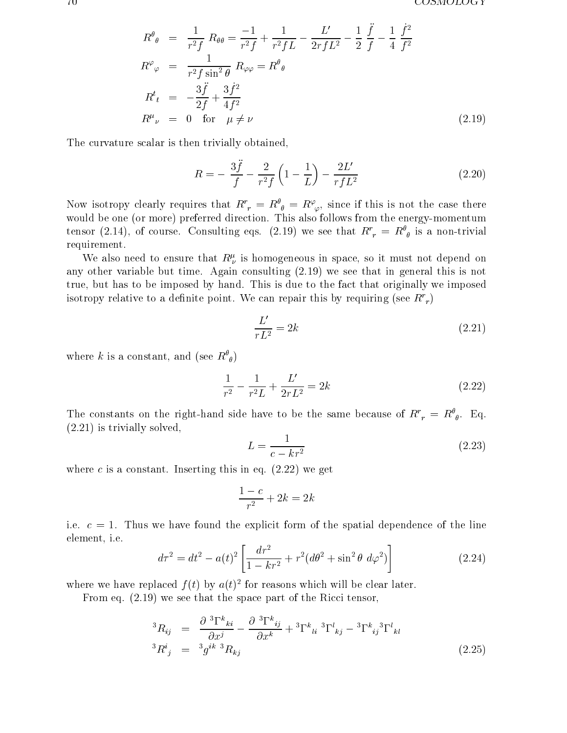$$
\begin{aligned}
R^{\theta}{}_{\theta} &= \frac{1}{r^2 f}\, R_{\theta\theta} = \frac{-1}{r^2 f} + \frac{1}{r^2 f L} - \frac{L'}{2 r f L^2} - \frac{1}{2}\,\frac{\ddot{f}}{f} - \frac{1}{4}\,\frac{\dot{f}^2}{f^2} \\
R^{\varphi}{}_{\varphi} &= \frac{1}{r^2 f \sin^2\theta}\, R_{\varphi\varphi} = R^{\theta}{}_{\theta} \\
R^{t}{}_{t} &= -\frac{3\ddot{f}}{2f} + \frac{3\dot{f}^2}{4f^2} \\
R^{\mu}{}_{\nu} &= 0 \quad \text{for} \quad \mu \neq \nu
\end{aligned}
\tag{2.19}
$$

The curvature scalar is then trivially obtained,

$$
R = -\,\frac{3\ddot{f}}{f} - \frac{2}{r^2 f}\left(1 - \frac{1}{L}\right) - \frac{2L'}{r f L^2}
\tag{2.20}
$$

Now isotropy clearly requires that $R^r{}_r = R^\theta{}_\theta = R^\varphi{}_\varphi$, since if this is not the case there would be one (or more) preferred direction. This also follows from the energy-momentum tensor (2.14), of course. Consulting eqs. (2.19) we see that $R^r{}_r = R^\theta{}_\theta$ is a non-trivial requirement.

We also need to ensure that $R^\mu_\nu$ is homogeneous in space, so it must not depend on any other variable but time. Again consulting (2.19) we see that in general this is not true, but has to be imposed by hand. This is due to the fact that originally we imposed isotropy relative to a definite point. We can repair this by requiring (see $R^r{}_r$)

$$
\frac{L'}{rL^2} = 2k
\tag{2.21}
$$

where $k$ is a constant, and (see $R^\theta{}_\theta$)

$$
\frac{1}{r^2} - \frac{1}{r^2 L} + \frac{L'}{2rL^2} = 2k
\tag{2.22}
$$

The constants on the right-hand side have to be the same because of $R^r{}_r = R^\theta{}_\theta$. Eq. (2.21) is trivially solved,

$$
L = \frac{1}{c - kr^2}
\tag{2.23}
$$

where $c$ is a constant. Inserting this in eq. (2.22) we get

$$
\frac{1-c}{r^2} + 2k = 2k
$$

i.e. $c = 1$. Thus we have found the explicit form of the spatial dependence of the line element, i.e.

$$
d\tau^2 = dt^2 - a(t)^2 \left[\frac{dr^2}{1 - kr^2} + r^2(d\theta^2 + \sin^2\theta\; d\varphi^2)\right]
\tag{2.24}
$$

where we have replaced $f(t)$ by $a(t)^2$ for reasons which will be clear later.

From eq. (2.19) we see that the space part of the Ricci tensor,

$$
\begin{aligned}
{}^3R_{ij} &= \frac{\partial\, {}^3\Gamma^k{}_{ki}}{\partial x^j} - \frac{\partial\, {}^3\Gamma^k{}_{ij}}{\partial x^k} + {}^3\Gamma^k{}_{li}\; {}^3\Gamma^l{}_{kj} - {}^3\Gamma^k{}_{ij}\, {}^3\Gamma^l{}_{kl} \\
{}^3R^i{}_j &= {}^3g^{ik}\; {}^3R_{kj}
\end{aligned}
\tag{2.25}
$$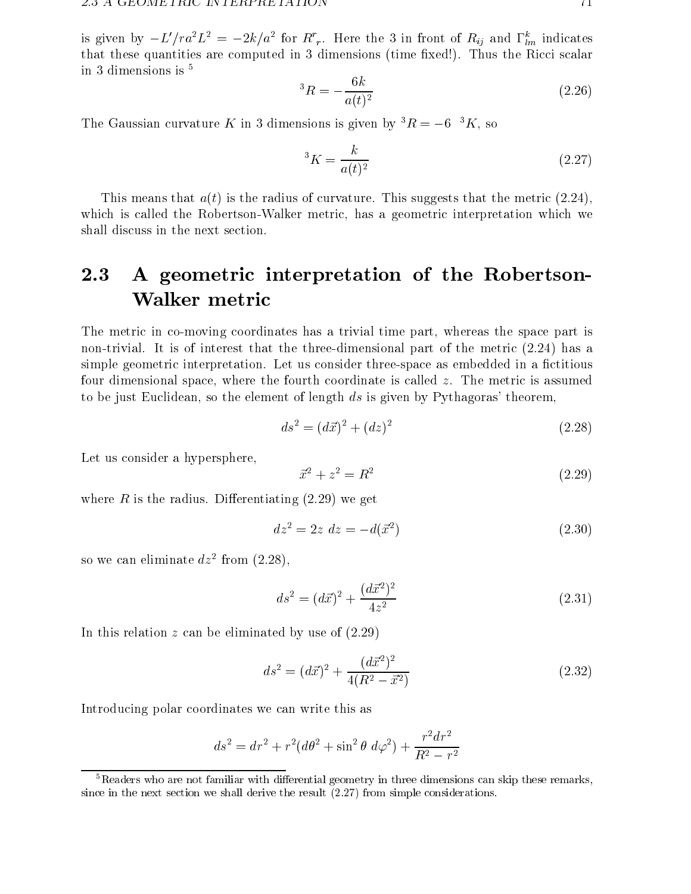is given by $-L'/ra^2L^2 = -2k/a^2$ for $R^r{}_r$. Here the 3 in front of $R_{ij}$ and $\Gamma^k_{lm}$ indicates that these quantities are computed in 3 dimensions (time fixed!). Thus the Ricci scalar in 3 dimensions is [5]

$$ {}^3R = -\frac{6k}{a(t)^2} \tag{2.26} $$

The Gaussian curvature $K$ in 3 dimensions is given by ${}^3R = -6 \ {}^3K$, so

$$ {}^3K = \frac{k}{a(t)^2} \tag{2.27} $$

This means that $a(t)$ is the radius of curvature. This suggests that the metric (2.24), which is called the Robertson-Walker metric, has a geometric interpretation which we shall discuss in the next section.

## 2.3 A geometric interpretation of the Robertson-Walker metric

The metric in co-moving coordinates has a trivial time part, whereas the space part is non-trivial. It is of interest that the three-dimensional part of the metric (2.24) has a simple geometric interpretation. Let us consider three-space as embedded in a fictitious four dimensional space, where the fourth coordinate is called $z$. The metric is assumed to be just Euclidean, so the element of length $ds$ is given by Pythagoras' theorem,

$$ ds^2 = (d\vec{x})^2 + (dz)^2 \tag{2.28} $$

Let us consider a hypersphere,

$$ \vec{x}^2 + z^2 = R^2 \tag{2.29} $$

where $R$ is the radius. Differentiating (2.29) we get

$$ dz^2 = 2z \ dz = -d(\vec{x}^2) \tag{2.30} $$

so we can eliminate $dz^2$ from (2.28),

$$ ds^2 = (d\vec{x})^2 + \frac{(d\vec{x}^2)^2}{4z^2} \tag{2.31} $$

In this relation $z$ can be eliminated by use of (2.29)

$$ ds^2 = (d\vec{x})^2 + \frac{(d\vec{x}^2)^2}{4(R^2 - \vec{x}^2)} \tag{2.32} $$

Introducing polar coordinates we can write this as

$$ ds^2 = dr^2 + r^2(d\theta^2 + \sin^2\theta \ d\varphi^2) + \frac{r^2 dr^2}{R^2 - r^2} $$

---

[5] Readers who are not familiar with differential geometry in three dimensions can skip these remarks, since in the next section we shall derive the result (2.27) from simple considerations.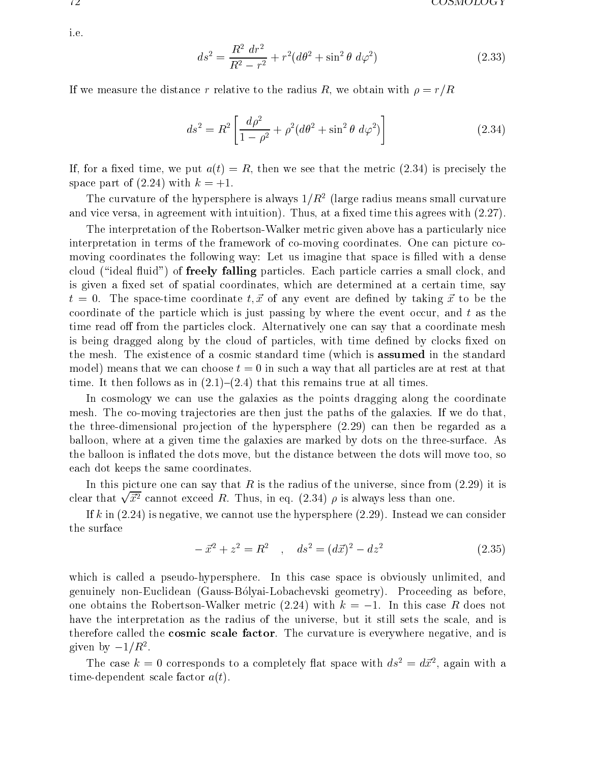i.e.

$$ds^2 = \frac{R^2 \, dr^2}{R^2 - r^2} + r^2(d\theta^2 + \sin^2\theta \, d\varphi^2) \tag{2.33}$$

If we measure the distance $r$ relative to the radius $R$, we obtain with $\rho = r/R$

$$ds^2 = R^2 \left[ \frac{d\rho^2}{1 - \rho^2} + \rho^2(d\theta^2 + \sin^2\theta \, d\varphi^2) \right] \tag{2.34}$$

If, for a fixed time, we put $a(t) = R$, then we see that the metric (2.34) is precisely the space part of (2.24) with $k = +1$.

The curvature of the hypersphere is always $1/R^2$ (large radius means small curvature and vice versa, in agreement with intuition). Thus, at a fixed time this agrees with (2.27).

The interpretation of the Robertson-Walker metric given above has a particularly nice interpretation in terms of the framework of co-moving coordinates. One can picture co-moving coordinates the following way: Let us imagine that space is filled with a dense cloud ("ideal fluid") of **freely falling** particles. Each particle carries a small clock, and is given a fixed set of spatial coordinates, which are determined at a certain time, say $t = 0$. The space-time coordinate $t, \vec{x}$ of any event are defined by taking $\vec{x}$ to be the coordinate of the particle which is just passing by where the event occur, and $t$ as the time read off from the particles clock. Alternatively one can say that a coordinate mesh is being dragged along by the cloud of particles, with time defined by clocks fixed on the mesh. The existence of a cosmic standard time (which is **assumed** in the standard model) means that we can choose $t = 0$ in such a way that all particles are at rest at that time. It then follows as in (2.1)–(2.4) that this remains true at all times.

In cosmology we can use the galaxies as the points dragging along the coordinate mesh. The co-moving trajectories are then just the paths of the galaxies. If we do that, the three-dimensional projection of the hypersphere (2.29) can then be regarded as a balloon, where at a given time the galaxies are marked by dots on the three-surface. As the balloon is inflated the dots move, but the distance between the dots will move too, so each dot keeps the same coordinates.

In this picture one can say that $R$ is the radius of the universe, since from (2.29) it is clear that $\sqrt{\vec{x}^2}$ cannot exceed $R$. Thus, in eq. (2.34) $\rho$ is always less than one.

If $k$ in (2.24) is negative, we cannot use the hypersphere (2.29). Instead we can consider the surface

$$-\vec{x}^2 + z^2 = R^2 \quad , \quad ds^2 = (d\vec{x})^2 - dz^2 \tag{2.35}$$

which is called a pseudo-hypersphere. In this case space is obviously unlimited, and genuinely non-Euclidean (Gauss-Bólyai-Lobachevski geometry). Proceeding as before, one obtains the Robertson-Walker metric (2.24) with $k = -1$. In this case $R$ does not have the interpretation as the radius of the universe, but it still sets the scale, and is therefore called the **cosmic scale factor**. The curvature is everywhere negative, and is given by $-1/R^2$.

The case $k = 0$ corresponds to a completely flat space with $ds^2 = d\vec{x}^2$, again with a time-dependent scale factor $a(t)$.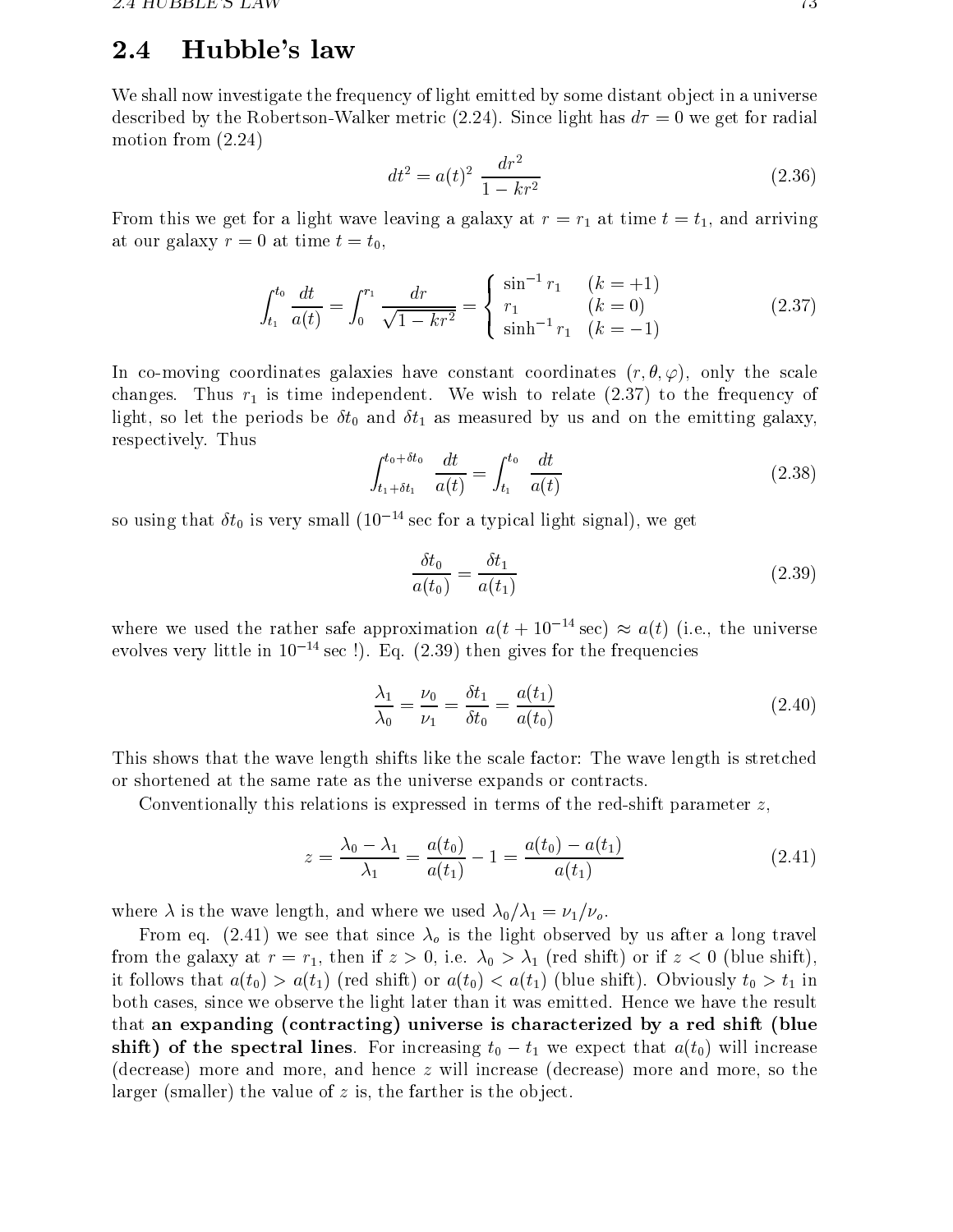## 2.4 Hubble's law

We shall now investigate the frequency of light emitted by some distant object in a universe described by the Robertson-Walker metric (2.24). Since light has $d\tau = 0$ we get for radial motion from (2.24)

$$dt^2 = a(t)^2 \, \frac{dr^2}{1 - kr^2} \tag{2.36}$$

From this we get for a light wave leaving a galaxy at $r = r_1$ at time $t = t_1$, and arriving at our galaxy $r = 0$ at time $t = t_0$,

$$\int_{t_1}^{t_0} \frac{dt}{a(t)} = \int_0^{r_1} \frac{dr}{\sqrt{1 - kr^2}} = \begin{cases} \sin^{-1} r_1 & (k = +1) \\ r_1 & (k = 0) \\ \sinh^{-1} r_1 & (k = -1) \end{cases} \tag{2.37}$$

In co-moving coordinates galaxies have constant coordinates $(r, \theta, \varphi)$, only the scale changes. Thus $r_1$ is time independent. We wish to relate (2.37) to the frequency of light, so let the periods be $\delta t_0$ and $\delta t_1$ as measured by us and on the emitting galaxy, respectively. Thus

$$\int_{t_1 + \delta t_1}^{t_0 + \delta t_0} \frac{dt}{a(t)} = \int_{t_1}^{t_0} \frac{dt}{a(t)} \tag{2.38}$$

so using that $\delta t_0$ is very small ($10^{-14}$ sec for a typical light signal), we get

$$\frac{\delta t_0}{a(t_0)} = \frac{\delta t_1}{a(t_1)} \tag{2.39}$$

where we used the rather safe approximation $a(t + 10^{-14}\,\text{sec}) \approx a(t)$ (i.e., the universe evolves very little in $10^{-14}$ sec !). Eq. (2.39) then gives for the frequencies

$$\frac{\lambda_1}{\lambda_0} = \frac{\nu_0}{\nu_1} = \frac{\delta t_1}{\delta t_0} = \frac{a(t_1)}{a(t_0)} \tag{2.40}$$

This shows that the wave length shifts like the scale factor: The wave length is stretched or shortened at the same rate as the universe expands or contracts.

Conventionally this relations is expressed in terms of the red-shift parameter $z$,

$$z = \frac{\lambda_0 - \lambda_1}{\lambda_1} = \frac{a(t_0)}{a(t_1)} - 1 = \frac{a(t_0) - a(t_1)}{a(t_1)} \tag{2.41}$$

where $\lambda$ is the wave length, and where we used $\lambda_0/\lambda_1 = \nu_1/\nu_o$.

From eq. (2.41) we see that since $\lambda_o$ is the light observed by us after a long travel from the galaxy at $r = r_1$, then if $z > 0$, i.e. $\lambda_0 > \lambda_1$ (red shift) or if $z < 0$ (blue shift), it follows that $a(t_0) > a(t_1)$ (red shift) or $a(t_0) < a(t_1)$ (blue shift). Obviously $t_0 > t_1$ in both cases, since we observe the light later than it was emitted. Hence we have the result that **an expanding (contracting) universe is characterized by a red shift (blue shift) of the spectral lines**. For increasing $t_0 - t_1$ we expect that $a(t_0)$ will increase (decrease) more and more, and hence $z$ will increase (decrease) more and more, so the larger (smaller) the value of $z$ is, the farther is the object.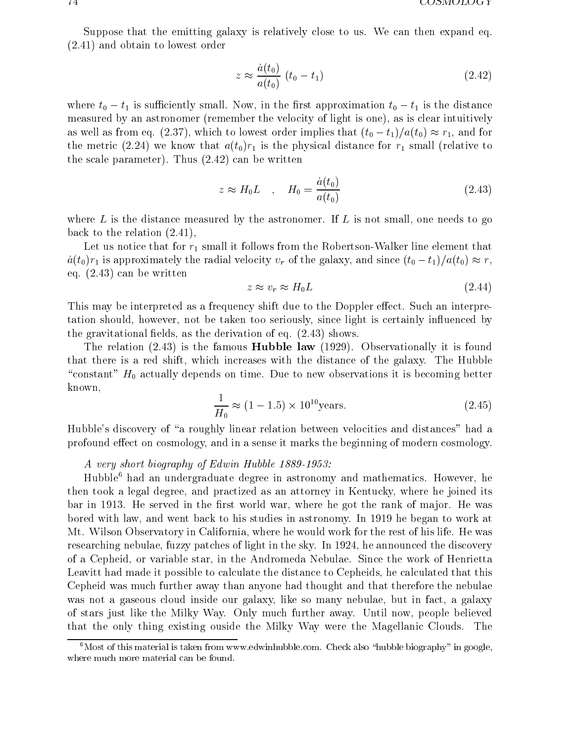Suppose that the emitting galaxy is relatively close to us. We can then expand eq. (2.41) and obtain to lowest order

$$z \approx \frac{\dot{a}(t_0)}{a(t_0)} \, (t_0 - t_1) \tag{2.42}$$

where $t_0 - t_1$ is sufficiently small. Now, in the first approximation $t_0 - t_1$ is the distance measured by an astronomer (remember the velocity of light is one), as is clear intuitively as well as from eq. (2.37), which to lowest order implies that $(t_0 - t_1)/a(t_0) \approx r_1$, and for the metric (2.24) we know that $a(t_0)r_1$ is the physical distance for $r_1$ small (relative to the scale parameter). Thus (2.42) can be written

$$z \approx H_0 L \quad , \quad H_0 = \frac{\dot{a}(t_0)}{a(t_0)} \tag{2.43}$$

where $L$ is the distance measured by the astronomer. If $L$ is not small, one needs to go back to the relation (2.41),

Let us notice that for $r_1$ small it follows from the Robertson-Walker line element that $\dot{a}(t_0)r_1$ is approximately the radial velocity $v_r$ of the galaxy, and since $(t_0 - t_1)/a(t_0) \approx r$, eq. (2.43) can be written

$$z \approx v_r \approx H_0 L \tag{2.44}$$

This may be interpreted as a frequency shift due to the Doppler effect. Such an interpretation should, however, not be taken too seriously, since light is certainly influenced by the gravitational fields, as the derivation of eq. (2.43) shows.

The relation (2.43) is the famous **Hubble law** (1929). Observationally it is found that there is a red shift, which increases with the distance of the galaxy. The Hubble "constant" $H_0$ actually depends on time. Due to new observations it is becoming better known,

$$\frac{1}{H_0} \approx (1 - 1.5) \times 10^{10} \text{years.} \tag{2.45}$$

Hubble's discovery of "a roughly linear relation between velocities and distances" had a profound effect on cosmology, and in a sense it marks the beginning of modern cosmology.

*A very short biography of Edwin Hubble 1889-1953:*

Hubble[6] had an undergraduate degree in astronomy and mathematics. However, he then took a legal degree, and practized as an attorney in Kentucky, where he joined its bar in 1913. He served in the first world war, where he got the rank of major. He was bored with law, and went back to his studies in astronomy. In 1919 he began to work at Mt. Wilson Observatory in California, where he would work for the rest of his life. He was researching nebulae, fuzzy patches of light in the sky. In 1924, he announced the discovery of a Cepheid, or variable star, in the Andromeda Nebulae. Since the work of Henrietta Leavitt had made it possible to calculate the distance to Cepheids, he calculated that this Cepheid was much further away than anyone had thought and that therefore the nebulae was not a gaseous cloud inside our galaxy, like so many nebulae, but in fact, a galaxy of stars just like the Milky Way. Only much further away. Until now, people believed that the only thing existing ouside the Milky Way were the Magellanic Clouds. The

[6] Most of this material is taken from www.edwinhubble.com. Check also "hubble biography" in google, where much more material can be found.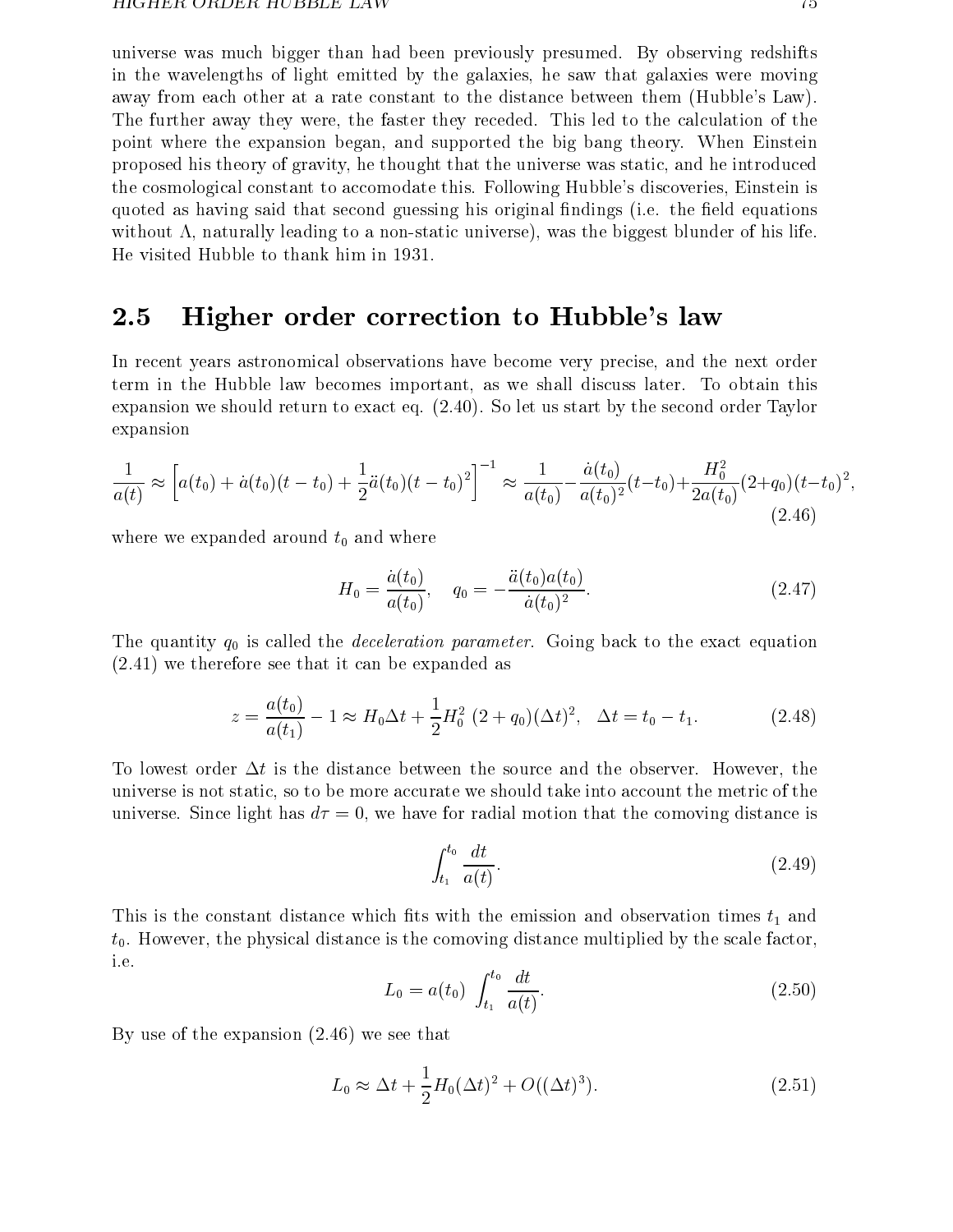universe was much bigger than had been previously presumed. By observing redshifts in the wavelengths of light emitted by the galaxies, he saw that galaxies were moving away from each other at a rate constant to the distance between them (Hubble's Law). The further away they were, the faster they receded. This led to the calculation of the point where the expansion began, and supported the big bang theory. When Einstein proposed his theory of gravity, he thought that the universe was static, and he introduced the cosmological constant to accomodate this. Following Hubble's discoveries, Einstein is quoted as having said that second guessing his original findings (i.e. the field equations without $\Lambda$, naturally leading to a non-static universe), was the biggest blunder of his life. He visited Hubble to thank him in 1931.

## 2.5 Higher order correction to Hubble's law

In recent years astronomical observations have become very precise, and the next order term in the Hubble law becomes important, as we shall discuss later. To obtain this expansion we should return to exact eq. (2.40). So let us start by the second order Taylor expansion

$$\frac{1}{a(t)} \approx \left[a(t_0) + \dot{a}(t_0)(t-t_0) + \frac{1}{2}\ddot{a}(t_0)(t-t_0)^2\right]^{-1} \approx \frac{1}{a(t_0)} - \frac{\dot{a}(t_0)}{a(t_0)^2}(t-t_0) + \frac{H_0^2}{2a(t_0)}(2+q_0)(t-t_0)^2, \tag{2.46}$$

where we expanded around $t_0$ and where

$$H_0 = \frac{\dot{a}(t_0)}{a(t_0)}, \quad q_0 = -\frac{\ddot{a}(t_0)a(t_0)}{\dot{a}(t_0)^2}. \tag{2.47}$$

The quantity $q_0$ is called the *deceleration parameter*. Going back to the exact equation (2.41) we therefore see that it can be expanded as

$$z = \frac{a(t_0)}{a(t_1)} - 1 \approx H_0 \Delta t + \frac{1}{2}H_0^2\ (2+q_0)(\Delta t)^2, \quad \Delta t = t_0 - t_1. \tag{2.48}$$

To lowest order $\Delta t$ is the distance between the source and the observer. However, the universe is not static, so to be more accurate we should take into account the metric of the universe. Since light has $d\tau = 0$, we have for radial motion that the comoving distance is

$$\int_{t_1}^{t_0} \frac{dt}{a(t)}. \tag{2.49}$$

This is the constant distance which fits with the emission and observation times $t_1$ and $t_0$. However, the physical distance is the comoving distance multiplied by the scale factor, i.e.

$$L_0 = a(t_0)\ \int_{t_1}^{t_0} \frac{dt}{a(t)}. \tag{2.50}$$

By use of the expansion (2.46) we see that

$$L_0 \approx \Delta t + \frac{1}{2}H_0(\Delta t)^2 + O((\Delta t)^3). \tag{2.51}$$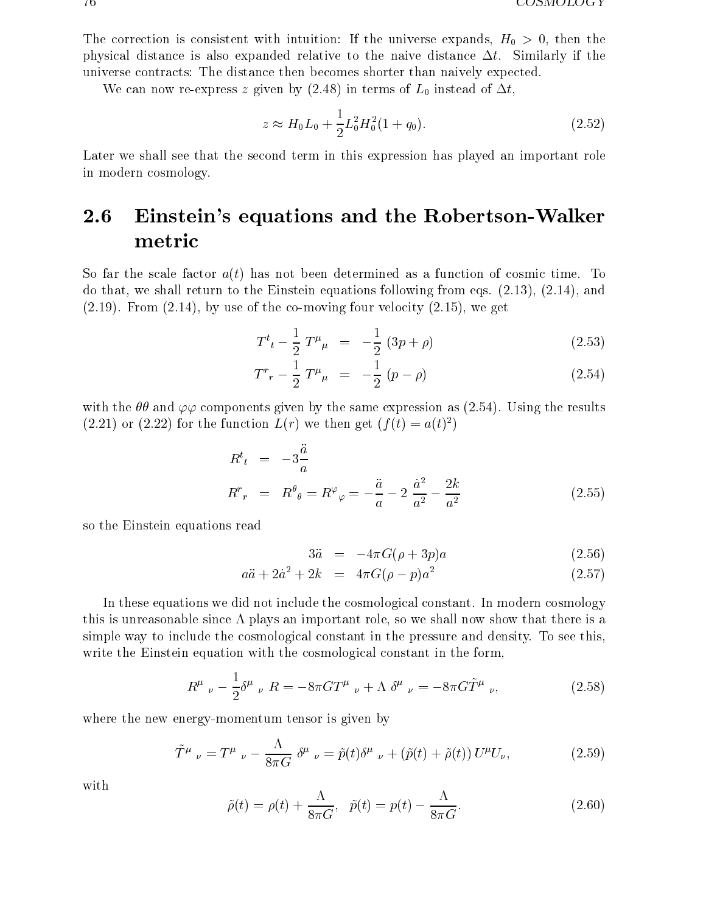The correction is consistent with intuition: If the universe expands, $H_0 > 0$, then the physical distance is also expanded relative to the naive distance $\Delta t$. Similarly if the universe contracts: The distance then becomes shorter than naively expected.

We can now re-express $z$ given by (2.48) in terms of $L_0$ instead of $\Delta t$,

$$z \approx H_0 L_0 + \frac{1}{2} L_0^2 H_0^2 (1 + q_0). \tag{2.52}$$

Later we shall see that the second term in this expression has played an important role in modern cosmology.

## 2.6 Einstein's equations and the Robertson-Walker metric

So far the scale factor $a(t)$ has not been determined as a function of cosmic time. To do that, we shall return to the Einstein equations following from eqs. (2.13), (2.14), and (2.19). From (2.14), by use of the co-moving four velocity (2.15), we get

$$T^t{}_t - \frac{1}{2}\, T^\mu{}_\mu \;=\; -\frac{1}{2}\,(3p + \rho) \tag{2.53}$$

$$T^r{}_r - \frac{1}{2}\, T^\mu{}_\mu \;=\; -\frac{1}{2}\,(p - \rho) \tag{2.54}$$

with the $\theta\theta$ and $\varphi\varphi$ components given by the same expression as (2.54). Using the results (2.21) or (2.22) for the function $L(r)$ we then get ($f(t) = a(t)^2$)

$$
\begin{aligned}
R^t{}_t &= -3\frac{\ddot{a}}{a} \\
R^r{}_r &= R^\theta{}_\theta = R^\varphi{}_\varphi = -\frac{\ddot{a}}{a} - 2\,\frac{\dot{a}^2}{a^2} - \frac{2k}{a^2}
\end{aligned}
\tag{2.55}
$$

so the Einstein equations read

$$3\ddot{a} \;=\; -4\pi G(\rho + 3p)a \tag{2.56}$$

$$a\ddot{a} + 2\dot{a}^2 + 2k \;=\; 4\pi G(\rho - p)a^2 \tag{2.57}$$

In these equations we did not include the cosmological constant. In modern cosmology this is unreasonable since $\Lambda$ plays an important role, so we shall now show that there is a simple way to include the cosmological constant in the pressure and density. To see this, write the Einstein equation with the cosmological constant in the form,

$$R^\mu{}_\nu - \frac{1}{2}\delta^\mu{}_\nu\, R = -8\pi G T^\mu{}_\nu + \Lambda\, \delta^\mu{}_\nu = -8\pi G \tilde{T}^\mu{}_\nu, \tag{2.58}$$

where the new energy-momentum tensor is given by

$$\tilde{T}^\mu{}_\nu = T^\mu{}_\nu - \frac{\Lambda}{8\pi G}\, \delta^\mu{}_\nu = \tilde{p}(t)\delta^\mu{}_\nu + (\tilde{p}(t) + \tilde{\rho}(t))\, U^\mu U_\nu, \tag{2.59}$$

with

$$\tilde{\rho}(t) = \rho(t) + \frac{\Lambda}{8\pi G}, \quad \tilde{p}(t) = p(t) - \frac{\Lambda}{8\pi G}. \tag{2.60}$$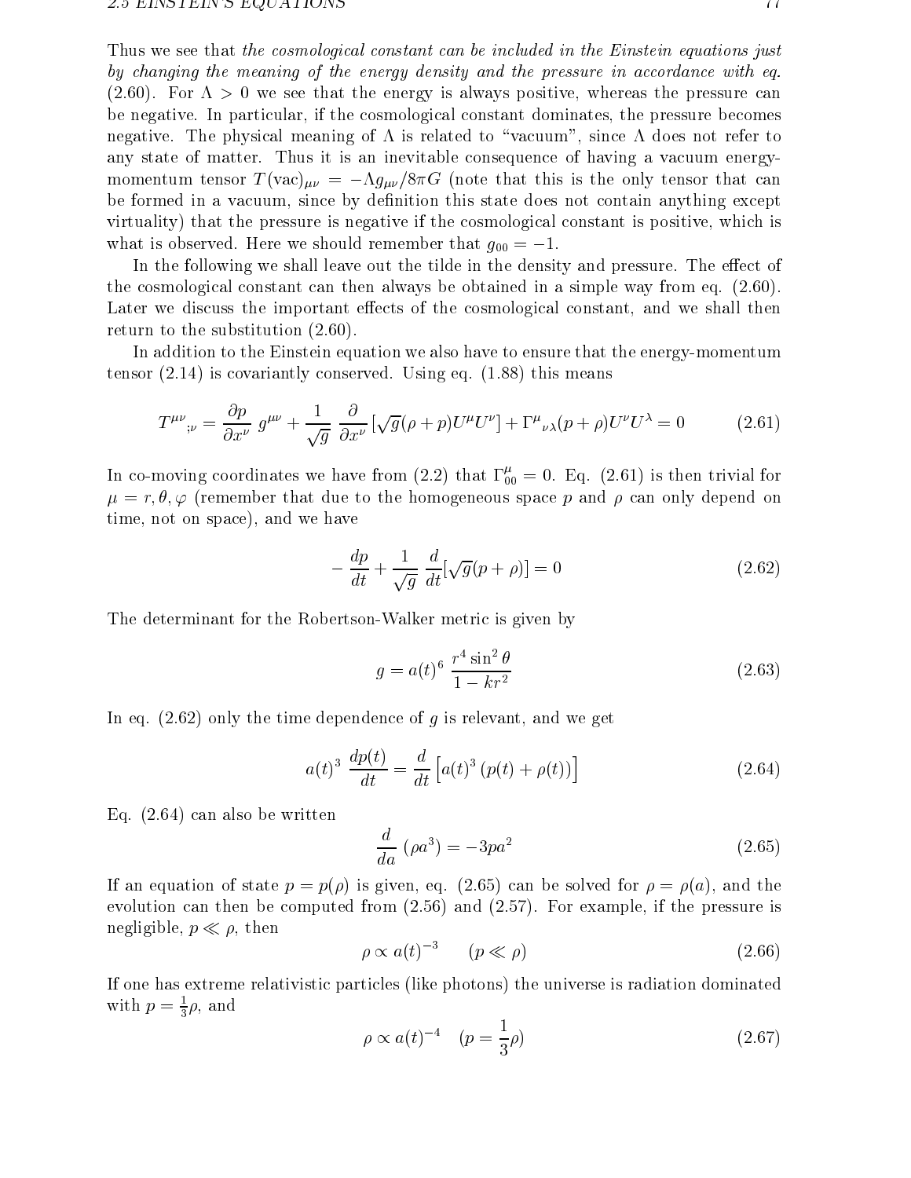Thus we see that *the cosmological constant can be included in the Einstein equations just by changing the meaning of the energy density and the pressure in accordance with eq.* (2.60). For $\Lambda > 0$ we see that the energy is always positive, whereas the pressure can be negative. In particular, if the cosmological constant dominates, the pressure becomes negative. The physical meaning of $\Lambda$ is related to "vacuum", since $\Lambda$ does not refer to any state of matter. Thus it is an inevitable consequence of having a vacuum energy-momentum tensor $T(\text{vac})_{\mu\nu} = -\Lambda g_{\mu\nu}/8\pi G$ (note that this is the only tensor that can be formed in a vacuum, since by definition this state does not contain anything except virtuality) that the pressure is negative if the cosmological constant is positive, which is what is observed. Here we should remember that $g_{00} = -1$.

In the following we shall leave out the tilde in the density and pressure. The effect of the cosmological constant can then always be obtained in a simple way from eq. (2.60). Later we discuss the important effects of the cosmological constant, and we shall then return to the substitution (2.60).

In addition to the Einstein equation we also have to ensure that the energy-momentum tensor (2.14) is covariantly conserved. Using eq. (1.88) this means

$$T^{\mu\nu}{}_{;\nu} = \frac{\partial p}{\partial x^\nu}\, g^{\mu\nu} + \frac{1}{\sqrt{g}}\, \frac{\partial}{\partial x^\nu}\left[\sqrt{g}(\rho + p)U^\mu U^\nu\right] + \Gamma^\mu{}_{\nu\lambda}(p+\rho)U^\nu U^\lambda = 0 \tag{2.61}$$

In co-moving coordinates we have from (2.2) that $\Gamma^\mu_{00} = 0$. Eq. (2.61) is then trivial for $\mu = r, \theta, \varphi$ (remember that due to the homogeneous space $p$ and $\rho$ can only depend on time, not on space), and we have

$$-\frac{dp}{dt} + \frac{1}{\sqrt{g}}\, \frac{d}{dt}[\sqrt{g}(p+\rho)] = 0 \tag{2.62}$$

The determinant for the Robertson-Walker metric is given by

$$g = a(t)^6\, \frac{r^4 \sin^2\theta}{1 - kr^2} \tag{2.63}$$

In eq. (2.62) only the time dependence of $g$ is relevant, and we get

$$a(t)^3\, \frac{dp(t)}{dt} = \frac{d}{dt}\left[a(t)^3\,(p(t) + \rho(t))\right] \tag{2.64}$$

Eq. (2.64) can also be written

$$\frac{d}{da}\,(\rho a^3) = -3pa^2 \tag{2.65}$$

If an equation of state $p = p(\rho)$ is given, eq. (2.65) can be solved for $\rho = \rho(a)$, and the evolution can then be computed from (2.56) and (2.57). For example, if the pressure is negligible, $p \ll \rho$, then

$$\rho \propto a(t)^{-3} \qquad (p \ll \rho) \tag{2.66}$$

If one has extreme relativistic particles (like photons) the universe is radiation dominated with $p = \frac{1}{3}\rho$, and

$$\rho \propto a(t)^{-4} \quad (p = \frac{1}{3}\rho) \tag{2.67}$$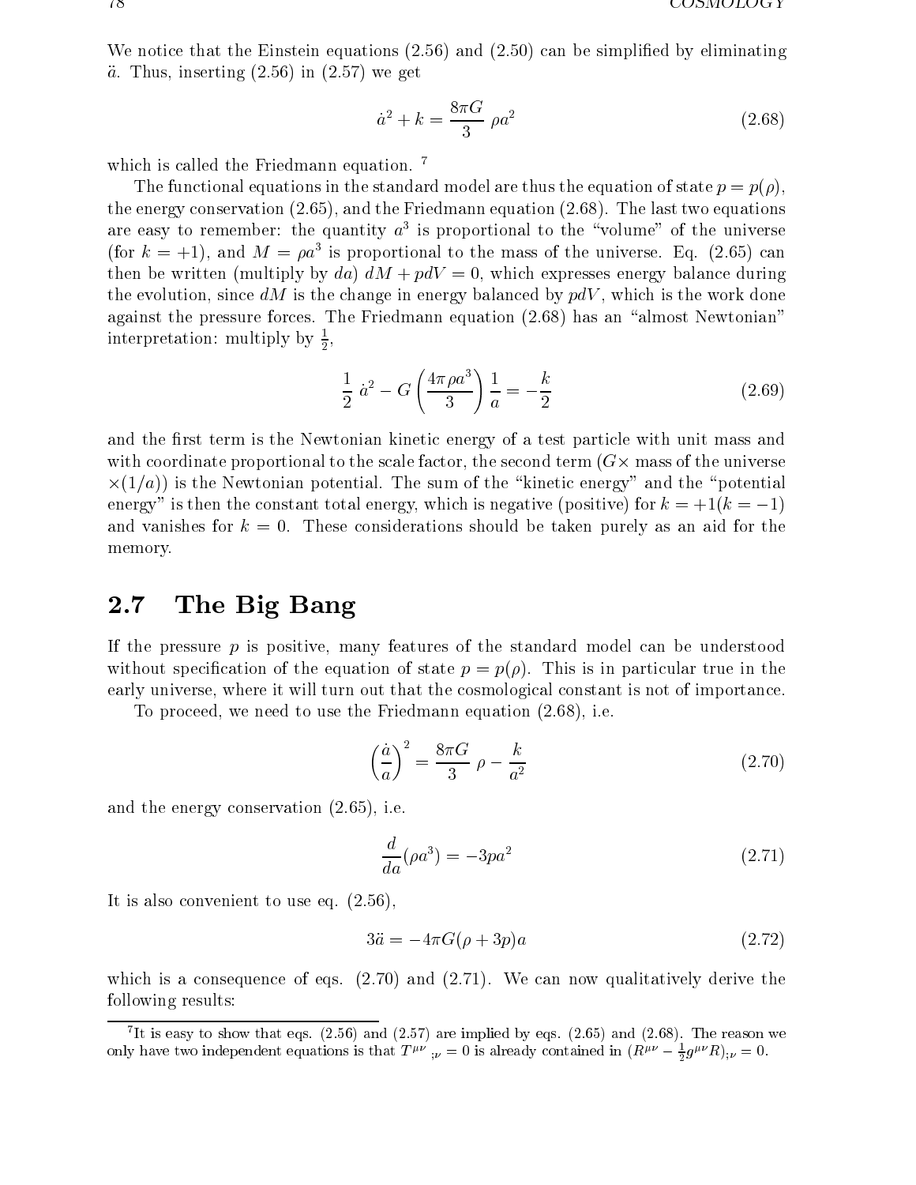We notice that the Einstein equations (2.56) and (2.50) can be simplified by eliminating $\ddot{a}$. Thus, inserting (2.56) in (2.57) we get

$$\dot{a}^2 + k = \frac{8\pi G}{3}\, \rho a^2 \tag{2.68}$$

which is called the Friedmann equation. [7]

The functional equations in the standard model are thus the equation of state $p = p(\rho)$, the energy conservation (2.65), and the Friedmann equation (2.68). The last two equations are easy to remember: the quantity $a^3$ is proportional to the "volume" of the universe (for $k = +1$), and $M = \rho a^3$ is proportional to the mass of the universe. Eq. (2.65) can then be written (multiply by $da$) $dM + pdV = 0$, which expresses energy balance during the evolution, since $dM$ is the change in energy balanced by $pdV$, which is the work done against the pressure forces. The Friedmann equation (2.68) has an "almost Newtonian" interpretation: multiply by $\frac{1}{2}$,

$$\frac{1}{2}\, \dot{a}^2 - G\left(\frac{4\pi \rho a^3}{3}\right)\frac{1}{a} = -\frac{k}{2} \tag{2.69}$$

and the first term is the Newtonian kinetic energy of a test particle with unit mass and with coordinate proportional to the scale factor, the second term ($G\times$ mass of the universe $\times(1/a)$) is the Newtonian potential. The sum of the "kinetic energy" and the "potential energy" is then the constant total energy, which is negative (positive) for $k = +1 (k = -1)$ and vanishes for $k = 0$. These considerations should be taken purely as an aid for the memory.

## 2.7 The Big Bang

If the pressure $p$ is positive, many features of the standard model can be understood without specification of the equation of state $p = p(\rho)$. This is in particular true in the early universe, where it will turn out that the cosmological constant is not of importance.

To proceed, we need to use the Friedmann equation (2.68), i.e.

$$\left(\frac{\dot{a}}{a}\right)^2 = \frac{8\pi G}{3}\, \rho - \frac{k}{a^2} \tag{2.70}$$

and the energy conservation (2.65), i.e.

$$\frac{d}{da}(\rho a^3) = -3pa^2 \tag{2.71}$$

It is also convenient to use eq. (2.56),

$$3\ddot{a} = -4\pi G(\rho + 3p)a \tag{2.72}$$

which is a consequence of eqs. (2.70) and (2.71). We can now qualitatively derive the following results:

---

[7] It is easy to show that eqs. (2.56) and (2.57) are implied by eqs. (2.65) and (2.68). The reason we only have two independent equations is that $T^{\mu\nu}{}_{;\nu} = 0$ is already contained in $(R^{\mu\nu} - \frac{1}{2}g^{\mu\nu}R)_{;\nu} = 0$.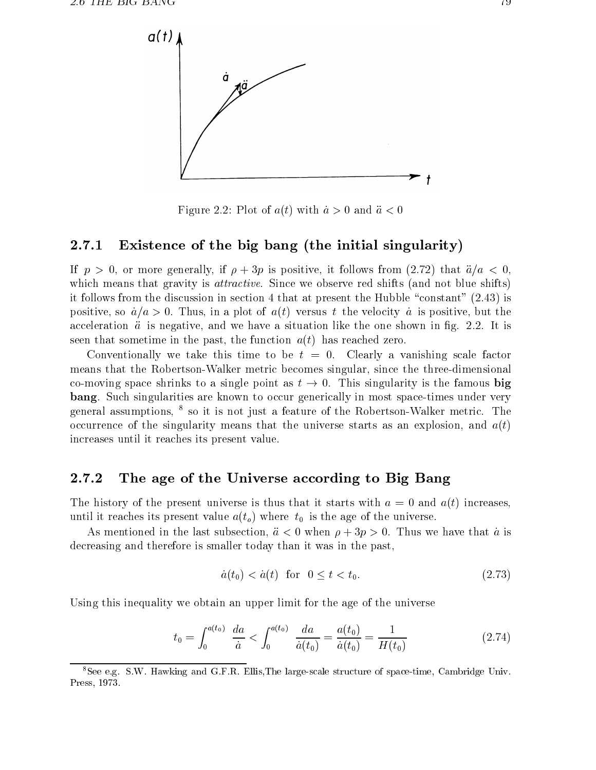Figure 2.2: Plot of $a(t)$ with $\dot{a} > 0$ and $\ddot{a} < 0$

### 2.7.1 Existence of the big bang (the initial singularity)

If $p > 0$, or more generally, if $\rho + 3p$ is positive, it follows from (2.72) that $\ddot{a}/a < 0$, which means that gravity is *attractive*. Since we observe red shifts (and not blue shifts) it follows from the discussion in section 4 that at present the Hubble "constant" (2.43) is positive, so $\dot{a}/a > 0$. Thus, in a plot of $a(t)$ versus $t$ the velocity $\dot{a}$ is positive, but the acceleration $\ddot{a}$ is negative, and we have a situation like the one shown in fig. 2.2. It is seen that sometime in the past, the function $a(t)$ has reached zero.

Conventionally we take this time to be $t = 0$. Clearly a vanishing scale factor means that the Robertson-Walker metric becomes singular, since the three-dimensional co-moving space shrinks to a single point as $t \to 0$. This singularity is the famous **big bang**. Such singularities are known to occur generically in most space-times under very general assumptions, [8] so it is not just a feature of the Robertson-Walker metric. The occurrence of the singularity means that the universe starts as an explosion, and $a(t)$ increases until it reaches its present value.

### 2.7.2 The age of the Universe according to Big Bang

The history of the present universe is thus that it starts with $a = 0$ and $a(t)$ increases, until it reaches its present value $a(t_o)$ where $t_0$ is the age of the universe.

As mentioned in the last subsection, $\ddot{a} < 0$ when $\rho + 3p > 0$. Thus we have that $\dot{a}$ is decreasing and therefore is smaller today than it was in the past,

$$\dot{a}(t_0) < \dot{a}(t) \ \text{ for } \ 0 \leq t < t_0. \tag{2.73}$$

Using this inequality we obtain an upper limit for the age of the universe

$$t_0 = \int_0^{a(t_0)} \frac{da}{\dot{a}} < \int_0^{a(t_0)} \frac{da}{\dot{a}(t_0)} = \frac{a(t_0)}{\dot{a}(t_0)} = \frac{1}{H(t_0)} \tag{2.74}$$

[8] See e.g. S.W. Hawking and G.F.R. Ellis,The large-scale structure of space-time, Cambridge Univ. Press, 1973.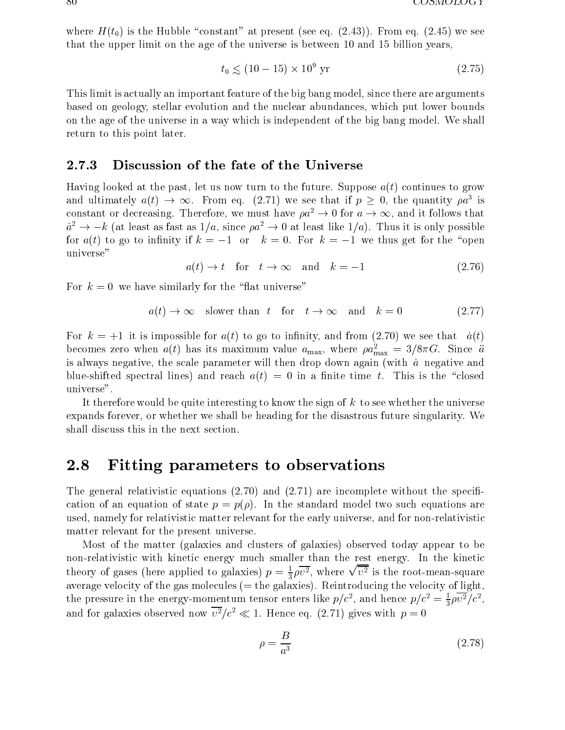where $H(t_0)$ is the Hubble "constant" at present (see eq. (2.43)). From eq. (2.45) we see that the upper limit on the age of the universe is between 10 and 15 billion years,

$$t_0 \lesssim (10 - 15) \times 10^9 \text{ yr} \tag{2.75}$$

This limit is actually an important feature of the big bang model, since there are arguments based on geology, stellar evolution and the nuclear abundances, which put lower bounds on the age of the universe in a way which is independent of the big bang model. We shall return to this point later.

### 2.7.3 Discussion of the fate of the Universe

Having looked at the past, let us now turn to the future. Suppose $a(t)$ continues to grow and ultimately $a(t) \to \infty$. From eq. (2.71) we see that if $p \geq 0$, the quantity $\rho a^3$ is constant or decreasing. Therefore, we must have $\rho a^2 \to 0$ for $a \to \infty$, and it follows that $\dot{a}^2 \to -k$ (at least as fast as $1/a$, since $\rho a^2 \to 0$ at least like $1/a$). Thus it is only possible for $a(t)$ to go to infinity if $k = -1$ or $k = 0$. For $k = -1$ we thus get for the "open universe"

$$a(t) \to t \quad \text{for} \quad t \to \infty \quad \text{and} \quad k = -1 \tag{2.76}$$

For $k = 0$ we have similarly for the "flat universe"

$$a(t) \to \infty \quad \text{slower than } t \quad \text{for} \quad t \to \infty \quad \text{and} \quad k = 0 \tag{2.77}$$

For $k = +1$ it is impossible for $a(t)$ to go to infinity, and from (2.70) we see that $\dot{a}(t)$ becomes zero when $a(t)$ has its maximum value $a_{\max}$, where $\rho a_{\max}^2 = 3/8\pi G$. Since $\ddot{a}$ is always negative, the scale parameter will then drop down again (with $\dot{a}$ negative and blue-shifted spectral lines) and reach $a(t) = 0$ in a finite time $t$. This is the "closed universe".

It therefore would be quite interesting to know the sign of $k$ to see whether the universe expands forever, or whether we shall be heading for the disastrous future singularity. We shall discuss this in the next section.

## 2.8 Fitting parameters to observations

The general relativistic equations (2.70) and (2.71) are incomplete without the specification of an equation of state $p = p(\rho)$. In the standard model two such equations are used, namely for relativistic matter relevant for the early universe, and for non-relativistic matter relevant for the present universe.

Most of the matter (galaxies and clusters of galaxies) observed today appear to be non-relativistic with kinetic energy much smaller than the rest energy. In the kinetic theory of gases (here applied to galaxies) $p = \frac{1}{3}\rho\overline{v^2}$, where $\sqrt{\overline{v^2}}$ is the root-mean-square average velocity of the gas molecules (= the galaxies). Reintroducing the velocity of light, the pressure in the energy-momentum tensor enters like $p/c^2$, and hence $p/c^2 = \frac{1}{3}\rho\overline{v^2}/c^2$, and for galaxies observed now $\overline{v^2}/c^2 \ll 1$. Hence eq. (2.71) gives with $p = 0$

$$\rho = \frac{B}{a^3} \tag{2.78}$$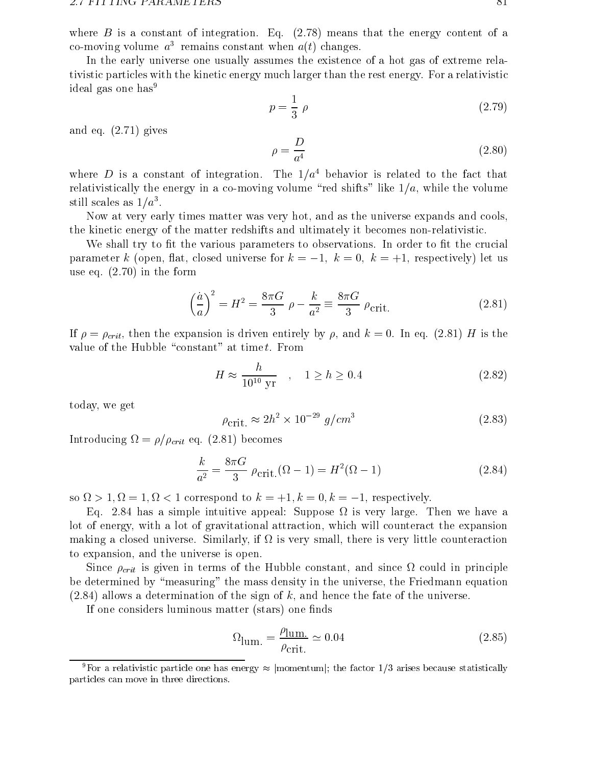where $B$ is a constant of integration. Eq. (2.78) means that the energy content of a co-moving volume $a^3$ remains constant when $a(t)$ changes.

In the early universe one usually assumes the existence of a hot gas of extreme relativistic particles with the kinetic energy much larger than the rest energy. For a relativistic ideal gas one has[9]

$$p = \frac{1}{3}\,\rho \tag{2.79}$$

and eq. (2.71) gives

$$\rho = \frac{D}{a^4} \tag{2.80}$$

where $D$ is a constant of integration. The $1/a^4$ behavior is related to the fact that relativistically the energy in a co-moving volume "red shifts" like $1/a$, while the volume still scales as $1/a^3$.

Now at very early times matter was very hot, and as the universe expands and cools, the kinetic energy of the matter redshifts and ultimately it becomes non-relativistic.

We shall try to fit the various parameters to observations. In order to fit the crucial parameter $k$ (open, flat, closed universe for $k = -1,\ k = 0,\ k = +1$, respectively) let us use eq. (2.70) in the form

$$\left(\frac{\dot{a}}{a}\right)^2 = H^2 = \frac{8\pi G}{3}\,\rho - \frac{k}{a^2} \equiv \frac{8\pi G}{3}\,\rho_{\text{crit.}} \tag{2.81}$$

If $\rho = \rho_{crit}$, then the expansion is driven entirely by $\rho$, and $k = 0$. In eq. (2.81) $H$ is the value of the Hubble "constant" at time $t$. From

$$H \approx \frac{h}{10^{10}\ \text{yr}} \quad , \quad 1 \geq h \geq 0.4 \tag{2.82}$$

today, we get

$$\rho_{\text{crit.}} \approx 2h^2 \times 10^{-29}\ g/cm^3 \tag{2.83}$$

Introducing $\Omega = \rho/\rho_{crit}$ eq. (2.81) becomes

$$\frac{k}{a^2} = \frac{8\pi G}{3}\,\rho_{\text{crit.}}(\Omega - 1) = H^2(\Omega - 1) \tag{2.84}$$

so $\Omega > 1, \Omega = 1, \Omega < 1$ correspond to $k = +1, k = 0, k = -1$, respectively.

Eq. 2.84 has a simple intuitive appeal: Suppose $\Omega$ is very large. Then we have a lot of energy, with a lot of gravitational attraction, which will counteract the expansion making a closed universe. Similarly, if $\Omega$ is very small, there is very little counteraction to expansion, and the universe is open.

Since $\rho_{crit}$ is given in terms of the Hubble constant, and since $\Omega$ could in principle be determined by "measuring" the mass density in the universe, the Friedmann equation (2.84) allows a determination of the sign of $k$, and hence the fate of the universe.

If one considers luminous matter (stars) one finds

$$\Omega_{\text{lum.}} = \frac{\rho_{\text{lum.}}}{\rho_{\text{crit.}}} \simeq 0.04 \tag{2.85}$$

---

[9] For a relativistic particle one has energy $\approx$ |momentum|; the factor 1/3 arises because statistically particles can move in three directions.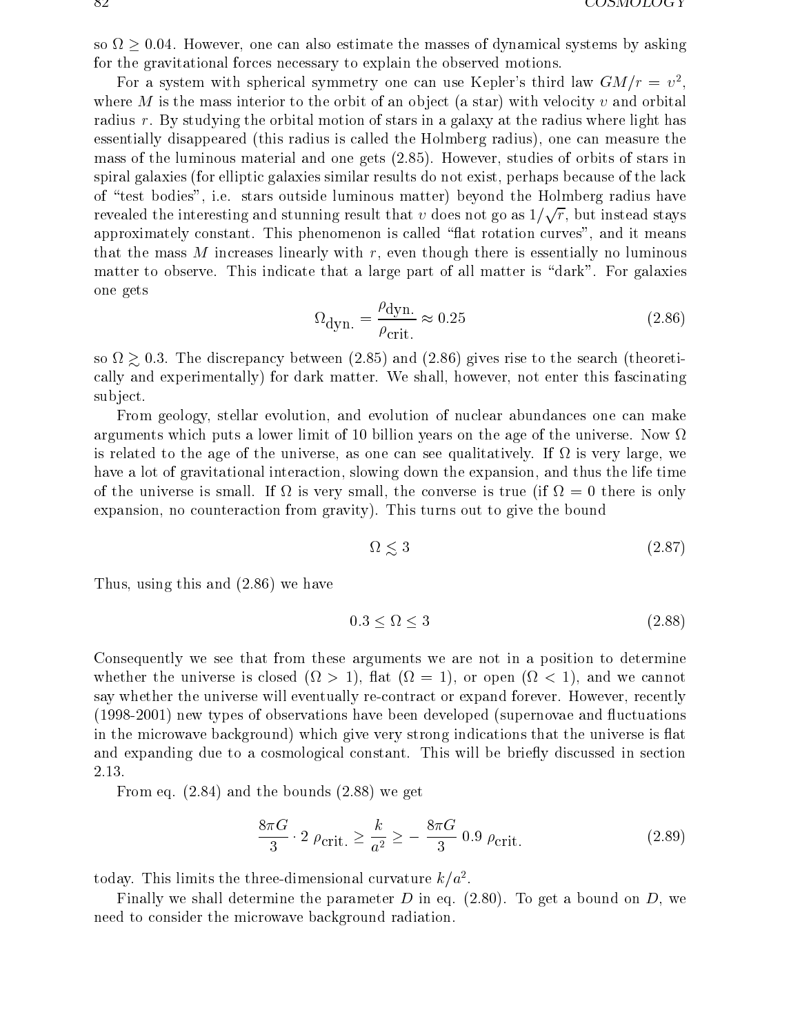so $\Omega \geq 0.04$. However, one can also estimate the masses of dynamical systems by asking for the gravitational forces necessary to explain the observed motions.

For a system with spherical symmetry one can use Kepler's third law $GM/r = v^2$, where $M$ is the mass interior to the orbit of an object (a star) with velocity $v$ and orbital radius $r$. By studying the orbital motion of stars in a galaxy at the radius where light has essentially disappeared (this radius is called the Holmberg radius), one can measure the mass of the luminous material and one gets (2.85). However, studies of orbits of stars in spiral galaxies (for elliptic galaxies similar results do not exist, perhaps because of the lack of "test bodies", i.e. stars outside luminous matter) beyond the Holmberg radius have revealed the interesting and stunning result that $v$ does not go as $1/\sqrt{r}$, but instead stays approximately constant. This phenomenon is called "flat rotation curves", and it means that the mass $M$ increases linearly with $r$, even though there is essentially no luminous matter to observe. This indicate that a large part of all matter is "dark". For galaxies one gets

$$\Omega_{\text{dyn.}} = \frac{\rho_{\text{dyn.}}}{\rho_{\text{crit.}}} \approx 0.25 \tag{2.86}$$

so $\Omega \gtrsim 0.3$. The discrepancy between (2.85) and (2.86) gives rise to the search (theoretically and experimentally) for dark matter. We shall, however, not enter this fascinating subject.

From geology, stellar evolution, and evolution of nuclear abundances one can make arguments which puts a lower limit of 10 billion years on the age of the universe. Now $\Omega$ is related to the age of the universe, as one can see qualitatively. If $\Omega$ is very large, we have a lot of gravitational interaction, slowing down the expansion, and thus the life time of the universe is small. If $\Omega$ is very small, the converse is true (if $\Omega = 0$ there is only expansion, no counteraction from gravity). This turns out to give the bound

$$\Omega \lesssim 3 \tag{2.87}$$

Thus, using this and (2.86) we have

$$0.3 \leq \Omega \leq 3 \tag{2.88}$$

Consequently we see that from these arguments we are not in a position to determine whether the universe is closed ($\Omega > 1$), flat ($\Omega = 1$), or open ($\Omega < 1$), and we cannot say whether the universe will eventually re-contract or expand forever. However, recently (1998-2001) new types of observations have been developed (supernovae and fluctuations in the microwave background) which give very strong indications that the universe is flat and expanding due to a cosmological constant. This will be briefly discussed in section 2.13.

From eq. (2.84) and the bounds (2.88) we get

$$\frac{8\pi G}{3} \cdot 2\ \rho_{\text{crit.}} \geq \frac{k}{a^2} \geq -\ \frac{8\pi G}{3}\ 0.9\ \rho_{\text{crit.}} \tag{2.89}$$

today. This limits the three-dimensional curvature $k/a^2$.

Finally we shall determine the parameter $D$ in eq. (2.80). To get a bound on $D$, we need to consider the microwave background radiation.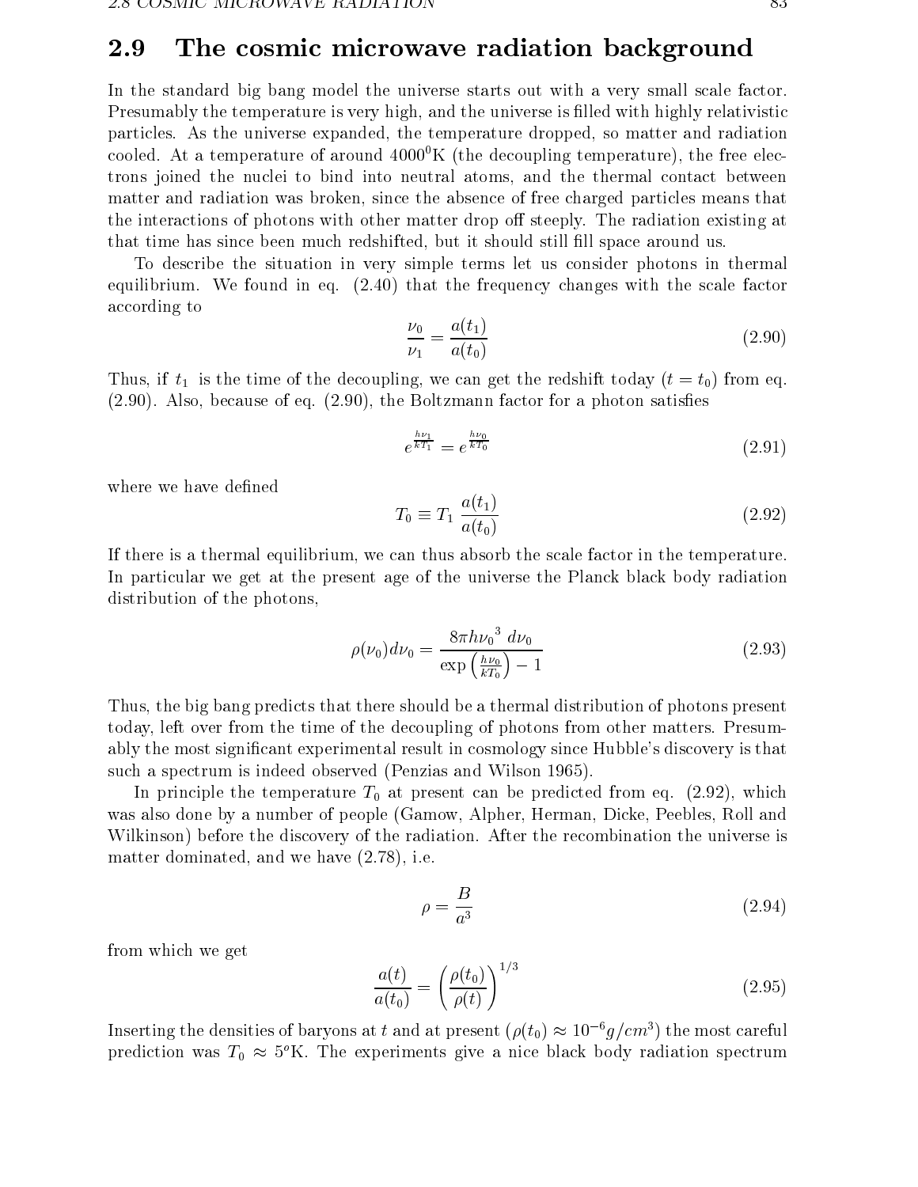## 2.9 The cosmic microwave radiation background

In the standard big bang model the universe starts out with a very small scale factor. Presumably the temperature is very high, and the universe is filled with highly relativistic particles. As the universe expanded, the temperature dropped, so matter and radiation cooled. At a temperature of around $4000^0$K (the decoupling temperature), the free electrons joined the nuclei to bind into neutral atoms, and the thermal contact between matter and radiation was broken, since the absence of free charged particles means that the interactions of photons with other matter drop off steeply. The radiation existing at that time has since been much redshifted, but it should still fill space around us.

To describe the situation in very simple terms let us consider photons in thermal equilibrium. We found in eq. (2.40) that the frequency changes with the scale factor according to

$$\frac{\nu_0}{\nu_1} = \frac{a(t_1)}{a(t_0)} \tag{2.90}$$

Thus, if $t_1$ is the time of the decoupling, we can get the redshift today ($t = t_0$) from eq. (2.90). Also, because of eq. (2.90), the Boltzmann factor for a photon satisfies

$$e^{\frac{h\nu_1}{kT_1}} = e^{\frac{h\nu_0}{kT_0}} \tag{2.91}$$

where we have defined

$$T_0 \equiv T_1 \, \frac{a(t_1)}{a(t_0)} \tag{2.92}$$

If there is a thermal equilibrium, we can thus absorb the scale factor in the temperature. In particular we get at the present age of the universe the Planck black body radiation distribution of the photons,

$$\rho(\nu_0)d\nu_0 = \frac{8\pi h{\nu_0}^3 \; d\nu_0}{\exp\left(\frac{h\nu_0}{kT_0}\right) - 1} \tag{2.93}$$

Thus, the big bang predicts that there should be a thermal distribution of photons present today, left over from the time of the decoupling of photons from other matters. Presumably the most significant experimental result in cosmology since Hubble's discovery is that such a spectrum is indeed observed (Penzias and Wilson 1965).

In principle the temperature $T_0$ at present can be predicted from eq. (2.92), which was also done by a number of people (Gamow, Alpher, Herman, Dicke, Peebles, Roll and Wilkinson) before the discovery of the radiation. After the recombination the universe is matter dominated, and we have (2.78), i.e.

$$\rho = \frac{B}{a^3} \tag{2.94}$$

from which we get

$$\frac{a(t)}{a(t_0)} = \left(\frac{\rho(t_0)}{\rho(t)}\right)^{1/3} \tag{2.95}$$

Inserting the densities of baryons at $t$ and at present ($\rho(t_0) \approx 10^{-6} g/cm^3$) the most careful prediction was $T_0 \approx 5^o$K. The experiments give a nice black body radiation spectrum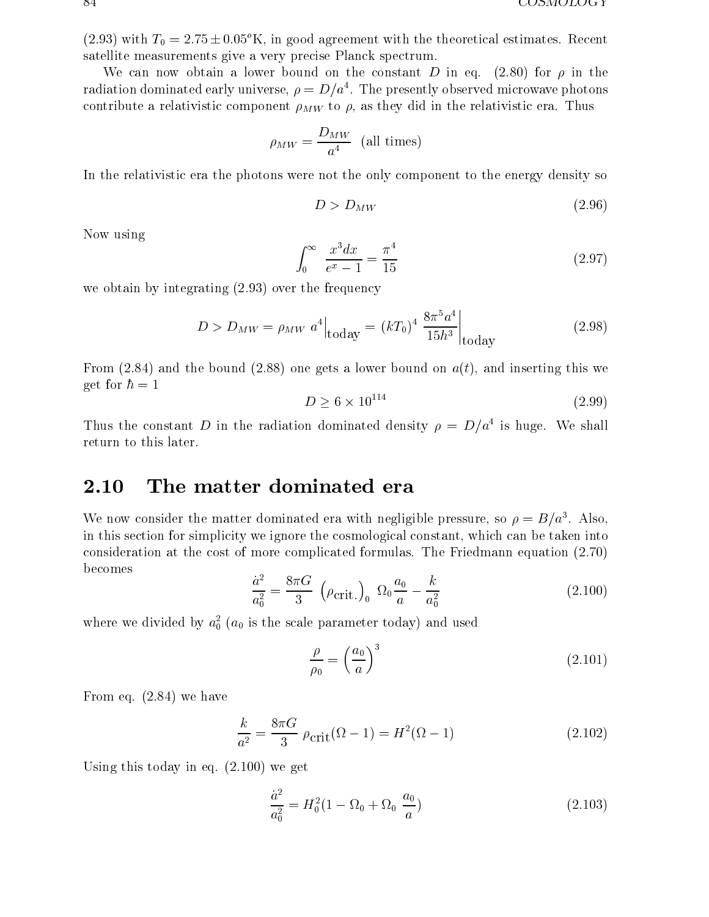(2.93) with $T_0 = 2.75 \pm 0.05^o$K, in good agreement with the theoretical estimates. Recent satellite measurements give a very precise Planck spectrum.

We can now obtain a lower bound on the constant $D$ in eq. (2.80) for $\rho$ in the radiation dominated early universe, $\rho = D/a^4$. The presently observed microwave photons contribute a relativistic component $\rho_{MW}$ to $\rho$, as they did in the relativistic era. Thus

$$\rho_{MW} = \frac{D_{MW}}{a^4} \quad \text{(all times)}$$

In the relativistic era the photons were not the only component to the energy density so

$$D > D_{MW} \tag{2.96}$$

Now using

$$\int_0^\infty \frac{x^3 dx}{e^x - 1} = \frac{\pi^4}{15} \tag{2.97}$$

we obtain by integrating (2.93) over the frequency

$$D > D_{MW} = \rho_{MW}\, a^4 \Big|_{\text{today}} = (kT_0)^4 \, \frac{8\pi^5 a^4}{15 h^3}\Bigg|_{\text{today}} \tag{2.98}$$

From (2.84) and the bound (2.88) one gets a lower bound on $a(t)$, and inserting this we get for $\hbar = 1$

$$D \geq 6 \times 10^{114} \tag{2.99}$$

Thus the constant $D$ in the radiation dominated density $\rho = D/a^4$ is huge. We shall return to this later.

## 2.10 The matter dominated era

We now consider the matter dominated era with negligible pressure, so $\rho = B/a^3$. Also, in this section for simplicity we ignore the cosmological constant, which can be taken into consideration at the cost of more complicated formulas. The Friedmann equation (2.70) becomes

$$\frac{\dot{a}^2}{a_0^2} = \frac{8\pi G}{3}\, \left(\rho_{\text{crit.}}\right)_0 \, \Omega_0 \frac{a_0}{a} - \frac{k}{a_0^2} \tag{2.100}$$

where we divided by $a_0^2$ ($a_0$ is the scale parameter today) and used

$$\frac{\rho}{\rho_0} = \left(\frac{a_0}{a}\right)^3 \tag{2.101}$$

From eq. (2.84) we have

$$\frac{k}{a^2} = \frac{8\pi G}{3}\, \rho_{\text{crit}}(\Omega - 1) = H^2(\Omega - 1) \tag{2.102}$$

Using this today in eq. (2.100) we get

$$\frac{\dot{a}^2}{a_0^2} = H_0^2(1 - \Omega_0 + \Omega_0\, \frac{a_0}{a}) \tag{2.103}$$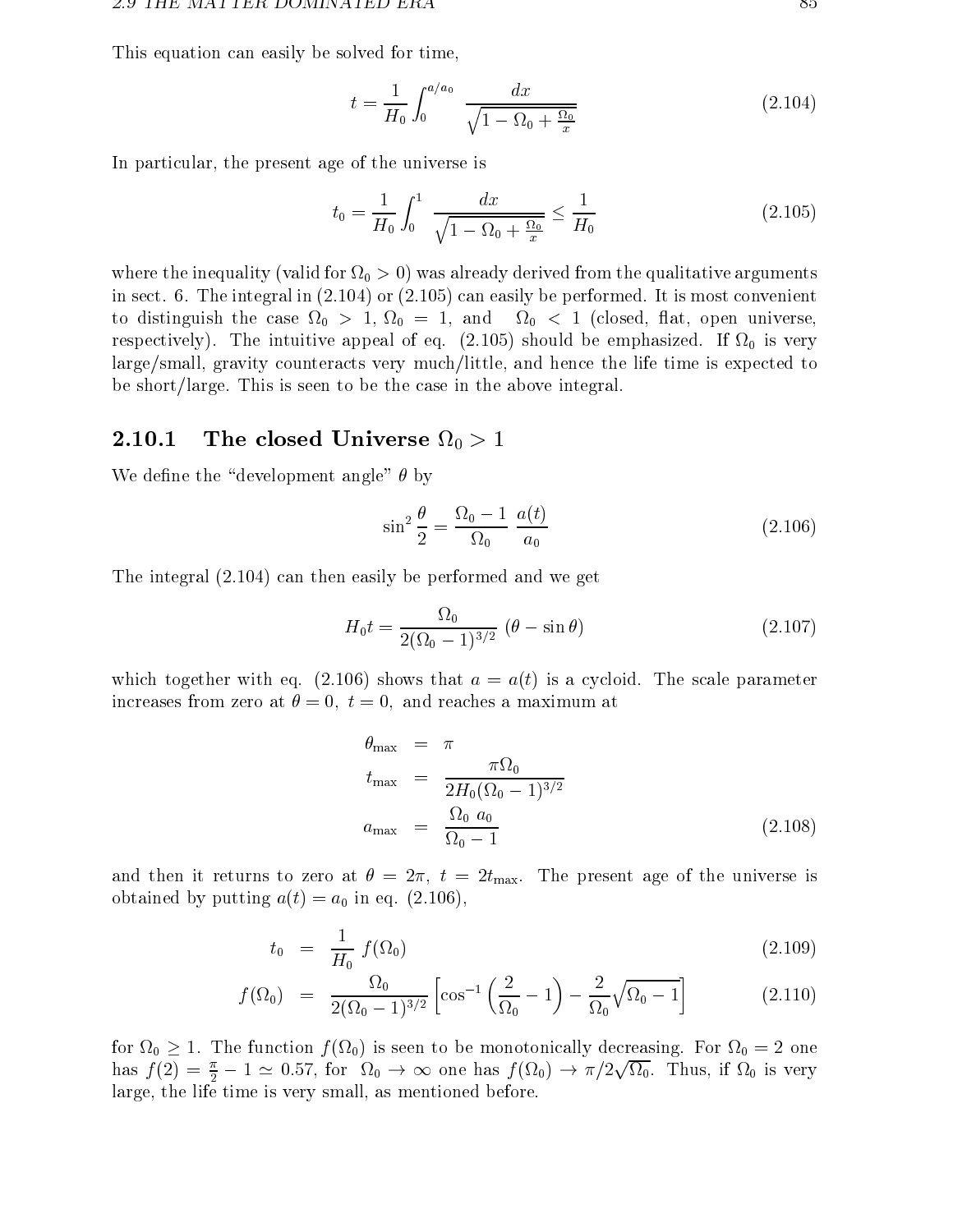This equation can easily be solved for time,

$$t = \frac{1}{H_0} \int_0^{a/a_0} \frac{dx}{\sqrt{1 - \Omega_0 + \frac{\Omega_0}{x}}} \tag{2.104}$$

In particular, the present age of the universe is

$$t_0 = \frac{1}{H_0} \int_0^1 \frac{dx}{\sqrt{1 - \Omega_0 + \frac{\Omega_0}{x}}} \leq \frac{1}{H_0} \tag{2.105}$$

where the inequality (valid for $\Omega_0 > 0$) was already derived from the qualitative arguments in sect. 6. The integral in (2.104) or (2.105) can easily be performed. It is most convenient to distinguish the case $\Omega_0 > 1$, $\Omega_0 = 1$, and $\Omega_0 < 1$ (closed, flat, open universe, respectively). The intuitive appeal of eq. (2.105) should be emphasized. If $\Omega_0$ is very large/small, gravity counteracts very much/little, and hence the life time is expected to be short/large. This is seen to be the case in the above integral.

### 2.10.1 The closed Universe $\Omega_0 > 1$

We define the "development angle" $\theta$ by

$$\sin^2 \frac{\theta}{2} = \frac{\Omega_0 - 1}{\Omega_0} \frac{a(t)}{a_0} \tag{2.106}$$

The integral (2.104) can then easily be performed and we get

$$H_0 t = \frac{\Omega_0}{2(\Omega_0 - 1)^{3/2}} (\theta - \sin\theta) \tag{2.107}$$

which together with eq. (2.106) shows that $a = a(t)$ is a cycloid. The scale parameter increases from zero at $\theta = 0$, $t = 0$, and reaches a maximum at

$$\begin{aligned} \theta_{\max} &= \pi \\ t_{\max} &= \frac{\pi \Omega_0}{2H_0(\Omega_0 - 1)^{3/2}} \\ a_{\max} &= \frac{\Omega_0 \, a_0}{\Omega_0 - 1} \end{aligned} \tag{2.108}$$

and then it returns to zero at $\theta = 2\pi$, $t = 2t_{\max}$. The present age of the universe is obtained by putting $a(t) = a_0$ in eq. (2.106),

$$t_0 = \frac{1}{H_0} f(\Omega_0) \tag{2.109}$$

$$f(\Omega_0) = \frac{\Omega_0}{2(\Omega_0 - 1)^{3/2}} \left[ \cos^{-1}\left(\frac{2}{\Omega_0} - 1\right) - \frac{2}{\Omega_0}\sqrt{\Omega_0 - 1} \right] \tag{2.110}$$

for $\Omega_0 \geq 1$. The function $f(\Omega_0)$ is seen to be monotonically decreasing. For $\Omega_0 = 2$ one has $f(2) = \frac{\pi}{2} - 1 \simeq 0.57$, for $\Omega_0 \to \infty$ one has $f(\Omega_0) \to \pi/2\sqrt{\Omega_0}$. Thus, if $\Omega_0$ is very large, the life time is very small, as mentioned before.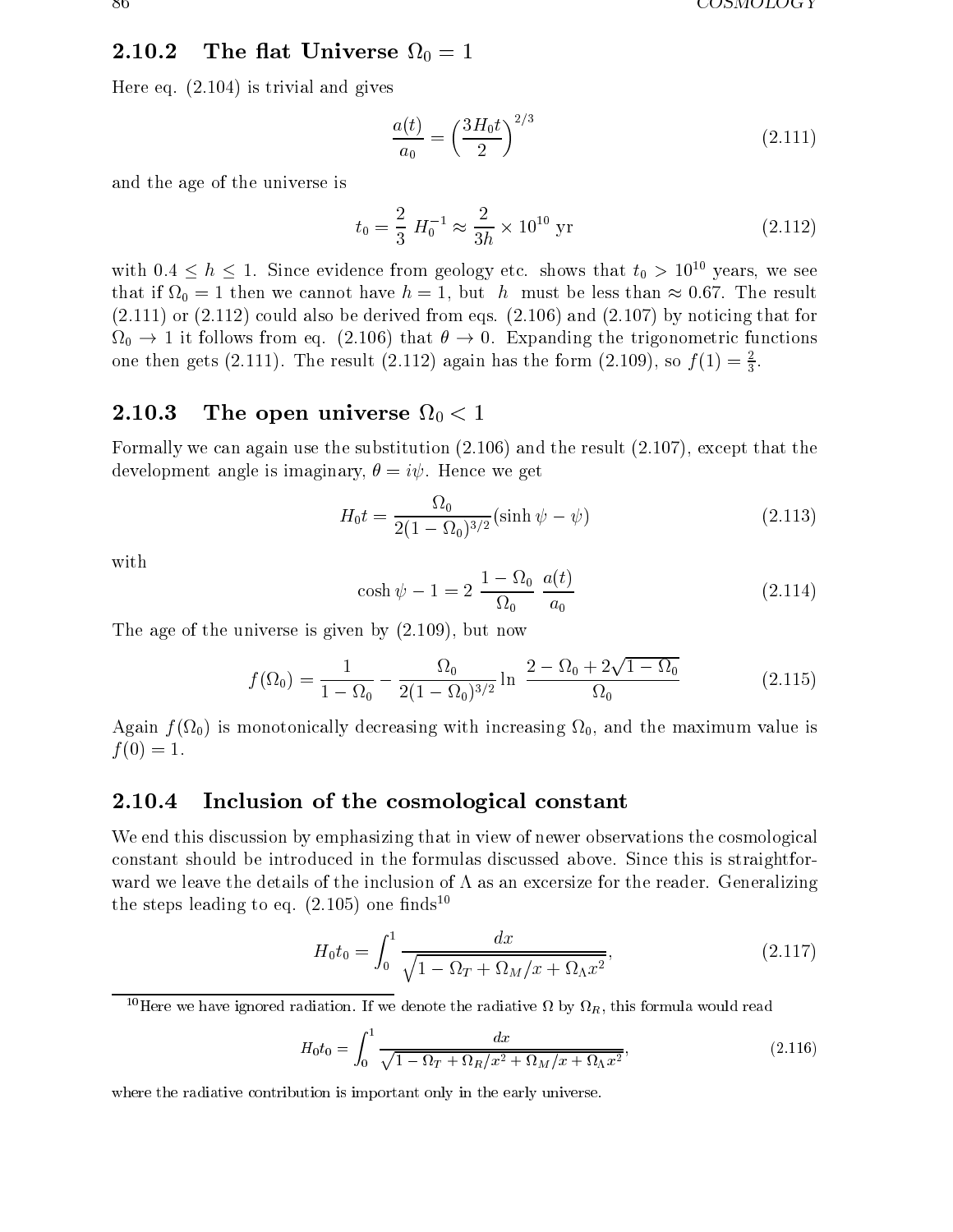### 2.10.2 The flat Universe $\Omega_0 = 1$

Here eq. (2.104) is trivial and gives

$$\frac{a(t)}{a_0} = \left(\frac{3H_0 t}{2}\right)^{2/3} \tag{2.111}$$

and the age of the universe is

$$t_0 = \frac{2}{3}\, H_0^{-1} \approx \frac{2}{3h} \times 10^{10}\ \text{yr} \tag{2.112}$$

with $0.4 \leq h \leq 1$. Since evidence from geology etc. shows that $t_0 > 10^{10}$ years, we see that if $\Omega_0 = 1$ then we cannot have $h = 1$, but $h$ must be less than $\approx 0.67$. The result (2.111) or (2.112) could also be derived from eqs. (2.106) and (2.107) by noticing that for $\Omega_0 \to 1$ it follows from eq. (2.106) that $\theta \to 0$. Expanding the trigonometric functions one then gets (2.111). The result (2.112) again has the form (2.109), so $f(1) = \frac{2}{3}$.

### 2.10.3 The open universe $\Omega_0 < 1$

Formally we can again use the substitution (2.106) and the result (2.107), except that the development angle is imaginary, $\theta = i\psi$. Hence we get

$$H_0 t = \frac{\Omega_0}{2(1-\Omega_0)^{3/2}}(\sinh\psi - \psi) \tag{2.113}$$

with

$$\cosh\psi - 1 = 2\ \frac{1-\Omega_0}{\Omega_0}\ \frac{a(t)}{a_0} \tag{2.114}$$

The age of the universe is given by (2.109), but now

$$f(\Omega_0) = \frac{1}{1-\Omega_0} - \frac{\Omega_0}{2(1-\Omega_0)^{3/2}} \ln\ \frac{2-\Omega_0+2\sqrt{1-\Omega_0}}{\Omega_0} \tag{2.115}$$

Again $f(\Omega_0)$ is monotonically decreasing with increasing $\Omega_0$, and the maximum value is $f(0) = 1$.

### 2.10.4 Inclusion of the cosmological constant

We end this discussion by emphasizing that in view of newer observations the cosmological constant should be introduced in the formulas discussed above. Since this is straightforward we leave the details of the inclusion of $\Lambda$ as an excersize for the reader. Generalizing the steps leading to eq. (2.105) one finds[10]

$$H_0 t_0 = \int_0^1 \frac{dx}{\sqrt{1-\Omega_T + \Omega_M/x + \Omega_\Lambda x^2}}, \tag{2.117}$$

[10] Here we have ignored radiation. If we denote the radiative $\Omega$ by $\Omega_R$, this formula would read

$$H_0 t_0 = \int_0^1 \frac{dx}{\sqrt{1-\Omega_T + \Omega_R/x^2 + \Omega_M/x + \Omega_\Lambda x^2}}, \tag{2.116}$$

where the radiative contribution is important only in the early universe.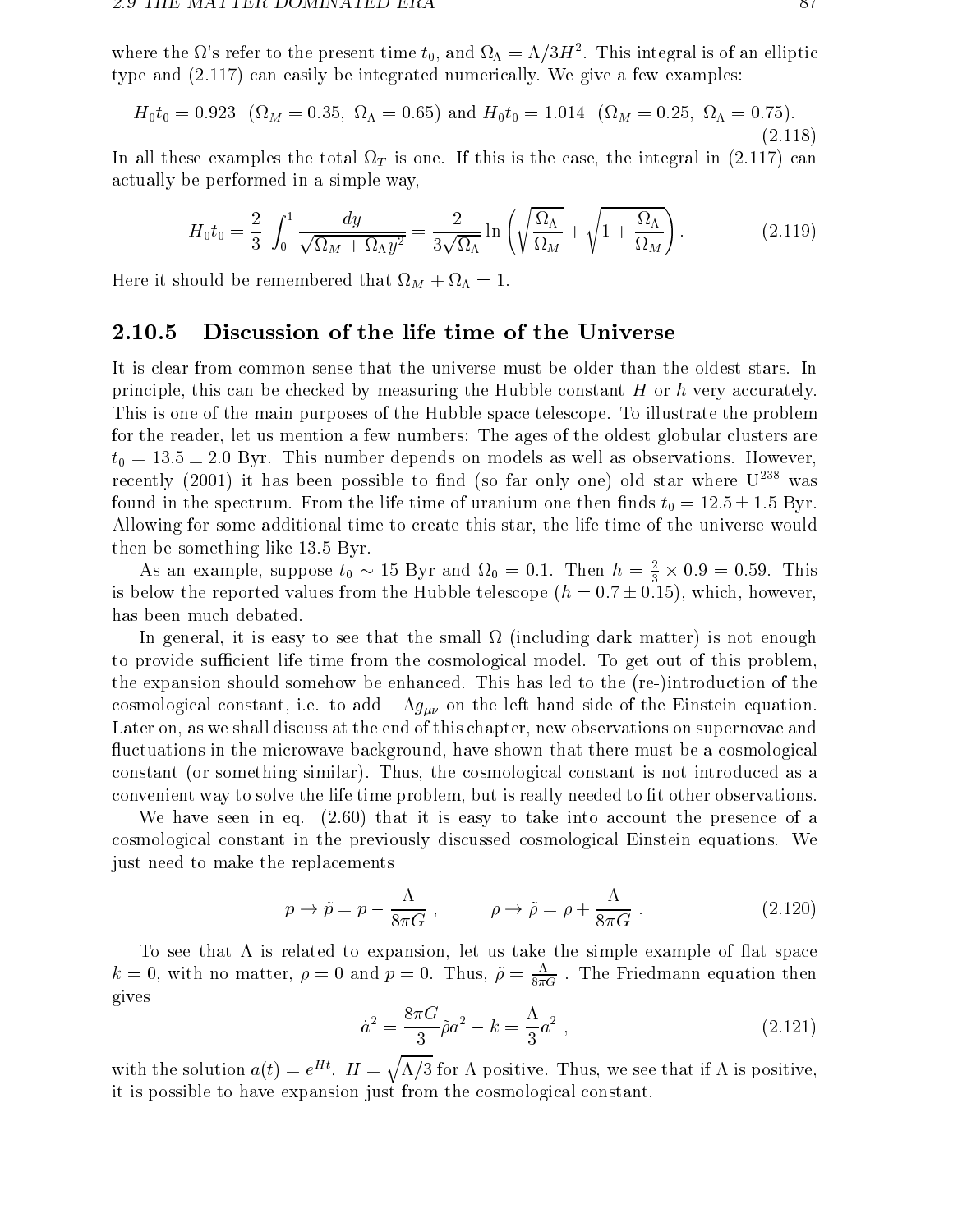where the Ω's refer to the present time $t_0$, and $\Omega_\Lambda = \Lambda/3H^2$. This integral is of an elliptic type and (2.117) can easily be integrated numerically. We give a few examples:

$$H_0 t_0 = 0.923 \ \ (\Omega_M = 0.35,\ \Omega_\Lambda = 0.65) \text{ and } H_0 t_0 = 1.014 \ \ (\Omega_M = 0.25,\ \Omega_\Lambda = 0.75). \tag{2.118}$$

In all these examples the total $\Omega_T$ is one. If this is the case, the integral in (2.117) can actually be performed in a simple way,

$$H_0 t_0 = \frac{2}{3} \int_0^1 \frac{dy}{\sqrt{\Omega_M + \Omega_\Lambda y^2}} = \frac{2}{3\sqrt{\Omega_\Lambda}} \ln\left(\sqrt{\frac{\Omega_\Lambda}{\Omega_M}} + \sqrt{1 + \frac{\Omega_\Lambda}{\Omega_M}}\right). \tag{2.119}$$

Here it should be remembered that $\Omega_M + \Omega_\Lambda = 1$.

### 2.10.5 Discussion of the life time of the Universe

It is clear from common sense that the universe must be older than the oldest stars. In principle, this can be checked by measuring the Hubble constant $H$ or $h$ very accurately. This is one of the main purposes of the Hubble space telescope. To illustrate the problem for the reader, let us mention a few numbers: The ages of the oldest globular clusters are $t_0 = 13.5 \pm 2.0$ Byr. This number depends on models as well as observations. However, recently (2001) it has been possible to find (so far only one) old star where $U^{238}$ was found in the spectrum. From the life time of uranium one then finds $t_0 = 12.5 \pm 1.5$ Byr. Allowing for some additional time to create this star, the life time of the universe would then be something like 13.5 Byr.

As an example, suppose $t_0 \sim 15$ Byr and $\Omega_0 = 0.1$. Then $h = \frac{2}{3} \times 0.9 = 0.59$. This is below the reported values from the Hubble telescope ($h = 0.7 \pm 0.15$), which, however, has been much debated.

In general, it is easy to see that the small Ω (including dark matter) is not enough to provide sufficient life time from the cosmological model. To get out of this problem, the expansion should somehow be enhanced. This has led to the (re-)introduction of the cosmological constant, i.e. to add $-\Lambda g_{\mu\nu}$ on the left hand side of the Einstein equation. Later on, as we shall discuss at the end of this chapter, new observations on supernovae and fluctuations in the microwave background, have shown that there must be a cosmological constant (or something similar). Thus, the cosmological constant is not introduced as a convenient way to solve the life time problem, but is really needed to fit other observations.

We have seen in eq. (2.60) that it is easy to take into account the presence of a cosmological constant in the previously discussed cosmological Einstein equations. We just need to make the replacements

$$p \to \tilde{p} = p - \frac{\Lambda}{8\pi G}\ , \qquad \rho \to \tilde{\rho} = \rho + \frac{\Lambda}{8\pi G}\ . \tag{2.120}$$

To see that Λ is related to expansion, let us take the simple example of flat space $k = 0$, with no matter, $\rho = 0$ and $p = 0$. Thus, $\tilde{\rho} = \frac{\Lambda}{8\pi G}$ . The Friedmann equation then gives

$$\dot{a}^2 = \frac{8\pi G}{3}\tilde{\rho} a^2 - k = \frac{\Lambda}{3} a^2\ , \tag{2.121}$$

with the solution $a(t) = e^{Ht},\ H = \sqrt{\Lambda/3}$ for Λ positive. Thus, we see that if Λ is positive, it is possible to have expansion just from the cosmological constant.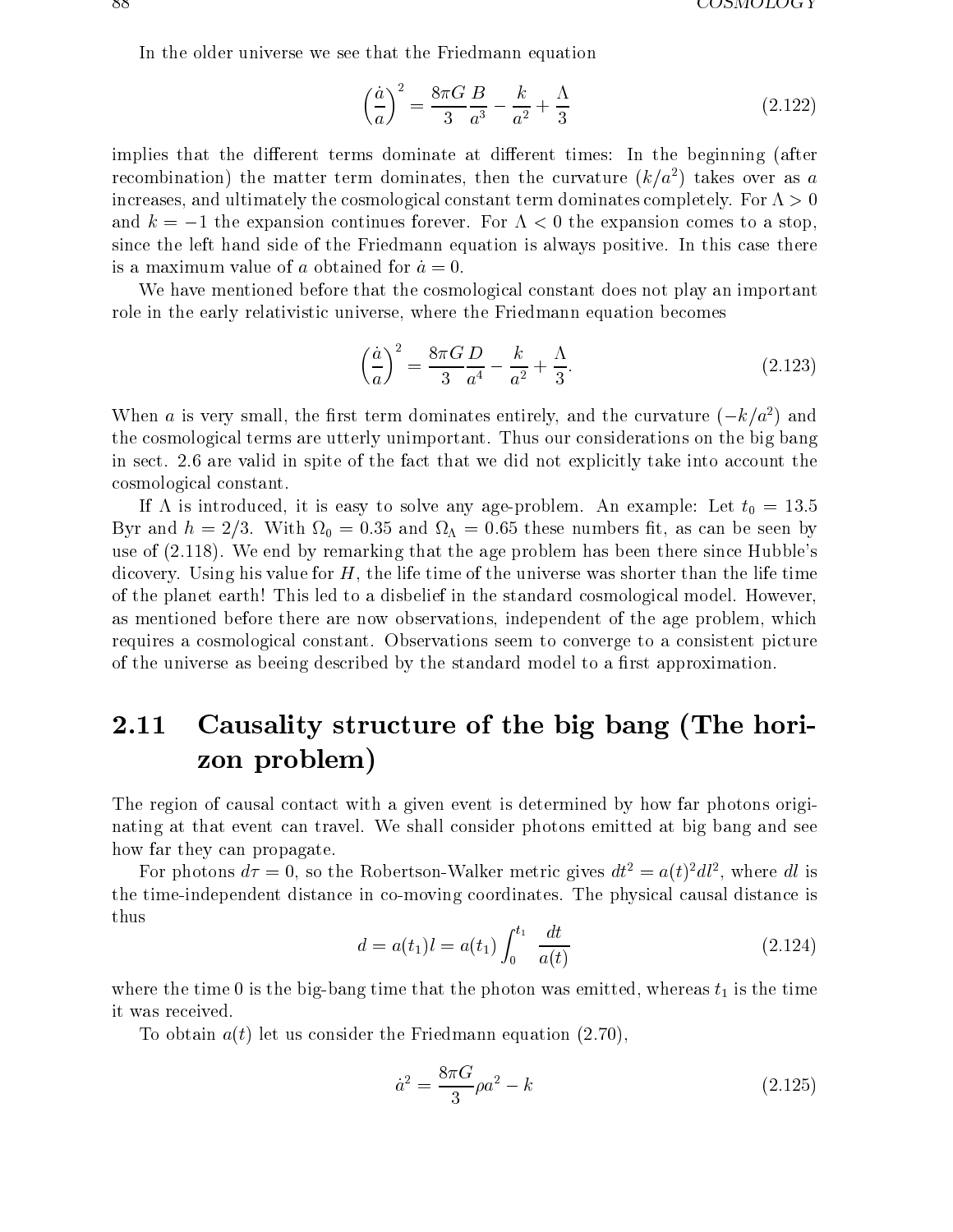In the older universe we see that the Friedmann equation

$$\left(\frac{\dot{a}}{a}\right)^2 = \frac{8\pi G}{3}\frac{B}{a^3} - \frac{k}{a^2} + \frac{\Lambda}{3} \tag{2.122}$$

implies that the different terms dominate at different times: In the beginning (after recombination) the matter term dominates, then the curvature $(k/a^2)$ takes over as $a$ increases, and ultimately the cosmological constant term dominates completely. For $\Lambda > 0$ and $k = -1$ the expansion continues forever. For $\Lambda < 0$ the expansion comes to a stop, since the left hand side of the Friedmann equation is always positive. In this case there is a maximum value of $a$ obtained for $\dot{a} = 0$.

We have mentioned before that the cosmological constant does not play an important role in the early relativistic universe, where the Friedmann equation becomes

$$\left(\frac{\dot{a}}{a}\right)^2 = \frac{8\pi G}{3}\frac{D}{a^4} - \frac{k}{a^2} + \frac{\Lambda}{3}. \tag{2.123}$$

When $a$ is very small, the first term dominates entirely, and the curvature $(-k/a^2)$ and the cosmological terms are utterly unimportant. Thus our considerations on the big bang in sect. 2.6 are valid in spite of the fact that we did not explicitly take into account the cosmological constant.

If $\Lambda$ is introduced, it is easy to solve any age-problem. An example: Let $t_0 = 13.5$ Byr and $h = 2/3$. With $\Omega_0 = 0.35$ and $\Omega_\Lambda = 0.65$ these numbers fit, as can be seen by use of (2.118). We end by remarking that the age problem has been there since Hubble's dicovery. Using his value for $H$, the life time of the universe was shorter than the life time of the planet earth! This led to a disbelief in the standard cosmological model. However, as mentioned before there are now observations, independent of the age problem, which requires a cosmological constant. Observations seem to converge to a consistent picture of the universe as beeing described by the standard model to a first approximation.

## 2.11 Causality structure of the big bang (The horizon problem)

The region of causal contact with a given event is determined by how far photons originating at that event can travel. We shall consider photons emitted at big bang and see how far they can propagate.

For photons $d\tau = 0$, so the Robertson-Walker metric gives $dt^2 = a(t)^2 dl^2$, where $dl$ is the time-independent distance in co-moving coordinates. The physical causal distance is thus

$$d = a(t_1)l = a(t_1)\int_0^{t_1} \frac{dt}{a(t)} \tag{2.124}$$

where the time 0 is the big-bang time that the photon was emitted, whereas $t_1$ is the time it was received.

To obtain $a(t)$ let us consider the Friedmann equation (2.70),

$$\dot{a}^2 = \frac{8\pi G}{3}\rho a^2 - k \tag{2.125}$$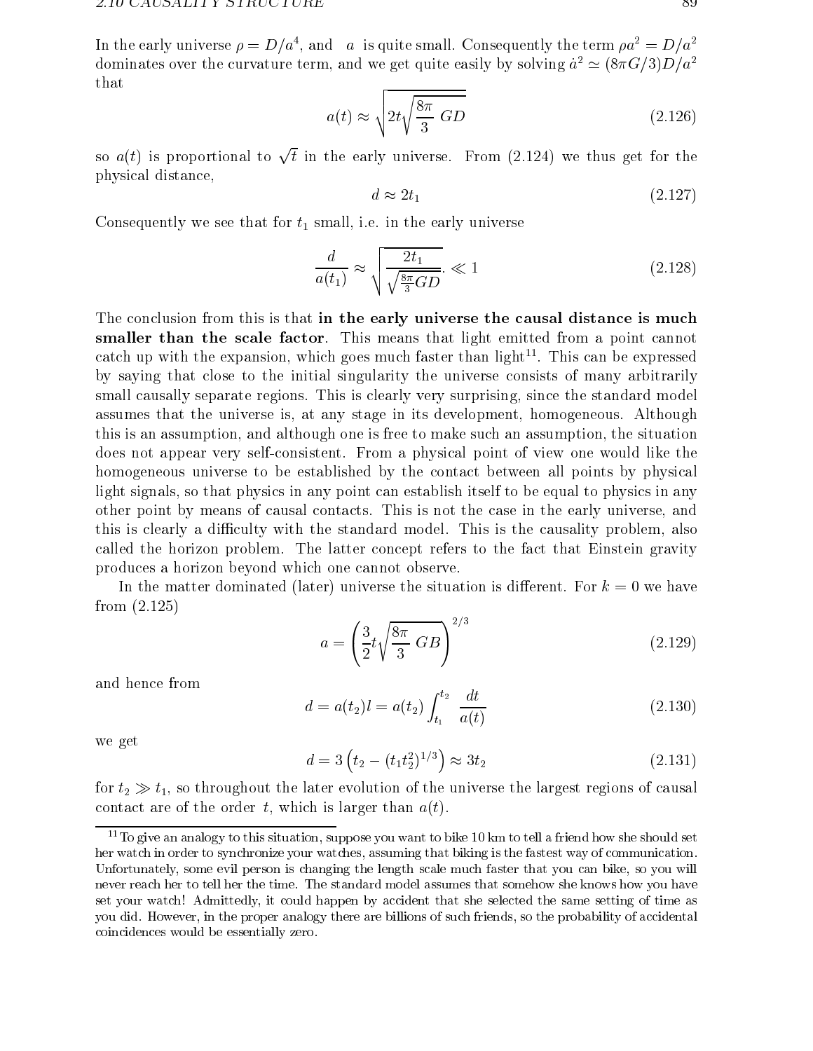In the early universe $\rho = D/a^4$, and $a$ is quite small. Consequently the term $\rho a^2 = D/a^2$ dominates over the curvature term, and we get quite easily by solving $\dot{a}^2 \simeq (8\pi G/3)D/a^2$ that

$$a(t) \approx \sqrt{2t\sqrt{\frac{8\pi}{3}\, GD}} \tag{2.126}$$

so $a(t)$ is proportional to $\sqrt{t}$ in the early universe. From (2.124) we thus get for the physical distance,

$$d \approx 2t_1 \tag{2.127}$$

Consequently we see that for $t_1$ small, i.e. in the early universe

$$\frac{d}{a(t_1)} \approx \sqrt{\frac{2t_1}{\sqrt{\frac{8\pi}{3}GD}}}. \ll 1 \tag{2.128}$$

The conclusion from this is that **in the early universe the causal distance is much smaller than the scale factor**. This means that light emitted from a point cannot catch up with the expansion, which goes much faster than light[11]. This can be expressed by saying that close to the initial singularity the universe consists of many arbitrarily small causally separate regions. This is clearly very surprising, since the standard model assumes that the universe is, at any stage in its development, homogeneous. Although this is an assumption, and although one is free to make such an assumption, the situation does not appear very self-consistent. From a physical point of view one would like the homogeneous universe to be established by the contact between all points by physical light signals, so that physics in any point can establish itself to be equal to physics in any other point by means of causal contacts. This is not the case in the early universe, and this is clearly a difficulty with the standard model. This is the causality problem, also called the horizon problem. The latter concept refers to the fact that Einstein gravity produces a horizon beyond which one cannot observe.

In the matter dominated (later) universe the situation is different. For $k = 0$ we have from (2.125)

$$a = \left(\frac{3}{2}t\sqrt{\frac{8\pi}{3}\, GB}\right)^{2/3} \tag{2.129}$$

and hence from

$$d = a(t_2)l = a(t_2)\int_{t_1}^{t_2} \frac{dt}{a(t)} \tag{2.130}$$

we get

$$d = 3\left(t_2 - (t_1 t_2^2)^{1/3}\right) \approx 3t_2 \tag{2.131}$$

for $t_2 \gg t_1$, so throughout the later evolution of the universe the largest regions of causal contact are of the order $t$, which is larger than $a(t)$.

---

[11] To give an analogy to this situation, suppose you want to bike 10 km to tell a friend how she should set her watch in order to synchronize your watches, assuming that biking is the fastest way of communication. Unfortunately, some evil person is changing the length scale much faster that you can bike, so you will never reach her to tell her the time. The standard model assumes that somehow she knows how you have set your watch! Admittedly, it could happen by accident that she selected the same setting of time as you did. However, in the proper analogy there are billions of such friends, so the probability of accidental coincidences would be essentially zero.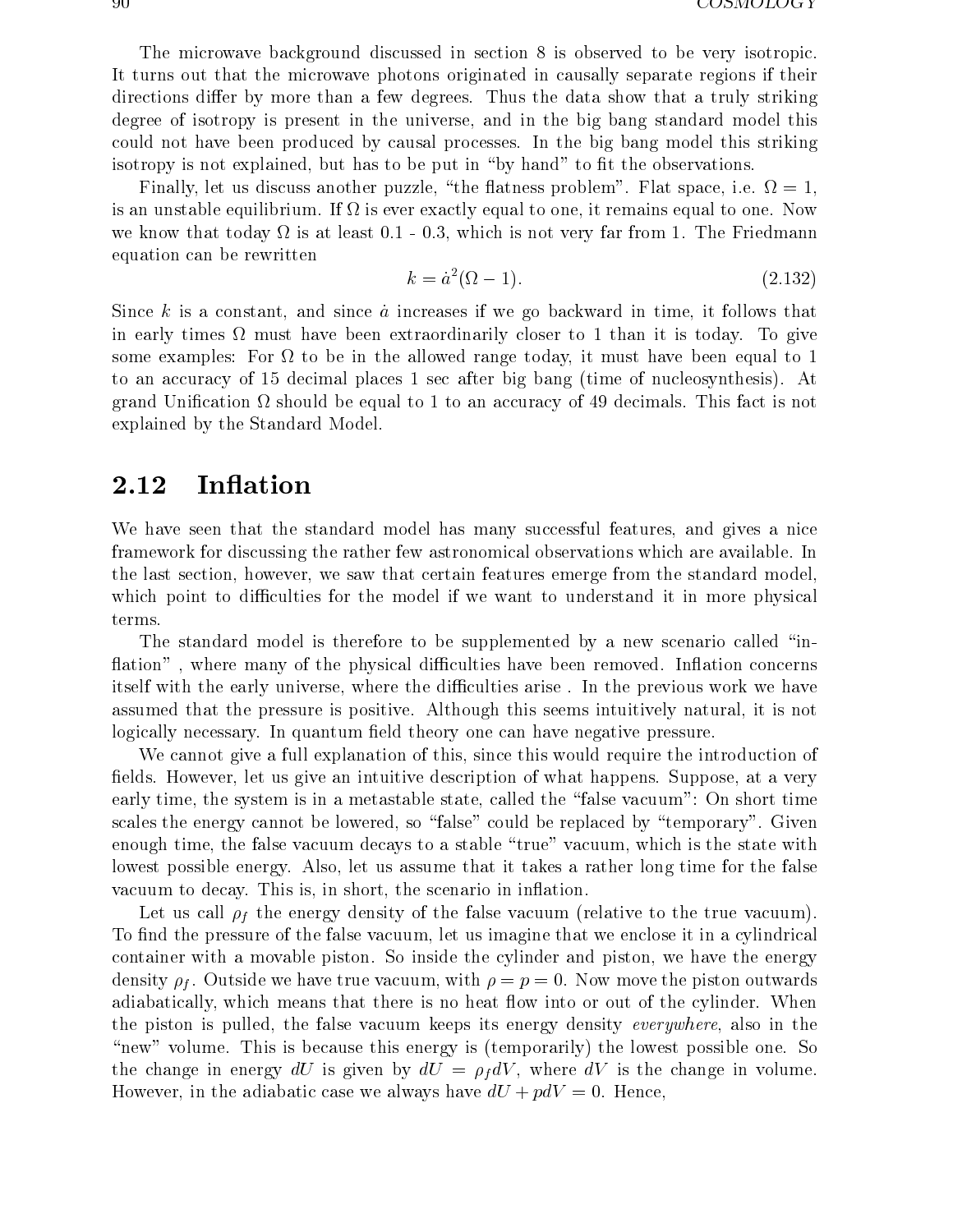The microwave background discussed in section 8 is observed to be very isotropic. It turns out that the microwave photons originated in causally separate regions if their directions differ by more than a few degrees. Thus the data show that a truly striking degree of isotropy is present in the universe, and in the big bang standard model this could not have been produced by causal processes. In the big bang model this striking isotropy is not explained, but has to be put in "by hand" to fit the observations.

Finally, let us discuss another puzzle, "the flatness problem". Flat space, i.e. $\Omega = 1$, is an unstable equilibrium. If $\Omega$ is ever exactly equal to one, it remains equal to one. Now we know that today $\Omega$ is at least 0.1 - 0.3, which is not very far from 1. The Friedmann equation can be rewritten

$$k = \dot{a}^2(\Omega - 1). \tag{2.132}$$

Since $k$ is a constant, and since $\dot{a}$ increases if we go backward in time, it follows that in early times $\Omega$ must have been extraordinarily closer to 1 than it is today. To give some examples: For $\Omega$ to be in the allowed range today, it must have been equal to 1 to an accuracy of 15 decimal places 1 sec after big bang (time of nucleosynthesis). At grand Unification $\Omega$ should be equal to 1 to an accuracy of 49 decimals. This fact is not explained by the Standard Model.

## 2.12 Inflation

We have seen that the standard model has many successful features, and gives a nice framework for discussing the rather few astronomical observations which are available. In the last section, however, we saw that certain features emerge from the standard model, which point to difficulties for the model if we want to understand it in more physical terms.

The standard model is therefore to be supplemented by a new scenario called "inflation" , where many of the physical difficulties have been removed. Inflation concerns itself with the early universe, where the difficulties arise . In the previous work we have assumed that the pressure is positive. Although this seems intuitively natural, it is not logically necessary. In quantum field theory one can have negative pressure.

We cannot give a full explanation of this, since this would require the introduction of fields. However, let us give an intuitive description of what happens. Suppose, at a very early time, the system is in a metastable state, called the "false vacuum": On short time scales the energy cannot be lowered, so "false" could be replaced by "temporary". Given enough time, the false vacuum decays to a stable "true" vacuum, which is the state with lowest possible energy. Also, let us assume that it takes a rather long time for the false vacuum to decay. This is, in short, the scenario in inflation.

Let us call $\rho_f$ the energy density of the false vacuum (relative to the true vacuum). To find the pressure of the false vacuum, let us imagine that we enclose it in a cylindrical container with a movable piston. So inside the cylinder and piston, we have the energy density $\rho_f$. Outside we have true vacuum, with $\rho = p = 0$. Now move the piston outwards adiabatically, which means that there is no heat flow into or out of the cylinder. When the piston is pulled, the false vacuum keeps its energy density *everywhere*, also in the "new" volume. This is because this energy is (temporarily) the lowest possible one. So the change in energy $dU$ is given by $dU = \rho_f dV$, where $dV$ is the change in volume. However, in the adiabatic case we always have $dU + pdV = 0$. Hence,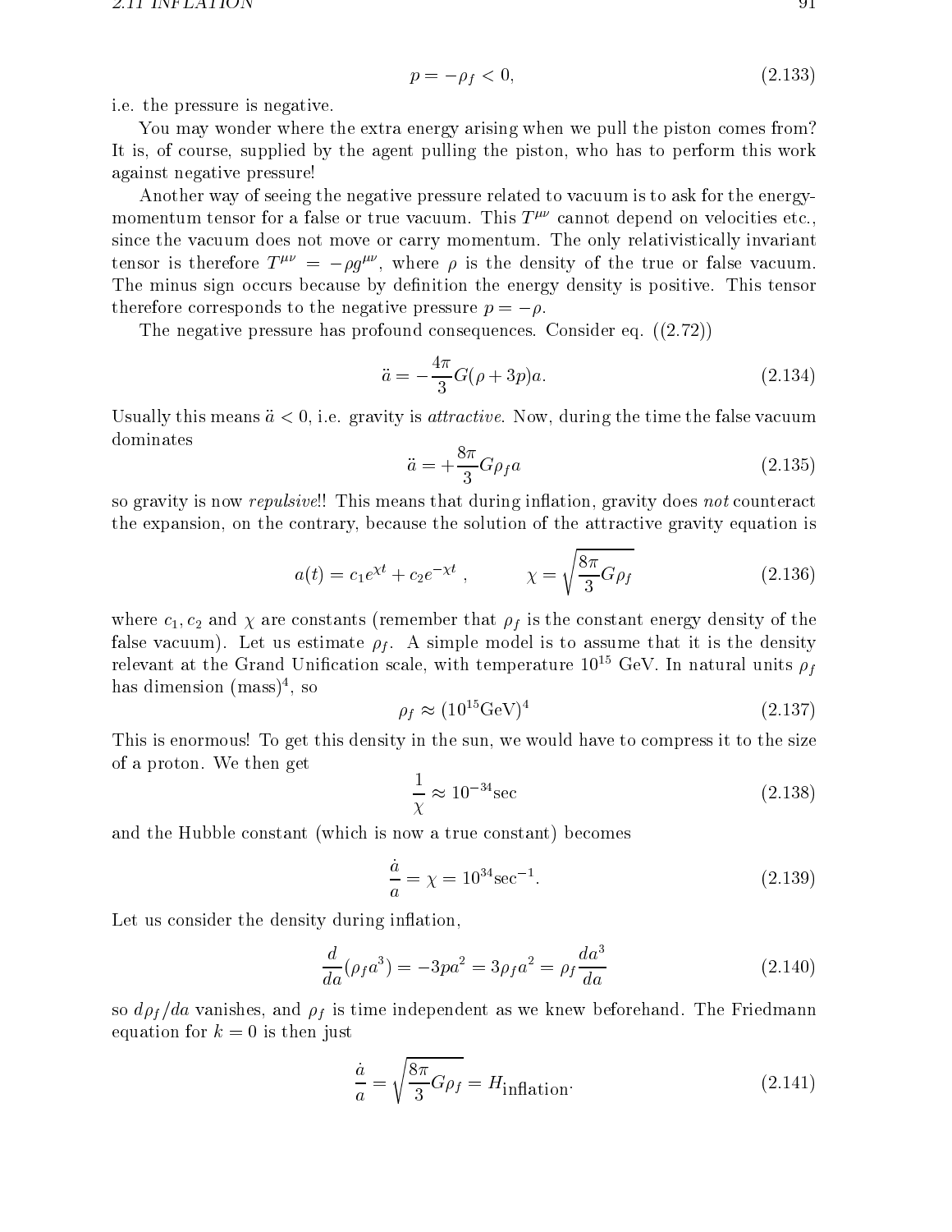$$p = -\rho_f < 0, \tag{2.133}$$

i.e. the pressure is negative.

You may wonder where the extra energy arising when we pull the piston comes from? It is, of course, supplied by the agent pulling the piston, who has to perform this work against negative pressure!

Another way of seeing the negative pressure related to vacuum is to ask for the energy-momentum tensor for a false or true vacuum. This $T^{\mu\nu}$ cannot depend on velocities etc., since the vacuum does not move or carry momentum. The only relativistically invariant tensor is therefore $T^{\mu\nu} = -\rho g^{\mu\nu}$, where $\rho$ is the density of the true or false vacuum. The minus sign occurs because by definition the energy density is positive. This tensor therefore corresponds to the negative pressure $p = -\rho$.

The negative pressure has profound consequences. Consider eq. ((2.72))

$$\ddot{a} = -\frac{4\pi}{3} G(\rho + 3p)a. \tag{2.134}$$

Usually this means $\ddot{a} < 0$, i.e. gravity is *attractive*. Now, during the time the false vacuum dominates

$$\ddot{a} = +\frac{8\pi}{3} G\rho_f a \tag{2.135}$$

so gravity is now *repulsive*!! This means that during inflation, gravity does *not* counteract the expansion, on the contrary, because the solution of the attractive gravity equation is

$$a(t) = c_1 e^{\chi t} + c_2 e^{-\chi t}, \qquad \chi = \sqrt{\frac{8\pi}{3} G\rho_f} \tag{2.136}$$

where $c_1, c_2$ and $\chi$ are constants (remember that $\rho_f$ is the constant energy density of the false vacuum). Let us estimate $\rho_f$. A simple model is to assume that it is the density relevant at the Grand Unification scale, with temperature $10^{15}$ GeV. In natural units $\rho_f$ has dimension $(\text{mass})^4$, so

$$\rho_f \approx (10^{15}\text{GeV})^4 \tag{2.137}$$

This is enormous! To get this density in the sun, we would have to compress it to the size of a proton. We then get

$$\frac{1}{\chi} \approx 10^{-34}\text{sec} \tag{2.138}$$

and the Hubble constant (which is now a true constant) becomes

$$\frac{\dot{a}}{a} = \chi = 10^{34}\text{sec}^{-1}. \tag{2.139}$$

Let us consider the density during inflation,

$$\frac{d}{da}(\rho_f a^3) = -3pa^2 = 3\rho_f a^2 = \rho_f \frac{da^3}{da} \tag{2.140}$$

so $d\rho_f/da$ vanishes, and $\rho_f$ is time independent as we knew beforehand. The Friedmann equation for $k = 0$ is then just

$$\frac{\dot{a}}{a} = \sqrt{\frac{8\pi}{3} G\rho_f} = H_{\text{inflation}}. \tag{2.141}$$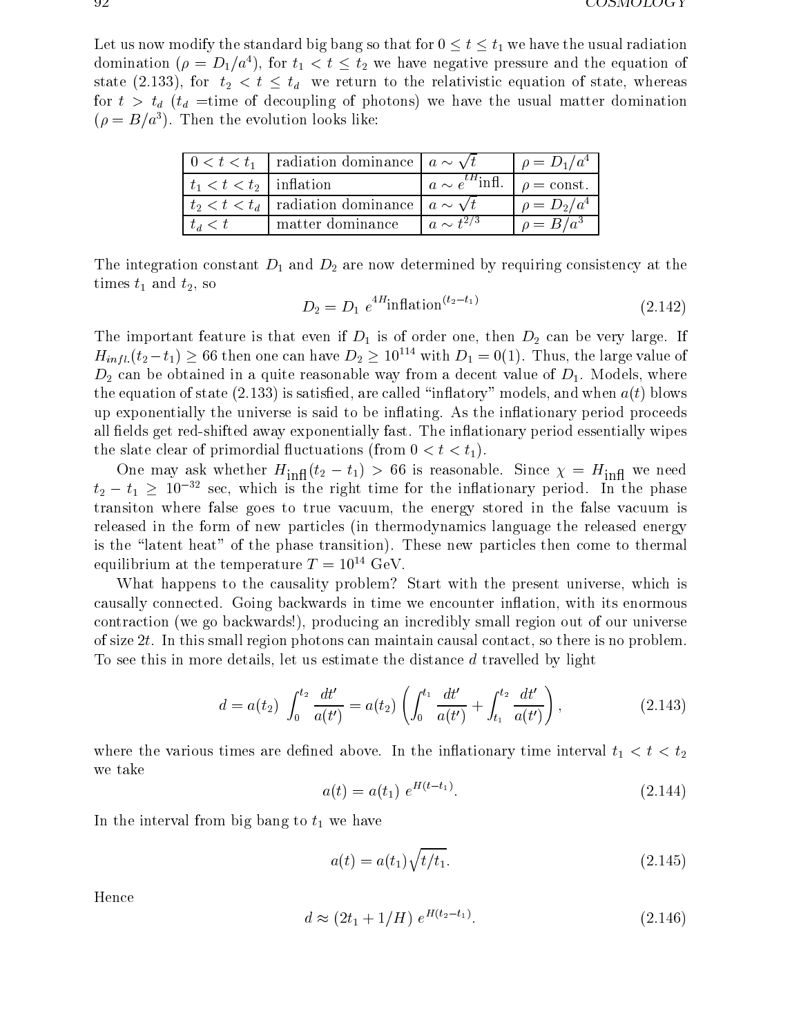Let us now modify the standard big bang so that for $0 \leq t \leq t_1$ we have the usual radiation domination ($\rho = D_1/a^4$), for $t_1 < t \leq t_2$ we have negative pressure and the equation of state (2.133), for $t_2 < t \leq t_d$ we return to the relativistic equation of state, whereas for $t > t_d$ ($t_d$ =time of decoupling of photons) we have the usual matter domination ($\rho = B/a^3$). Then the evolution looks like:

| | | | |
|---|---|---|---|
| $0 < t < t_1$ | radiation dominance | $a \sim \sqrt{t}$ | $\rho = D_1/a^4$ |
| $t_1 < t < t_2$ | inflation | $a \sim e^{tH}$infl. | $\rho =$ const. |
| $t_2 < t < t_d$ | radiation dominance | $a \sim \sqrt{t}$ | $\rho = D_2/a^4$ |
| $t_d < t$ | matter dominance | $a \sim t^{2/3}$ | $\rho = B/a^3$ |

The integration constant $D_1$ and $D_2$ are now determined by requiring consistency at the times $t_1$ and $t_2$, so

$$D_2 = D_1 \; e^{4H}\text{inflation}^{(t_2 - t_1)} \tag{2.142}$$

The important feature is that even if $D_1$ is of order one, then $D_2$ can be very large. If $H_{infl.}(t_2 - t_1) \geq 66$ then one can have $D_2 \geq 10^{114}$ with $D_1 = 0(1)$. Thus, the large value of $D_2$ can be obtained in a quite reasonable way from a decent value of $D_1$. Models, where the equation of state (2.133) is satisfied, are called "inflatory" models, and when $a(t)$ blows up exponentially the universe is said to be inflating. As the inflationary period proceeds all fields get red-shifted away exponentially fast. The inflationary period essentially wipes the slate clear of primordial fluctuations (from $0 < t < t_1$).

One may ask whether $H_{\text{infl}}(t_2 - t_1) > 66$ is reasonable. Since $\chi = H_{\text{infl}}$ we need $t_2 - t_1 \geq 10^{-32}$ sec, which is the right time for the inflationary period. In the phase transiton where false goes to true vacuum, the energy stored in the false vacuum is released in the form of new particles (in thermodynamics language the released energy is the "latent heat" of the phase transition). These new particles then come to thermal equilibrium at the temperature $T = 10^{14}$ GeV.

What happens to the causality problem? Start with the present universe, which is causally connected. Going backwards in time we encounter inflation, with its enormous contraction (we go backwards!), producing an incredibly small region out of our universe of size $2t$. In this small region photons can maintain causal contact, so there is no problem. To see this in more details, let us estimate the distance $d$ travelled by light

$$d = a(t_2) \int_0^{t_2} \frac{dt'}{a(t')} = a(t_2) \left( \int_0^{t_1} \frac{dt'}{a(t')} + \int_{t_1}^{t_2} \frac{dt'}{a(t')} \right), \tag{2.143}$$

where the various times are defined above. In the inflationary time interval $t_1 < t < t_2$ we take

$$a(t) = a(t_1) \; e^{H(t-t_1)}. \tag{2.144}$$

In the interval from big bang to $t_1$ we have

$$a(t) = a(t_1)\sqrt{t/t_1}. \tag{2.145}$$

Hence

$$d \approx (2t_1 + 1/H) \; e^{H(t_2 - t_1)}. \tag{2.146}$$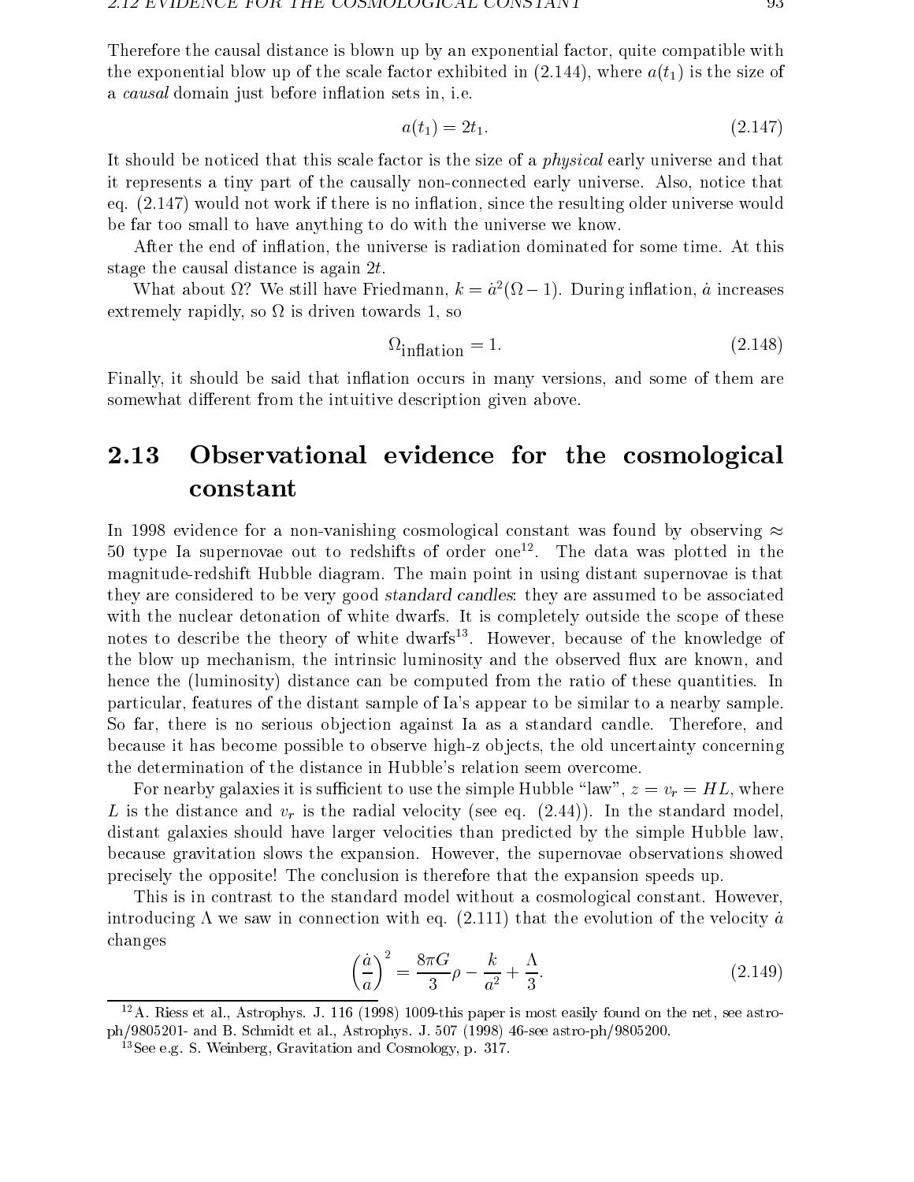Therefore the causal distance is blown up by an exponential factor, quite compatible with the exponential blow up of the scale factor exhibited in (2.144), where $a(t_1)$ is the size of a *causal* domain just before inflation sets in, i.e.

$$a(t_1) = 2t_1. \tag{2.147}$$

It should be noticed that this scale factor is the size of a *physical* early universe and that it represents a tiny part of the causally non-connected early universe. Also, notice that eq. (2.147) would not work if there is no inflation, since the resulting older universe would be far too small to have anything to do with the universe we know.

After the end of inflation, the universe is radiation dominated for some time. At this stage the causal distance is again $2t$.

What about $\Omega$? We still have Friedmann, $k = \dot{a}^2(\Omega - 1)$. During inflation, $\dot{a}$ increases extremely rapidly, so $\Omega$ is driven towards 1, so

$$\Omega_{\text{inflation}} = 1. \tag{2.148}$$

Finally, it should be said that inflation occurs in many versions, and some of them are somewhat different from the intuitive description given above.

## 2.13 Observational evidence for the cosmological constant

In 1998 evidence for a non-vanishing cosmological constant was found by observing $\approx$ 50 type Ia supernovae out to redshifts of order one[12]. The data was plotted in the magnitude-redshift Hubble diagram. The main point in using distant supernovae is that they are considered to be very good *standard candles*: they are assumed to be associated with the nuclear detonation of white dwarfs. It is completely outside the scope of these notes to describe the theory of white dwarfs[13]. However, because of the knowledge of the blow up mechanism, the intrinsic luminosity and the observed flux are known, and hence the (luminosity) distance can be computed from the ratio of these quantities. In particular, features of the distant sample of Ia's appear to be similar to a nearby sample. So far, there is no serious objection against Ia as a standard candle. Therefore, and because it has become possible to observe high-z objects, the old uncertainty concerning the determination of the distance in Hubble's relation seem overcome.

For nearby galaxies it is sufficient to use the simple Hubble "law", $z = v_r = HL$, where $L$ is the distance and $v_r$ is the radial velocity (see eq. (2.44)). In the standard model, distant galaxies should have larger velocities than predicted by the simple Hubble law, because gravitation slows the expansion. However, the supernovae observations showed precisely the opposite! The conclusion is therefore that the expansion speeds up.

This is in contrast to the standard model without a cosmological constant. However, introducing $\Lambda$ we saw in connection with eq. (2.111) that the evolution of the velocity $\dot{a}$ changes

$$\left(\frac{\dot{a}}{a}\right)^2 = \frac{8\pi G}{3}\rho - \frac{k}{a^2} + \frac{\Lambda}{3}. \tag{2.149}$$

---

[12] A. Riess et al., Astrophys. J. 116 (1998) 1009-this paper is most easily found on the net, see astro-ph/9805201- and B. Schmidt et al., Astrophys. J. 507 (1998) 46-see astro-ph/9805200.

[13] See e.g. S. Weinberg, Gravitation and Cosmology, p. 317.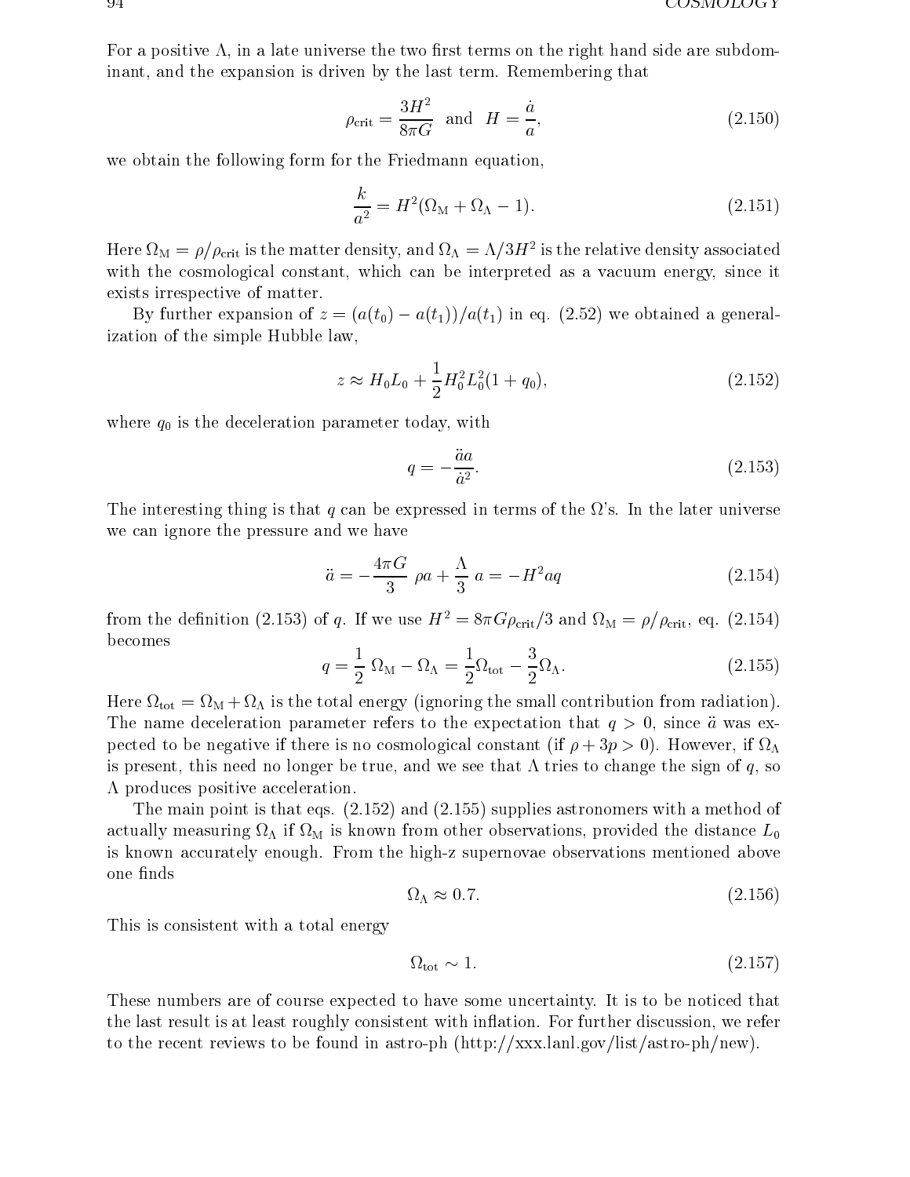For a positive $\Lambda$, in a late universe the two first terms on the right hand side are subdominant, and the expansion is driven by the last term. Remembering that

$$\rho_{\text{crit}} = \frac{3H^2}{8\pi G} \quad \text{and} \quad H = \frac{\dot{a}}{a}, \tag{2.150}$$

we obtain the following form for the Friedmann equation,

$$\frac{k}{a^2} = H^2(\Omega_{\text{M}} + \Omega_\Lambda - 1). \tag{2.151}$$

Here $\Omega_{\text{M}} = \rho/\rho_{\text{crit}}$ is the matter density, and $\Omega_\Lambda = \Lambda/3H^2$ is the relative density associated with the cosmological constant, which can be interpreted as a vacuum energy, since it exists irrespective of matter.

By further expansion of $z = (a(t_0) - a(t_1))/a(t_1)$ in eq. (2.52) we obtained a generalization of the simple Hubble law,

$$z \approx H_0 L_0 + \frac{1}{2} H_0^2 L_0^2 (1 + q_0), \tag{2.152}$$

where $q_0$ is the deceleration parameter today, with

$$q = -\frac{\ddot{a}a}{\dot{a}^2}. \tag{2.153}$$

The interesting thing is that $q$ can be expressed in terms of the $\Omega$'s. In the later universe we can ignore the pressure and we have

$$\ddot{a} = -\frac{4\pi G}{3}\ \rho a + \frac{\Lambda}{3}\ a = -H^2 a q \tag{2.154}$$

from the definition (2.153) of $q$. If we use $H^2 = 8\pi G \rho_{\text{crit}}/3$ and $\Omega_{\text{M}} = \rho/\rho_{\text{crit}}$, eq. (2.154) becomes

$$q = \frac{1}{2}\ \Omega_{\text{M}} - \Omega_\Lambda = \frac{1}{2}\Omega_{\text{tot}} - \frac{3}{2}\Omega_\Lambda. \tag{2.155}$$

Here $\Omega_{\text{tot}} = \Omega_{\text{M}} + \Omega_\Lambda$ is the total energy (ignoring the small contribution from radiation). The name deceleration parameter refers to the expectation that $q > 0$, since $\ddot{a}$ was expected to be negative if there is no cosmological constant (if $\rho + 3p > 0$). However, if $\Omega_\Lambda$ is present, this need no longer be true, and we see that $\Lambda$ tries to change the sign of $q$, so $\Lambda$ produces positive acceleration.

The main point is that eqs. (2.152) and (2.155) supplies astronomers with a method of actually measuring $\Omega_\Lambda$ if $\Omega_{\text{M}}$ is known from other observations, provided the distance $L_0$ is known accurately enough. From the high-z supernovae observations mentioned above one finds

$$\Omega_\Lambda \approx 0.7. \tag{2.156}$$

This is consistent with a total energy

$$\Omega_{\text{tot}} \sim 1. \tag{2.157}$$

These numbers are of course expected to have some uncertainty. It is to be noticed that the last result is at least roughly consistent with inflation. For further discussion, we refer to the recent reviews to be found in astro-ph (http://xxx.lanl.gov/list/astro-ph/new).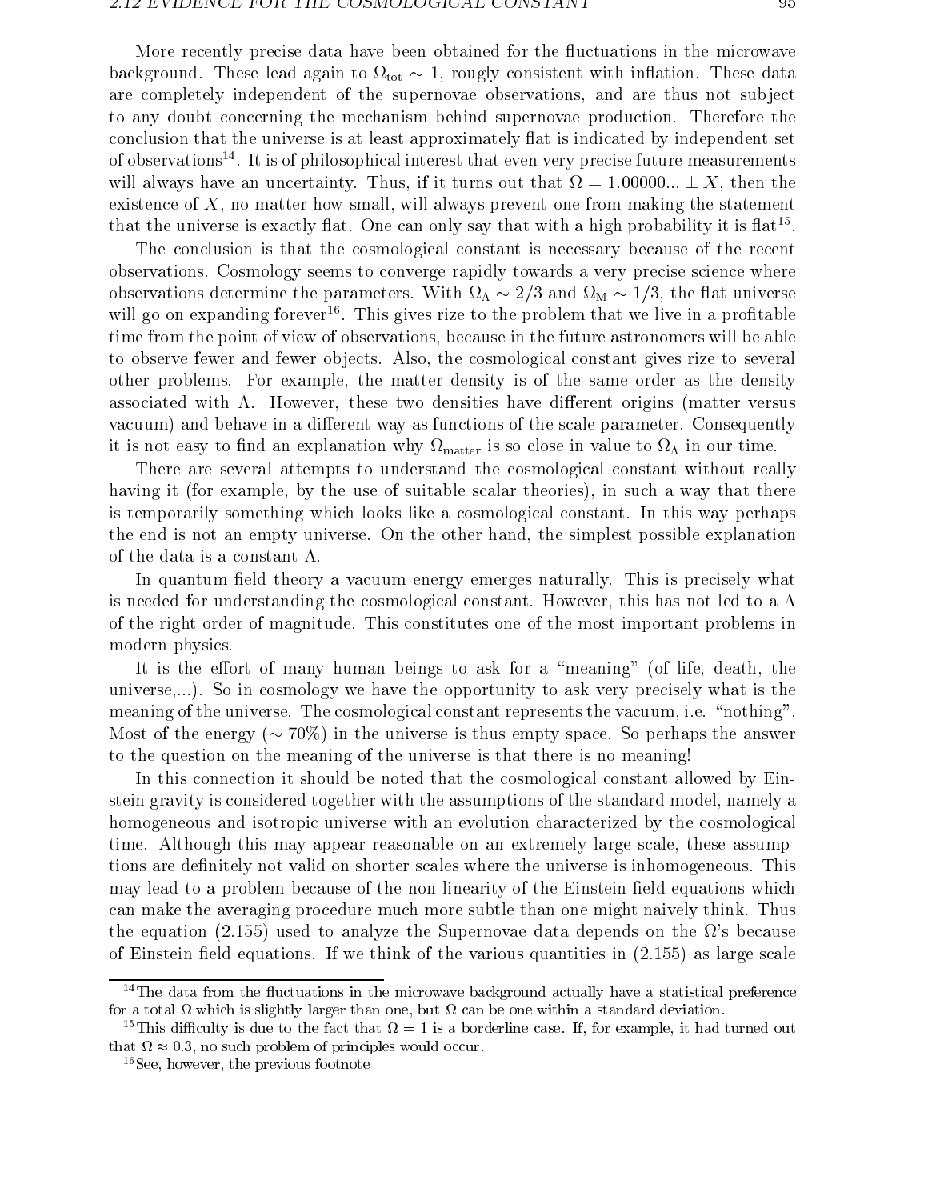More recently precise data have been obtained for the fluctuations in the microwave background. These lead again to $\Omega_{\rm tot} \sim 1$, roughly consistent with inflation. These data are completely independent of the supernovae observations, and are thus not subject to any doubt concerning the mechanism behind supernovae production. Therefore the conclusion that the universe is at least approximately flat is indicated by independent set of observations[14]. It is of philosophical interest that even very precise future measurements will always have an uncertainty. Thus, if it turns out that $\Omega = 1.00000... \pm X$, then the existence of $X$, no matter how small, will always prevent one from making the statement that the universe is exactly flat. One can only say that with a high probability it is flat[15].

The conclusion is that the cosmological constant is necessary because of the recent observations. Cosmology seems to converge rapidly towards a very precise science where observations determine the parameters. With $\Omega_\Lambda \sim 2/3$ and $\Omega_{\rm M} \sim 1/3$, the flat universe will go on expanding forever[16]. This gives rize to the problem that we live in a profitable time from the point of view of observations, because in the future astronomers will be able to observe fewer and fewer objects. Also, the cosmological constant gives rize to several other problems. For example, the matter density is of the same order as the density associated with $\Lambda$. However, these two densities have different origins (matter versus vacuum) and behave in a different way as functions of the scale parameter. Consequently it is not easy to find an explanation why $\Omega_{\rm matter}$ is so close in value to $\Omega_\Lambda$ in our time.

There are several attempts to understand the cosmological constant without really having it (for example, by the use of suitable scalar theories), in such a way that there is temporarily something which looks like a cosmological constant. In this way perhaps the end is not an empty universe. On the other hand, the simplest possible explanation of the data is a constant $\Lambda$.

In quantum field theory a vacuum energy emerges naturally. This is precisely what is needed for understanding the cosmological constant. However, this has not led to a $\Lambda$ of the right order of magnitude. This constitutes one of the most important problems in modern physics.

It is the effort of many human beings to ask for a "meaning" (of life, death, the universe,...). So in cosmology we have the opportunity to ask very precisely what is the meaning of the universe. The cosmological constant represents the vacuum, i.e. "nothing". Most of the energy ($\sim 70\%$) in the universe is thus empty space. So perhaps the answer to the question on the meaning of the universe is that there is no meaning!

In this connection it should be noted that the cosmological constant allowed by Einstein gravity is considered together with the assumptions of the standard model, namely a homogeneous and isotropic universe with an evolution characterized by the cosmological time. Although this may appear reasonable on an extremely large scale, these assumptions are definitely not valid on shorter scales where the universe is inhomogeneous. This may lead to a problem because of the non-linearity of the Einstein field equations which can make the averaging procedure much more subtle than one might naively think. Thus the equation (2.155) used to analyze the Supernovae data depends on the $\Omega$'s because of Einstein field equations. If we think of the various quantities in (2.155) as large scale

---

[14] The data from the fluctuations in the microwave background actually have a statistical preference for a total $\Omega$ which is slightly larger than one, but $\Omega$ can be one within a standard deviation.

[15] This difficulty is due to the fact that $\Omega = 1$ is a borderline case. If, for example, it had turned out that $\Omega \approx 0.3$, no such problem of principles would occur.

[16] See, however, the previous footnote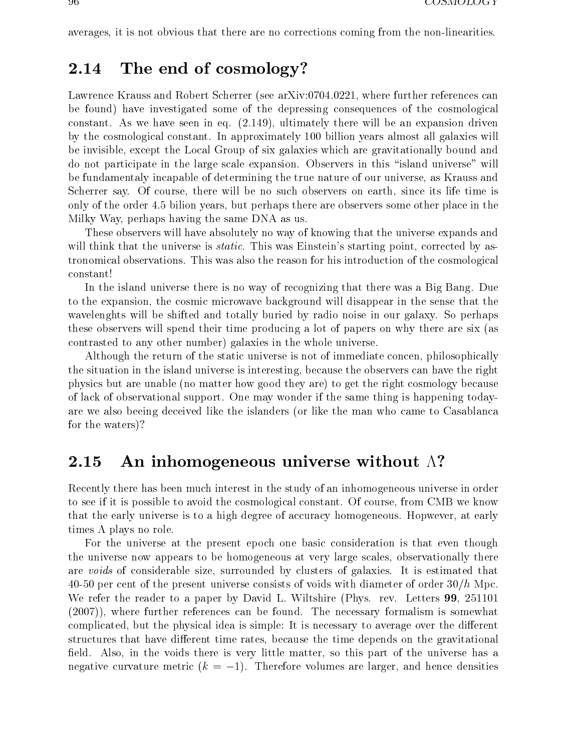averages, it is not obvious that there are no corrections coming from the non-linearities.

## 2.14 The end of cosmology?

Lawrence Krauss and Robert Scherrer (see arXiv:0704.0221, where further references can be found) have investigated some of the depressing consequences of the cosmological constant. As we have seen in eq. (2.149), ultimately there will be an expansion driven by the cosmological constant. In approximately 100 billion years almost all galaxies will be invisible, except the Local Group of six galaxies which are gravitationally bound and do not participate in the large scale expansion. Observers in this "island universe" will be fundamentaly incapable of determining the true nature of our universe, as Krauss and Scherrer say. Of course, there will be no such observers on earth, since its life time is only of the order 4.5 bilion years, but perhaps there are observers some other place in the Milky Way, perhaps having the same DNA as us.

These observers will have absolutely no way of knowing that the universe expands and will think that the universe is *static*. This was Einstein's starting point, corrected by astronomical observations. This was also the reason for his introduction of the cosmological constant!

In the island universe there is no way of recognizing that there was a Big Bang. Due to the expansion, the cosmic microwave background will disappear in the sense that the wavelenghts will be shifted and totally buried by radio noise in our galaxy. So perhaps these observers will spend their time producing a lot of papers on why there are six (as contrasted to any other number) galaxies in the whole universe.

Although the return of the static universe is not of immediate concen, philosophically the situation in the island universe is interesting, because the observers can have the right physics but are unable (no matter how good they are) to get the right cosmology because of lack of observational support. One may wonder if the same thing is happening today-are we also beeing deceived like the islanders (or like the man who came to Casablanca for the waters)?

## 2.15 An inhomogeneous universe without $\Lambda$?

Recently there has been much interest in the study of an inhomogeneous universe in order to see if it is possible to avoid the cosmological constant. Of course, from CMB we know that the early universe is to a high degree of accuracy homogeneous. Hopwever, at early times $\Lambda$ plays no role.

For the universe at the present epoch one basic consideration is that even though the universe now appears to be homogeneous at very large scales, observationally there are *voids* of considerable size, surrounded by clusters of galaxies. It is estimated that 40-50 per cent of the present universe consists of voids with diameter of order $30/h$ Mpc. We refer the reader to a paper by David L. Wiltshire (Phys. rev. Letters **99**, 251101 (2007)), where further references can be found. The necessary formalism is somewhat complicated, but the physical idea is simple: It is necessary to average over the different structures that have different time rates, because the time depends on the gravitational field. Also, in the voids there is very little matter, so this part of the universe has a negative curvature metric ($k = -1$). Therefore volumes are larger, and hence densities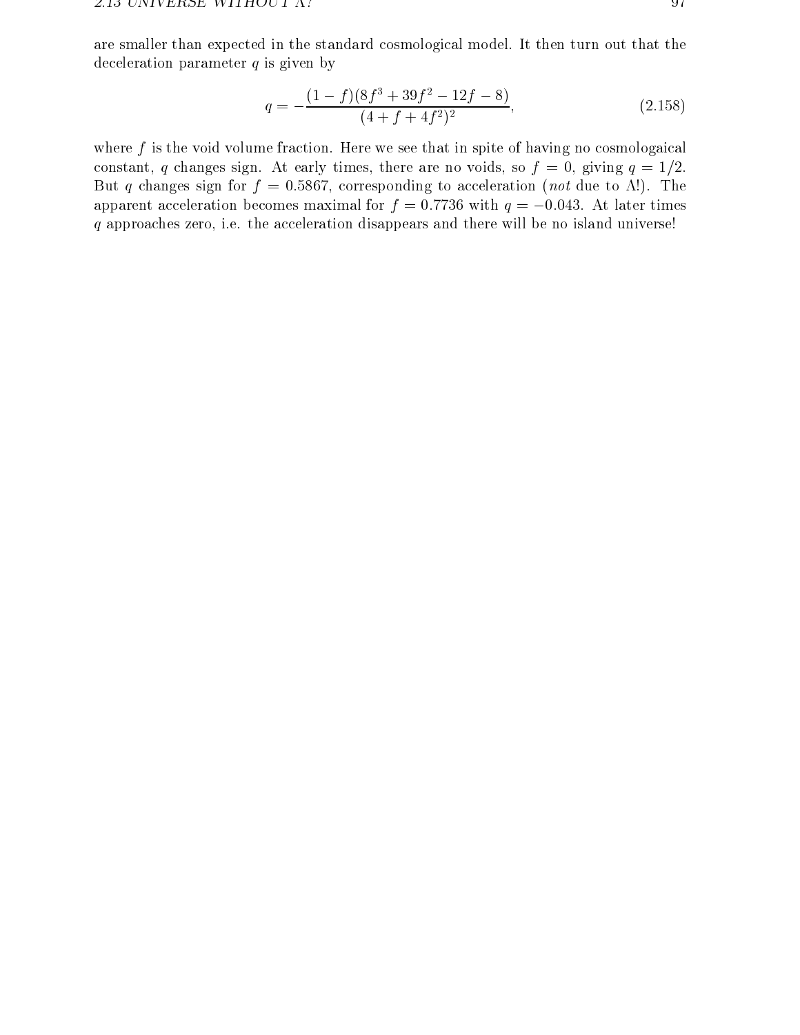are smaller than expected in the standard cosmological model. It then turn out that the deceleration parameter $q$ is given by

$$q = -\frac{(1-f)(8f^3 + 39f^2 - 12f - 8)}{(4 + f + 4f^2)^2}, \tag{2.158}$$

where $f$ is the void volume fraction. Here we see that in spite of having no cosmologaical constant, $q$ changes sign. At early times, there are no voids, so $f = 0$, giving $q = 1/2$. But $q$ changes sign for $f = 0.5867$, corresponding to acceleration (*not* due to $\Lambda$!). The apparent acceleration becomes maximal for $f = 0.7736$ with $q = -0.043$. At later times $q$ approaches zero, i.e. the acceleration disappears and there will be no island universe!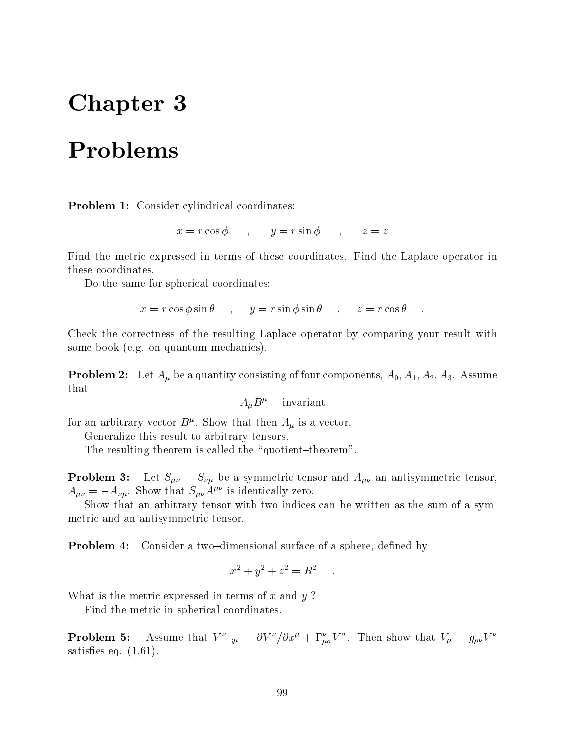# Chapter 3

# Problems

**Problem 1:** Consider cylindrical coordinates:

$$x = r\cos\phi \quad , \quad y = r\sin\phi \quad , \quad z = z$$

Find the metric expressed in terms of these coordinates. Find the Laplace operator in these coordinates.

Do the same for spherical coordinates:

$$x = r\cos\phi\sin\theta \quad , \quad y = r\sin\phi\sin\theta \quad , \quad z = r\cos\theta \quad .$$

Check the correctness of the resulting Laplace operator by comparing your result with some book (e.g. on quantum mechanics).

**Problem 2:** Let $A_\mu$ be a quantity consisting of four components, $A_0, A_1, A_2, A_3$. Assume that

$$A_\mu B^\mu = \text{invariant}$$

for an arbitrary vector $B^\mu$. Show that then $A_\mu$ is a vector.

Generalize this result to arbitrary tensors.

The resulting theorem is called the "quotient–theorem".

**Problem 3:** Let $S_{\mu\nu} = S_{\nu\mu}$ be a symmetric tensor and $A_{\mu\nu}$ an antisymmetric tensor, $A_{\mu\nu} = -A_{\nu\mu}$. Show that $S_{\mu\nu}A^{\mu\nu}$ is identically zero.

Show that an arbitrary tensor with two indices can be written as the sum of a symmetric and an antisymmetric tensor.

**Problem 4:** Consider a two–dimensional surface of a sphere, defined by

$$x^2 + y^2 + z^2 = R^2 \quad .$$

What is the metric expressed in terms of $x$ and $y$ ?

Find the metric in spherical coordinates.

**Problem 5:** Assume that $V^\nu{}_{;\mu} = \partial V^\nu / \partial x^\mu + \Gamma^\nu_{\mu\sigma} V^\sigma$. Then show that $V_\rho = g_{\rho\nu} V^\nu$ satisfies eq. (1.61).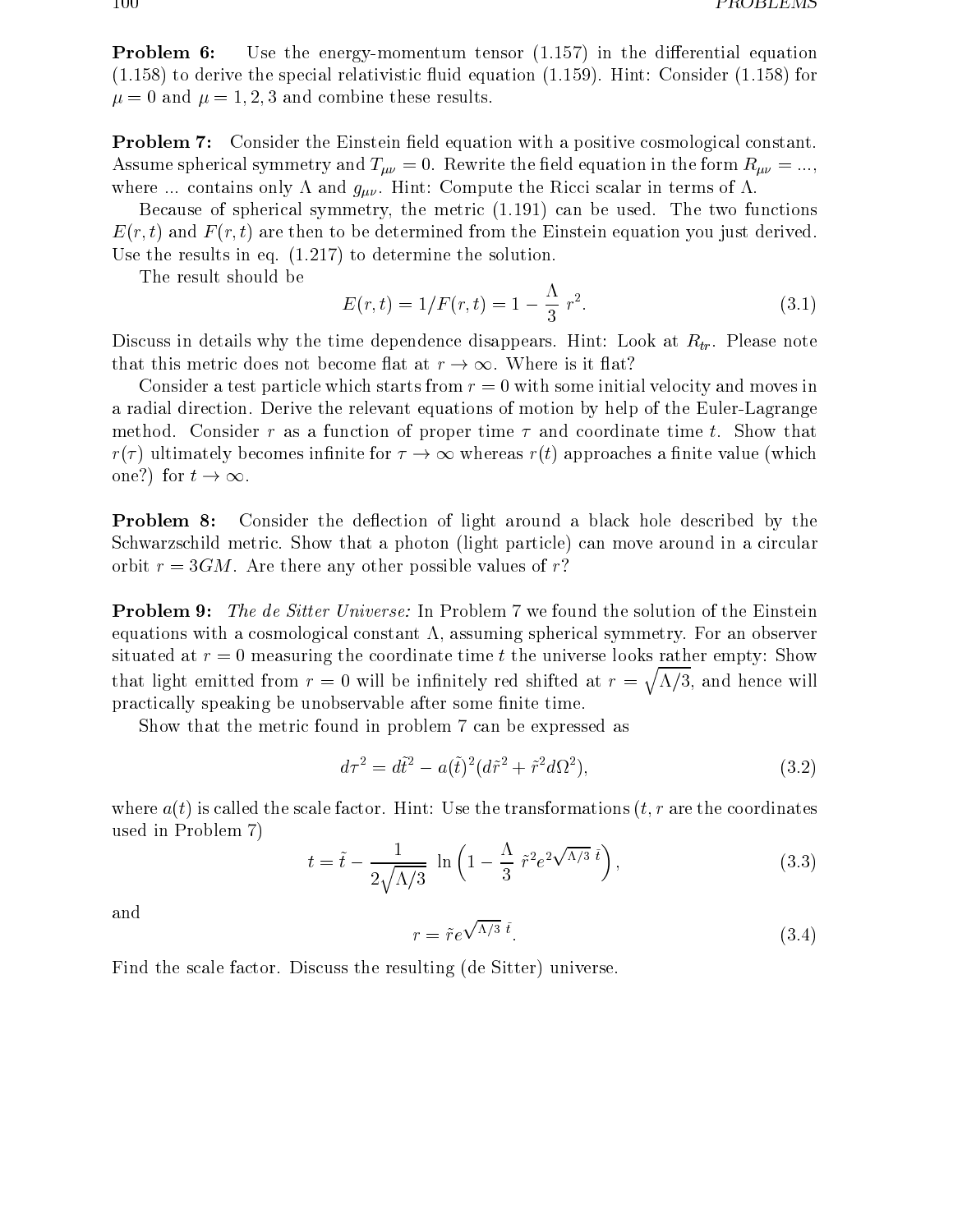**Problem 6:** Use the energy-momentum tensor (1.157) in the differential equation (1.158) to derive the special relativistic fluid equation (1.159). Hint: Consider (1.158) for $\mu = 0$ and $\mu = 1, 2, 3$ and combine these results.

**Problem 7:** Consider the Einstein field equation with a positive cosmological constant. Assume spherical symmetry and $T_{\mu\nu} = 0$. Rewrite the field equation in the form $R_{\mu\nu} = ...$, where ... contains only $\Lambda$ and $g_{\mu\nu}$. Hint: Compute the Ricci scalar in terms of $\Lambda$.

Because of spherical symmetry, the metric (1.191) can be used. The two functions $E(r,t)$ and $F(r,t)$ are then to be determined from the Einstein equation you just derived. Use the results in eq. (1.217) to determine the solution.

The result should be

$$E(r,t) = 1/F(r,t) = 1 - \frac{\Lambda}{3}\, r^2. \tag{3.1}$$

Discuss in details why the time dependence disappears. Hint: Look at $R_{tr}$. Please note that this metric does not become flat at $r \to \infty$. Where is it flat?

Consider a test particle which starts from $r = 0$ with some initial velocity and moves in a radial direction. Derive the relevant equations of motion by help of the Euler-Lagrange method. Consider $r$ as a function of proper time $\tau$ and coordinate time $t$. Show that $r(\tau)$ ultimately becomes infinite for $\tau \to \infty$ whereas $r(t)$ approaches a finite value (which one?) for $t \to \infty$.

**Problem 8:** Consider the deflection of light around a black hole described by the Schwarzschild metric. Show that a photon (light particle) can move around in a circular orbit $r = 3GM$. Are there any other possible values of $r$?

**Problem 9:** *The de Sitter Universe:* In Problem 7 we found the solution of the Einstein equations with a cosmological constant $\Lambda$, assuming spherical symmetry. For an observer situated at $r = 0$ measuring the coordinate time $t$ the universe looks rather empty: Show that light emitted from $r = 0$ will be infinitely red shifted at $r = \sqrt{\Lambda/3}$, and hence will practically speaking be unobservable after some finite time.

Show that the metric found in problem 7 can be expressed as

$$d\tau^2 = d\tilde{t}^2 - a(\tilde{t})^2 (d\tilde{r}^2 + \tilde{r}^2 d\Omega^2), \tag{3.2}$$

where $a(t)$ is called the scale factor. Hint: Use the transformations ($t, r$ are the coordinates used in Problem 7)

$$t = \tilde{t} - \frac{1}{2\sqrt{\Lambda/3}}\, \ln\left(1 - \frac{\Lambda}{3}\, \tilde{r}^2 e^{2\sqrt{\Lambda/3}\, \tilde{t}}\right), \tag{3.3}$$

and

$$r = \tilde{r} e^{\sqrt{\Lambda/3}\, \tilde{t}}. \tag{3.4}$$

Find the scale factor. Discuss the resulting (de Sitter) universe.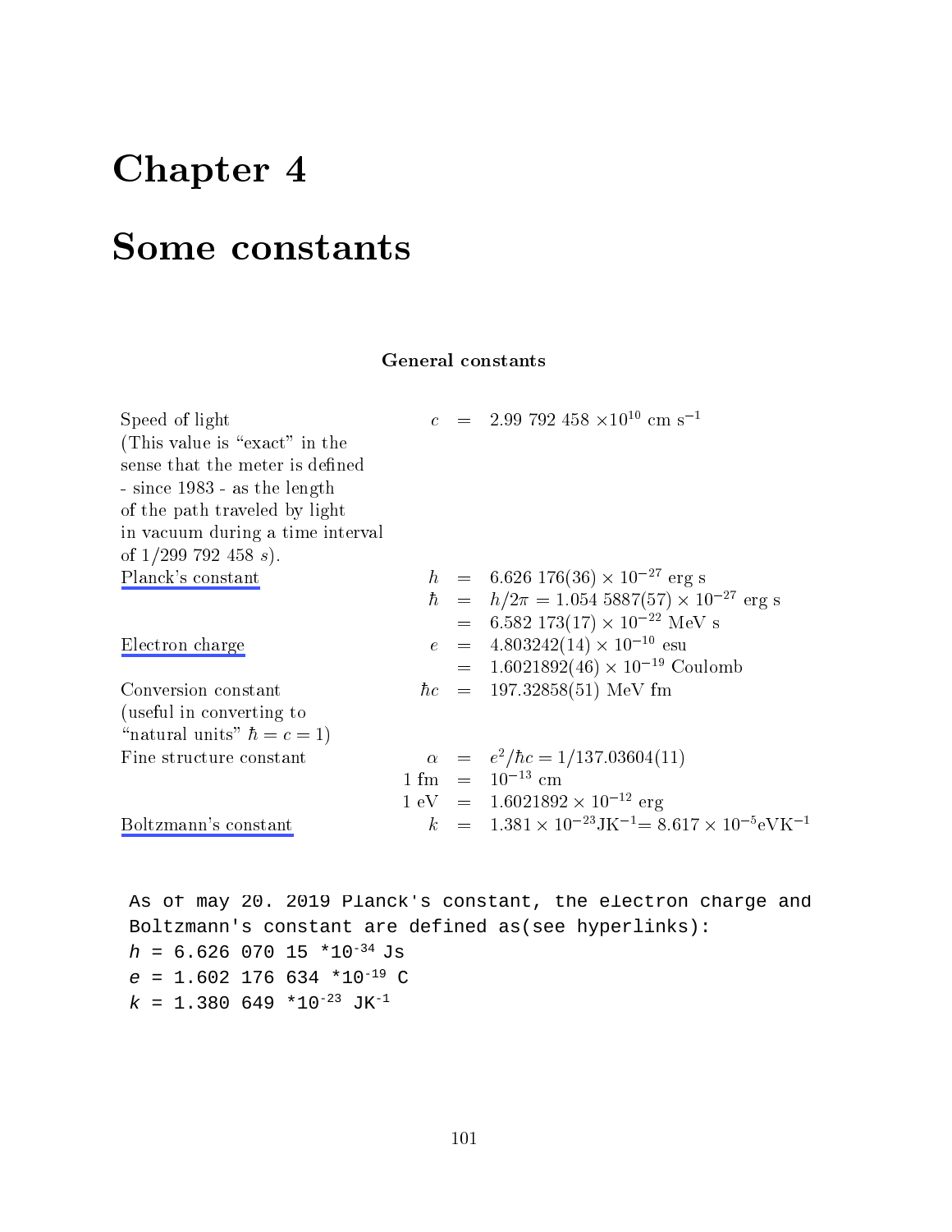# Chapter 4

# Some constants

### General constants

| | | | |
|---|---|---|---|
| Speed of light (This value is "exact" in the sense that the meter is defined - since 1983 - as the length of the path traveled by light in vacuum during a time interval of 1/299 792 458 $s$). | $c$ | = | $2.99\ 792\ 458 \times 10^{10}$ cm s$^{-1}$ |
| Planck's constant | $h$ | = | $6.626\ 176(36) \times 10^{-27}$ erg s |
| | $\hbar$ | = | $h/2\pi = 1.054\ 5887(57) \times 10^{-27}$ erg s |
| | | = | $6.582\ 173(17) \times 10^{-22}$ MeV s |
| Electron charge | $e$ | = | $4.803242(14) \times 10^{-10}$ esu |
| | | = | $1.6021892(46) \times 10^{-19}$ Coulomb |
| Conversion constant (useful in converting to "natural units" $\hbar = c = 1$) | $\hbar c$ | = | 197.32858(51) MeV fm |
| Fine structure constant | $\alpha$ | = | $e^2/\hbar c = 1/137.03604(11)$ |
| | 1 fm | = | $10^{-13}$ cm |
| | 1 eV | = | $1.6021892 \times 10^{-12}$ erg |
| Boltzmann's constant | $k$ | = | $1.381 \times 10^{-23}$JK$^{-1}$= $8.617 \times 10^{-5}$eVK$^{-1}$ |

As of may 20. 2019 Planck's constant, the electron charge and Boltzmann's constant are defined as(see hyperlinks):

$h$ = 6.626 070 15 *$10^{-34}$ Js

$e$ = 1.602 176 634 *$10^{-19}$ C

$k$ = 1.380 649 *$10^{-23}$ JK$^{-1}$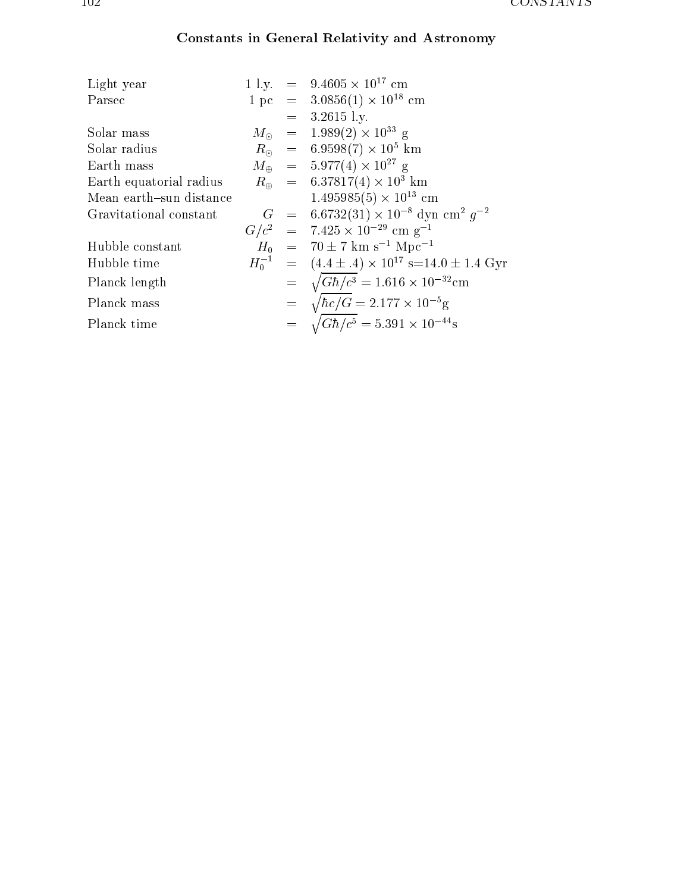## Constants in General Relativity and Astronomy

| | | | |
|---|---|---|---|
| Light year | 1 l.y. | $=$ | $9.4605 \times 10^{17}$ cm |
| Parsec | 1 pc | $=$ | $3.0856(1) \times 10^{18}$ cm |
| | | $=$ | $3.2615$ l.y. |
| Solar mass | $M_\odot$ | $=$ | $1.989(2) \times 10^{33}$ g |
| Solar radius | $R_\odot$ | $=$ | $6.9598(7) \times 10^5$ km |
| Earth mass | $M_\oplus$ | $=$ | $5.977(4) \times 10^{27}$ g |
| Earth equatorial radius | $R_\oplus$ | $=$ | $6.37817(4) \times 10^3$ km |
| Mean earth–sun distance | | | $1.495985(5) \times 10^{13}$ cm |
| Gravitational constant | $G$ | $=$ | $6.6732(31) \times 10^{-8}$ dyn cm$^2$ $g^{-2}$ |
| | $G/c^2$ | $=$ | $7.425 \times 10^{-29}$ cm g$^{-1}$ |
| Hubble constant | $H_0$ | $=$ | $70 \pm 7$ km s$^{-1}$ Mpc$^{-1}$ |
| Hubble time | $H_0^{-1}$ | $=$ | $(4.4 \pm .4) \times 10^{17}$ s$=14.0 \pm 1.4$ Gyr |
| Planck length | | $=$ | $\sqrt{G\hbar/c^3} = 1.616 \times 10^{-32}$cm |
| Planck mass | | $=$ | $\sqrt{\hbar c/G} = 2.177 \times 10^{-5}$g |
| Planck time | | $=$ | $\sqrt{G\hbar/c^5} = 5.391 \times 10^{-44}$s |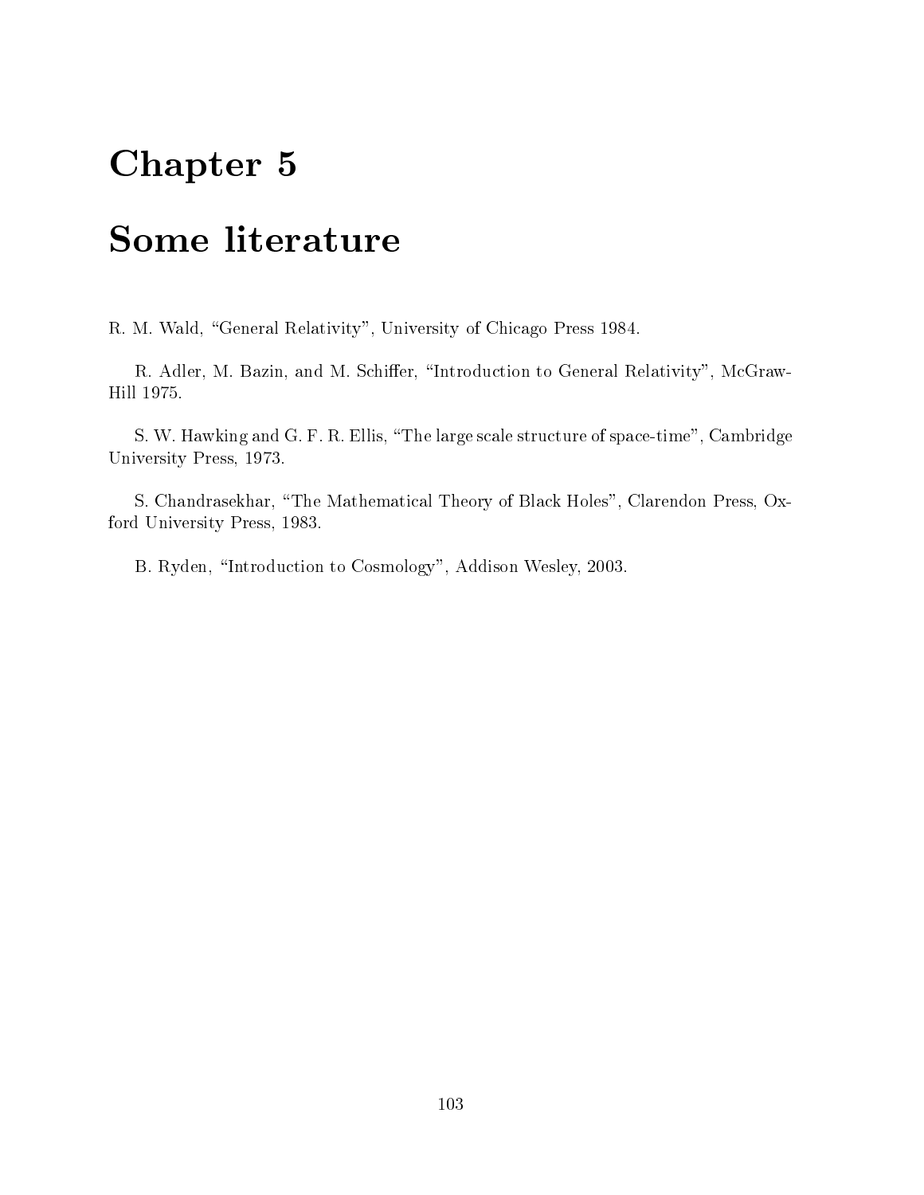# Chapter 5

# Some literature

R. M. Wald, "General Relativity", University of Chicago Press 1984.

R. Adler, M. Bazin, and M. Schiffer, "Introduction to General Relativity", McGraw-Hill 1975.

S. W. Hawking and G. F. R. Ellis, "The large scale structure of space-time", Cambridge University Press, 1973.

S. Chandrasekhar, "The Mathematical Theory of Black Holes", Clarendon Press, Oxford University Press, 1983.

B. Ryden, "Introduction to Cosmology", Addison Wesley, 2003.